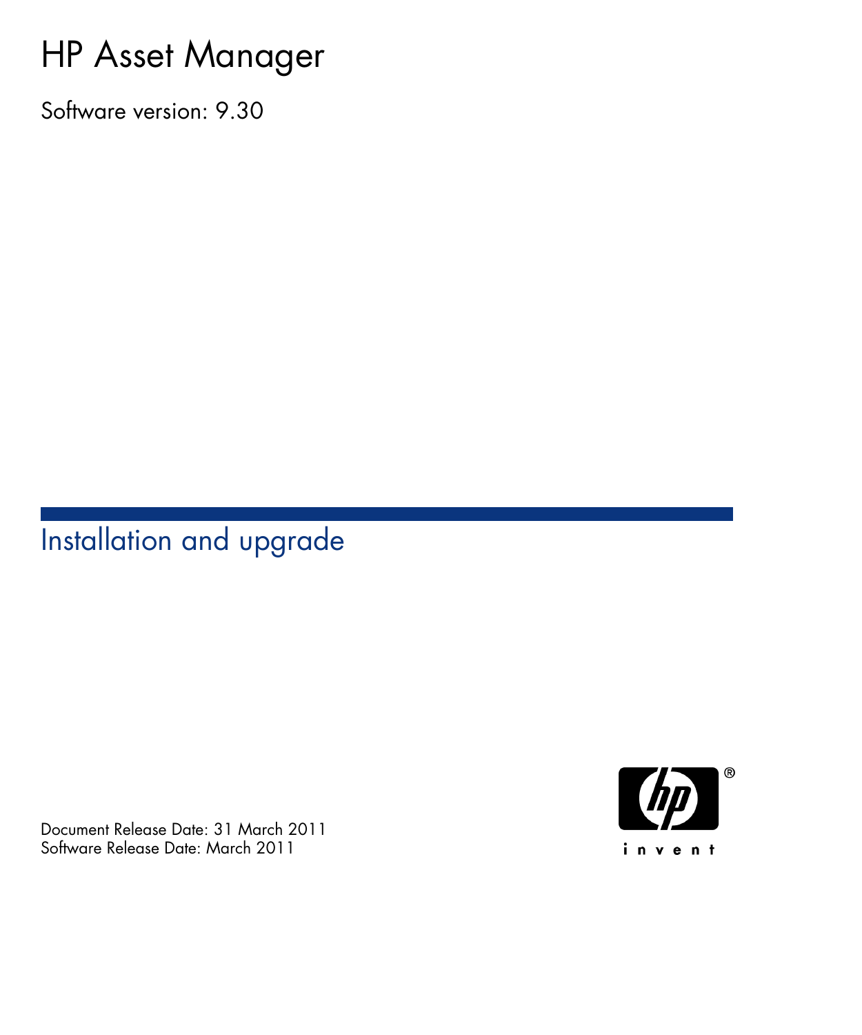# HP Asset Manager

Software version: 9.30

## Installation and upgrade

Document Release Date: 31 March 2011
Software Release Date: March 2011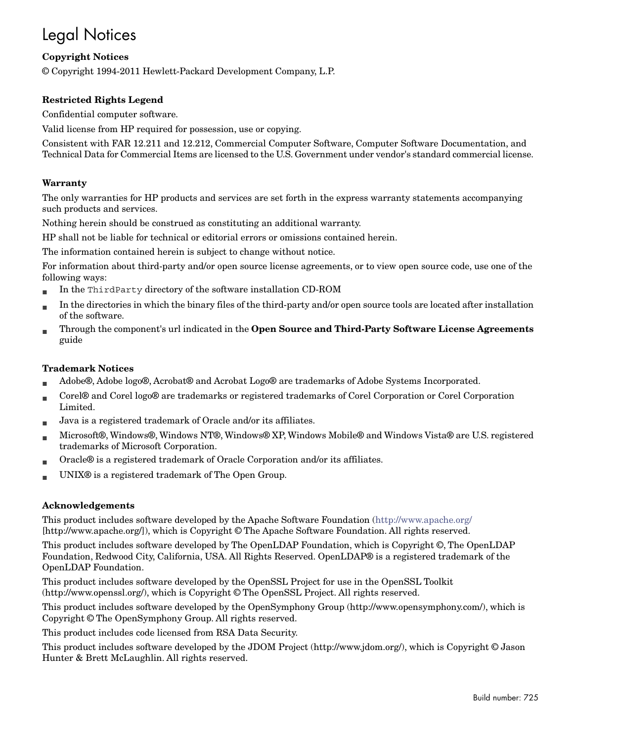# Legal Notices

**Copyright Notices**

© Copyright 1994-2011 Hewlett-Packard Development Company, L.P.

**Restricted Rights Legend**

Confidential computer software.

Valid license from HP required for possession, use or copying.

Consistent with FAR 12.211 and 12.212, Commercial Computer Software, Computer Software Documentation, and Technical Data for Commercial Items are licensed to the U.S. Government under vendor's standard commercial license.

**Warranty**

The only warranties for HP products and services are set forth in the express warranty statements accompanying such products and services.

Nothing herein should be construed as constituting an additional warranty.

HP shall not be liable for technical or editorial errors or omissions contained herein.

The information contained herein is subject to change without notice.

For information about third-party and/or open source license agreements, or to view open source code, use one of the following ways:

- In the `ThirdParty` directory of the software installation CD-ROM
- In the directories in which the binary files of the third-party and/or open source tools are located after installation of the software.
- Through the component's url indicated in the **Open Source and Third-Party Software License Agreements** guide

**Trademark Notices**

- Adobe®, Adobe logo®, Acrobat® and Acrobat Logo® are trademarks of Adobe Systems Incorporated.
- Corel® and Corel logo® are trademarks or registered trademarks of Corel Corporation or Corel Corporation Limited.
- Java is a registered trademark of Oracle and/or its affiliates.
- Microsoft®, Windows®, Windows NT®, Windows® XP, Windows Mobile® and Windows Vista® are U.S. registered trademarks of Microsoft Corporation.
- Oracle® is a registered trademark of Oracle Corporation and/or its affiliates.
- UNIX® is a registered trademark of The Open Group.

**Acknowledgements**

This product includes software developed by the Apache Software Foundation (http://www.apache.org/ [http://www.apache.org/]), which is Copyright © The Apache Software Foundation. All rights reserved.

This product includes software developed by The OpenLDAP Foundation, which is Copyright ©, The OpenLDAP Foundation, Redwood City, California, USA. All Rights Reserved. OpenLDAP® is a registered trademark of the OpenLDAP Foundation.

This product includes software developed by the OpenSSL Project for use in the OpenSSL Toolkit (http://www.openssl.org/), which is Copyright © The OpenSSL Project. All rights reserved.

This product includes software developed by the OpenSymphony Group (http://www.opensymphony.com/), which is Copyright © The OpenSymphony Group. All rights reserved.

This product includes code licensed from RSA Data Security.

This product includes software developed by the JDOM Project (http://www.jdom.org/), which is Copyright © Jason Hunter & Brett McLaughlin. All rights reserved.

Build number: 725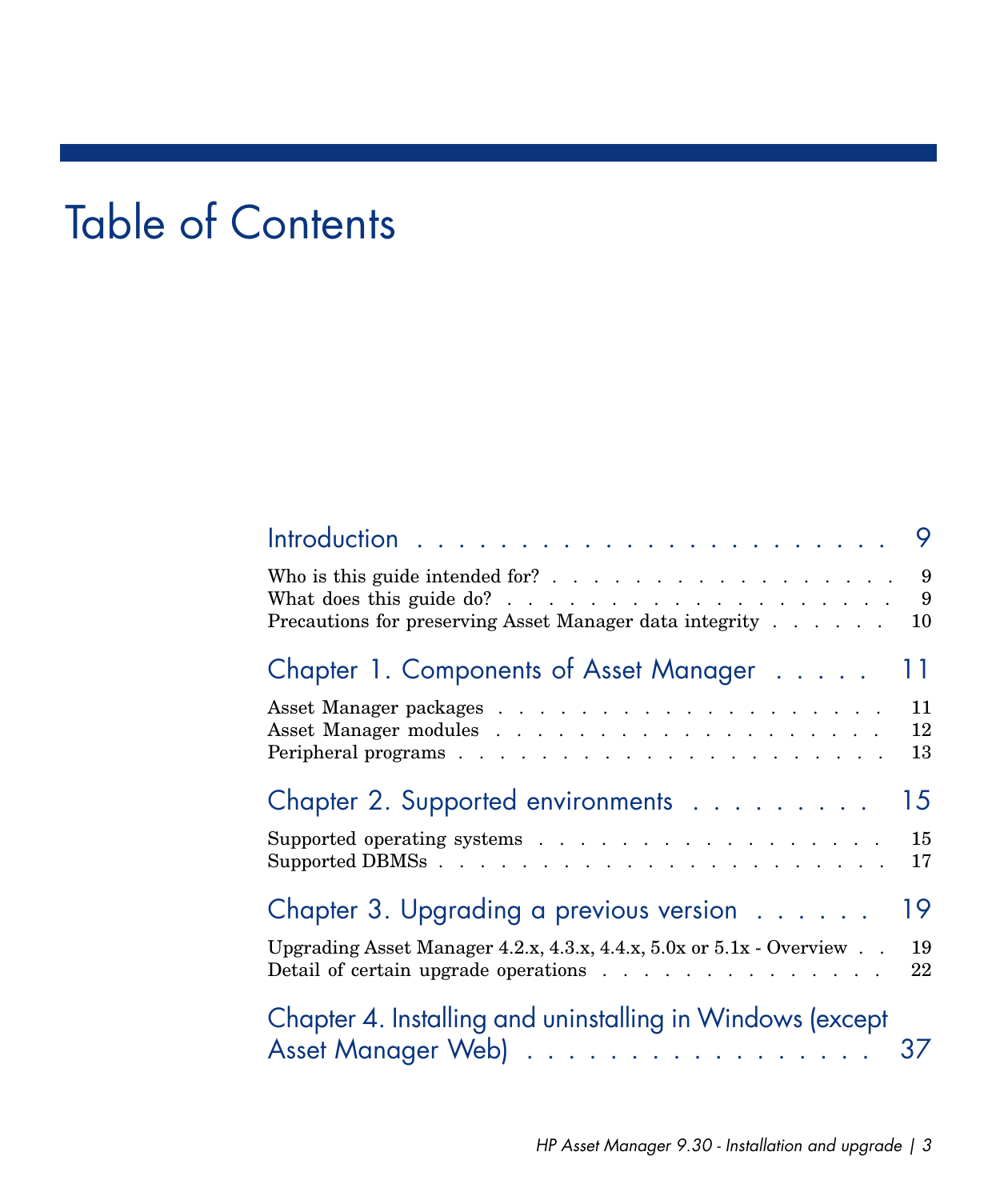# Table of Contents

Introduction . . . . . . . . . . . . . . . . . . . . . . . 9

Who is this guide intended for? . . . . . . . . . . . . . . . . . . . 9
What does this guide do? . . . . . . . . . . . . . . . . . . . . . 9
Precautions for preserving Asset Manager data integrity . . . . . . 10

Chapter 1. Components of Asset Manager . . . . . 11

Asset Manager packages . . . . . . . . . . . . . . . . . . . . . 11
Asset Manager modules . . . . . . . . . . . . . . . . . . . . . 12
Peripheral programs . . . . . . . . . . . . . . . . . . . . . . 13

Chapter 2. Supported environments . . . . . . . . . 15

Supported operating systems . . . . . . . . . . . . . . . . . . . 15
Supported DBMSs . . . . . . . . . . . . . . . . . . . . . . . 17

Chapter 3. Upgrading a previous version . . . . . . 19

Upgrading Asset Manager 4.2.x, 4.3.x, 4.4.x, 5.0x or 5.1x - Overview . . 19
Detail of certain upgrade operations . . . . . . . . . . . . . . . 22

Chapter 4. Installing and uninstalling in Windows (except Asset Manager Web) . . . . . . . . . . . . . . . . . 37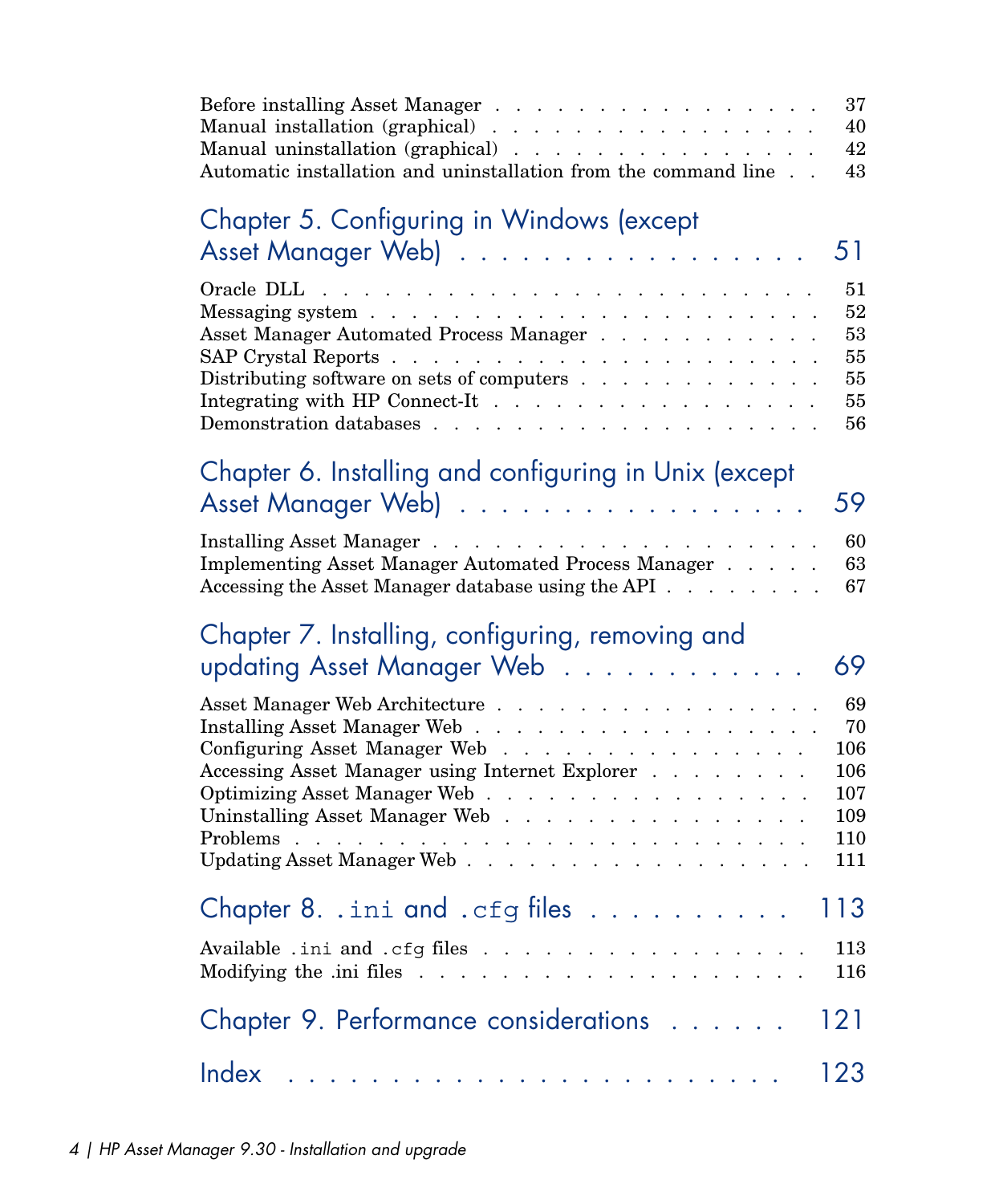Before installing Asset Manager . . . . . . . . . . . . . . . . . . 37
Manual installation (graphical) . . . . . . . . . . . . . . . . . . 40
Manual uninstallation (graphical) . . . . . . . . . . . . . . . . . 42
Automatic installation and uninstallation from the command line . . 43

## Chapter 5. Configuring in Windows (except Asset Manager Web) . . . . . . . . . . . . . . . . . 51

Oracle DLL . . . . . . . . . . . . . . . . . . . . . . . . . . . 51
Messaging system . . . . . . . . . . . . . . . . . . . . . . . . 52
Asset Manager Automated Process Manager . . . . . . . . . . . . 53
SAP Crystal Reports . . . . . . . . . . . . . . . . . . . . . . . 55
Distributing software on sets of computers . . . . . . . . . . . . 55
Integrating with HP Connect-It . . . . . . . . . . . . . . . . . . 55
Demonstration databases . . . . . . . . . . . . . . . . . . . . . 56

## Chapter 6. Installing and configuring in Unix (except Asset Manager Web) . . . . . . . . . . . . . . . . . 59

Installing Asset Manager . . . . . . . . . . . . . . . . . . . . . 60
Implementing Asset Manager Automated Process Manager . . . . . 63
Accessing the Asset Manager database using the API . . . . . . . . 67

## Chapter 7. Installing, configuring, removing and updating Asset Manager Web . . . . . . . . . . . . 69

Asset Manager Web Architecture . . . . . . . . . . . . . . . . . 69
Installing Asset Manager Web . . . . . . . . . . . . . . . . . . . 70
Configuring Asset Manager Web . . . . . . . . . . . . . . . . . 106
Accessing Asset Manager using Internet Explorer . . . . . . . . . 106
Optimizing Asset Manager Web . . . . . . . . . . . . . . . . . . 107
Uninstalling Asset Manager Web . . . . . . . . . . . . . . . . . 109
Problems . . . . . . . . . . . . . . . . . . . . . . . . . . . . . 110
Updating Asset Manager Web . . . . . . . . . . . . . . . . . . . 111

## Chapter 8. `.ini` and `.cfg` files . . . . . . . . . . 113

Available `.ini` and `.cfg` files . . . . . . . . . . . . . . . . . . 113
Modifying the .ini files . . . . . . . . . . . . . . . . . . . . . 116

## Chapter 9. Performance considerations . . . . . . 121

## Index . . . . . . . . . . . . . . . . . . . . . . . . 123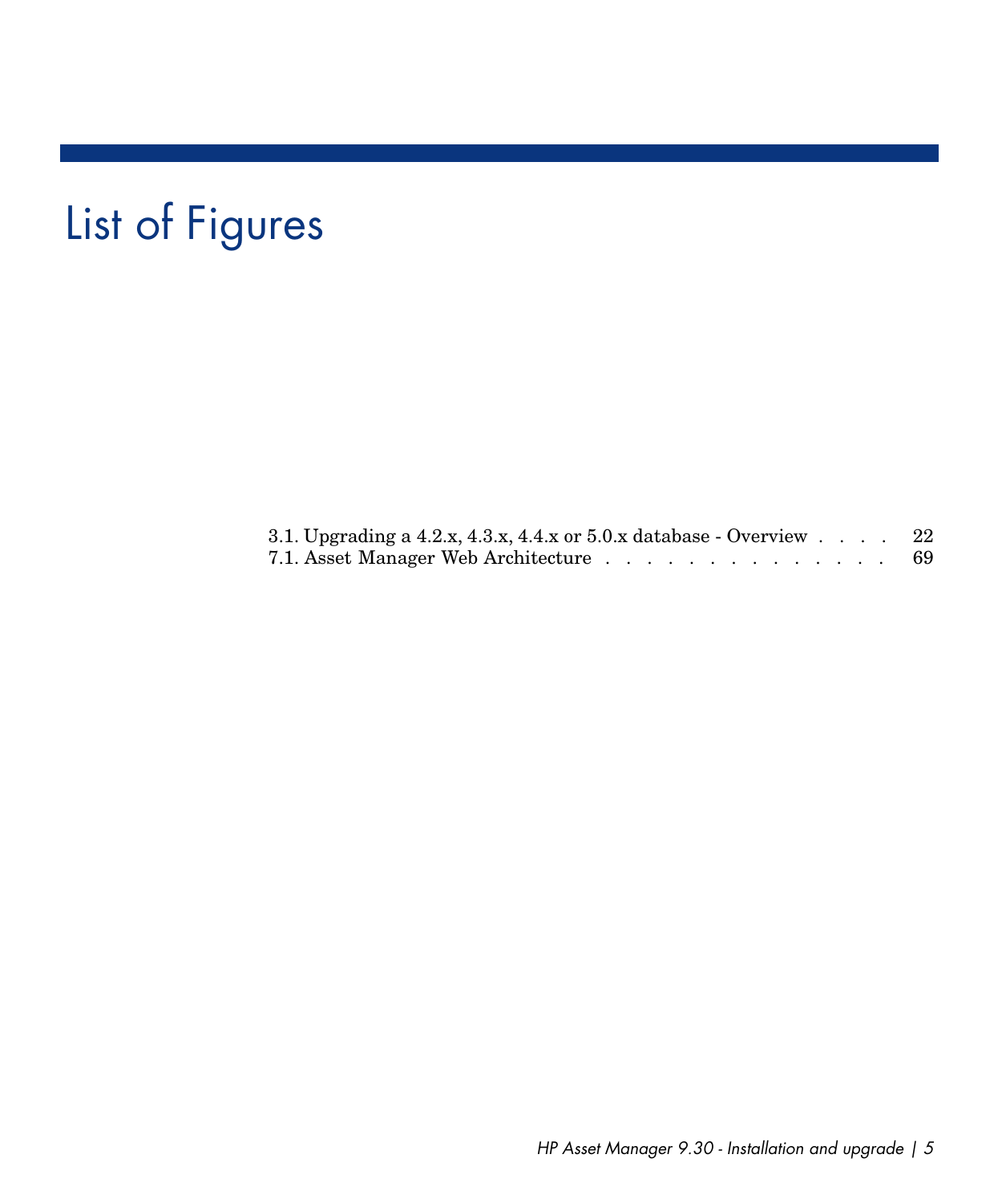# List of Figures

3.1. Upgrading a 4.2.x, 4.3.x, 4.4.x or 5.0.x database - Overview . . . . 22
7.1. Asset Manager Web Architecture . . . . . . . . . . . . . . . 69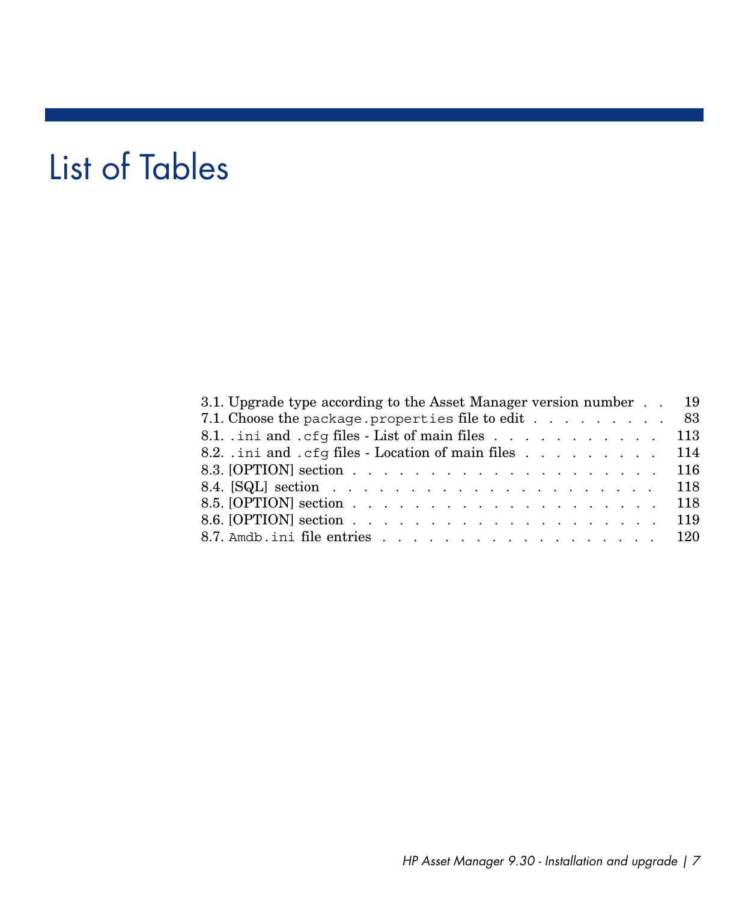# List of Tables

3.1. Upgrade type according to the Asset Manager version number . . 19
7.1. Choose the `package.properties` file to edit . . . . . . . . . . 83
8.1. `.ini` and `.cfg` files - List of main files . . . . . . . . . . . . 113
8.2. `.ini` and `.cfg` files - Location of main files . . . . . . . . . . 114
8.3. [OPTION] section . . . . . . . . . . . . . . . . . . . . 116
8.4. [SQL] section . . . . . . . . . . . . . . . . . . . . . 118
8.5. [OPTION] section . . . . . . . . . . . . . . . . . . . . 118
8.6. [OPTION] section . . . . . . . . . . . . . . . . . . . . 119
8.7. `Amdb.ini` file entries . . . . . . . . . . . . . . . . . . 120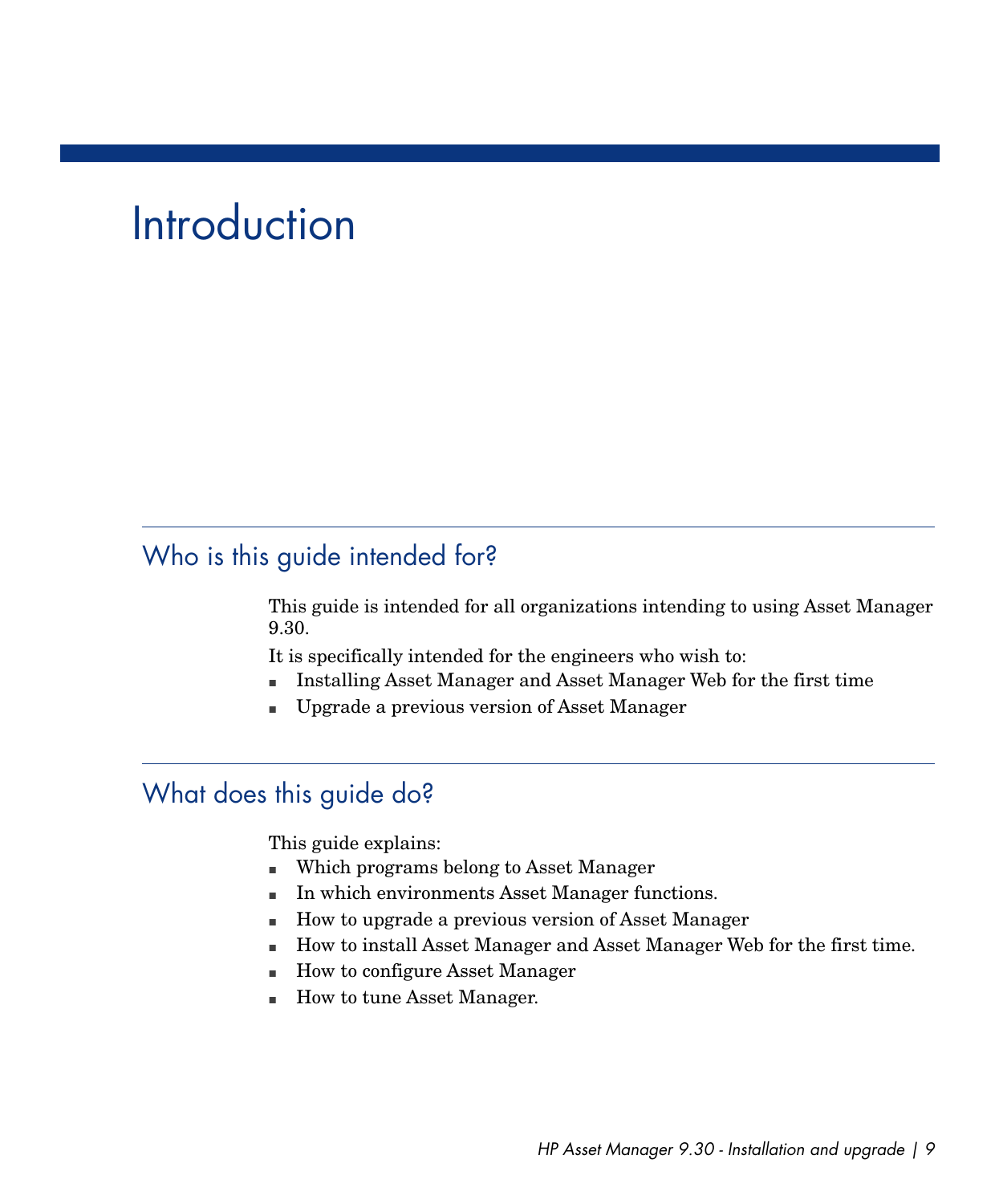# Introduction

## Who is this guide intended for?

This guide is intended for all organizations intending to using Asset Manager 9.30.

It is specifically intended for the engineers who wish to:

- Installing Asset Manager and Asset Manager Web for the first time
- Upgrade a previous version of Asset Manager

## What does this guide do?

This guide explains:

- Which programs belong to Asset Manager
- In which environments Asset Manager functions.
- How to upgrade a previous version of Asset Manager
- How to install Asset Manager and Asset Manager Web for the first time.
- How to configure Asset Manager
- How to tune Asset Manager.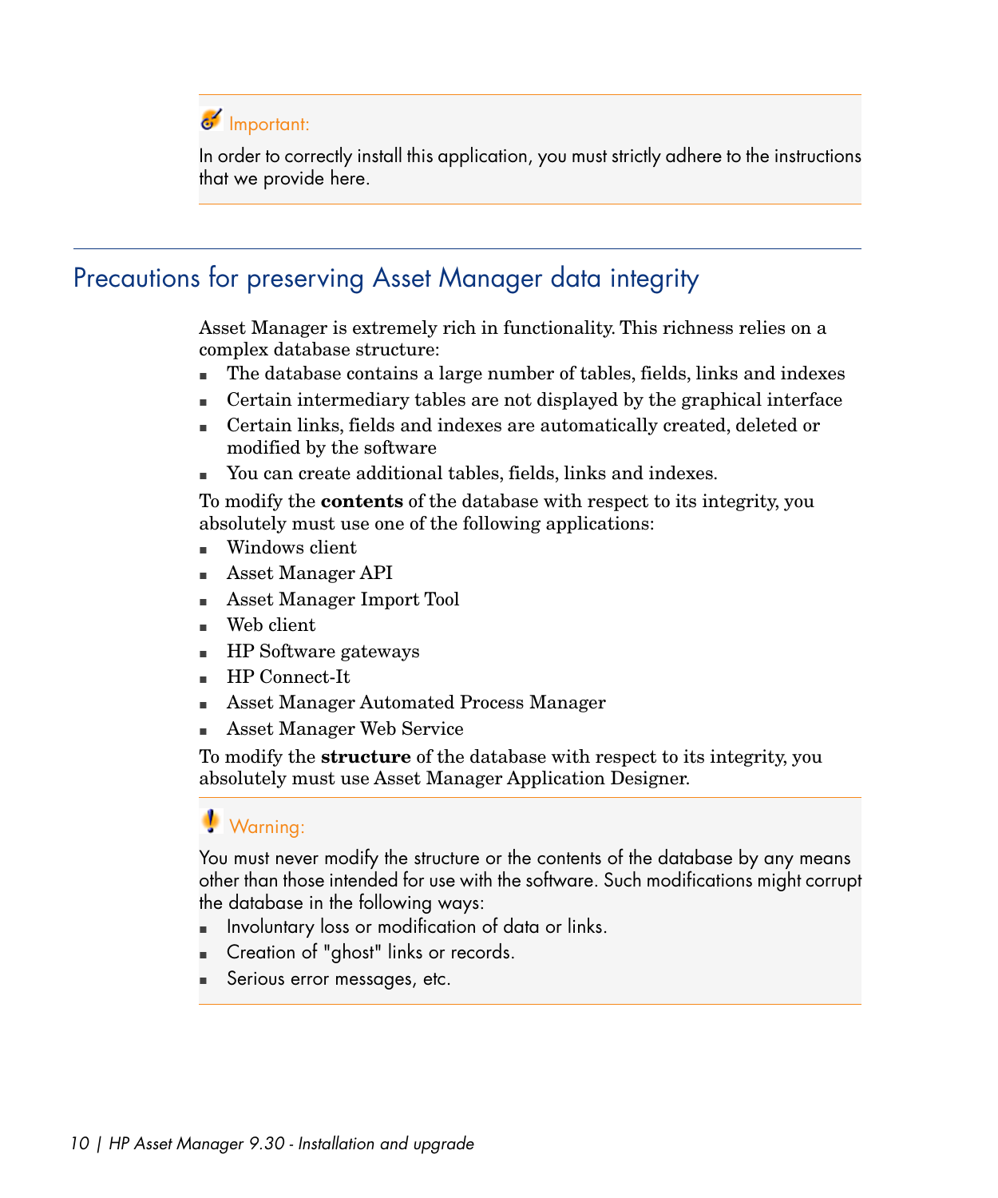**Important:**

In order to correctly install this application, you must strictly adhere to the instructions that we provide here.

## Precautions for preserving Asset Manager data integrity

Asset Manager is extremely rich in functionality. This richness relies on a complex database structure:

- The database contains a large number of tables, fields, links and indexes
- Certain intermediary tables are not displayed by the graphical interface
- Certain links, fields and indexes are automatically created, deleted or modified by the software
- You can create additional tables, fields, links and indexes.

To modify the **contents** of the database with respect to its integrity, you absolutely must use one of the following applications:

- Windows client
- Asset Manager API
- Asset Manager Import Tool
- Web client
- HP Software gateways
- HP Connect-It
- Asset Manager Automated Process Manager
- Asset Manager Web Service

To modify the **structure** of the database with respect to its integrity, you absolutely must use Asset Manager Application Designer.

**Warning:**

You must never modify the structure or the contents of the database by any means other than those intended for use with the software. Such modifications might corrupt the database in the following ways:

- Involuntary loss or modification of data or links.
- Creation of "ghost" links or records.
- Serious error messages, etc.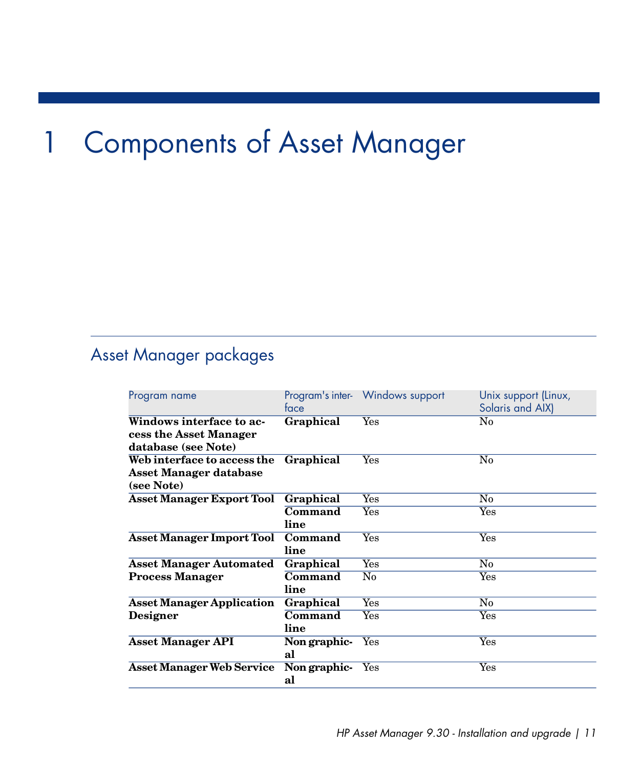# 1 Components of Asset Manager

## Asset Manager packages

| Program name | Program's interface | Windows support | Unix support (Linux, Solaris and AIX) |
|---|---|---|---|
| **Windows interface to access the Asset Manager database (see Note)** | **Graphical** | Yes | No |
| **Web interface to access the Asset Manager database (see Note)** | **Graphical** | Yes | No |
| **Asset Manager Export Tool** | **Graphical** | Yes | No |
| | **Command line** | Yes | Yes |
| **Asset Manager Import Tool** | **Command line** | Yes | Yes |
| **Asset Manager Automated Process Manager** | **Graphical** | Yes | No |
| | **Command line** | No | Yes |
| **Asset Manager Application Designer** | **Graphical** | Yes | No |
| | **Command line** | Yes | Yes |
| **Asset Manager API** | **Non graphical** | Yes | Yes |
| **Asset Manager Web Service** | **Non graphical** | Yes | Yes |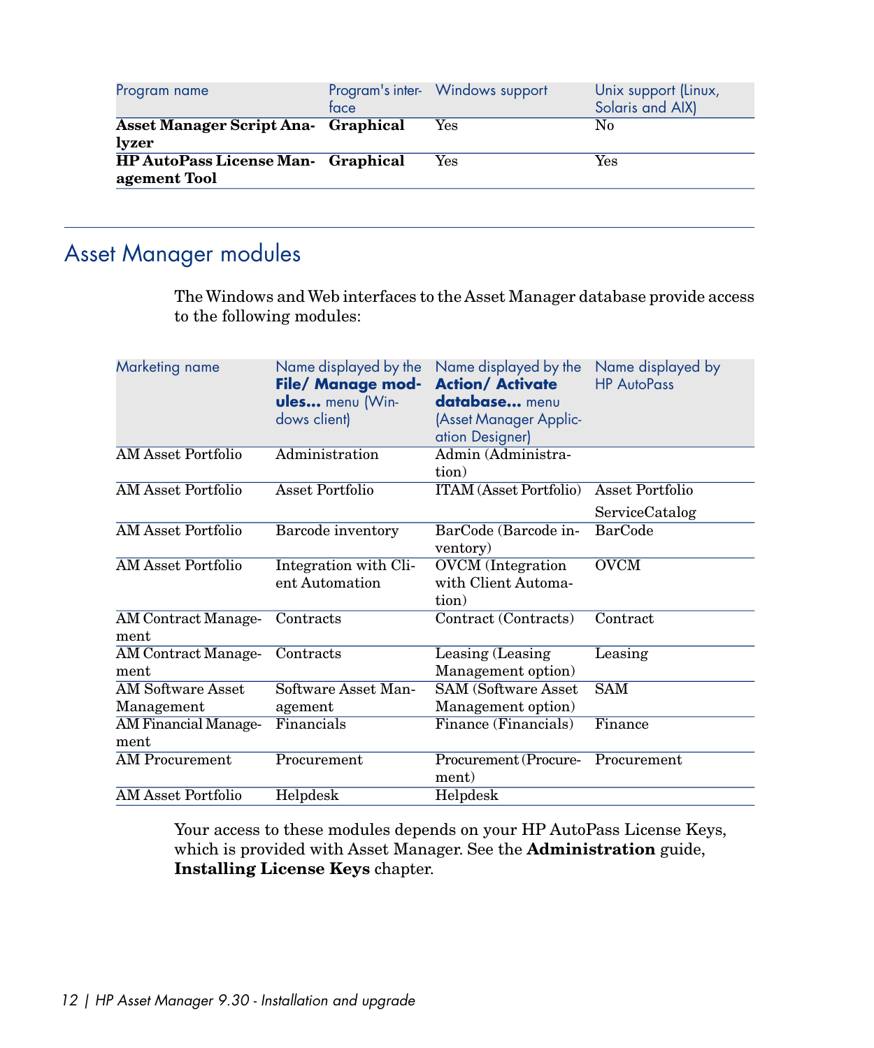| Program name | Program's interface | Windows support | Unix support (Linux, Solaris and AIX) |
| --- | --- | --- | --- |
| **Asset Manager Script Analyzer** | **Graphical** | Yes | No |
| **HP AutoPass License Management Tool** | **Graphical** | Yes | Yes |

## Asset Manager modules

The Windows and Web interfaces to the Asset Manager database provide access to the following modules:

| Marketing name | Name displayed by the **File/ Manage modules...** menu (Windows client) | Name displayed by the **Action/ Activate database...** menu (Asset Manager Application Designer) | Name displayed by HP AutoPass |
| --- | --- | --- | --- |
| AM Asset Portfolio | Administration | Admin (Administration) | |
| AM Asset Portfolio | Asset Portfolio | ITAM (Asset Portfolio) | Asset Portfolio<br>ServiceCatalog |
| AM Asset Portfolio | Barcode inventory | BarCode (Barcode inventory) | BarCode |
| AM Asset Portfolio | Integration with Client Automation | OVCM (Integration with Client Automation) | OVCM |
| AM Contract Management | Contracts | Contract (Contracts) | Contract |
| AM Contract Management | Contracts | Leasing (Leasing Management option) | Leasing |
| AM Software Asset Management | Software Asset Management | SAM (Software Asset Management option) | SAM |
| AM Financial Management | Financials | Finance (Financials) | Finance |
| AM Procurement | Procurement | Procurement (Procurement) | Procurement |
| AM Asset Portfolio | Helpdesk | Helpdesk | |

Your access to these modules depends on your HP AutoPass License Keys, which is provided with Asset Manager. See the **Administration** guide, **Installing License Keys** chapter.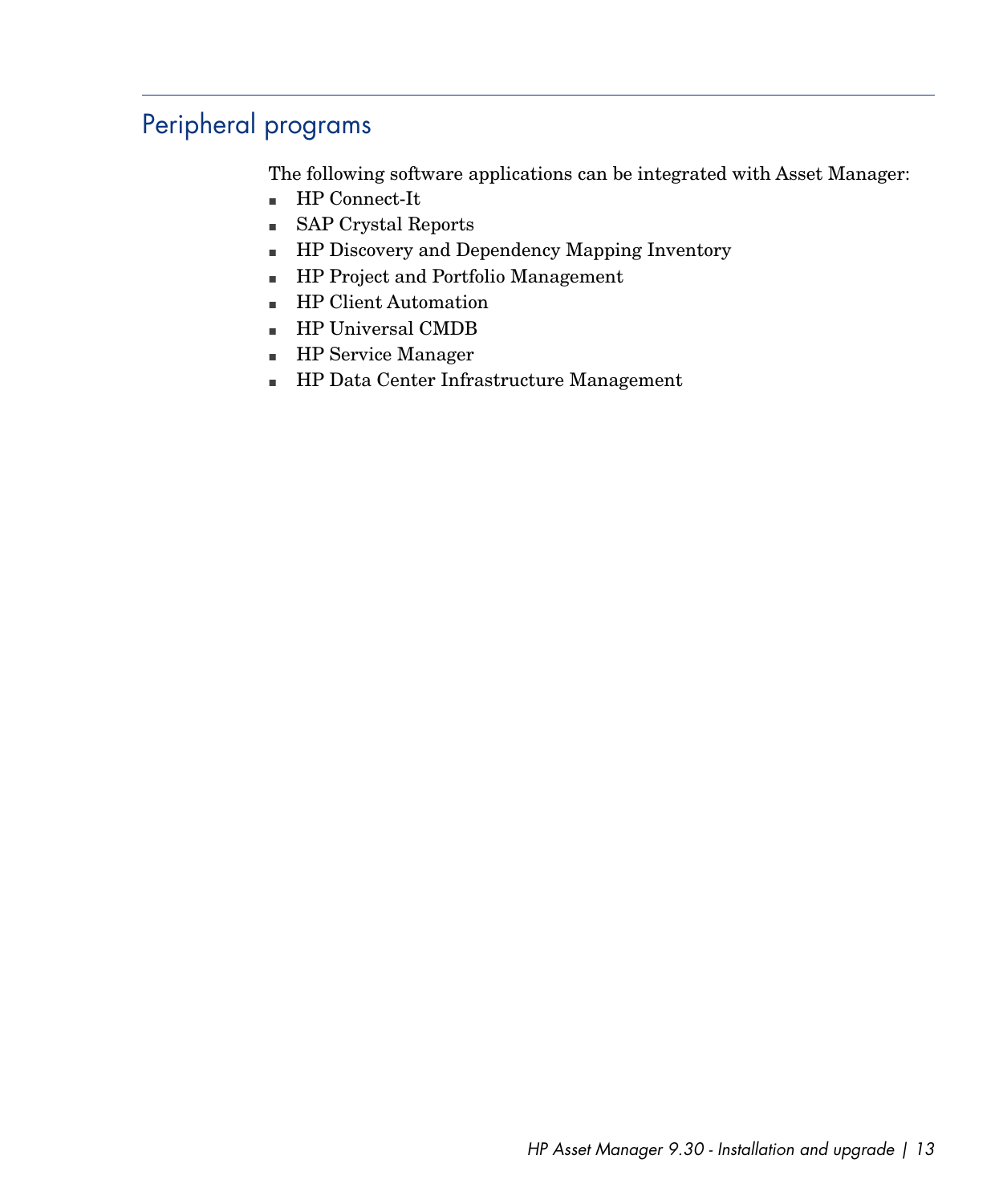## Peripheral programs

The following software applications can be integrated with Asset Manager:

- HP Connect-It
- SAP Crystal Reports
- HP Discovery and Dependency Mapping Inventory
- HP Project and Portfolio Management
- HP Client Automation
- HP Universal CMDB
- HP Service Manager
- HP Data Center Infrastructure Management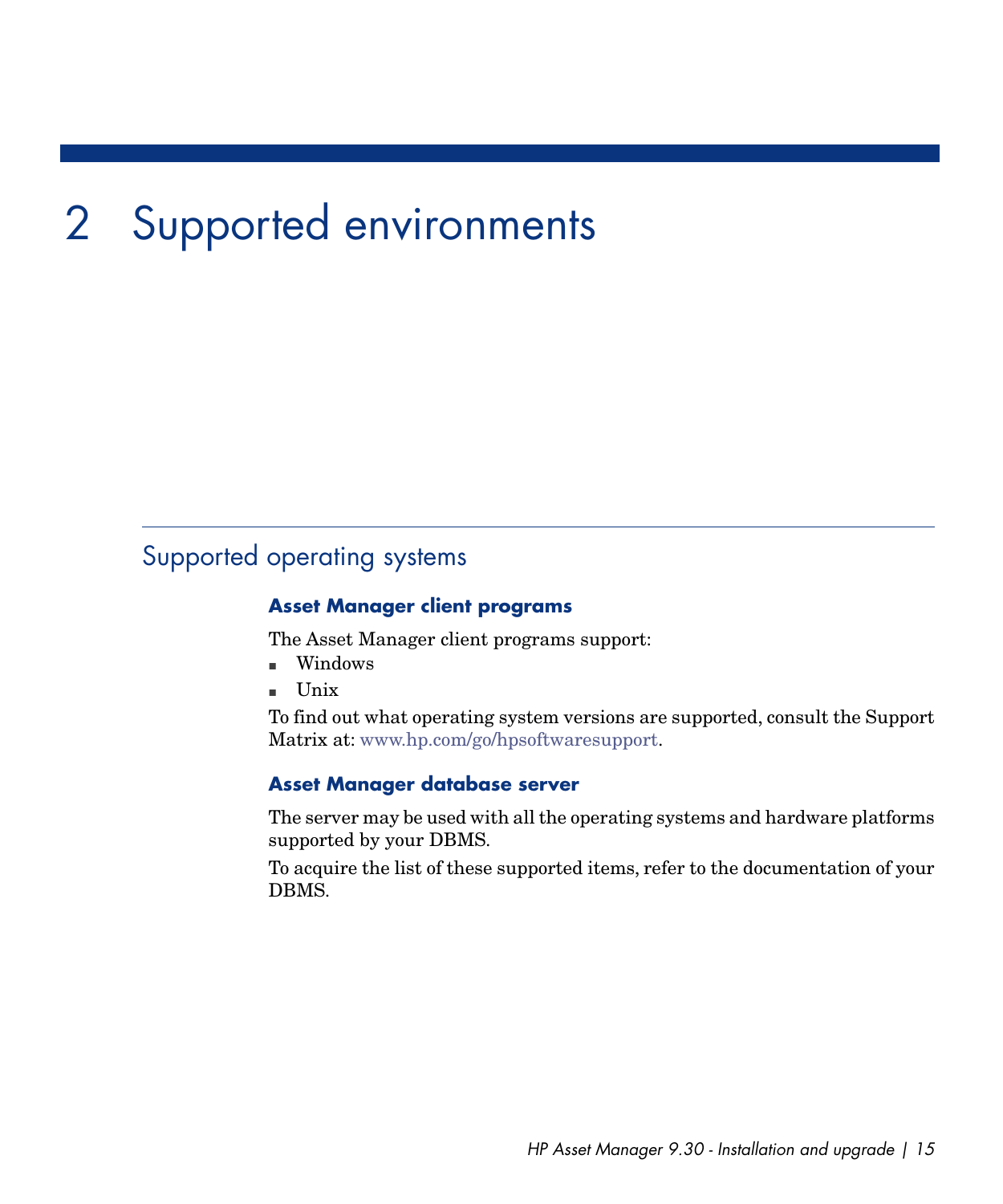# 2 Supported environments

## Supported operating systems

### Asset Manager client programs

The Asset Manager client programs support:

- Windows
- Unix

To find out what operating system versions are supported, consult the Support Matrix at: www.hp.com/go/hpsoftwaresupport.

### Asset Manager database server

The server may be used with all the operating systems and hardware platforms supported by your DBMS.

To acquire the list of these supported items, refer to the documentation of your DBMS.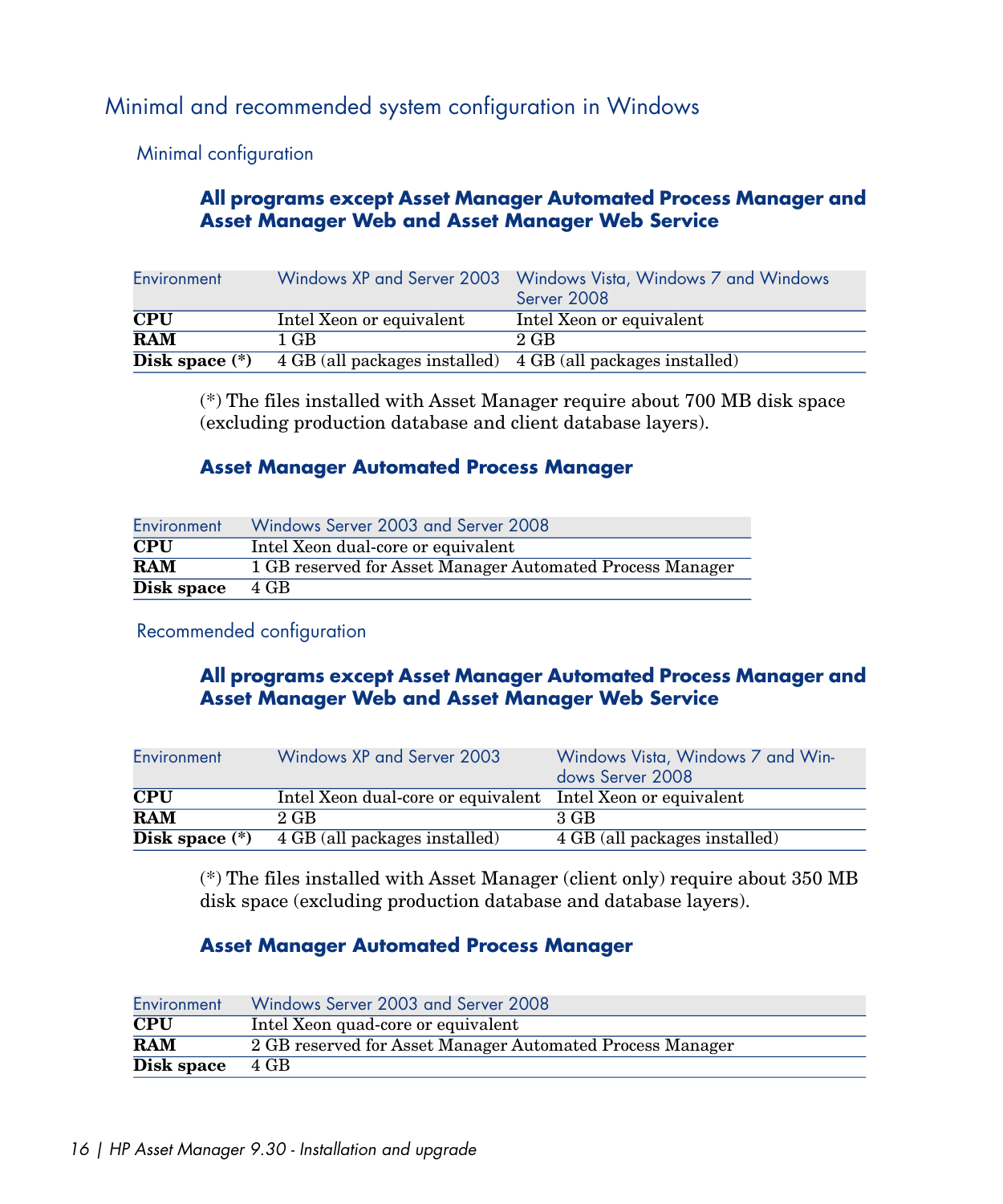## Minimal and recommended system configuration in Windows

### Minimal configuration

#### All programs except Asset Manager Automated Process Manager and Asset Manager Web and Asset Manager Web Service

| Environment | Windows XP and Server 2003 | Windows Vista, Windows 7 and Windows Server 2008 |
|---|---|---|
| **CPU** | Intel Xeon or equivalent | Intel Xeon or equivalent |
| **RAM** | 1 GB | 2 GB |
| **Disk space (*)** | 4 GB (all packages installed) | 4 GB (all packages installed) |

(*) The files installed with Asset Manager require about 700 MB disk space (excluding production database and client database layers).

#### Asset Manager Automated Process Manager

| Environment | Windows Server 2003 and Server 2008 |
|---|---|
| **CPU** | Intel Xeon dual-core or equivalent |
| **RAM** | 1 GB reserved for Asset Manager Automated Process Manager |
| **Disk space** | 4 GB |

### Recommended configuration

#### All programs except Asset Manager Automated Process Manager and Asset Manager Web and Asset Manager Web Service

| Environment | Windows XP and Server 2003 | Windows Vista, Windows 7 and Windows Server 2008 |
|---|---|---|
| **CPU** | Intel Xeon dual-core or equivalent | Intel Xeon or equivalent |
| **RAM** | 2 GB | 3 GB |
| **Disk space (*)** | 4 GB (all packages installed) | 4 GB (all packages installed) |

(*) The files installed with Asset Manager (client only) require about 350 MB disk space (excluding production database and database layers).

#### Asset Manager Automated Process Manager

| Environment | Windows Server 2003 and Server 2008 |
|---|---|
| **CPU** | Intel Xeon quad-core or equivalent |
| **RAM** | 2 GB reserved for Asset Manager Automated Process Manager |
| **Disk space** | 4 GB |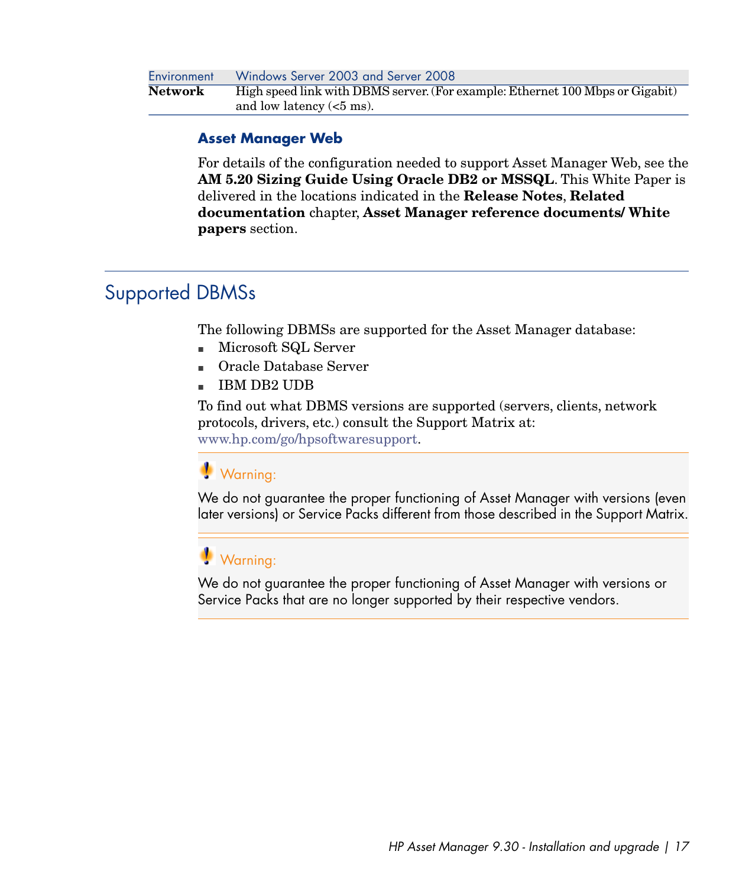| Environment | Windows Server 2003 and Server 2008 |
| --- | --- |
| **Network** | High speed link with DBMS server. (For example: Ethernet 100 Mbps or Gigabit) and low latency (<5 ms). |

### Asset Manager Web

For details of the configuration needed to support Asset Manager Web, see the **AM 5.20 Sizing Guide Using Oracle DB2 or MSSQL**. This White Paper is delivered in the locations indicated in the **Release Notes**, **Related documentation** chapter, **Asset Manager reference documents/ White papers** section.

## Supported DBMSs

The following DBMSs are supported for the Asset Manager database:

- Microsoft SQL Server
- Oracle Database Server
- IBM DB2 UDB

To find out what DBMS versions are supported (servers, clients, network protocols, drivers, etc.) consult the Support Matrix at: www.hp.com/go/hpsoftwaresupport.

> **Warning:**
>
> We do not guarantee the proper functioning of Asset Manager with versions (even later versions) or Service Packs different from those described in the Support Matrix.

> **Warning:**
>
> We do not guarantee the proper functioning of Asset Manager with versions or Service Packs that are no longer supported by their respective vendors.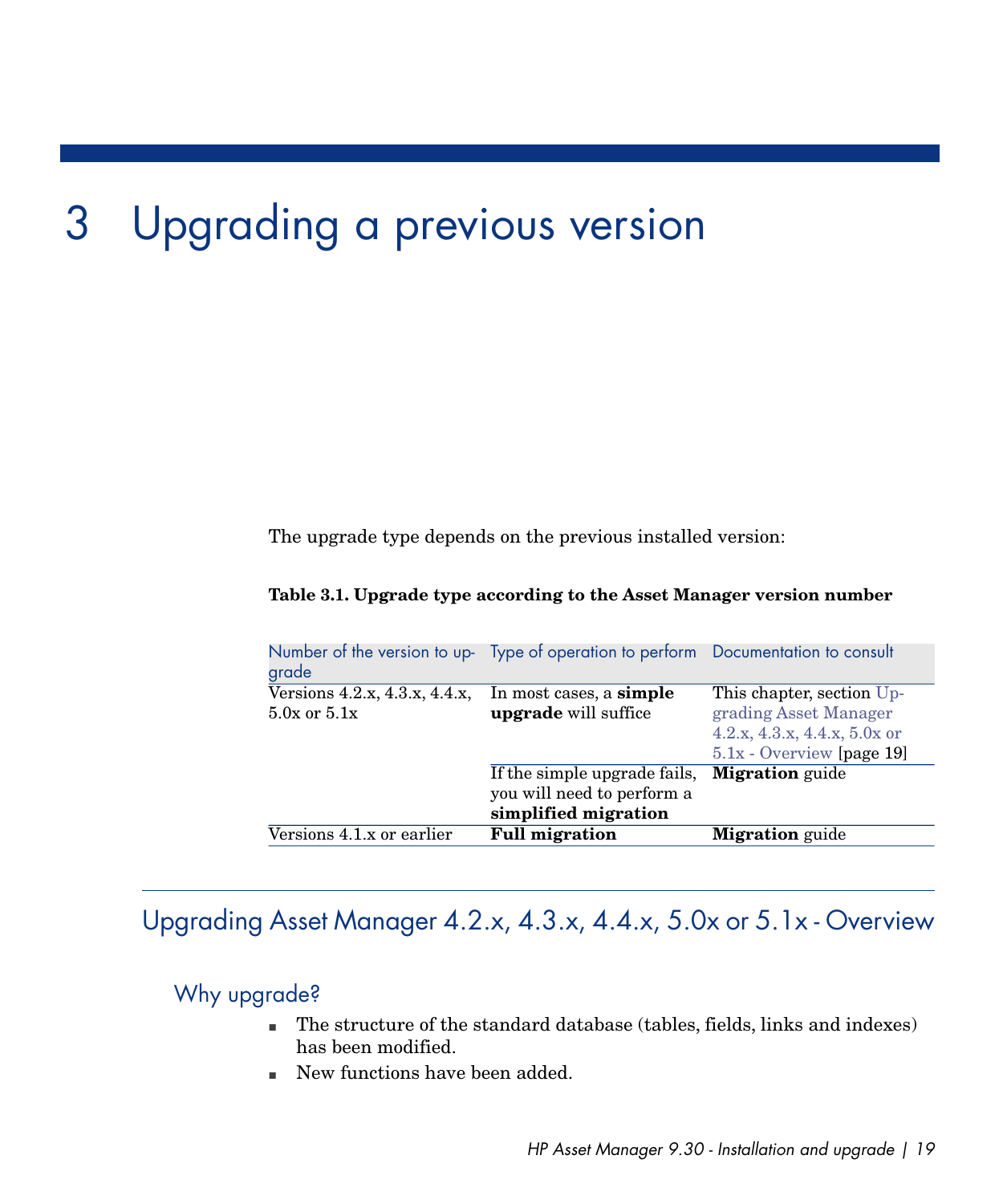# 3 Upgrading a previous version

The upgrade type depends on the previous installed version:

**Table 3.1. Upgrade type according to the Asset Manager version number**

| Number of the version to upgrade | Type of operation to perform | Documentation to consult |
| --- | --- | --- |
| Versions 4.2.x, 4.3.x, 4.4.x, 5.0x or 5.1x | In most cases, a **simple upgrade** will suffice | This chapter, section Upgrading Asset Manager 4.2.x, 4.3.x, 4.4.x, 5.0x or 5.1x - Overview [page 19] |
| | If the simple upgrade fails, you will need to perform a **simplified migration** | **Migration** guide |
| Versions 4.1.x or earlier | **Full migration** | **Migration** guide |

## Upgrading Asset Manager 4.2.x, 4.3.x, 4.4.x, 5.0x or 5.1x - Overview

### Why upgrade?

- The structure of the standard database (tables, fields, links and indexes) has been modified.
- New functions have been added.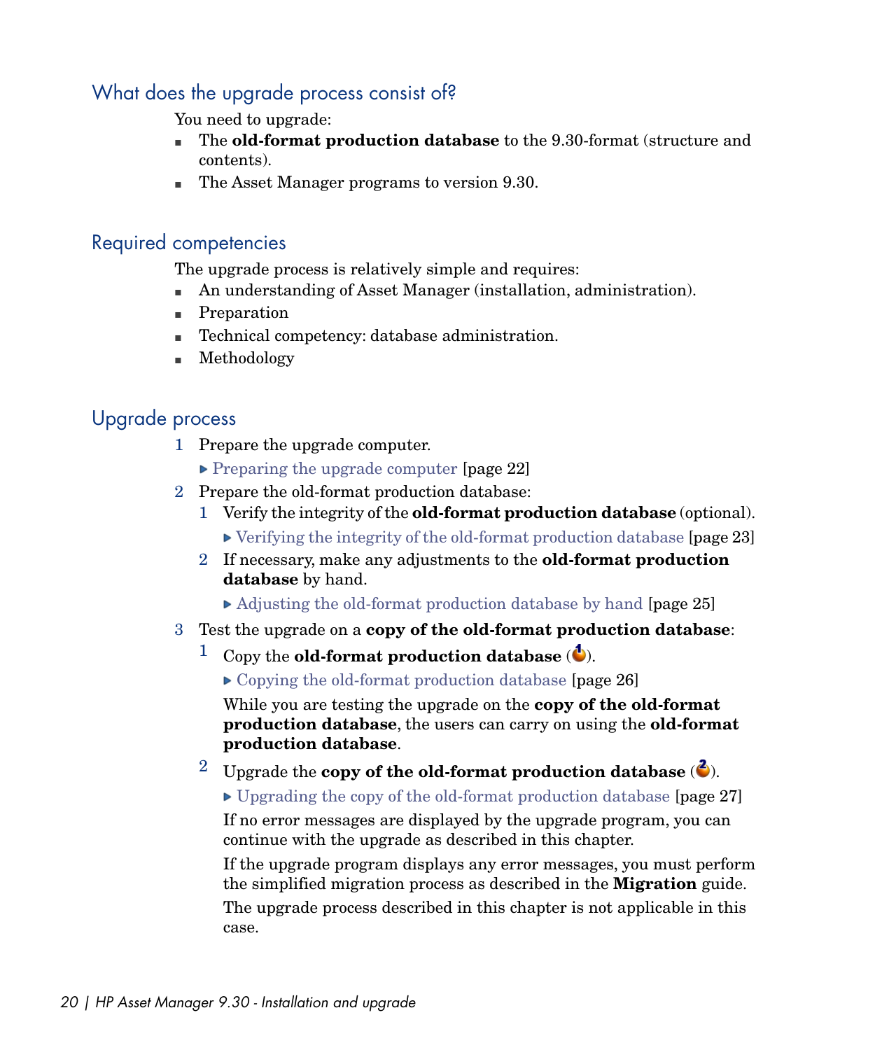## What does the upgrade process consist of?

You need to upgrade:

- The **old-format production database** to the 9.30-format (structure and contents).
- The Asset Manager programs to version 9.30.

## Required competencies

The upgrade process is relatively simple and requires:

- An understanding of Asset Manager (installation, administration).
- Preparation
- Technical competency: database administration.
- Methodology

## Upgrade process

1. Prepare the upgrade computer.

   ▶ Preparing the upgrade computer [page 22]

2. Prepare the old-format production database:

   1. Verify the integrity of the **old-format production database** (optional).

      ▶ Verifying the integrity of the old-format production database [page 23]

   2. If necessary, make any adjustments to the **old-format production database** by hand.

      ▶ Adjusting the old-format production database by hand [page 25]

3. Test the upgrade on a **copy of the old-format production database**:

   1. Copy the **old-format production database** (1).

      ▶ Copying the old-format production database [page 26]

      While you are testing the upgrade on the **copy of the old-format production database**, the users can carry on using the **old-format production database**.

   2. Upgrade the **copy of the old-format production database** (2).

      ▶ Upgrading the copy of the old-format production database [page 27]

      If no error messages are displayed by the upgrade program, you can continue with the upgrade as described in this chapter.

      If the upgrade program displays any error messages, you must perform the simplified migration process as described in the **Migration** guide.

      The upgrade process described in this chapter is not applicable in this case.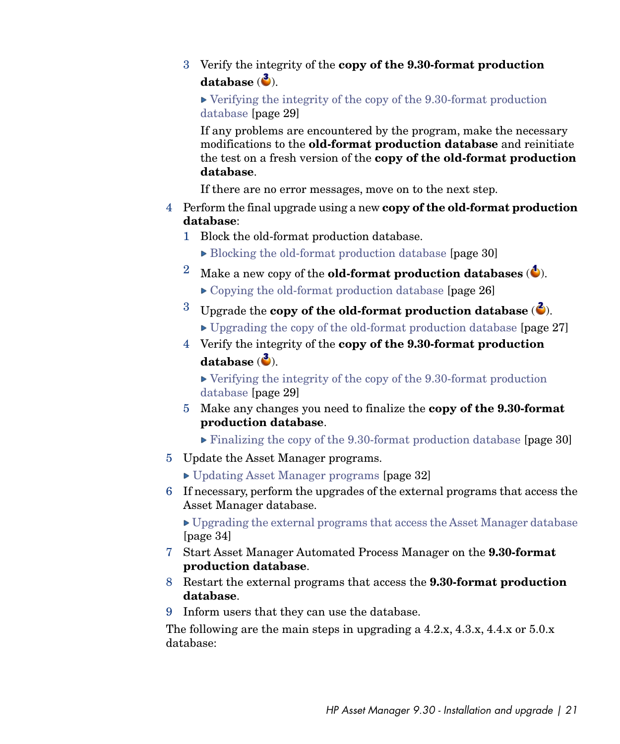3. Verify the integrity of the **copy of the 9.30-format production database** (3).

   ▶ Verifying the integrity of the copy of the 9.30-format production database [page 29]

   If any problems are encountered by the program, make the necessary modifications to the **old-format production database** and reinitiate the test on a fresh version of the **copy of the old-format production database**.

   If there are no error messages, move on to the next step.

4. Perform the final upgrade using a new **copy of the old-format production database**:

   1. Block the old-format production database.

      ▶ Blocking the old-format production database [page 30]

   2. Make a new copy of the **old-format production databases** (1).

      ▶ Copying the old-format production database [page 26]

   3. Upgrade the **copy of the old-format production database** (2).

      ▶ Upgrading the copy of the old-format production database [page 27]

   4. Verify the integrity of the **copy of the 9.30-format production database** (3).

      ▶ Verifying the integrity of the copy of the 9.30-format production database [page 29]

   5. Make any changes you need to finalize the **copy of the 9.30-format production database**.

      ▶ Finalizing the copy of the 9.30-format production database [page 30]

5. Update the Asset Manager programs.

   ▶ Updating Asset Manager programs [page 32]

6. If necessary, perform the upgrades of the external programs that access the Asset Manager database.

   ▶ Upgrading the external programs that access the Asset Manager database [page 34]

7. Start Asset Manager Automated Process Manager on the **9.30-format production database**.
8. Restart the external programs that access the **9.30-format production database**.
9. Inform users that they can use the database.

The following are the main steps in upgrading a 4.2.x, 4.3.x, 4.4.x or 5.0.x database: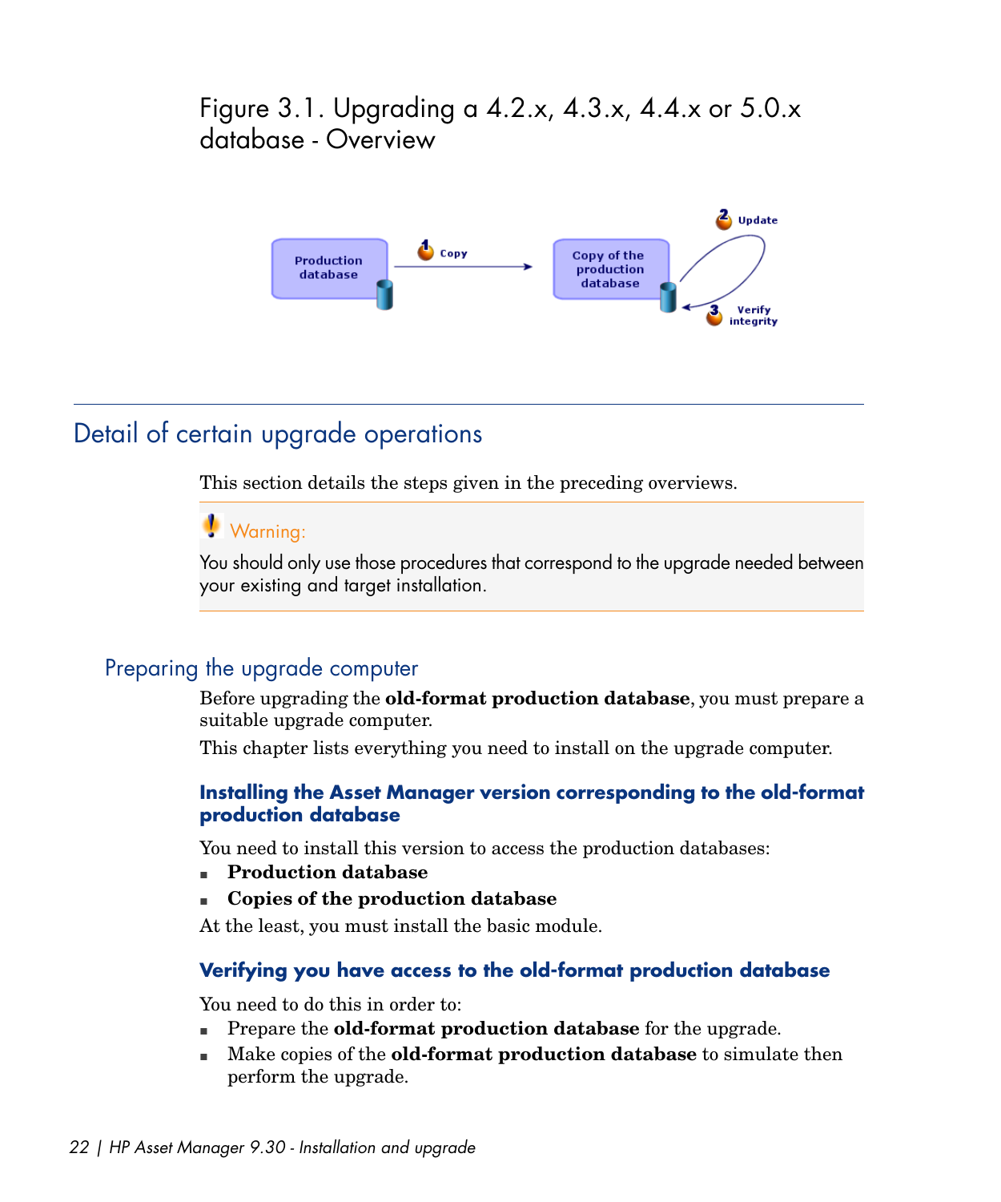Figure 3.1. Upgrading a 4.2.x, 4.3.x, 4.4.x or 5.0.x database - Overview

Production database

1 Copy

Copy of the production database

2 Update

3 Verify integrity

## Detail of certain upgrade operations

This section details the steps given in the preceding overviews.

> **Warning:**
>
> You should only use those procedures that correspond to the upgrade needed between your existing and target installation.

### Preparing the upgrade computer

Before upgrading the **old-format production database**, you must prepare a suitable upgrade computer.

This chapter lists everything you need to install on the upgrade computer.

#### Installing the Asset Manager version corresponding to the old-format production database

You need to install this version to access the production databases:

- **Production database**
- **Copies of the production database**

At the least, you must install the basic module.

#### Verifying you have access to the old-format production database

You need to do this in order to:

- Prepare the **old-format production database** for the upgrade.
- Make copies of the **old-format production database** to simulate then perform the upgrade.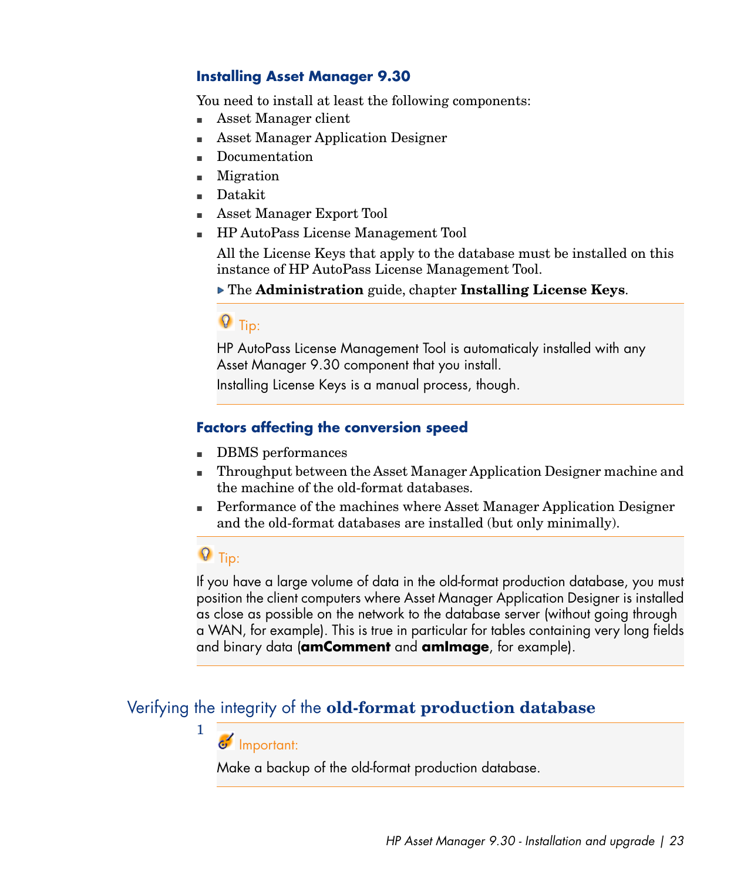### Installing Asset Manager 9.30

You need to install at least the following components:

- Asset Manager client
- Asset Manager Application Designer
- Documentation
- Migration
- Datakit
- Asset Manager Export Tool
- HP AutoPass License Management Tool

  All the License Keys that apply to the database must be installed on this instance of HP AutoPass License Management Tool.

  ▶ The **Administration** guide, chapter **Installing License Keys**.

  > Tip:
  >
  > HP AutoPass License Management Tool is automaticaly installed with any Asset Manager 9.30 component that you install.
  >
  > Installing License Keys is a manual process, though.

### Factors affecting the conversion speed

- DBMS performances
- Throughput between the Asset Manager Application Designer machine and the machine of the old-format databases.
- Performance of the machines where Asset Manager Application Designer and the old-format databases are installed (but only minimally).

> Tip:
>
> If you have a large volume of data in the old-format production database, you must position the client computers where Asset Manager Application Designer is installed as close as possible on the network to the database server (without going through a WAN, for example). This is true in particular for tables containing very long fields and binary data (**amComment** and **amImage**, for example).

## Verifying the integrity of the **old-format production database**

1. > Important:
   >
   > Make a backup of the old-format production database.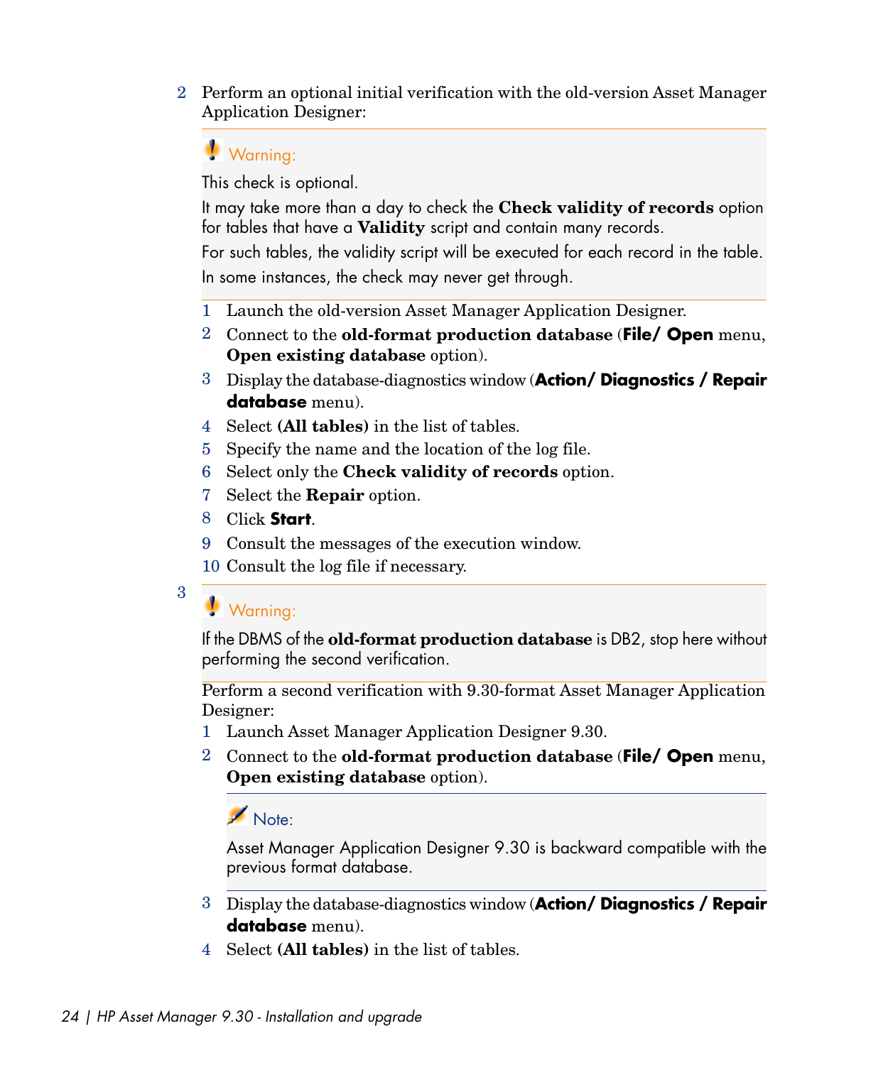2 Perform an optional initial verification with the old-version Asset Manager Application Designer:

> **Warning:**
>
> This check is optional.
>
> It may take more than a day to check the **Check validity of records** option for tables that have a **Validity** script and contain many records.
>
> For such tables, the validity script will be executed for each record in the table.
>
> In some instances, the check may never get through.

1. Launch the old-version Asset Manager Application Designer.
2. Connect to the **old-format production database** (**File/ Open** menu, **Open existing database** option).
3. Display the database-diagnostics window (**Action/ Diagnostics / Repair database** menu).
4. Select **(All tables)** in the list of tables.
5. Specify the name and the location of the log file.
6. Select only the **Check validity of records** option.
7. Select the **Repair** option.
8. Click **Start**.
9. Consult the messages of the execution window.
10. Consult the log file if necessary.

3

> **Warning:**
>
> If the DBMS of the **old-format production database** is DB2, stop here without performing the second verification.

Perform a second verification with 9.30-format Asset Manager Application Designer:

1. Launch Asset Manager Application Designer 9.30.
2. Connect to the **old-format production database** (**File/ Open** menu, **Open existing database** option).

   > **Note:**
   >
   > Asset Manager Application Designer 9.30 is backward compatible with the previous format database.

3. Display the database-diagnostics window (**Action/ Diagnostics / Repair database** menu).
4. Select **(All tables)** in the list of tables.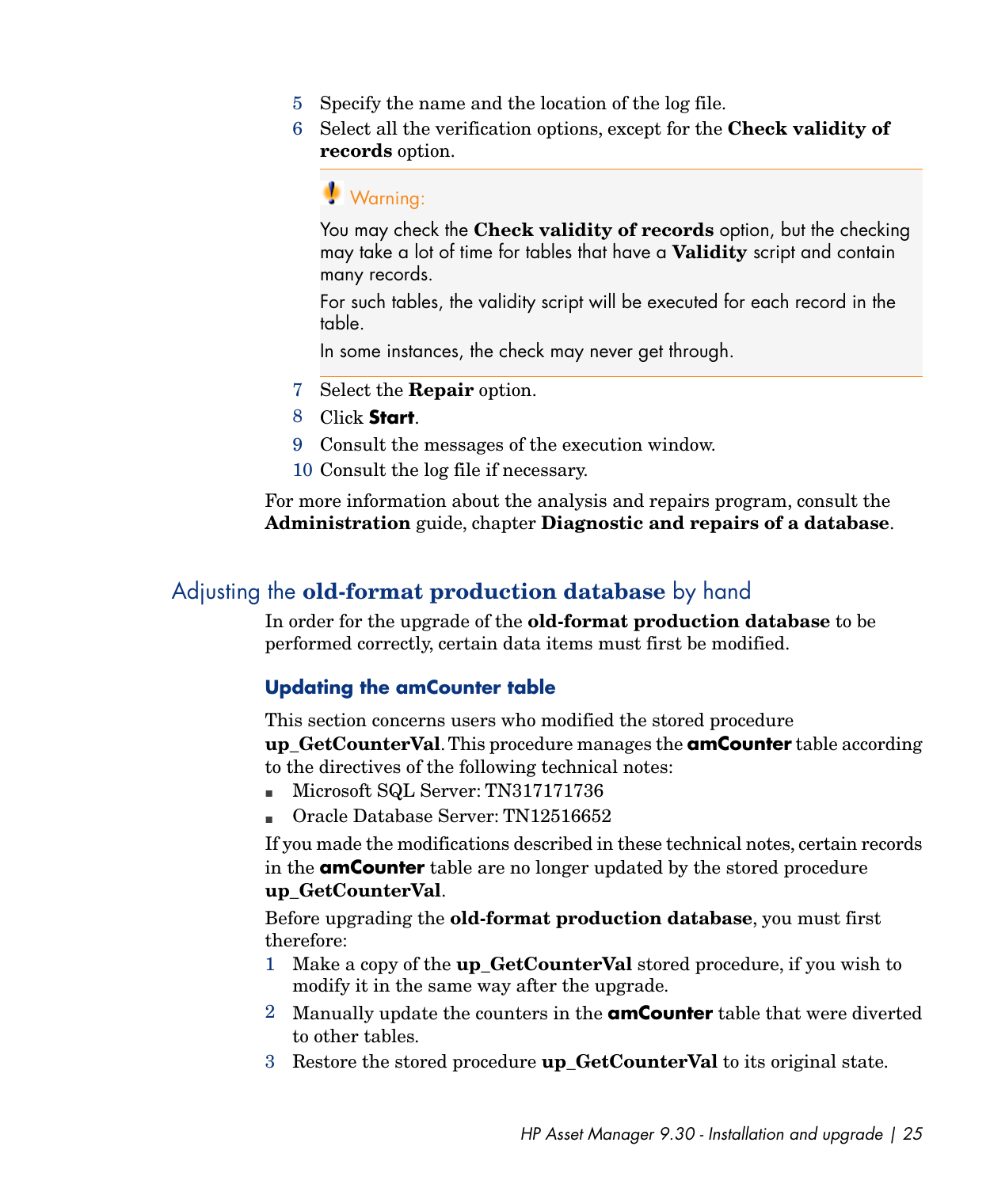5. Specify the name and the location of the log file.
6. Select all the verification options, except for the **Check validity of records** option.

> **Warning:**
>
> You may check the **Check validity of records** option, but the checking may take a lot of time for tables that have a **Validity** script and contain many records.
>
> For such tables, the validity script will be executed for each record in the table.
>
> In some instances, the check may never get through.

7. Select the **Repair** option.
8. Click **Start**.
9. Consult the messages of the execution window.
10. Consult the log file if necessary.

For more information about the analysis and repairs program, consult the **Administration** guide, chapter **Diagnostic and repairs of a database**.

## Adjusting the **old-format production database** by hand

In order for the upgrade of the **old-format production database** to be performed correctly, certain data items must first be modified.

### Updating the amCounter table

This section concerns users who modified the stored procedure **up_GetCounterVal**. This procedure manages the **amCounter** table according to the directives of the following technical notes:

- Microsoft SQL Server: TN317171736
- Oracle Database Server: TN12516652

If you made the modifications described in these technical notes, certain records in the **amCounter** table are no longer updated by the stored procedure **up_GetCounterVal**.

Before upgrading the **old-format production database**, you must first therefore:

1. Make a copy of the **up_GetCounterVal** stored procedure, if you wish to modify it in the same way after the upgrade.
2. Manually update the counters in the **amCounter** table that were diverted to other tables.
3. Restore the stored procedure **up_GetCounterVal** to its original state.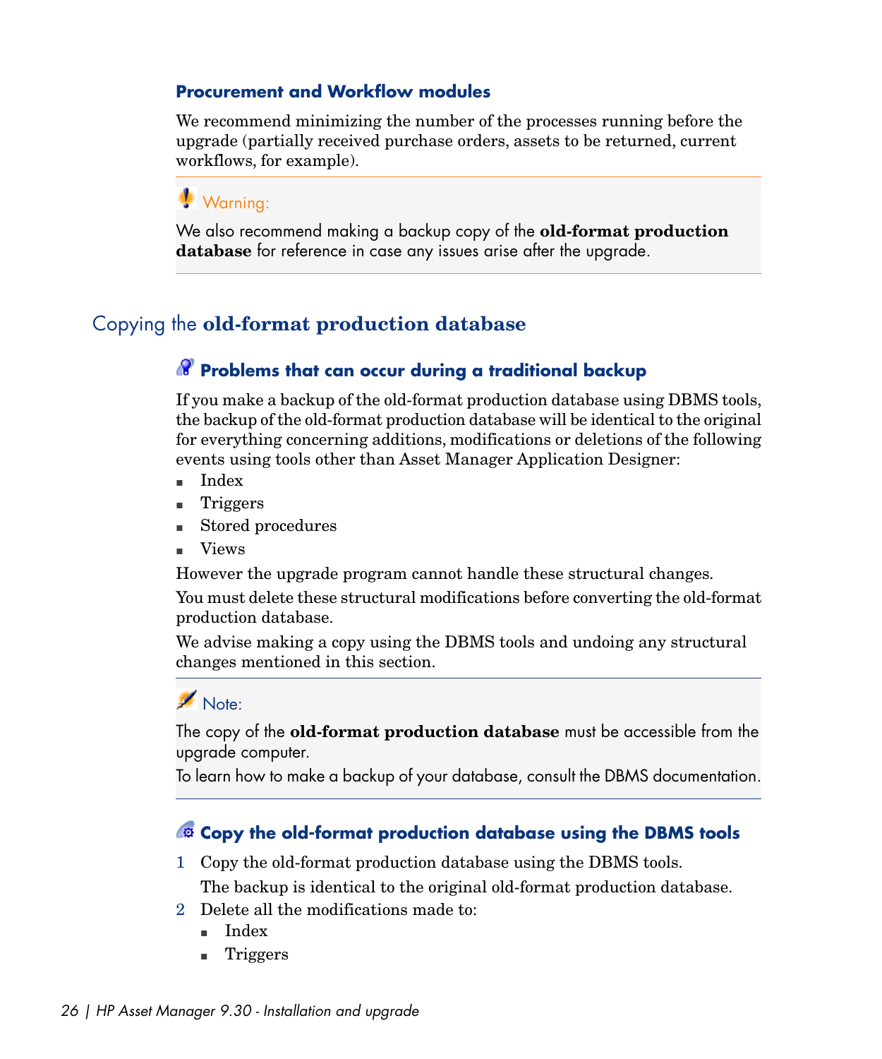#### Procurement and Workflow modules

We recommend minimizing the number of the processes running before the upgrade (partially received purchase orders, assets to be returned, current workflows, for example).

> **Warning:**
>
> We also recommend making a backup copy of the **old-format production database** for reference in case any issues arise after the upgrade.

## Copying the **old-format production database**

#### Problems that can occur during a traditional backup

If you make a backup of the old-format production database using DBMS tools, the backup of the old-format production database will be identical to the original for everything concerning additions, modifications or deletions of the following events using tools other than Asset Manager Application Designer:

- Index
- Triggers
- Stored procedures
- Views

However the upgrade program cannot handle these structural changes.

You must delete these structural modifications before converting the old-format production database.

We advise making a copy using the DBMS tools and undoing any structural changes mentioned in this section.

> **Note:**
>
> The copy of the **old-format production database** must be accessible from the upgrade computer.
>
> To learn how to make a backup of your database, consult the DBMS documentation.

#### Copy the old-format production database using the DBMS tools

1. Copy the old-format production database using the DBMS tools.

   The backup is identical to the original old-format production database.
2. Delete all the modifications made to:
   - Index
   - Triggers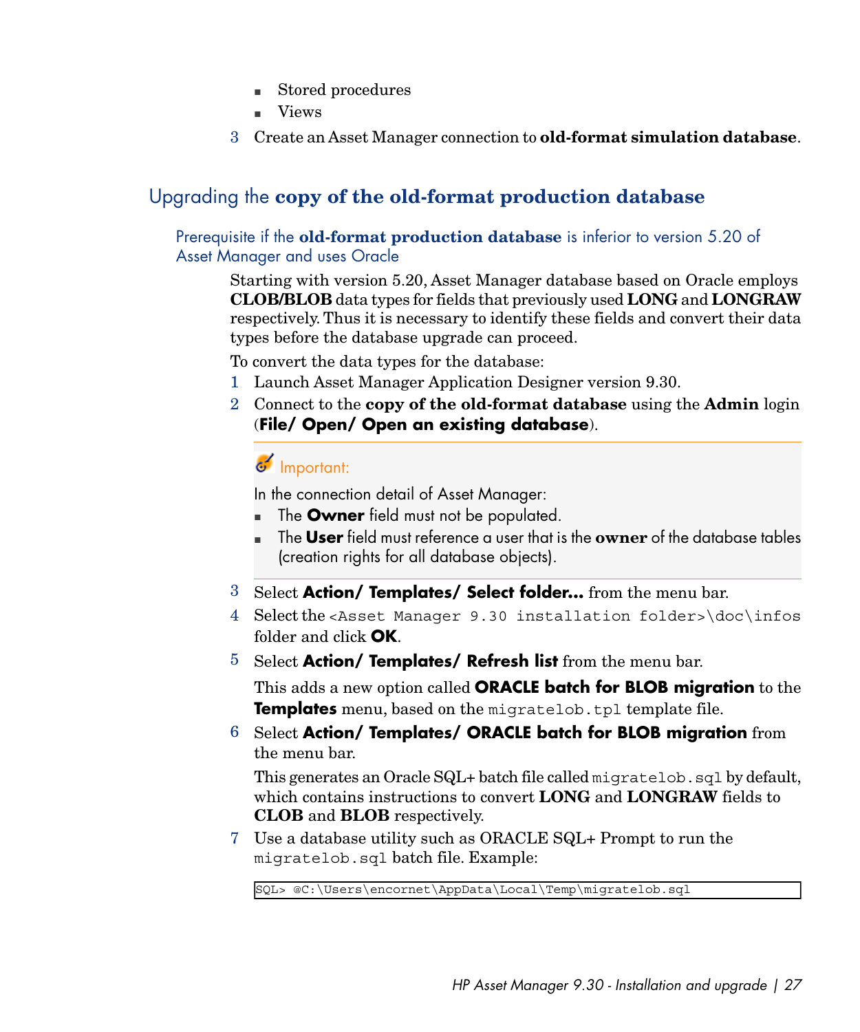- Stored procedures
- Views

3 Create an Asset Manager connection to **old-format simulation database**.

## Upgrading the **copy of the old-format production database**

### Prerequisite if the **old-format production database** is inferior to version 5.20 of Asset Manager and uses Oracle

Starting with version 5.20, Asset Manager database based on Oracle employs **CLOB/BLOB** data types for fields that previously used **LONG** and **LONGRAW** respectively. Thus it is necessary to identify these fields and convert their data types before the database upgrade can proceed.

To convert the data types for the database:

1. Launch Asset Manager Application Designer version 9.30.
2. Connect to the **copy of the old-format database** using the **Admin** login (**File/ Open/ Open an existing database**).

   > Important:
   >
   > In the connection detail of Asset Manager:
   >
   > - The **Owner** field must not be populated.
   > - The **User** field must reference a user that is the **owner** of the database tables (creation rights for all database objects).

3. Select **Action/ Templates/ Select folder...** from the menu bar.
4. Select the `<Asset Manager 9.30 installation folder>\doc\infos` folder and click **OK**.
5. Select **Action/ Templates/ Refresh list** from the menu bar.

   This adds a new option called **ORACLE batch for BLOB migration** to the **Templates** menu, based on the `migratelob.tpl` template file.
6. Select **Action/ Templates/ ORACLE batch for BLOB migration** from the menu bar.

   This generates an Oracle SQL+ batch file called `migratelob.sql` by default, which contains instructions to convert **LONG** and **LONGRAW** fields to **CLOB** and **BLOB** respectively.
7. Use a database utility such as ORACLE SQL+ Prompt to run the `migratelob.sql` batch file. Example:

```
SQL> @C:\Users\encornet\AppData\Local\Temp\migratelob.sql
```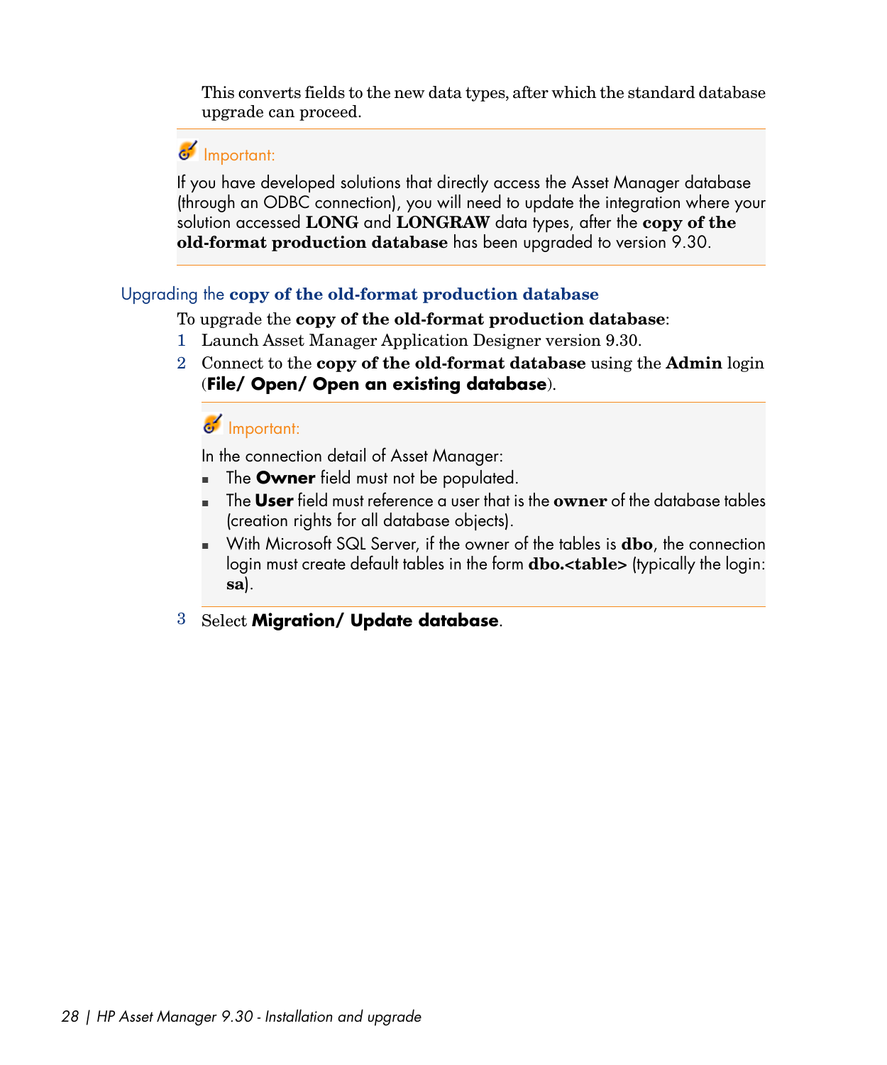This converts fields to the new data types, after which the standard database upgrade can proceed.

> **Important:**
>
> If you have developed solutions that directly access the Asset Manager database (through an ODBC connection), you will need to update the integration where your solution accessed **LONG** and **LONGRAW** data types, after the **copy of the old-format production database** has been upgraded to version 9.30.

### Upgrading the **copy of the old-format production database**

To upgrade the **copy of the old-format production database**:

1. Launch Asset Manager Application Designer version 9.30.
2. Connect to the **copy of the old-format database** using the **Admin** login (**File/ Open/ Open an existing database**).

   > **Important:**
   >
   > In the connection detail of Asset Manager:
   >
   > - The **Owner** field must not be populated.
   > - The **User** field must reference a user that is the **owner** of the database tables (creation rights for all database objects).
   > - With Microsoft SQL Server, if the owner of the tables is **dbo**, the connection login must create default tables in the form **dbo.<table>** (typically the login: **sa**).

3. Select **Migration/ Update database**.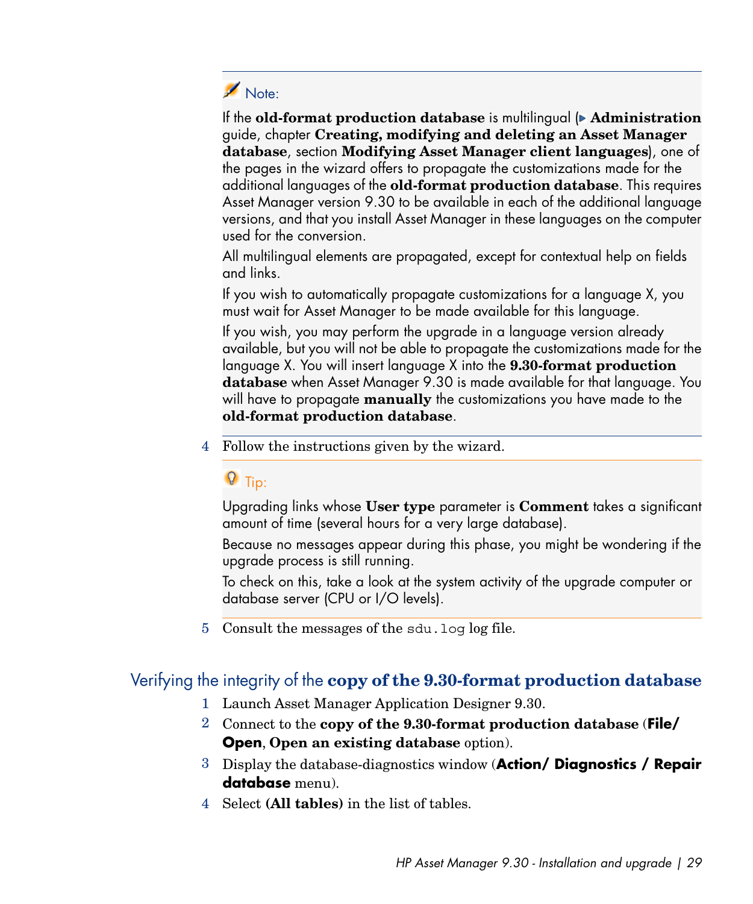> **Note:**
>
> If the **old-format production database** is multilingual (▶ **Administration** guide, chapter **Creating, modifying and deleting an Asset Manager database**, section **Modifying Asset Manager client languages**), one of the pages in the wizard offers to propagate the customizations made for the additional languages of the **old-format production database**. This requires Asset Manager version 9.30 to be available in each of the additional language versions, and that you install Asset Manager in these languages on the computer used for the conversion.
>
> All multilingual elements are propagated, except for contextual help on fields and links.
>
> If you wish to automatically propagate customizations for a language X, you must wait for Asset Manager to be made available for this language.
>
> If you wish, you may perform the upgrade in a language version already available, but you will not be able to propagate the customizations made for the language X. You will insert language X into the **9.30-format production database** when Asset Manager 9.30 is made available for that language. You will have to propagate **manually** the customizations you have made to the **old-format production database**.

4 Follow the instructions given by the wizard.

> **Tip:**
>
> Upgrading links whose **User type** parameter is **Comment** takes a significant amount of time (several hours for a very large database).
>
> Because no messages appear during this phase, you might be wondering if the upgrade process is still running.
>
> To check on this, take a look at the system activity of the upgrade computer or database server (CPU or I/O levels).

5 Consult the messages of the `sdu.log` log file.

## Verifying the integrity of the **copy of the 9.30-format production database**

1 Launch Asset Manager Application Designer 9.30.

2 Connect to the **copy of the 9.30-format production database** (**File/ Open**, **Open an existing database** option).

3 Display the database-diagnostics window (**Action/ Diagnostics / Repair database** menu).

4 Select **(All tables)** in the list of tables.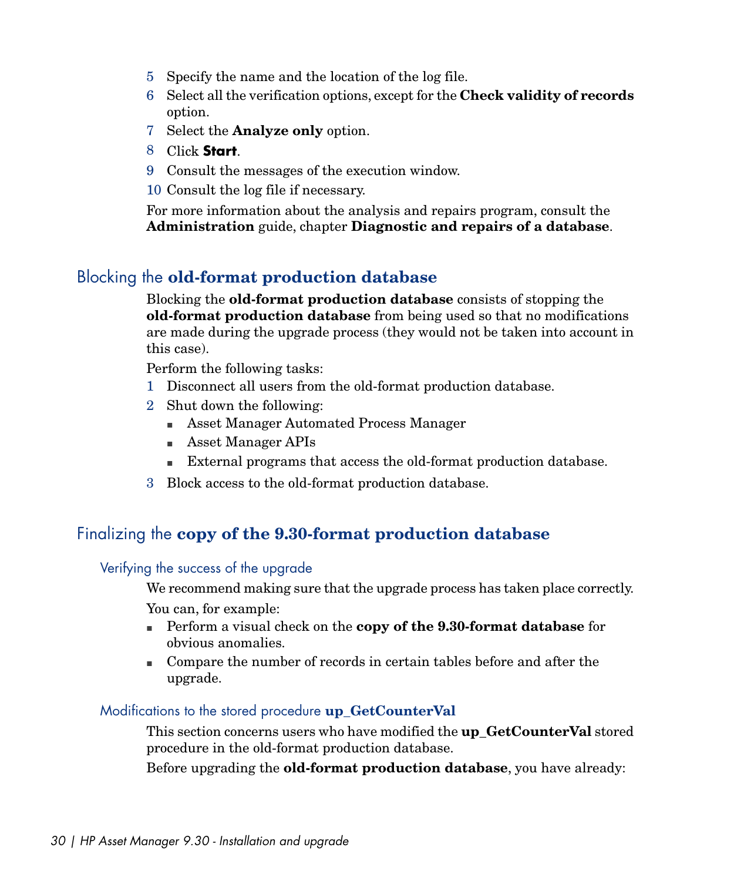5 Specify the name and the location of the log file.
6 Select all the verification options, except for the **Check validity of records** option.
7 Select the **Analyze only** option.
8 Click **Start**.
9 Consult the messages of the execution window.
10 Consult the log file if necessary.

For more information about the analysis and repairs program, consult the **Administration** guide, chapter **Diagnostic and repairs of a database**.

## Blocking the **old-format production database**

Blocking the **old-format production database** consists of stopping the **old-format production database** from being used so that no modifications are made during the upgrade process (they would not be taken into account in this case).

Perform the following tasks:

1 Disconnect all users from the old-format production database.
2 Shut down the following:
   - Asset Manager Automated Process Manager
   - Asset Manager APIs
   - External programs that access the old-format production database.
3 Block access to the old-format production database.

## Finalizing the **copy of the 9.30-format production database**

### Verifying the success of the upgrade

We recommend making sure that the upgrade process has taken place correctly.

You can, for example:

- Perform a visual check on the **copy of the 9.30-format database** for obvious anomalies.
- Compare the number of records in certain tables before and after the upgrade.

### Modifications to the stored procedure **up_GetCounterVal**

This section concerns users who have modified the **up_GetCounterVal** stored procedure in the old-format production database.

Before upgrading the **old-format production database**, you have already: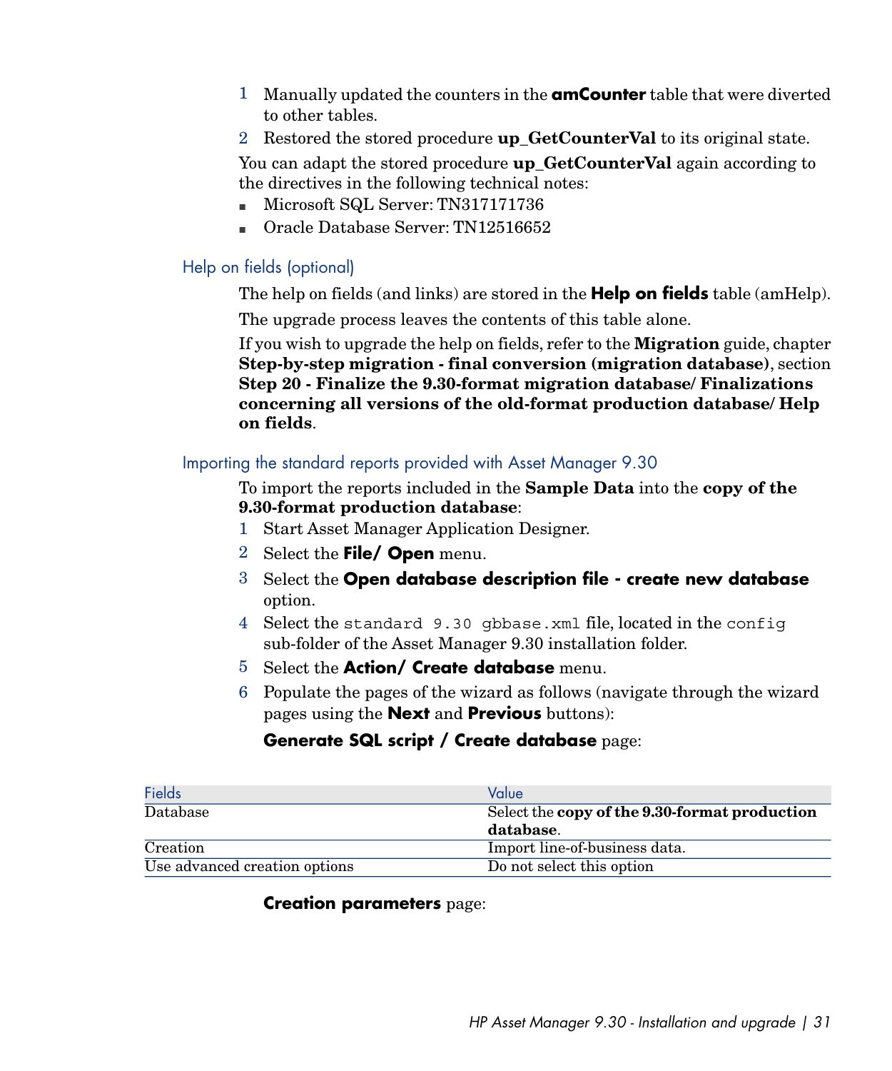1. Manually updated the counters in the **amCounter** table that were diverted to other tables.
2. Restored the stored procedure **up_GetCounterVal** to its original state.

You can adapt the stored procedure **up_GetCounterVal** again according to the directives in the following technical notes:

- Microsoft SQL Server: TN317171736
- Oracle Database Server: TN12516652

### Help on fields (optional)

The help on fields (and links) are stored in the **Help on fields** table (amHelp).

The upgrade process leaves the contents of this table alone.

If you wish to upgrade the help on fields, refer to the **Migration** guide, chapter **Step-by-step migration - final conversion (migration database)**, section **Step 20 - Finalize the 9.30-format migration database/ Finalizations concerning all versions of the old-format production database/ Help on fields**.

### Importing the standard reports provided with Asset Manager 9.30

To import the reports included in the **Sample Data** into the **copy of the 9.30-format production database**:

1. Start Asset Manager Application Designer.
2. Select the **File/ Open** menu.
3. Select the **Open database description file - create new database** option.
4. Select the `standard 9.30 gbbase.xml` file, located in the `config` sub-folder of the Asset Manager 9.30 installation folder.
5. Select the **Action/ Create database** menu.
6. Populate the pages of the wizard as follows (navigate through the wizard pages using the **Next** and **Previous** buttons):

   **Generate SQL script / Create database** page:

| Fields | Value |
| --- | --- |
| Database | Select the **copy of the 9.30-format production database**. |
| Creation | Import line-of-business data. |
| Use advanced creation options | Do not select this option |

   **Creation parameters** page: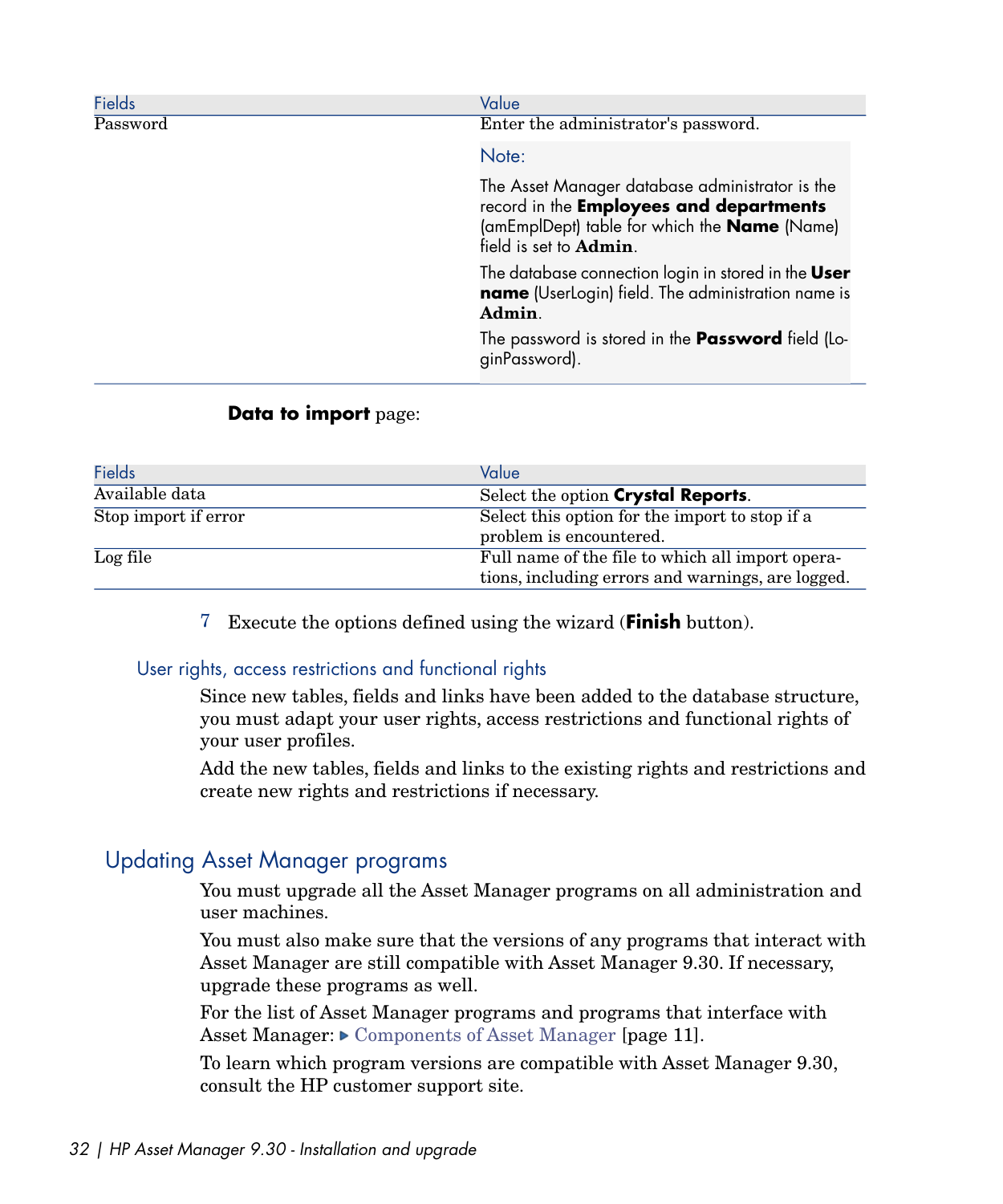| Fields | Value |
|---|---|
| Password | Enter the administrator's password.<br><br>Note:<br><br>The Asset Manager database administrator is the record in the **Employees and departments** (amEmplDept) table for which the **Name** (Name) field is set to **Admin**.<br><br>The database connection login in stored in the **User name** (UserLogin) field. The administration name is **Admin**.<br><br>The password is stored in the **Password** field (LoginPassword). |

**Data to import** page:

| Fields | Value |
|---|---|
| Available data | Select the option **Crystal Reports**. |
| Stop import if error | Select this option for the import to stop if a problem is encountered. |
| Log file | Full name of the file to which all import operations, including errors and warnings, are logged. |

7 Execute the options defined using the wizard (**Finish** button).

### User rights, access restrictions and functional rights

Since new tables, fields and links have been added to the database structure, you must adapt your user rights, access restrictions and functional rights of your user profiles.

Add the new tables, fields and links to the existing rights and restrictions and create new rights and restrictions if necessary.

## Updating Asset Manager programs

You must upgrade all the Asset Manager programs on all administration and user machines.

You must also make sure that the versions of any programs that interact with Asset Manager are still compatible with Asset Manager 9.30. If necessary, upgrade these programs as well.

For the list of Asset Manager programs and programs that interface with Asset Manager: ▶ Components of Asset Manager [page 11].

To learn which program versions are compatible with Asset Manager 9.30, consult the HP customer support site.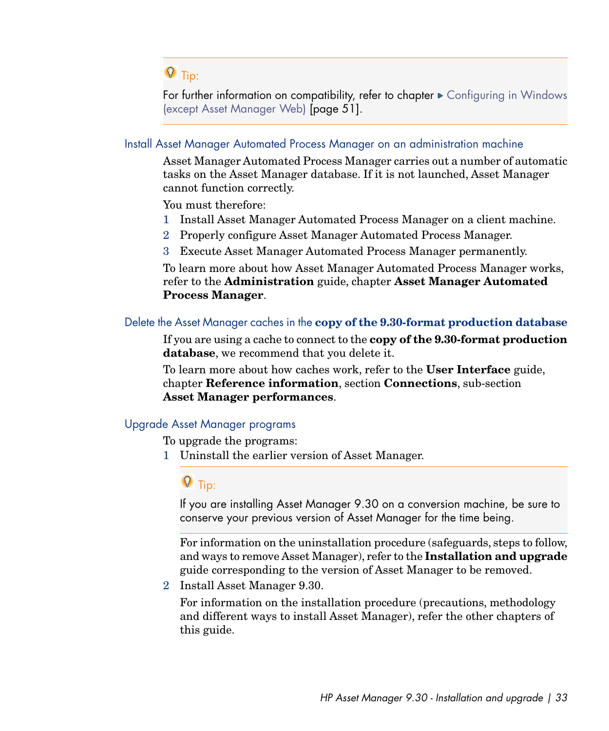> **Tip:**
>
> For further information on compatibility, refer to chapter ▶ Configuring in Windows (except Asset Manager Web) [page 51].

### Install Asset Manager Automated Process Manager on an administration machine

Asset Manager Automated Process Manager carries out a number of automatic tasks on the Asset Manager database. If it is not launched, Asset Manager cannot function correctly.

You must therefore:

1. Install Asset Manager Automated Process Manager on a client machine.
2. Properly configure Asset Manager Automated Process Manager.
3. Execute Asset Manager Automated Process Manager permanently.

To learn more about how Asset Manager Automated Process Manager works, refer to the **Administration** guide, chapter **Asset Manager Automated Process Manager**.

### Delete the Asset Manager caches in the **copy of the 9.30-format production database**

If you are using a cache to connect to the **copy of the 9.30-format production database**, we recommend that you delete it.

To learn more about how caches work, refer to the **User Interface** guide, chapter **Reference information**, section **Connections**, sub-section **Asset Manager performances**.

### Upgrade Asset Manager programs

To upgrade the programs:

1. Uninstall the earlier version of Asset Manager.

   > **Tip:**
   >
   > If you are installing Asset Manager 9.30 on a conversion machine, be sure to conserve your previous version of Asset Manager for the time being.

   For information on the uninstallation procedure (safeguards, steps to follow, and ways to remove Asset Manager), refer to the **Installation and upgrade** guide corresponding to the version of Asset Manager to be removed.

2. Install Asset Manager 9.30.

   For information on the installation procedure (precautions, methodology and different ways to install Asset Manager), refer the other chapters of this guide.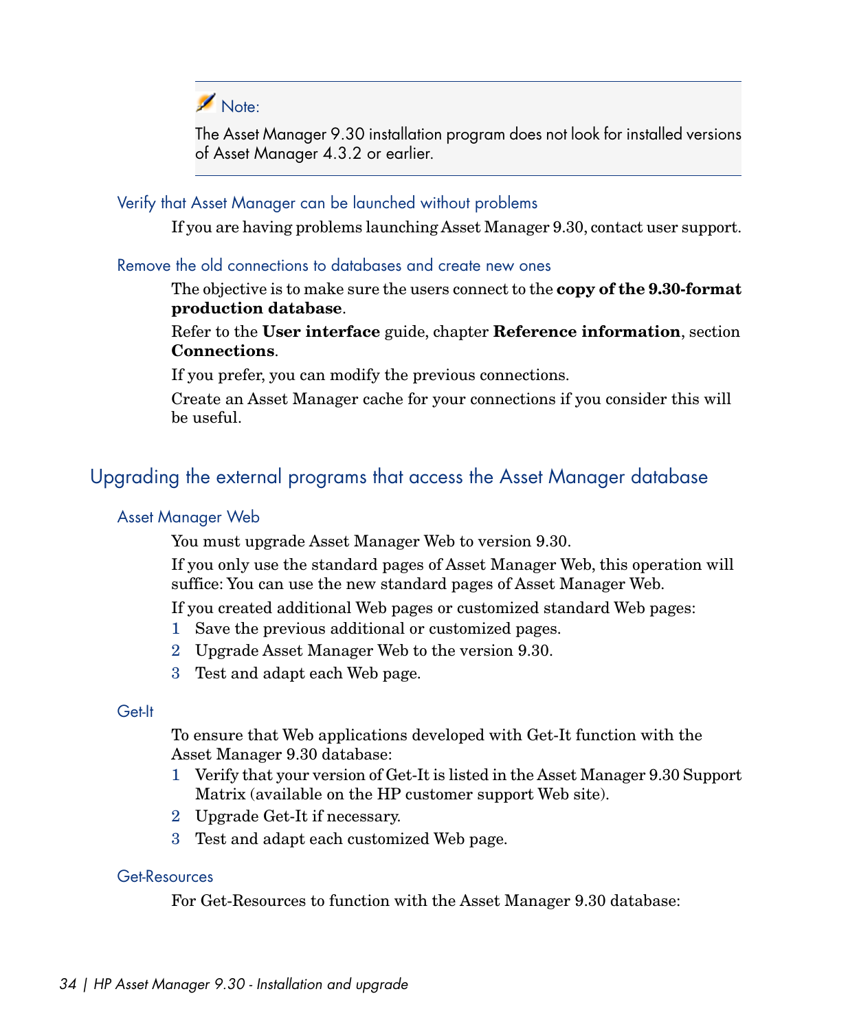> **Note:**
>
> The Asset Manager 9.30 installation program does not look for installed versions of Asset Manager 4.3.2 or earlier.

#### Verify that Asset Manager can be launched without problems

If you are having problems launching Asset Manager 9.30, contact user support.

#### Remove the old connections to databases and create new ones

The objective is to make sure the users connect to the **copy of the 9.30-format production database**.

Refer to the **User interface** guide, chapter **Reference information**, section **Connections**.

If you prefer, you can modify the previous connections.

Create an Asset Manager cache for your connections if you consider this will be useful.

### Upgrading the external programs that access the Asset Manager database

#### Asset Manager Web

You must upgrade Asset Manager Web to version 9.30.

If you only use the standard pages of Asset Manager Web, this operation will suffice: You can use the new standard pages of Asset Manager Web.

If you created additional Web pages or customized standard Web pages:

1. Save the previous additional or customized pages.
2. Upgrade Asset Manager Web to the version 9.30.
3. Test and adapt each Web page.

#### Get-It

To ensure that Web applications developed with Get-It function with the Asset Manager 9.30 database:

1. Verify that your version of Get-It is listed in the Asset Manager 9.30 Support Matrix (available on the HP customer support Web site).
2. Upgrade Get-It if necessary.
3. Test and adapt each customized Web page.

#### Get-Resources

For Get-Resources to function with the Asset Manager 9.30 database: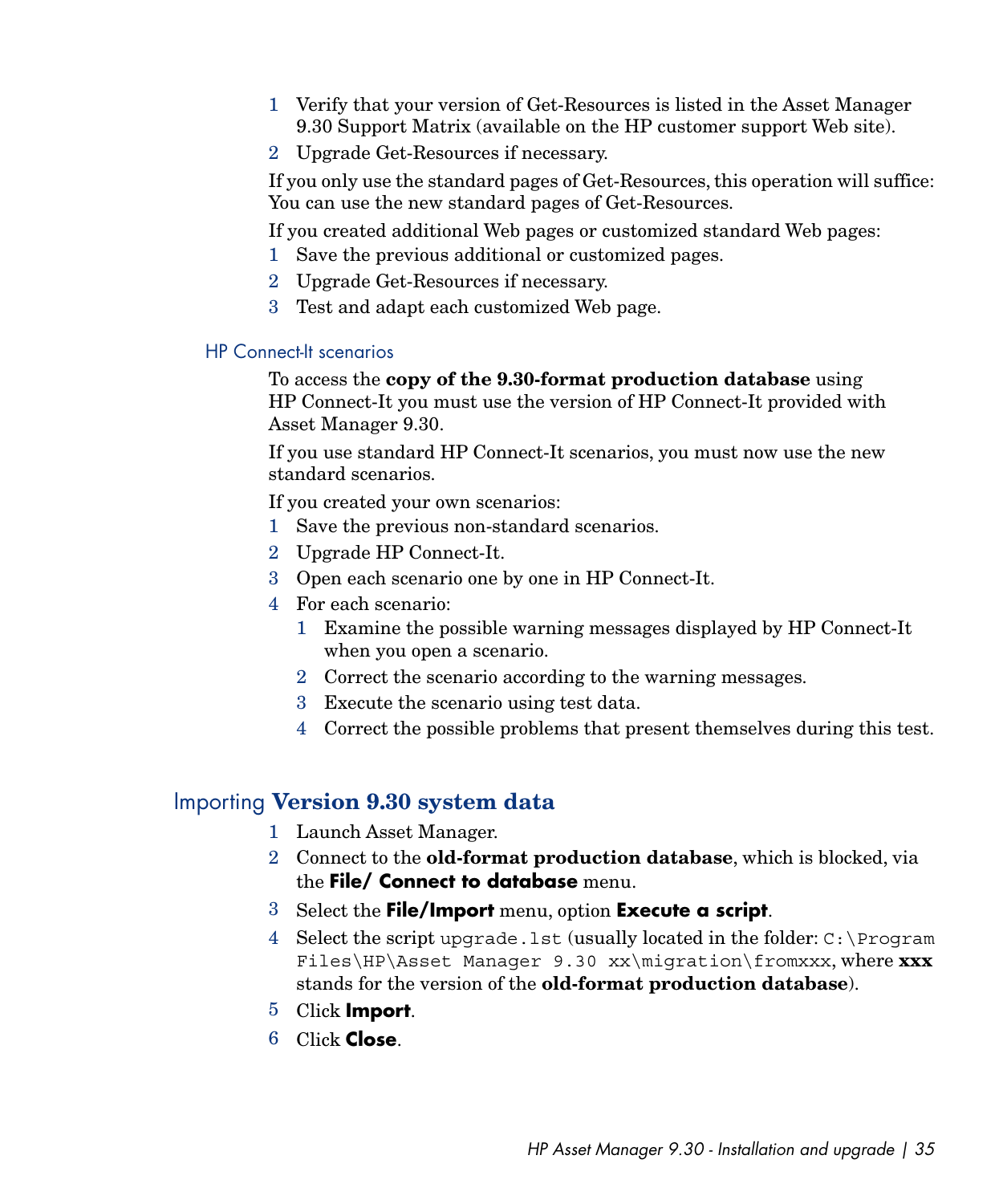1. Verify that your version of Get-Resources is listed in the Asset Manager 9.30 Support Matrix (available on the HP customer support Web site).
2. Upgrade Get-Resources if necessary.

If you only use the standard pages of Get-Resources, this operation will suffice: You can use the new standard pages of Get-Resources.

If you created additional Web pages or customized standard Web pages:

1. Save the previous additional or customized pages.
2. Upgrade Get-Resources if necessary.
3. Test and adapt each customized Web page.

### HP Connect-It scenarios

To access the **copy of the 9.30-format production database** using HP Connect-It you must use the version of HP Connect-It provided with Asset Manager 9.30.

If you use standard HP Connect-It scenarios, you must now use the new standard scenarios.

If you created your own scenarios:

1. Save the previous non-standard scenarios.
2. Upgrade HP Connect-It.
3. Open each scenario one by one in HP Connect-It.
4. For each scenario:
   1. Examine the possible warning messages displayed by HP Connect-It when you open a scenario.
   2. Correct the scenario according to the warning messages.
   3. Execute the scenario using test data.
   4. Correct the possible problems that present themselves during this test.

## Importing **Version 9.30 system data**

1. Launch Asset Manager.
2. Connect to the **old-format production database**, which is blocked, via the **File/ Connect to database** menu.
3. Select the **File/Import** menu, option **Execute a script**.
4. Select the script `upgrade.lst` (usually located in the folder: `C:\Program Files\HP\Asset Manager 9.30 xx\migration\fromxxx`, where **xxx** stands for the version of the **old-format production database**).
5. Click **Import**.
6. Click **Close**.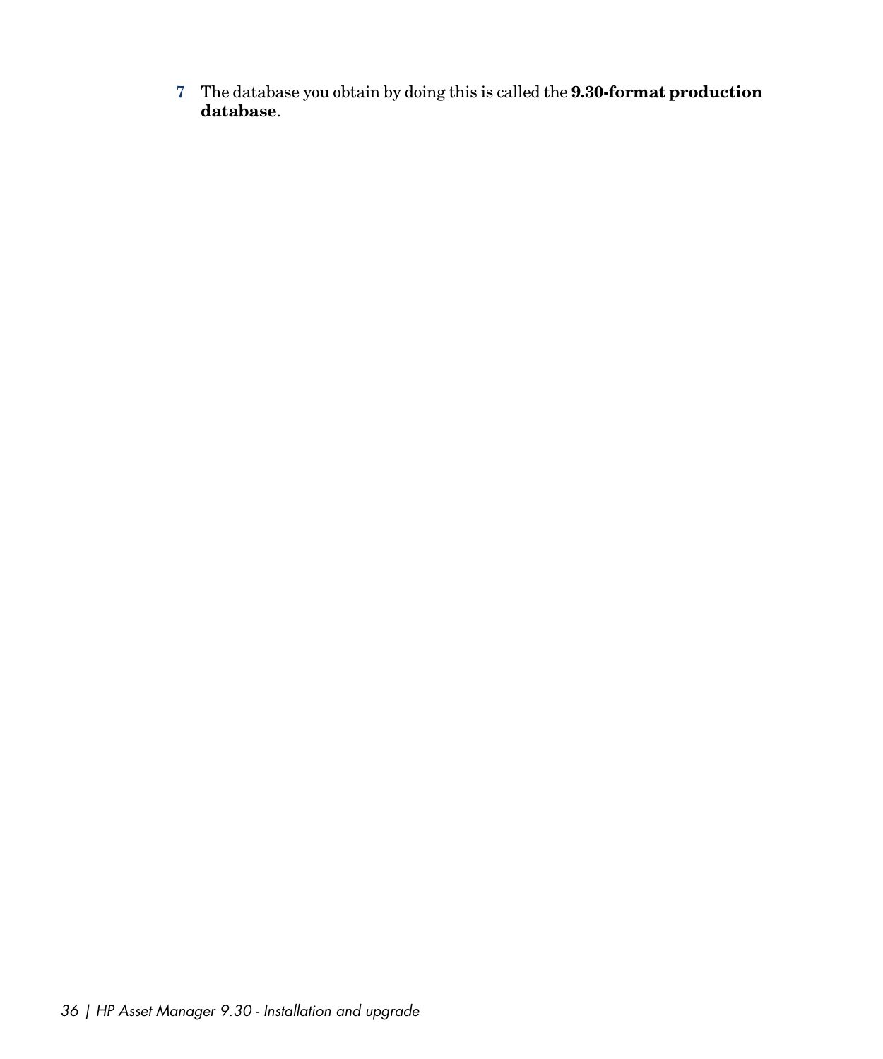7 The database you obtain by doing this is called the **9.30-format production database**.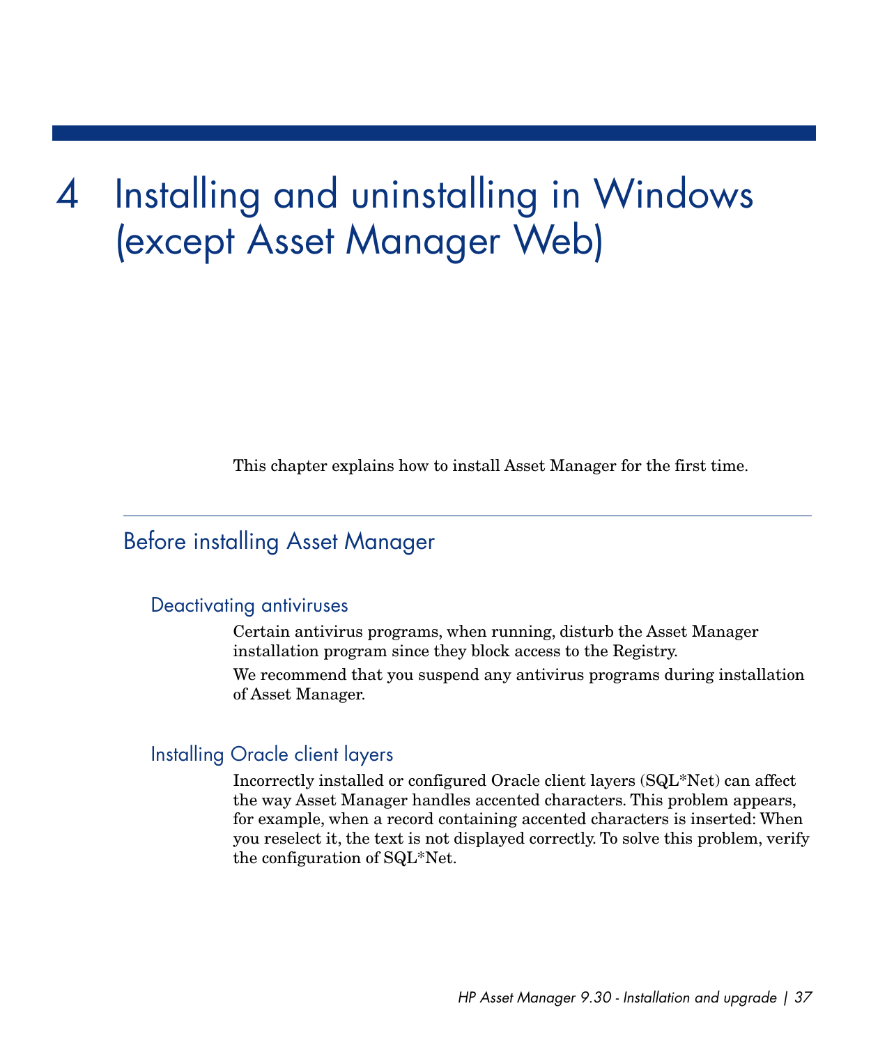# 4 Installing and uninstalling in Windows (except Asset Manager Web)

This chapter explains how to install Asset Manager for the first time.

## Before installing Asset Manager

### Deactivating antiviruses

Certain antivirus programs, when running, disturb the Asset Manager installation program since they block access to the Registry.

We recommend that you suspend any antivirus programs during installation of Asset Manager.

### Installing Oracle client layers

Incorrectly installed or configured Oracle client layers (SQL*Net) can affect the way Asset Manager handles accented characters. This problem appears, for example, when a record containing accented characters is inserted: When you reselect it, the text is not displayed correctly. To solve this problem, verify the configuration of SQL*Net.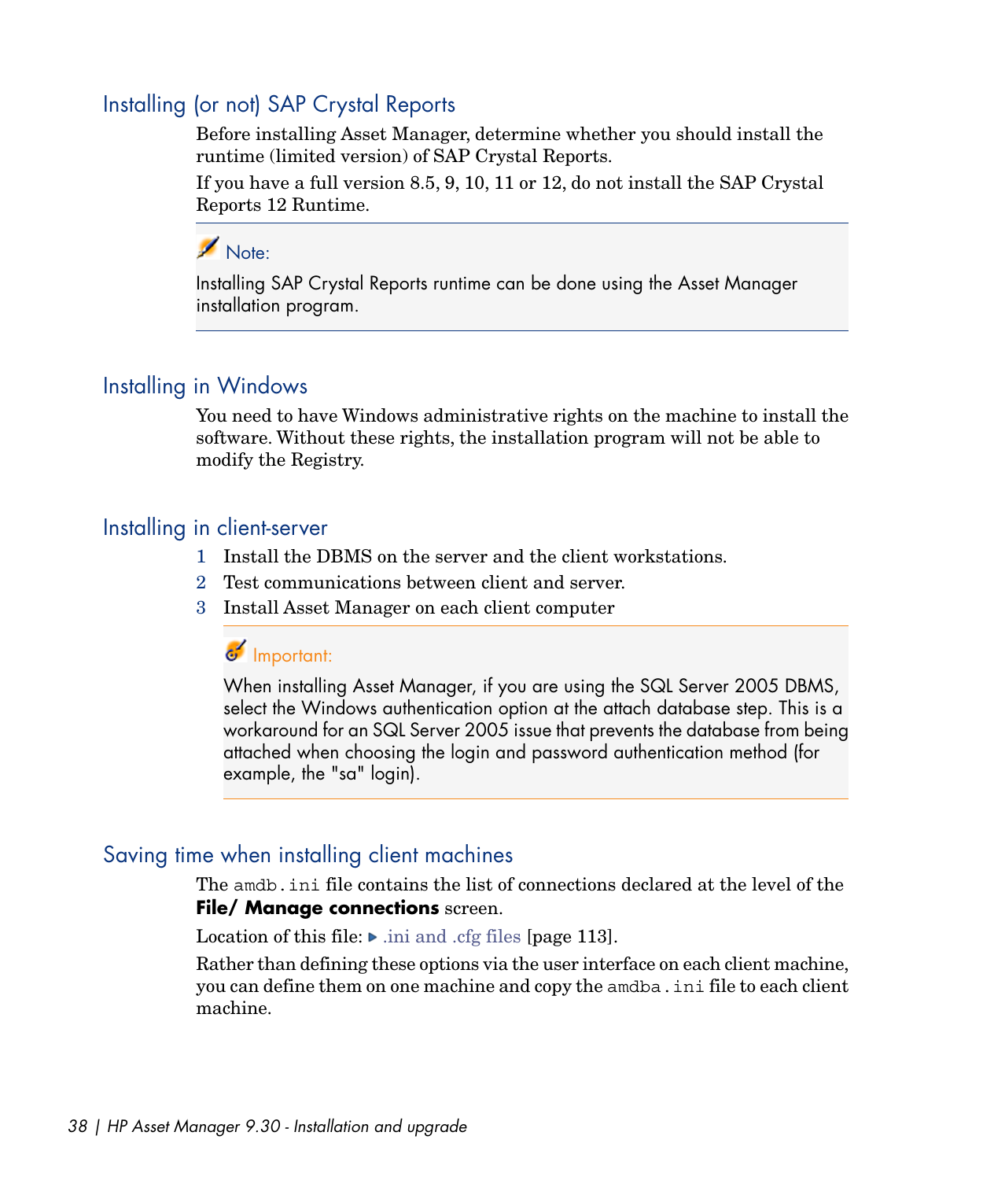## Installing (or not) SAP Crystal Reports

Before installing Asset Manager, determine whether you should install the runtime (limited version) of SAP Crystal Reports.

If you have a full version 8.5, 9, 10, 11 or 12, do not install the SAP Crystal Reports 12 Runtime.

> **Note:**
>
> Installing SAP Crystal Reports runtime can be done using the Asset Manager installation program.

## Installing in Windows

You need to have Windows administrative rights on the machine to install the software. Without these rights, the installation program will not be able to modify the Registry.

## Installing in client-server

1. Install the DBMS on the server and the client workstations.
2. Test communications between client and server.
3. Install Asset Manager on each client computer

> **Important:**
>
> When installing Asset Manager, if you are using the SQL Server 2005 DBMS, select the Windows authentication option at the attach database step. This is a workaround for an SQL Server 2005 issue that prevents the database from being attached when choosing the login and password authentication method (for example, the "sa" login).

## Saving time when installing client machines

The `amdb.ini` file contains the list of connections declared at the level of the **File/ Manage connections** screen.

Location of this file: ▶ .ini and .cfg files [page 113].

Rather than defining these options via the user interface on each client machine, you can define them on one machine and copy the `amdba.ini` file to each client machine.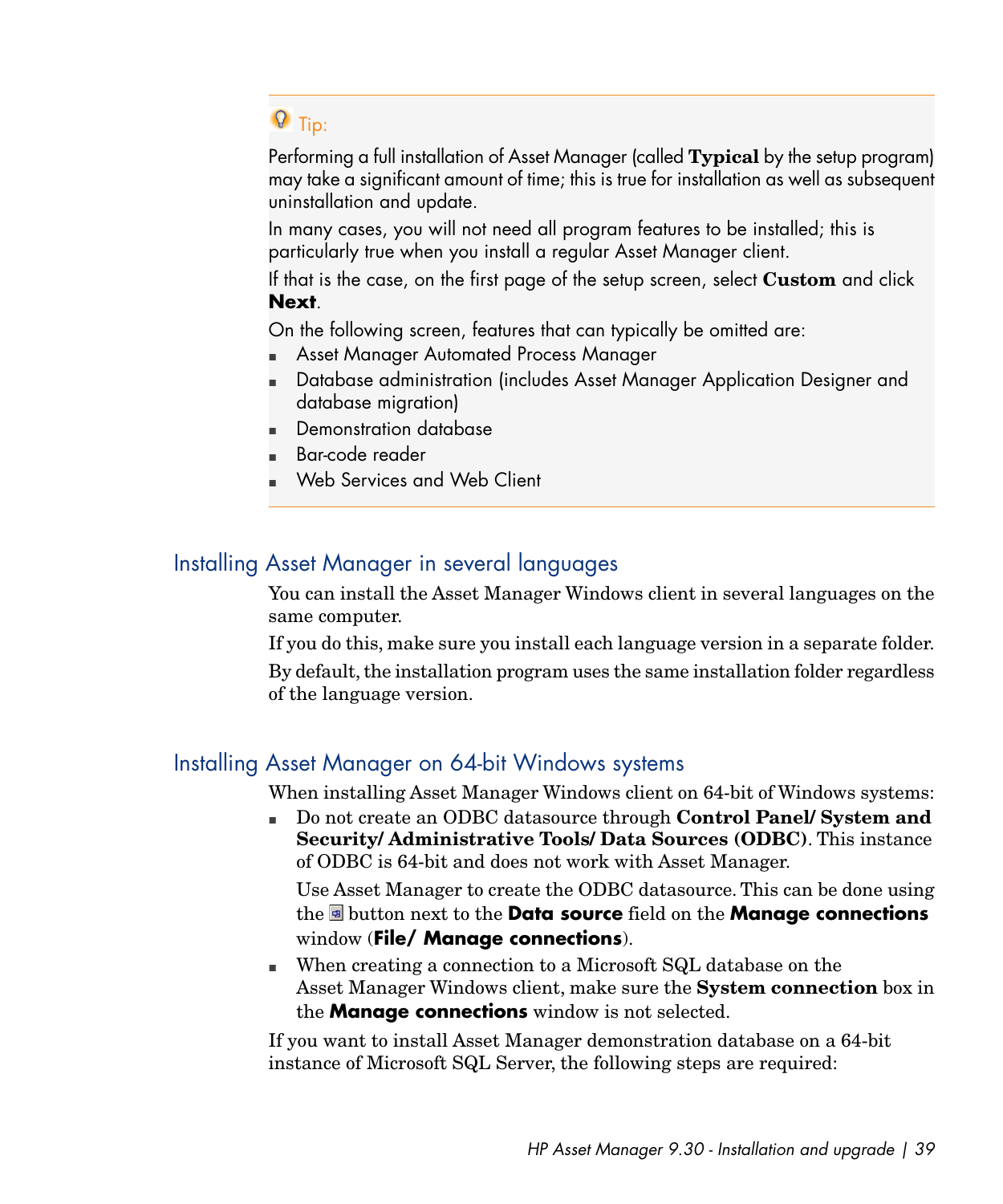> **Tip:**
>
> Performing a full installation of Asset Manager (called **Typical** by the setup program) may take a significant amount of time; this is true for installation as well as subsequent uninstallation and update.
>
> In many cases, you will not need all program features to be installed; this is particularly true when you install a regular Asset Manager client.
>
> If that is the case, on the first page of the setup screen, select **Custom** and click **Next**.
>
> On the following screen, features that can typically be omitted are:
>
> - Asset Manager Automated Process Manager
> - Database administration (includes Asset Manager Application Designer and database migration)
> - Demonstration database
> - Bar-code reader
> - Web Services and Web Client

## Installing Asset Manager in several languages

You can install the Asset Manager Windows client in several languages on the same computer.

If you do this, make sure you install each language version in a separate folder.

By default, the installation program uses the same installation folder regardless of the language version.

## Installing Asset Manager on 64-bit Windows systems

When installing Asset Manager Windows client on 64-bit of Windows systems:

- Do not create an ODBC datasource through **Control Panel/ System and Security/ Administrative Tools/ Data Sources (ODBC)**. This instance of ODBC is 64-bit and does not work with Asset Manager.

  Use Asset Manager to create the ODBC datasource. This can be done using the button next to the **Data source** field on the **Manage connections** window (**File/ Manage connections**).
- When creating a connection to a Microsoft SQL database on the Asset Manager Windows client, make sure the **System connection** box in the **Manage connections** window is not selected.

If you want to install Asset Manager demonstration database on a 64-bit instance of Microsoft SQL Server, the following steps are required: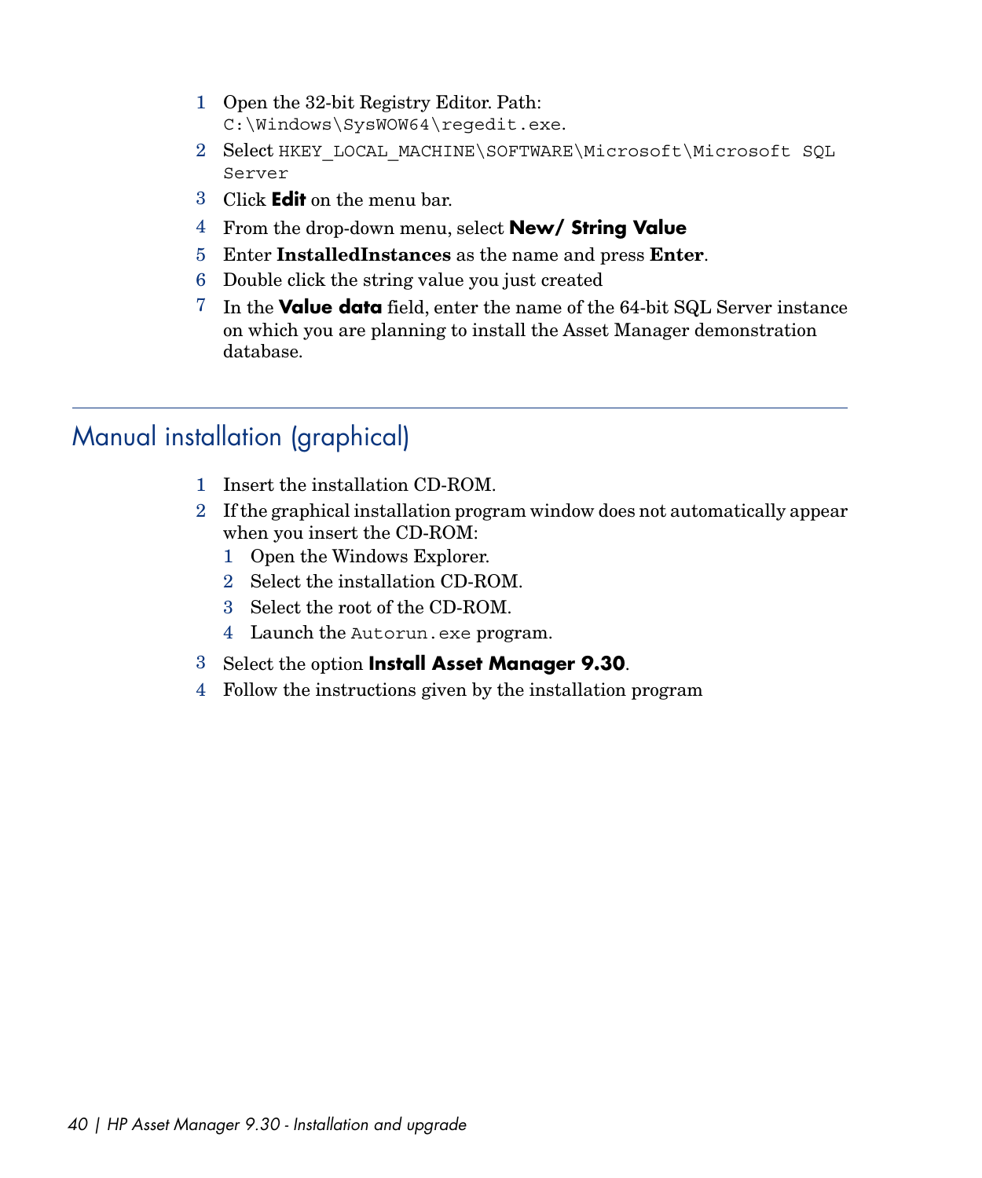1. Open the 32-bit Registry Editor. Path: `C:\Windows\SysWOW64\regedit.exe`.
2. Select `HKEY_LOCAL_MACHINE\SOFTWARE\Microsoft\Microsoft SQL Server`
3. Click **Edit** on the menu bar.
4. From the drop-down menu, select **New/ String Value**
5. Enter **InstalledInstances** as the name and press **Enter**.
6. Double click the string value you just created
7. In the **Value data** field, enter the name of the 64-bit SQL Server instance on which you are planning to install the Asset Manager demonstration database.

## Manual installation (graphical)

1. Insert the installation CD-ROM.
2. If the graphical installation program window does not automatically appear when you insert the CD-ROM:
   1. Open the Windows Explorer.
   2. Select the installation CD-ROM.
   3. Select the root of the CD-ROM.
   4. Launch the `Autorun.exe` program.
3. Select the option **Install Asset Manager 9.30**.
4. Follow the instructions given by the installation program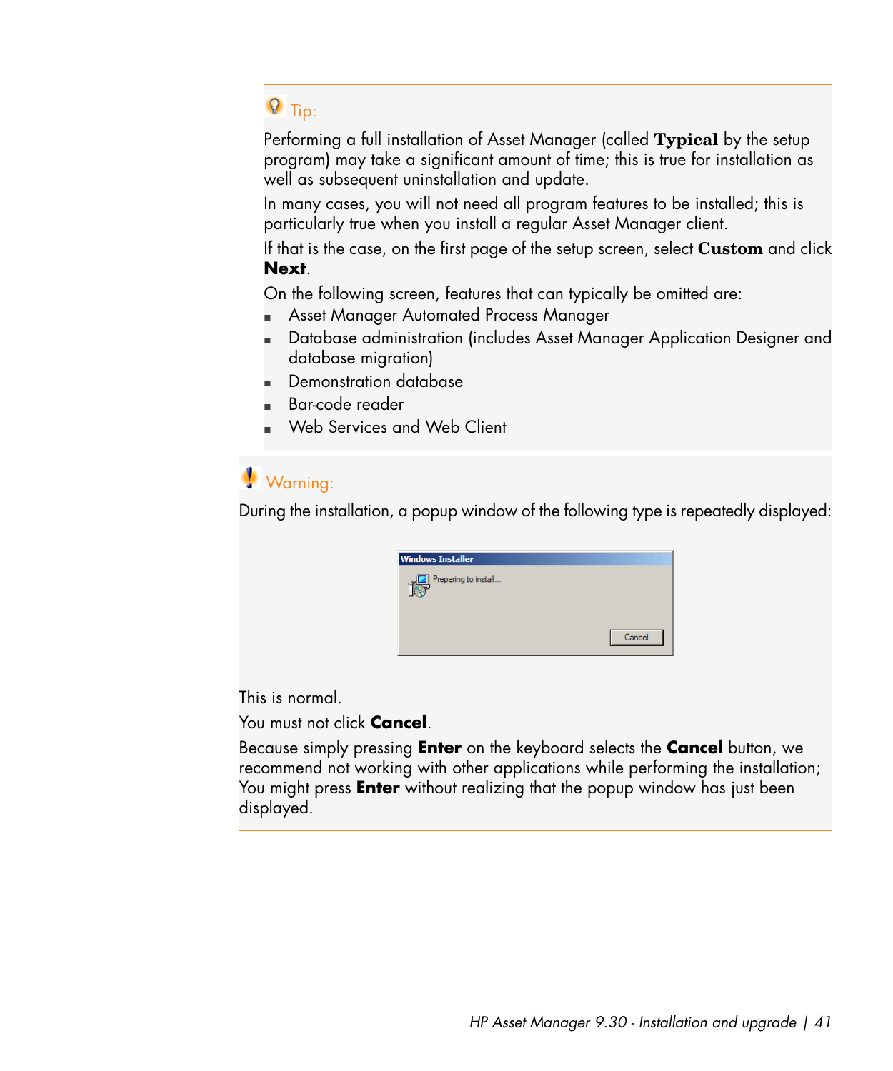Tip:

Performing a full installation of Asset Manager (called **Typical** by the setup program) may take a significant amount of time; this is true for installation as well as subsequent uninstallation and update.

In many cases, you will not need all program features to be installed; this is particularly true when you install a regular Asset Manager client.

If that is the case, on the first page of the setup screen, select **Custom** and click **Next**.

On the following screen, features that can typically be omitted are:

- Asset Manager Automated Process Manager
- Database administration (includes Asset Manager Application Designer and database migration)
- Demonstration database
- Bar-code reader
- Web Services and Web Client

Warning:

During the installation, a popup window of the following type is repeatedly displayed:

Windows Installer

Preparing to install...

Cancel

This is normal.

You must not click **Cancel**.

Because simply pressing **Enter** on the keyboard selects the **Cancel** button, we recommend not working with other applications while performing the installation; You might press **Enter** without realizing that the popup window has just been displayed.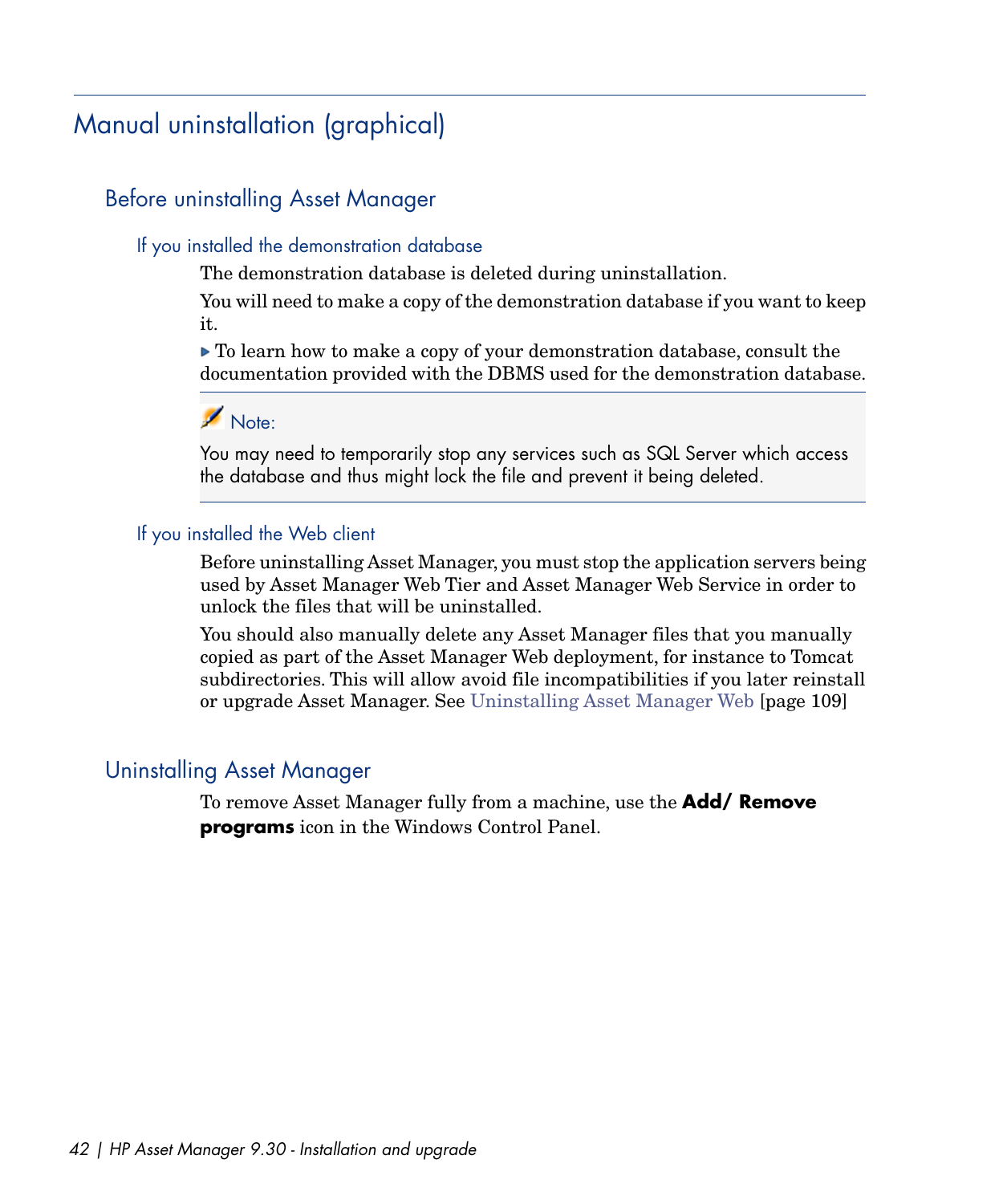## Manual uninstallation (graphical)

### Before uninstalling Asset Manager

#### If you installed the demonstration database

The demonstration database is deleted during uninstallation.

You will need to make a copy of the demonstration database if you want to keep it.

▶ To learn how to make a copy of your demonstration database, consult the documentation provided with the DBMS used for the demonstration database.

> **Note:**
>
> You may need to temporarily stop any services such as SQL Server which access the database and thus might lock the file and prevent it being deleted.

#### If you installed the Web client

Before uninstalling Asset Manager, you must stop the application servers being used by Asset Manager Web Tier and Asset Manager Web Service in order to unlock the files that will be uninstalled.

You should also manually delete any Asset Manager files that you manually copied as part of the Asset Manager Web deployment, for instance to Tomcat subdirectories. This will allow avoid file incompatibilities if you later reinstall or upgrade Asset Manager. See Uninstalling Asset Manager Web [page 109]

### Uninstalling Asset Manager

To remove Asset Manager fully from a machine, use the **Add/ Remove programs** icon in the Windows Control Panel.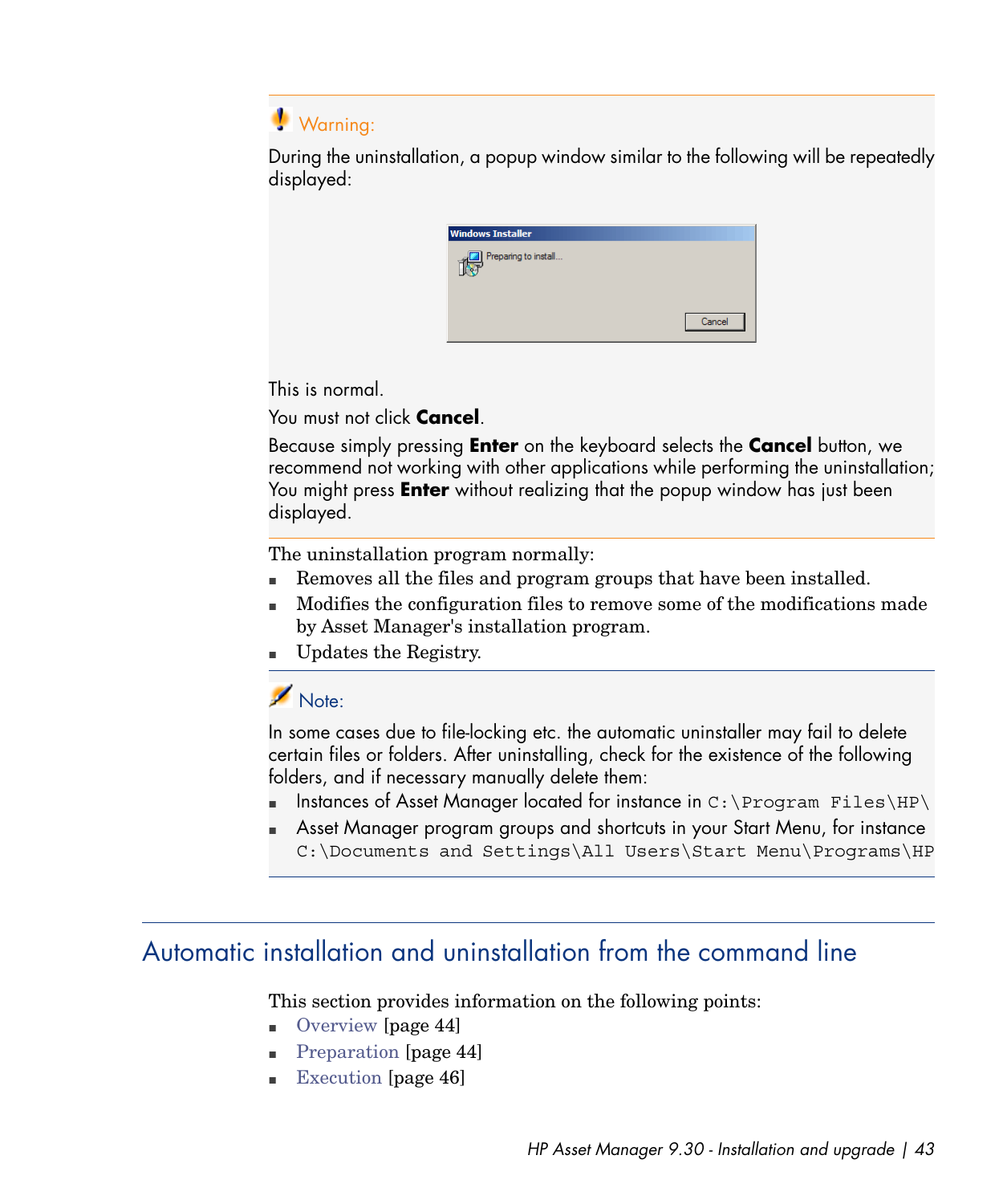> **Warning:**
>
> During the uninstallation, a popup window similar to the following will be repeatedly displayed:
>
> This is normal.
>
> You must not click **Cancel**.
>
> Because simply pressing **Enter** on the keyboard selects the **Cancel** button, we recommend not working with other applications while performing the uninstallation; You might press **Enter** without realizing that the popup window has just been displayed.

The uninstallation program normally:

- Removes all the files and program groups that have been installed.
- Modifies the configuration files to remove some of the modifications made by Asset Manager's installation program.
- Updates the Registry.

> **Note:**
>
> In some cases due to file-locking etc. the automatic uninstaller may fail to delete certain files or folders. After uninstalling, check for the existence of the following folders, and if necessary manually delete them:
>
> - Instances of Asset Manager located for instance in `C:\Program Files\HP\`
> - Asset Manager program groups and shortcuts in your Start Menu, for instance `C:\Documents and Settings\All Users\Start Menu\Programs\HP`

## Automatic installation and uninstallation from the command line

This section provides information on the following points:

- Overview [page 44]
- Preparation [page 44]
- Execution [page 46]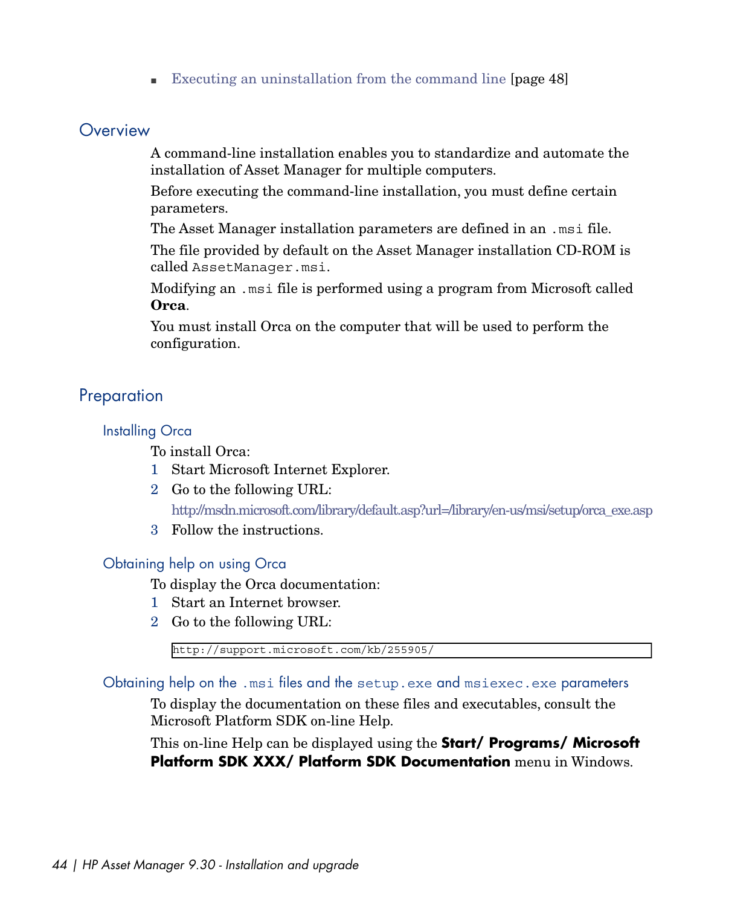- Executing an uninstallation from the command line [page 48]

## Overview

A command-line installation enables you to standardize and automate the installation of Asset Manager for multiple computers.

Before executing the command-line installation, you must define certain parameters.

The Asset Manager installation parameters are defined in an `.msi` file.

The file provided by default on the Asset Manager installation CD-ROM is called `AssetManager.msi`.

Modifying an `.msi` file is performed using a program from Microsoft called **Orca**.

You must install Orca on the computer that will be used to perform the configuration.

## Preparation

### Installing Orca

To install Orca:

1. Start Microsoft Internet Explorer.
2. Go to the following URL:

   http://msdn.microsoft.com/library/default.asp?url=/library/en-us/msi/setup/orca_exe.asp
3. Follow the instructions.

### Obtaining help on using Orca

To display the Orca documentation:

1. Start an Internet browser.
2. Go to the following URL:

```
http://support.microsoft.com/kb/255905/
```

### Obtaining help on the `.msi` files and the `setup.exe` and `msiexec.exe` parameters

To display the documentation on these files and executables, consult the Microsoft Platform SDK on-line Help.

This on-line Help can be displayed using the **Start/ Programs/ Microsoft Platform SDK XXX/ Platform SDK Documentation** menu in Windows.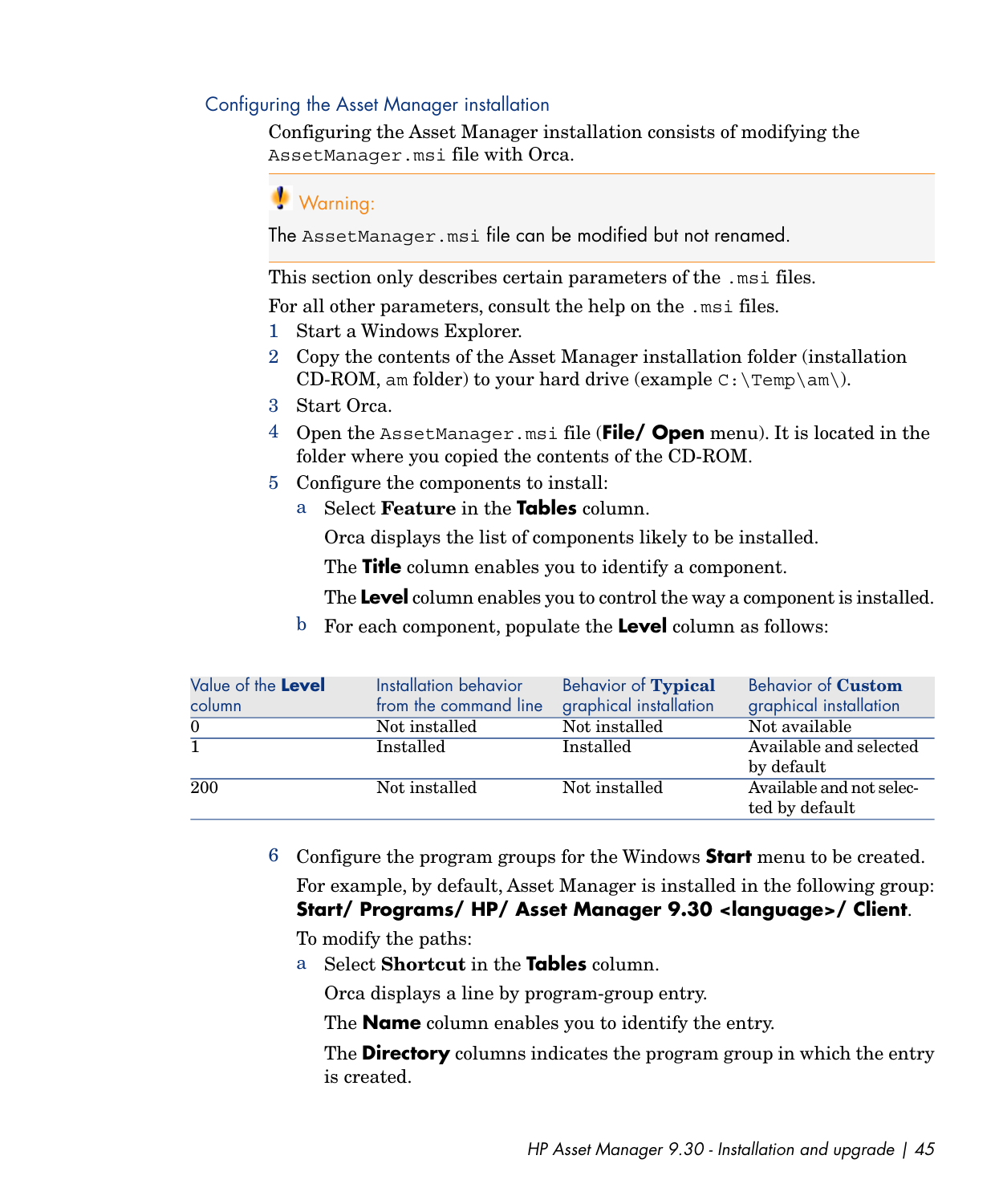### Configuring the Asset Manager installation

Configuring the Asset Manager installation consists of modifying the `AssetManager.msi` file with Orca.

> **Warning:**
>
> The `AssetManager.msi` file can be modified but not renamed.

This section only describes certain parameters of the `.msi` files.

For all other parameters, consult the help on the `.msi` files.

1. Start a Windows Explorer.
2. Copy the contents of the Asset Manager installation folder (installation CD-ROM, `am` folder) to your hard drive (example `C:\Temp\am\`).
3. Start Orca.
4. Open the `AssetManager.msi` file (**File/ Open** menu). It is located in the folder where you copied the contents of the CD-ROM.
5. Configure the components to install:
   a. Select **Feature** in the **Tables** column.

      Orca displays the list of components likely to be installed.

      The **Title** column enables you to identify a component.

      The **Level** column enables you to control the way a component is installed.

   b. For each component, populate the **Level** column as follows:

| Value of the **Level** column | Installation behavior from the command line | Behavior of **Typical** graphical installation | Behavior of **Custom** graphical installation |
|---|---|---|---|
| 0 | Not installed | Not installed | Not available |
| 1 | Installed | Installed | Available and selected by default |
| 200 | Not installed | Not installed | Available and not selected by default |

6. Configure the program groups for the Windows **Start** menu to be created.

   For example, by default, Asset Manager is installed in the following group: **Start/ Programs/ HP/ Asset Manager 9.30 <language>/ Client**.

   To modify the paths:

   a. Select **Shortcut** in the **Tables** column.

      Orca displays a line by program-group entry.

      The **Name** column enables you to identify the entry.

      The **Directory** columns indicates the program group in which the entry is created.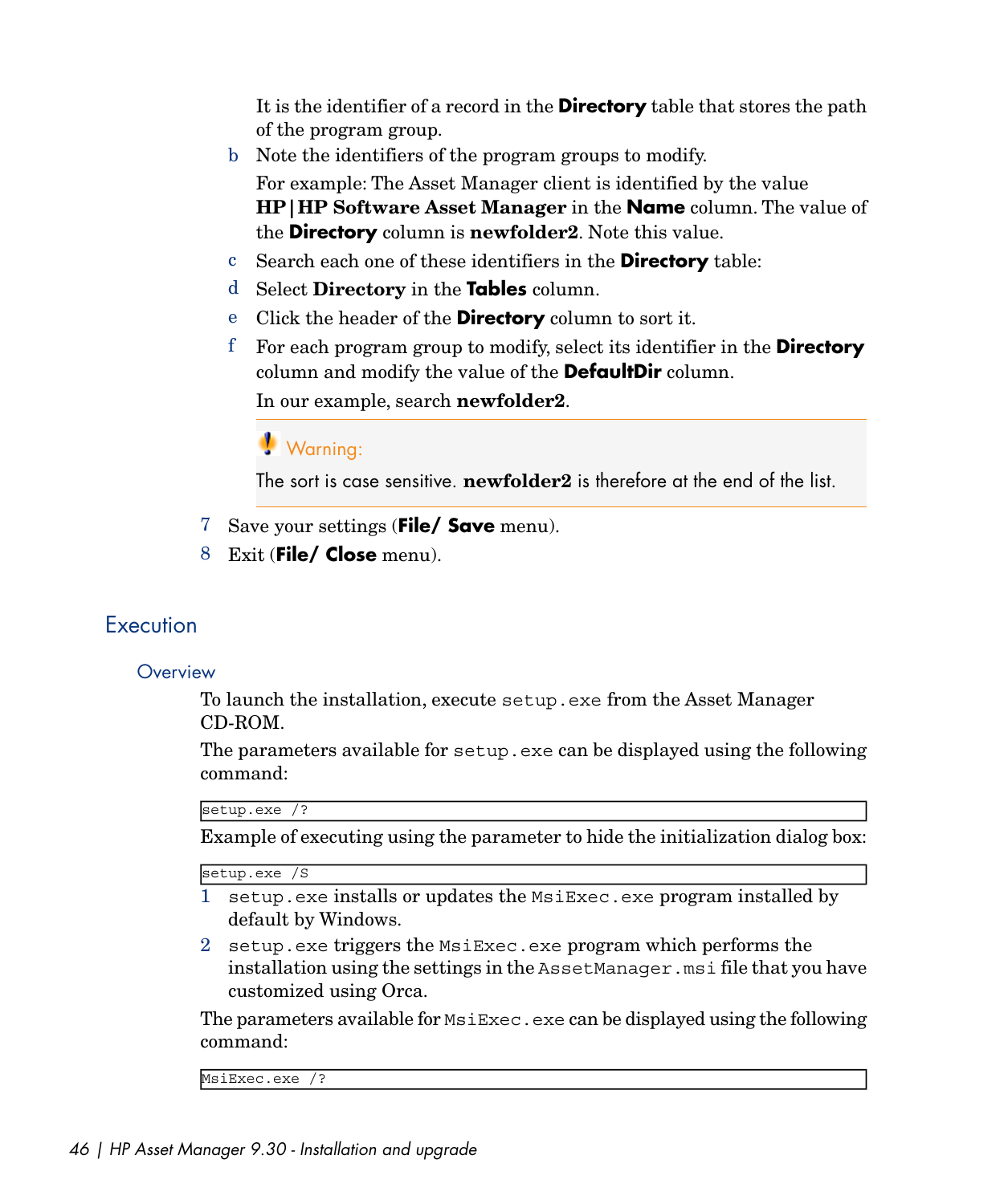It is the identifier of a record in the **Directory** table that stores the path of the program group.

b. Note the identifiers of the program groups to modify.

   For example: The Asset Manager client is identified by the value **HP|HP Software Asset Manager** in the **Name** column. The value of the **Directory** column is **newfolder2**. Note this value.

c. Search each one of these identifiers in the **Directory** table:

d. Select **Directory** in the **Tables** column.

e. Click the header of the **Directory** column to sort it.

f. For each program group to modify, select its identifier in the **Directory** column and modify the value of the **DefaultDir** column.

   In our example, search **newfolder2**.

> **Warning:**
>
> The sort is case sensitive. **newfolder2** is therefore at the end of the list.

7. Save your settings (**File/ Save** menu).
8. Exit (**File/ Close** menu).

## Execution

### Overview

To launch the installation, execute `setup.exe` from the Asset Manager CD-ROM.

The parameters available for `setup.exe` can be displayed using the following command:

```
setup.exe /?
```

Example of executing using the parameter to hide the initialization dialog box:

```
setup.exe /S
```

1. `setup.exe` installs or updates the `MsiExec.exe` program installed by default by Windows.
2. `setup.exe` triggers the `MsiExec.exe` program which performs the installation using the settings in the `AssetManager.msi` file that you have customized using Orca.

The parameters available for `MsiExec.exe` can be displayed using the following command:

```
MsiExec.exe /?
```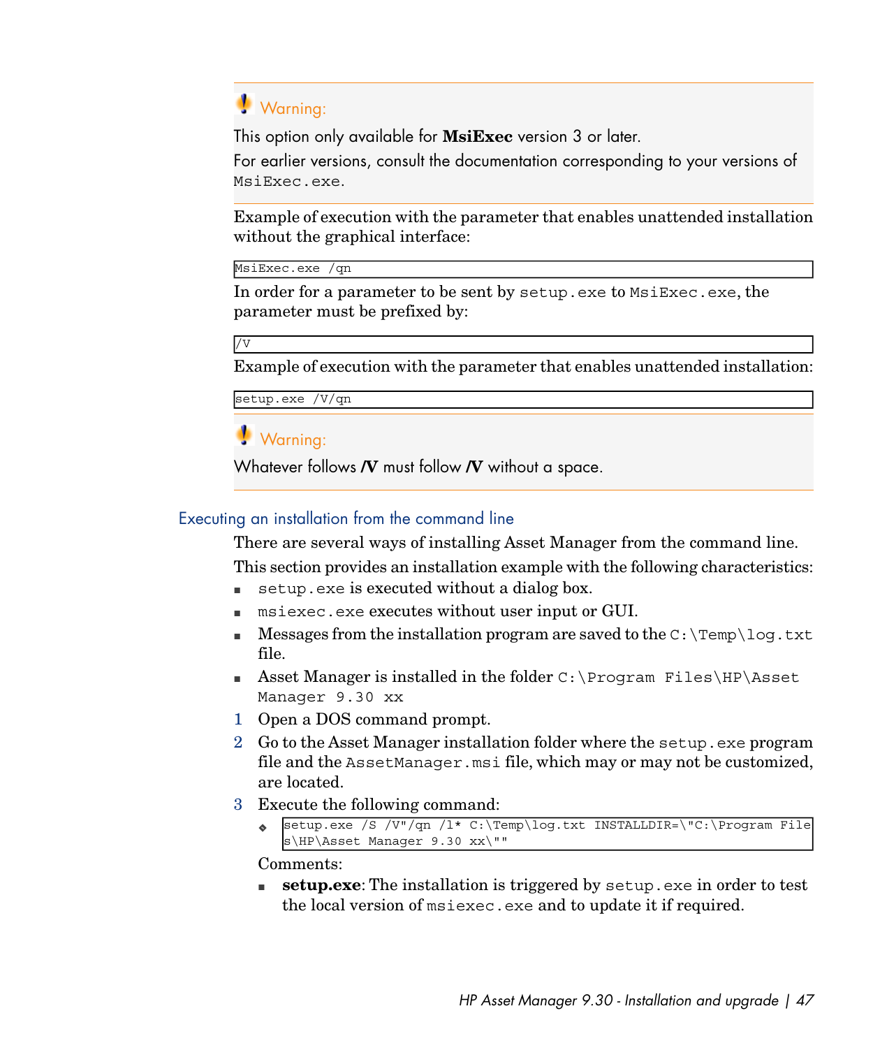> **Warning:**
>
> This option only available for **MsiExec** version 3 or later.
>
> For earlier versions, consult the documentation corresponding to your versions of `MsiExec.exe`.

Example of execution with the parameter that enables unattended installation without the graphical interface:

```
MsiExec.exe /qn
```

In order for a parameter to be sent by `setup.exe` to `MsiExec.exe`, the parameter must be prefixed by:

```
/V
```

Example of execution with the parameter that enables unattended installation:

```
setup.exe /V/qn
```

> **Warning:**
>
> Whatever follows **/V** must follow **/V** without a space.

## Executing an installation from the command line

There are several ways of installing Asset Manager from the command line.

This section provides an installation example with the following characteristics:

- `setup.exe` is executed without a dialog box.
- `msiexec.exe` executes without user input or GUI.
- Messages from the installation program are saved to the `C:\Temp\log.txt` file.
- Asset Manager is installed in the folder `C:\Program Files\HP\Asset Manager 9.30 xx`

1. Open a DOS command prompt.
2. Go to the Asset Manager installation folder where the `setup.exe` program file and the `AssetManager.msi` file, which may or may not be customized, are located.
3. Execute the following command:

   ```
   setup.exe /S /V"/qn /l* C:\Temp\log.txt INSTALLDIR=\"C:\Program Files\HP\Asset Manager 9.30 xx\""
   ```

   Comments:

   - **setup.exe**: The installation is triggered by `setup.exe` in order to test the local version of `msiexec.exe` and to update it if required.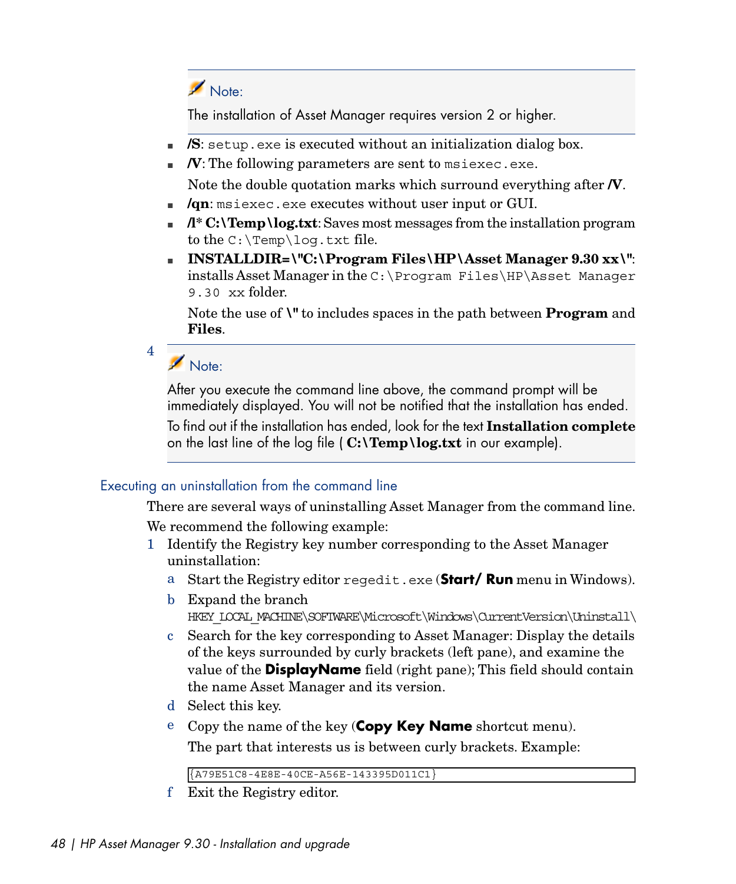> **Note:**
>
> The installation of Asset Manager requires version 2 or higher.

- **/S**: `setup.exe` is executed without an initialization dialog box.
- **/V**: The following parameters are sent to `msiexec.exe`.

  Note the double quotation marks which surround everything after **/V**.
- **/qn**: `msiexec.exe` executes without user input or GUI.
- **/l* C:\Temp\log.txt**: Saves most messages from the installation program to the `C:\Temp\log.txt` file.
- **INSTALLDIR=\"C:\Program Files\HP\Asset Manager 9.30 xx\"**: installs Asset Manager in the `C:\Program Files\HP\Asset Manager 9.30 xx` folder.

  Note the use of **\"** to includes spaces in the path between **Program** and **Files**.

4

> **Note:**
>
> After you execute the command line above, the command prompt will be immediately displayed. You will not be notified that the installation has ended.
>
> To find out if the installation has ended, look for the text **Installation complete** on the last line of the log file ( **C:\Temp\log.txt** in our example).

### Executing an uninstallation from the command line

There are several ways of uninstalling Asset Manager from the command line.

We recommend the following example:

1. Identify the Registry key number corresponding to the Asset Manager uninstallation:
   a. Start the Registry editor `regedit.exe` (**Start/ Run** menu in Windows).
   b. Expand the branch `HKEY_LOCAL_MACHINE\SOFTWARE\Microsoft\Windows\CurrentVersion\Uninstall\`
   c. Search for the key corresponding to Asset Manager: Display the details of the keys surrounded by curly brackets (left pane), and examine the value of the **DisplayName** field (right pane); This field should contain the name Asset Manager and its version.
   d. Select this key.
   e. Copy the name of the key (**Copy Key Name** shortcut menu).

      The part that interests us is between curly brackets. Example:

      ```
      {A79E51C8-4E8E-40CE-A56E-143395D011C1}
      ```
   f. Exit the Registry editor.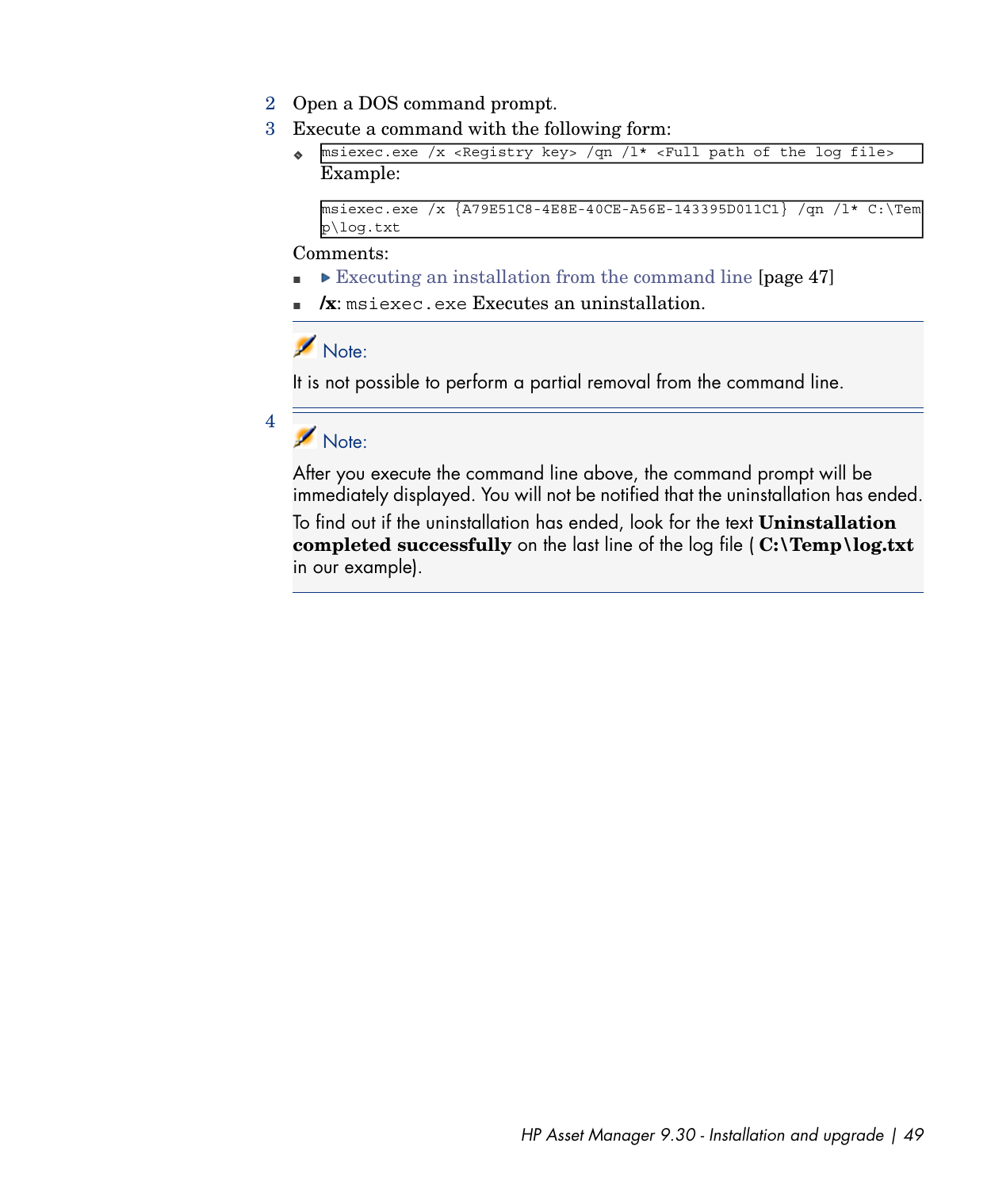2. Open a DOS command prompt.
3. Execute a command with the following form:

   - ```
     msiexec.exe /x <Registry key> /qn /l* <Full path of the log file>
     ```

     Example:

     ```
     msiexec.exe /x {A79E51C8-4E8E-40CE-A56E-143395D011C1} /qn /l* C:\Temp\log.txt
     ```

   Comments:

   - ▶ Executing an installation from the command line [page 47]
   - **/x**: `msiexec.exe` Executes an uninstallation.

   > **Note:**
   >
   > It is not possible to perform a partial removal from the command line.

4. > **Note:**
   >
   > After you execute the command line above, the command prompt will be immediately displayed. You will not be notified that the uninstallation has ended.
   >
   > To find out if the uninstallation has ended, look for the text **Uninstallation completed successfully** on the last line of the log file ( **C:\Temp\log.txt** in our example).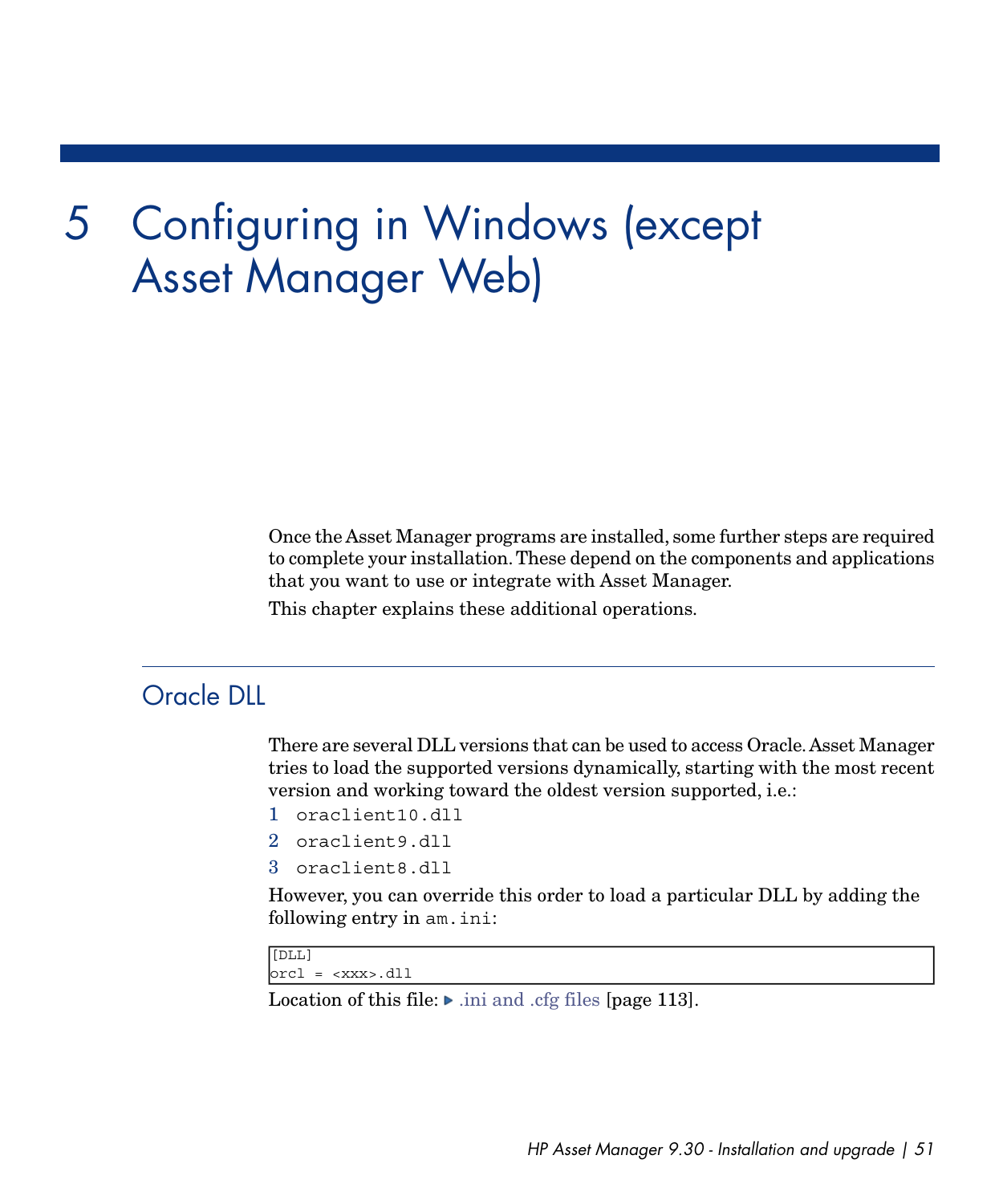# 5 Configuring in Windows (except Asset Manager Web)

Once the Asset Manager programs are installed, some further steps are required to complete your installation. These depend on the components and applications that you want to use or integrate with Asset Manager.

This chapter explains these additional operations.

## Oracle DLL

There are several DLL versions that can be used to access Oracle. Asset Manager tries to load the supported versions dynamically, starting with the most recent version and working toward the oldest version supported, i.e.:

1. `oraclient10.dll`
2. `oraclient9.dll`
3. `oraclient8.dll`

However, you can override this order to load a particular DLL by adding the following entry in `am.ini`:

```
[DLL]
orcl = <xxx>.dll
```

Location of this file: ▶ .ini and .cfg files [page 113].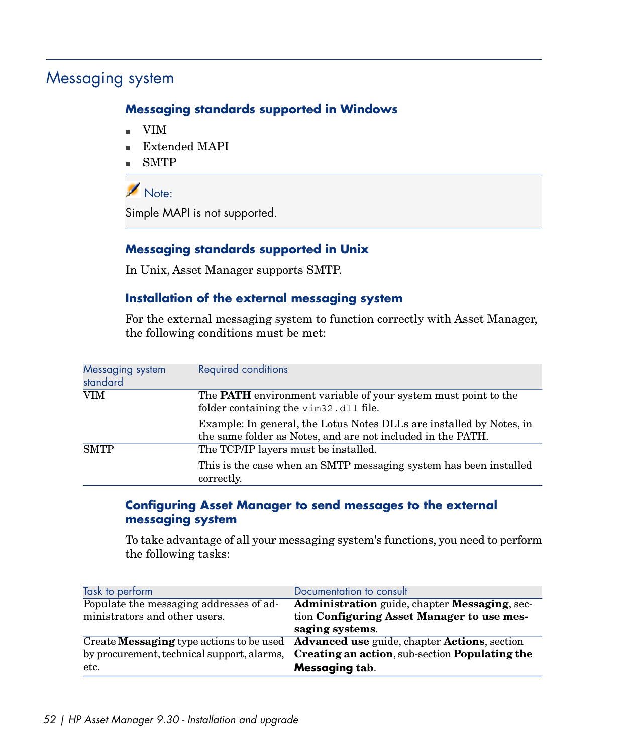## Messaging system

### Messaging standards supported in Windows

- VIM
- Extended MAPI
- SMTP

> Note:
>
> Simple MAPI is not supported.

### Messaging standards supported in Unix

In Unix, Asset Manager supports SMTP.

### Installation of the external messaging system

For the external messaging system to function correctly with Asset Manager, the following conditions must be met:

| Messaging system standard | Required conditions |
| --- | --- |
| VIM | The **PATH** environment variable of your system must point to the folder containing the `vim32.dll` file.<br>Example: In general, the Lotus Notes DLLs are installed by Notes, in the same folder as Notes, and are not included in the PATH. |
| SMTP | The TCP/IP layers must be installed.<br>This is the case when an SMTP messaging system has been installed correctly. |

### Configuring Asset Manager to send messages to the external messaging system

To take advantage of all your messaging system's functions, you need to perform the following tasks:

| Task to perform | Documentation to consult |
| --- | --- |
| Populate the messaging addresses of administrators and other users. | **Administration** guide, chapter **Messaging**, section **Configuring Asset Manager to use messaging systems**. |
| Create **Messaging** type actions to be used by procurement, technical support, alarms, etc. | **Advanced use** guide, chapter **Actions**, section **Creating an action**, sub-section **Populating the Messaging tab**. |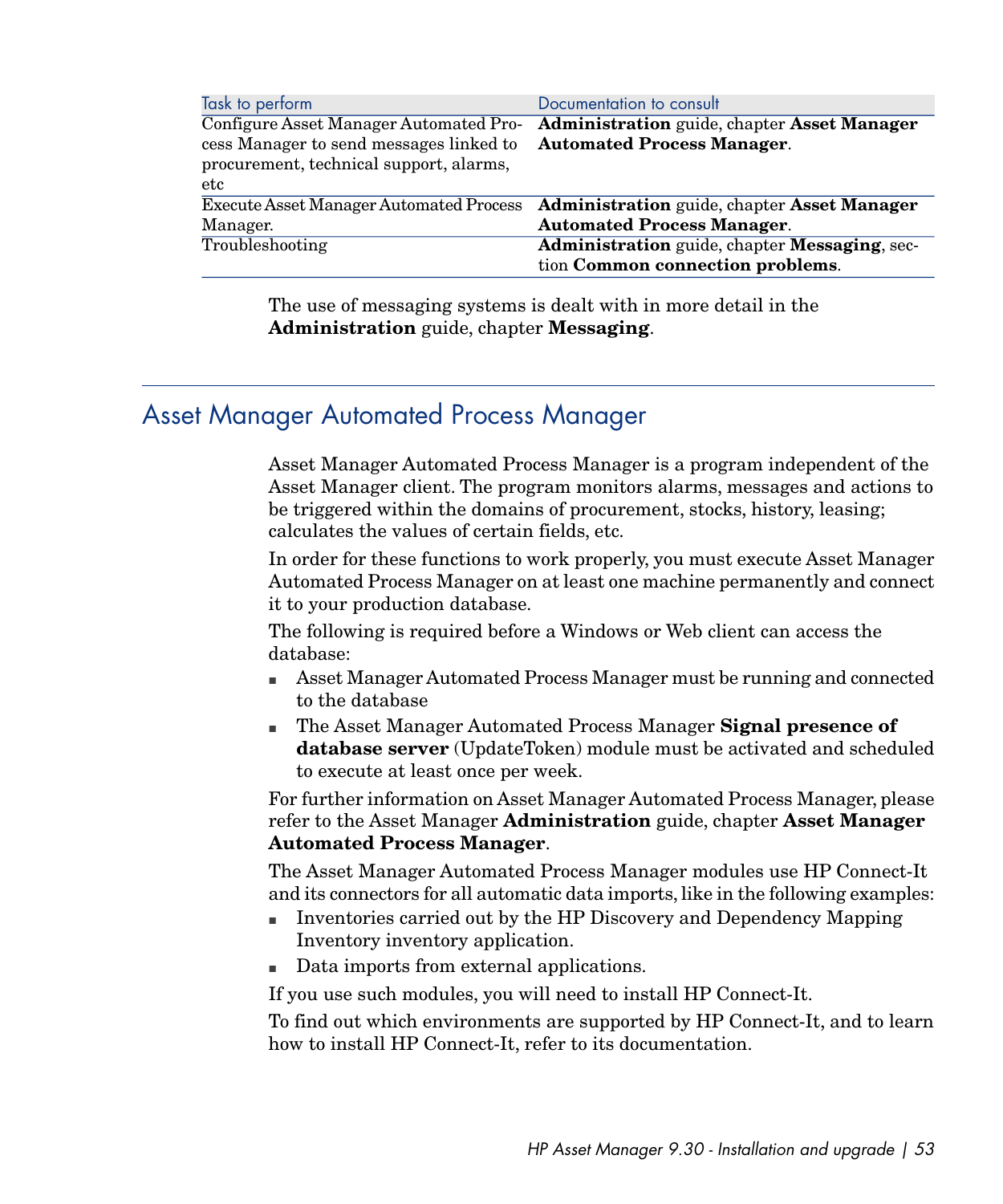| Task to perform | Documentation to consult |
| --- | --- |
| Configure Asset Manager Automated Process Manager to send messages linked to procurement, technical support, alarms, etc | **Administration** guide, chapter **Asset Manager Automated Process Manager**. |
| Execute Asset Manager Automated Process Manager. | **Administration** guide, chapter **Asset Manager Automated Process Manager**. |
| Troubleshooting | **Administration** guide, chapter **Messaging**, section **Common connection problems**. |

The use of messaging systems is dealt with in more detail in the **Administration** guide, chapter **Messaging**.

## Asset Manager Automated Process Manager

Asset Manager Automated Process Manager is a program independent of the Asset Manager client. The program monitors alarms, messages and actions to be triggered within the domains of procurement, stocks, history, leasing; calculates the values of certain fields, etc.

In order for these functions to work properly, you must execute Asset Manager Automated Process Manager on at least one machine permanently and connect it to your production database.

The following is required before a Windows or Web client can access the database:

- Asset Manager Automated Process Manager must be running and connected to the database
- The Asset Manager Automated Process Manager **Signal presence of database server** (UpdateToken) module must be activated and scheduled to execute at least once per week.

For further information on Asset Manager Automated Process Manager, please refer to the Asset Manager **Administration** guide, chapter **Asset Manager Automated Process Manager**.

The Asset Manager Automated Process Manager modules use HP Connect-It and its connectors for all automatic data imports, like in the following examples:

- Inventories carried out by the HP Discovery and Dependency Mapping Inventory inventory application.
- Data imports from external applications.

If you use such modules, you will need to install HP Connect-It.

To find out which environments are supported by HP Connect-It, and to learn how to install HP Connect-It, refer to its documentation.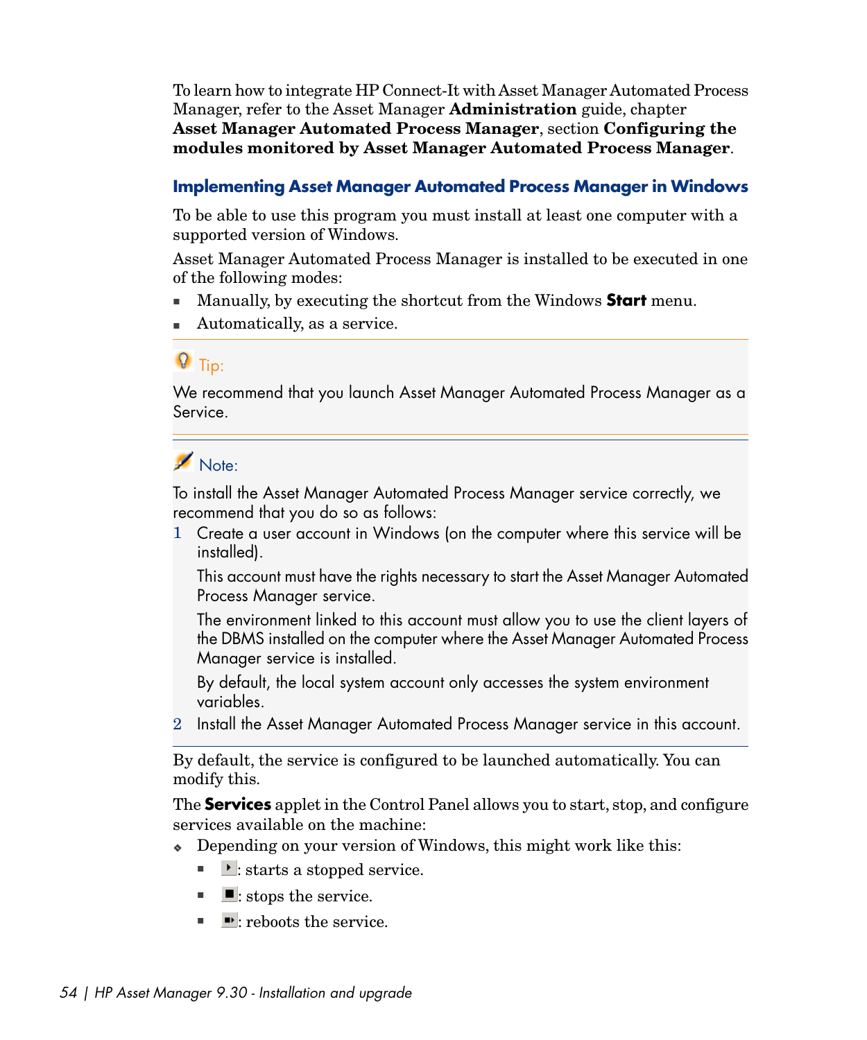To learn how to integrate HP Connect-It with Asset Manager Automated Process Manager, refer to the Asset Manager **Administration** guide, chapter **Asset Manager Automated Process Manager**, section **Configuring the modules monitored by Asset Manager Automated Process Manager**.

### Implementing Asset Manager Automated Process Manager in Windows

To be able to use this program you must install at least one computer with a supported version of Windows.

Asset Manager Automated Process Manager is installed to be executed in one of the following modes:

- Manually, by executing the shortcut from the Windows **Start** menu.
- Automatically, as a service.

> Tip:
>
> We recommend that you launch Asset Manager Automated Process Manager as a Service.

> Note:
>
> To install the Asset Manager Automated Process Manager service correctly, we recommend that you do so as follows:
>
> 1. Create a user account in Windows (on the computer where this service will be installed).
>
>    This account must have the rights necessary to start the Asset Manager Automated Process Manager service.
>
>    The environment linked to this account must allow you to use the client layers of the DBMS installed on the computer where the Asset Manager Automated Process Manager service is installed.
>
>    By default, the local system account only accesses the system environment variables.
> 2. Install the Asset Manager Automated Process Manager service in this account.

By default, the service is configured to be launched automatically. You can modify this.

The **Services** applet in the Control Panel allows you to start, stop, and configure services available on the machine:

- Depending on your version of Windows, this might work like this:
  - ▶: starts a stopped service.
  - ■: stops the service.
  - ■▶: reboots the service.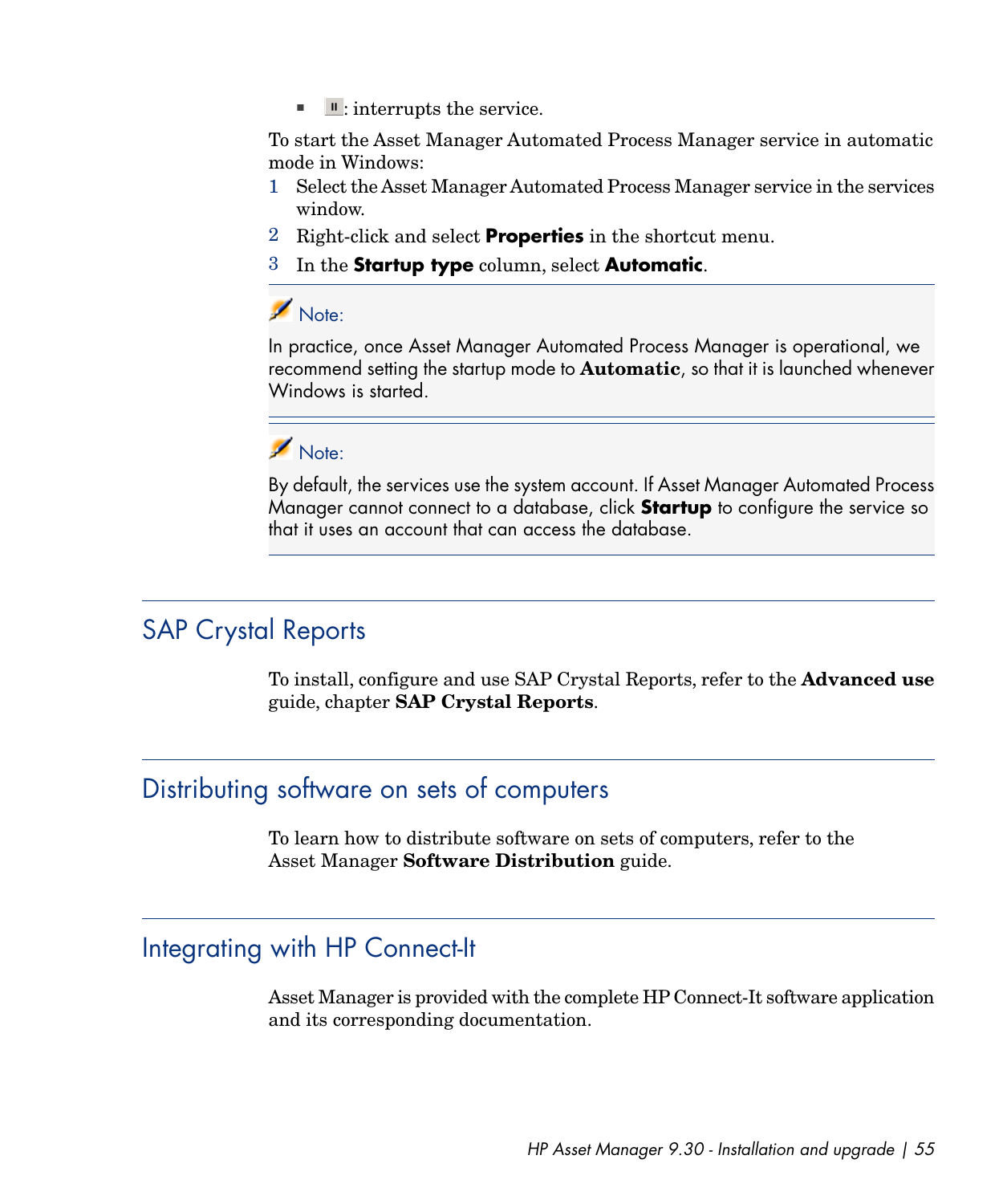- ⏸: interrupts the service.

To start the Asset Manager Automated Process Manager service in automatic mode in Windows:

1. Select the Asset Manager Automated Process Manager service in the services window.
2. Right-click and select **Properties** in the shortcut menu.
3. In the **Startup type** column, select **Automatic**.

> Note:
>
> In practice, once Asset Manager Automated Process Manager is operational, we recommend setting the startup mode to **Automatic**, so that it is launched whenever Windows is started.

> Note:
>
> By default, the services use the system account. If Asset Manager Automated Process Manager cannot connect to a database, click **Startup** to configure the service so that it uses an account that can access the database.

## SAP Crystal Reports

To install, configure and use SAP Crystal Reports, refer to the **Advanced use** guide, chapter **SAP Crystal Reports**.

## Distributing software on sets of computers

To learn how to distribute software on sets of computers, refer to the Asset Manager **Software Distribution** guide.

## Integrating with HP Connect-It

Asset Manager is provided with the complete HP Connect-It software application and its corresponding documentation.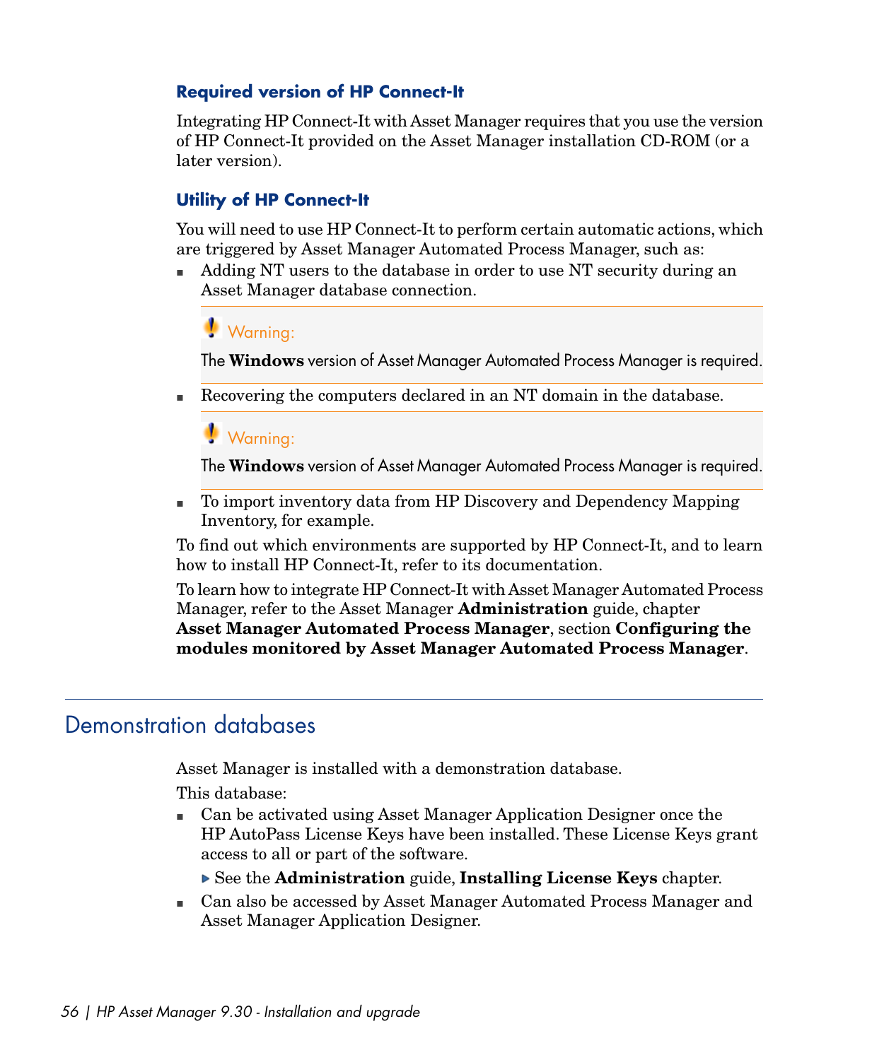### Required version of HP Connect-It

Integrating HP Connect-It with Asset Manager requires that you use the version of HP Connect-It provided on the Asset Manager installation CD-ROM (or a later version).

### Utility of HP Connect-It

You will need to use HP Connect-It to perform certain automatic actions, which are triggered by Asset Manager Automated Process Manager, such as:

- Adding NT users to the database in order to use NT security during an Asset Manager database connection.

  > Warning:
  >
  > The **Windows** version of Asset Manager Automated Process Manager is required.

- Recovering the computers declared in an NT domain in the database.

  > Warning:
  >
  > The **Windows** version of Asset Manager Automated Process Manager is required.

- To import inventory data from HP Discovery and Dependency Mapping Inventory, for example.

To find out which environments are supported by HP Connect-It, and to learn how to install HP Connect-It, refer to its documentation.

To learn how to integrate HP Connect-It with Asset Manager Automated Process Manager, refer to the Asset Manager **Administration** guide, chapter **Asset Manager Automated Process Manager**, section **Configuring the modules monitored by Asset Manager Automated Process Manager**.

## Demonstration databases

Asset Manager is installed with a demonstration database.

This database:

- Can be activated using Asset Manager Application Designer once the HP AutoPass License Keys have been installed. These License Keys grant access to all or part of the software.

  ▶ See the **Administration** guide, **Installing License Keys** chapter.

- Can also be accessed by Asset Manager Automated Process Manager and Asset Manager Application Designer.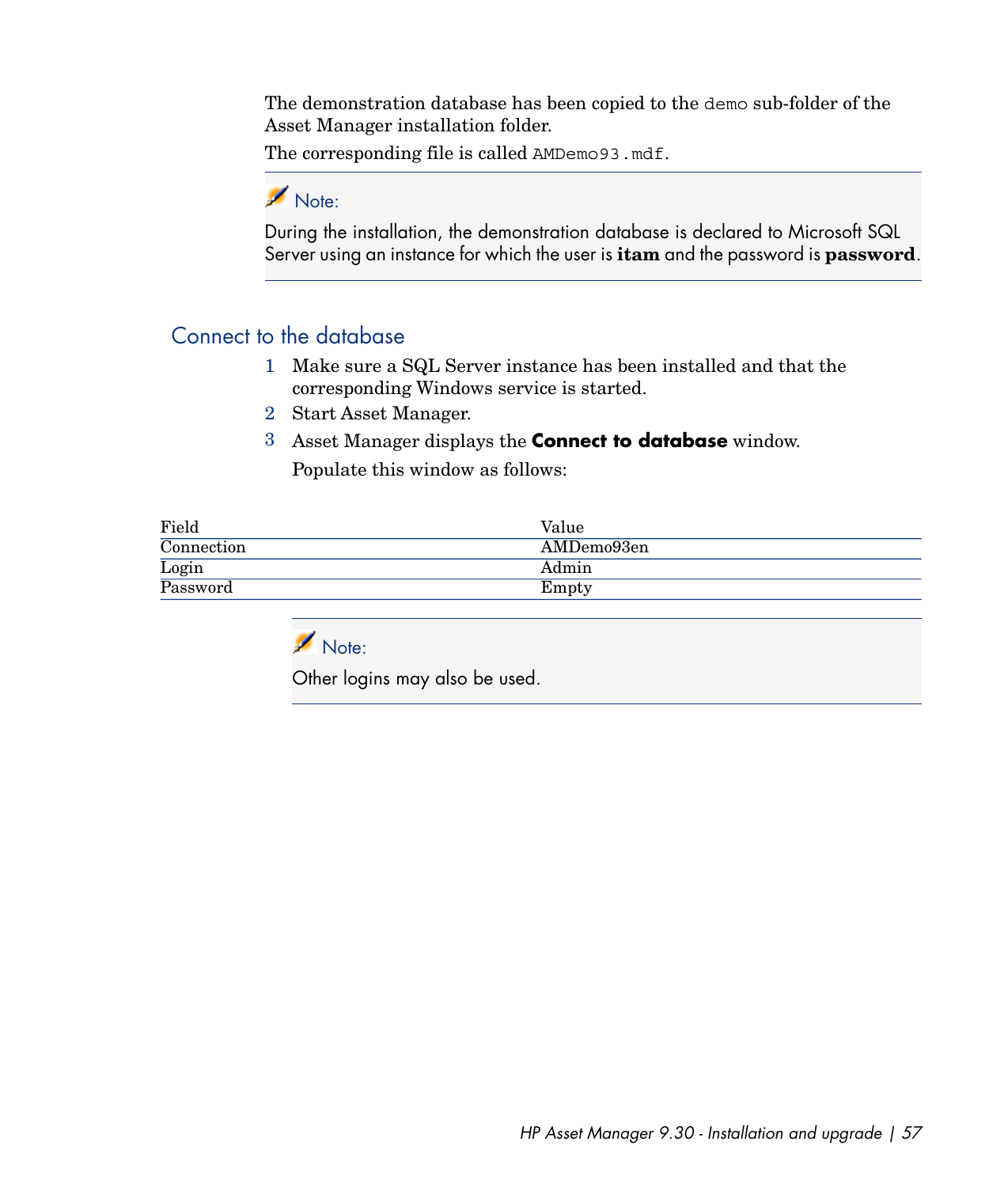The demonstration database has been copied to the `demo` sub-folder of the Asset Manager installation folder.

The corresponding file is called `AMDemo93.mdf`.

> **Note:**
>
> During the installation, the demonstration database is declared to Microsoft SQL Server using an instance for which the user is **itam** and the password is **password**.

## Connect to the database

1. Make sure a SQL Server instance has been installed and that the corresponding Windows service is started.
2. Start Asset Manager.
3. Asset Manager displays the **Connect to database** window.

   Populate this window as follows:

| Field | Value |
| --- | --- |
| Connection | AMDemo93en |
| Login | Admin |
| Password | Empty |

> **Note:**
>
> Other logins may also be used.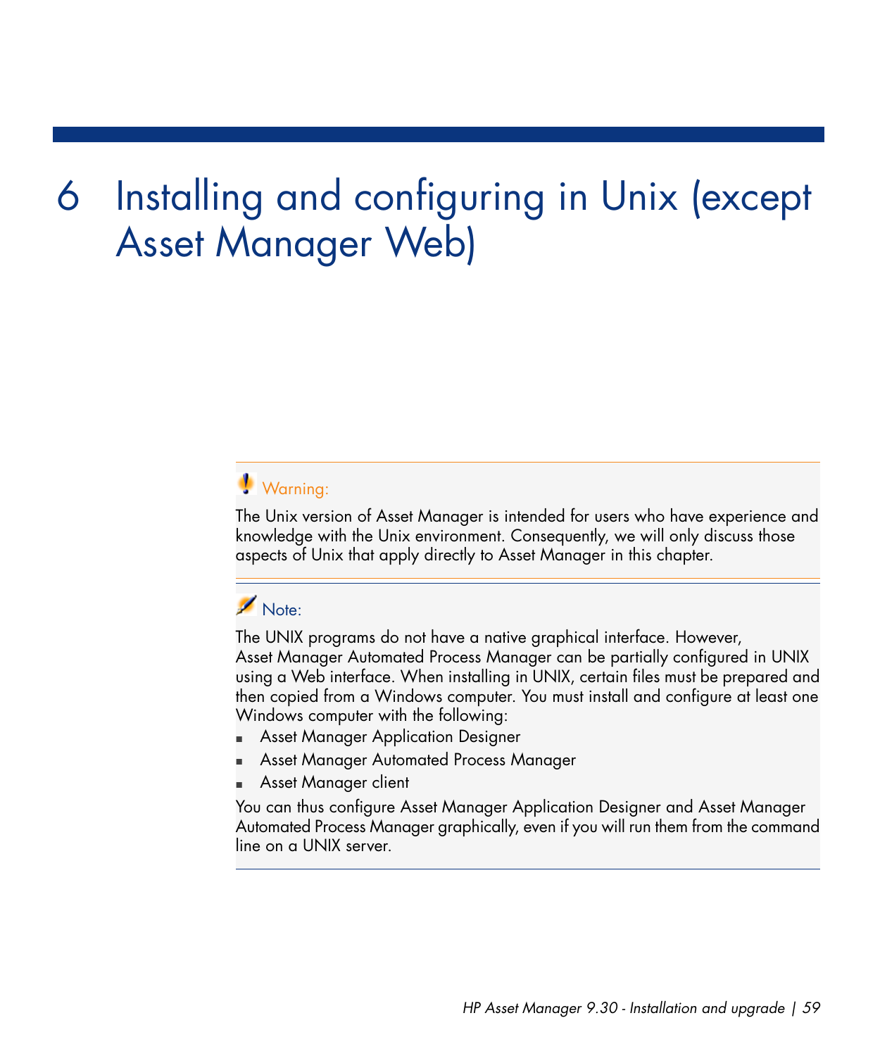# 6 Installing and configuring in Unix (except Asset Manager Web)

**Warning:**

The Unix version of Asset Manager is intended for users who have experience and knowledge with the Unix environment. Consequently, we will only discuss those aspects of Unix that apply directly to Asset Manager in this chapter.

**Note:**

The UNIX programs do not have a native graphical interface. However, Asset Manager Automated Process Manager can be partially configured in UNIX using a Web interface. When installing in UNIX, certain files must be prepared and then copied from a Windows computer. You must install and configure at least one Windows computer with the following:

- Asset Manager Application Designer
- Asset Manager Automated Process Manager
- Asset Manager client

You can thus configure Asset Manager Application Designer and Asset Manager Automated Process Manager graphically, even if you will run them from the command line on a UNIX server.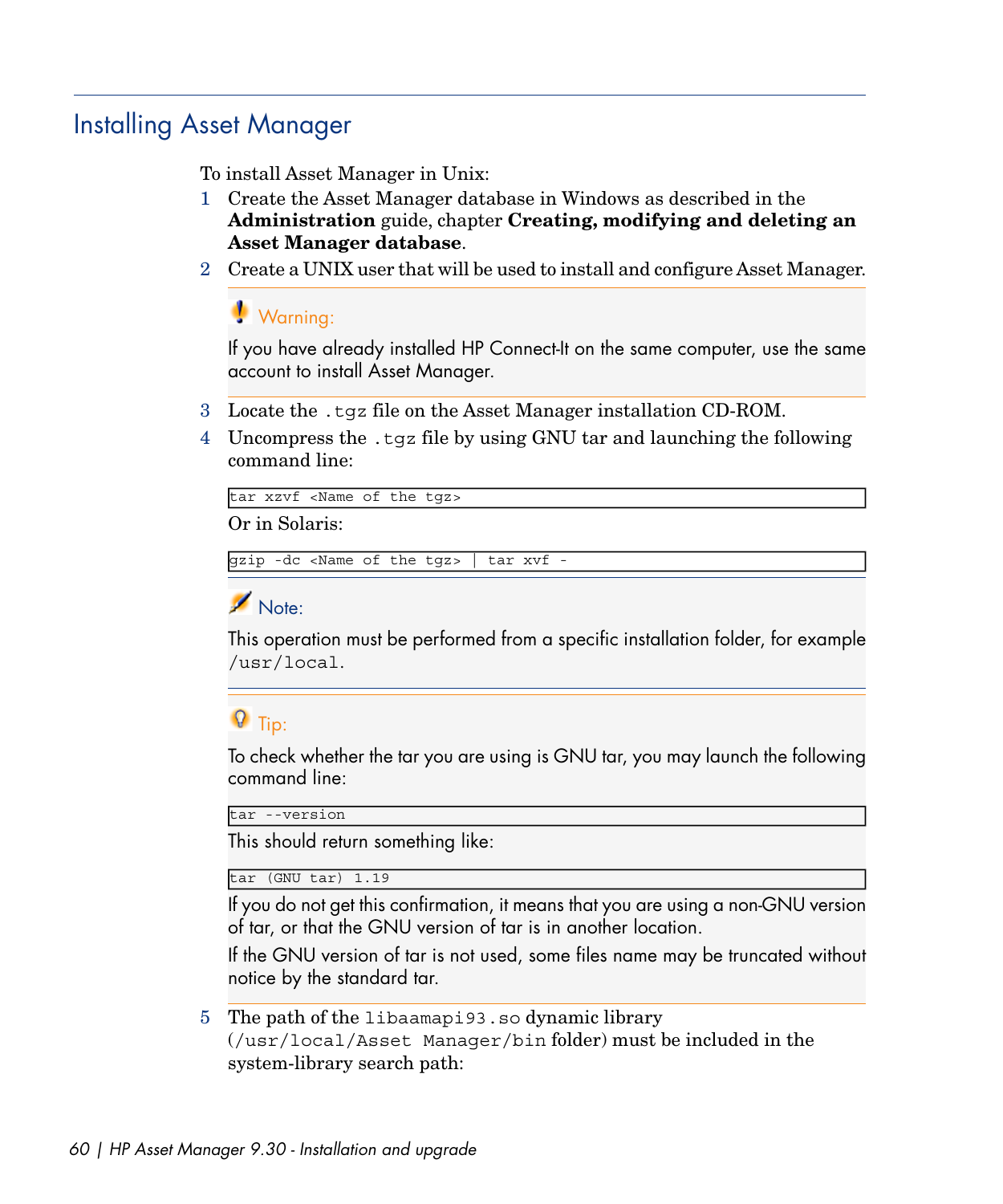## Installing Asset Manager

To install Asset Manager in Unix:

1. Create the Asset Manager database in Windows as described in the **Administration** guide, chapter **Creating, modifying and deleting an Asset Manager database**.
2. Create a UNIX user that will be used to install and configure Asset Manager.

   > **Warning:**
   >
   > If you have already installed HP Connect-It on the same computer, use the same account to install Asset Manager.

3. Locate the `.tgz` file on the Asset Manager installation CD-ROM.
4. Uncompress the `.tgz` file by using GNU tar and launching the following command line:

   ```
   tar xzvf <Name of the tgz>
   ```

   Or in Solaris:

   ```
   gzip -dc <Name of the tgz> | tar xvf -
   ```

   > **Note:**
   >
   > This operation must be performed from a specific installation folder, for example `/usr/local`.

   > **Tip:**
   >
   > To check whether the tar you are using is GNU tar, you may launch the following command line:
   >
   > ```
   > tar --version
   > ```
   >
   > This should return something like:
   >
   > ```
   > tar (GNU tar) 1.19
   > ```
   >
   > If you do not get this confirmation, it means that you are using a non-GNU version of tar, or that the GNU version of tar is in another location.
   >
   > If the GNU version of tar is not used, some files name may be truncated without notice by the standard tar.

5. The path of the `libaamapi93.so` dynamic library (`/usr/local/Asset Manager/bin` folder) must be included in the system-library search path: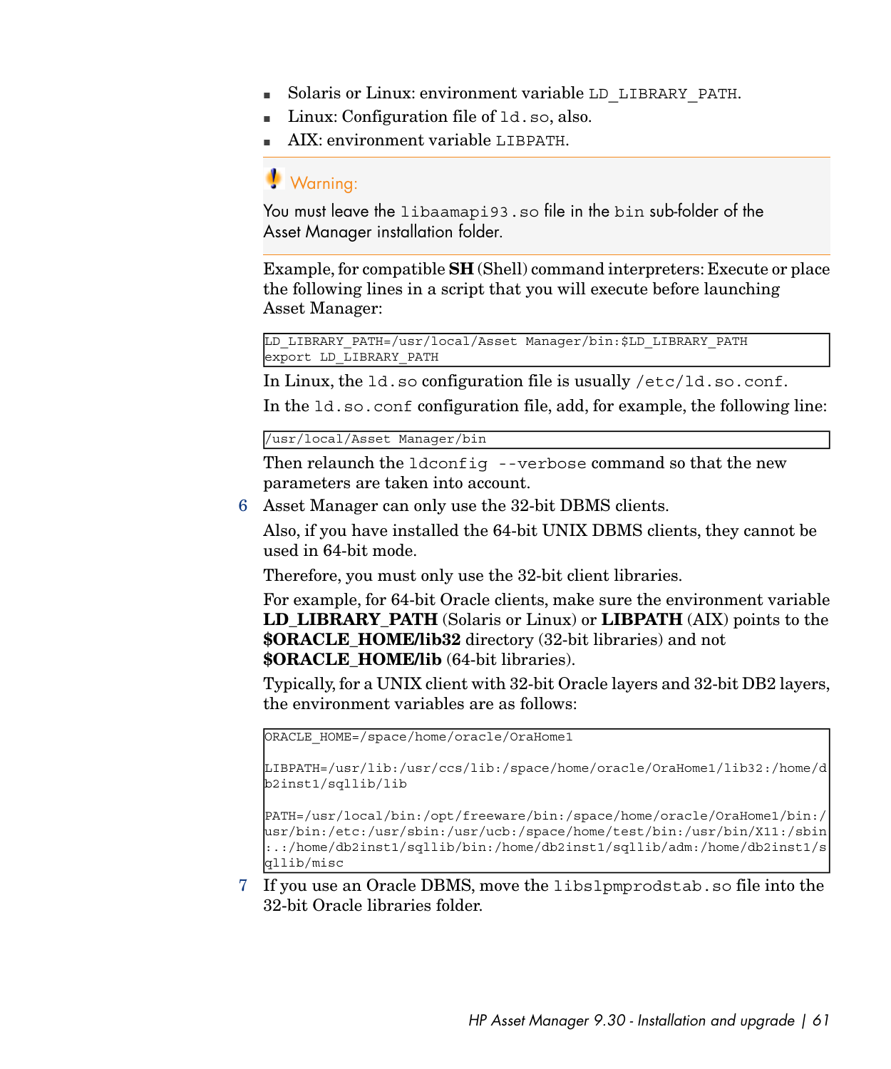- Solaris or Linux: environment variable `LD_LIBRARY_PATH`.
- Linux: Configuration file of `ld.so`, also.
- AIX: environment variable `LIBPATH`.

> **Warning:**
>
> You must leave the `libaamapi93.so` file in the `bin` sub-folder of the Asset Manager installation folder.

Example, for compatible **SH** (Shell) command interpreters: Execute or place the following lines in a script that you will execute before launching Asset Manager:

```
LD_LIBRARY_PATH=/usr/local/Asset Manager/bin:$LD_LIBRARY_PATH
export LD_LIBRARY_PATH
```

In Linux, the `ld.so` configuration file is usually `/etc/ld.so.conf`.

In the `ld.so.conf` configuration file, add, for example, the following line:

```
/usr/local/Asset Manager/bin
```

Then relaunch the `ldconfig --verbose` command so that the new parameters are taken into account.

6. Asset Manager can only use the 32-bit DBMS clients.

   Also, if you have installed the 64-bit UNIX DBMS clients, they cannot be used in 64-bit mode.

   Therefore, you must only use the 32-bit client libraries.

   For example, for 64-bit Oracle clients, make sure the environment variable **LD_LIBRARY_PATH** (Solaris or Linux) or **LIBPATH** (AIX) points to the **$ORACLE_HOME/lib32** directory (32-bit libraries) and not **$ORACLE_HOME/lib** (64-bit libraries).

   Typically, for a UNIX client with 32-bit Oracle layers and 32-bit DB2 layers, the environment variables are as follows:

   ```
   ORACLE_HOME=/space/home/oracle/OraHome1

   LIBPATH=/usr/lib:/usr/ccs/lib:/space/home/oracle/OraHome1/lib32:/home/db2inst1/sqllib/lib

   PATH=/usr/local/bin:/opt/freeware/bin:/space/home/oracle/OraHome1/bin:/usr/bin:/etc:/usr/sbin:/usr/ucb:/space/home/test/bin:/usr/bin/X11:/sbin:.:/home/db2inst1/sqllib/bin:/home/db2inst1/sqllib/adm:/home/db2inst1/sqllib/misc
   ```

7. If you use an Oracle DBMS, move the `libslpmprodstab.so` file into the 32-bit Oracle libraries folder.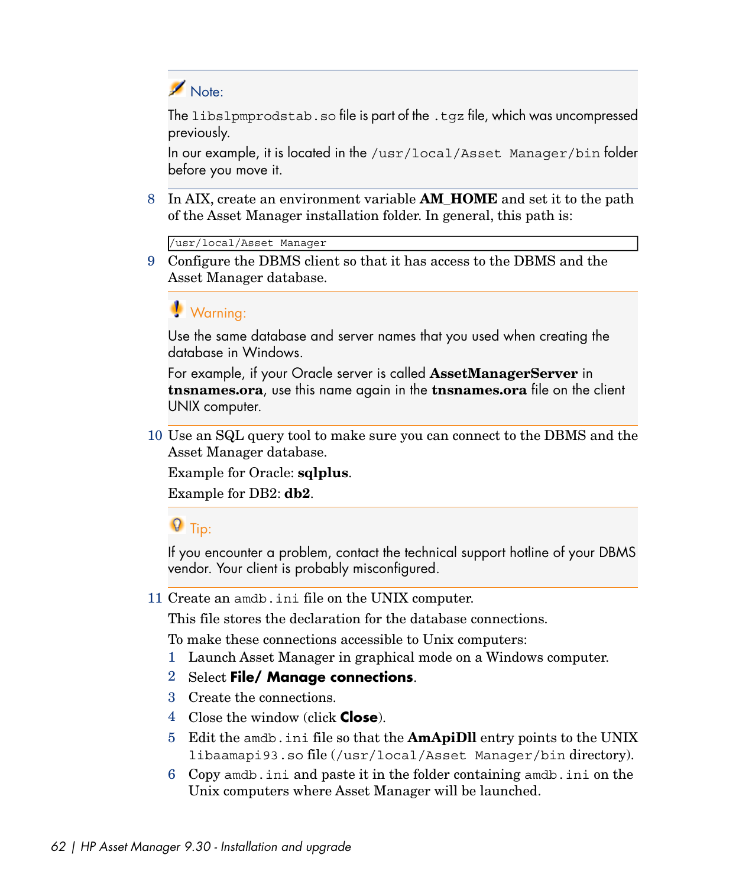> **Note:**
>
> The `libslpmprodstab.so` file is part of the `.tgz` file, which was uncompressed previously.
>
> In our example, it is located in the `/usr/local/Asset Manager/bin` folder before you move it.

8. In AIX, create an environment variable **AM_HOME** and set it to the path of the Asset Manager installation folder. In general, this path is:

```
/usr/local/Asset Manager
```

9. Configure the DBMS client so that it has access to the DBMS and the Asset Manager database.

> **Warning:**
>
> Use the same database and server names that you used when creating the database in Windows.
>
> For example, if your Oracle server is called **AssetManagerServer** in **tnsnames.ora**, use this name again in the **tnsnames.ora** file on the client UNIX computer.

10. Use an SQL query tool to make sure you can connect to the DBMS and the Asset Manager database.

    Example for Oracle: **sqlplus**.

    Example for DB2: **db2**.

> **Tip:**
>
> If you encounter a problem, contact the technical support hotline of your DBMS vendor. Your client is probably misconfigured.

11. Create an `amdb.ini` file on the UNIX computer.

    This file stores the declaration for the database connections.

    To make these connections accessible to Unix computers:

    1. Launch Asset Manager in graphical mode on a Windows computer.
    2. Select **File/ Manage connections**.
    3. Create the connections.
    4. Close the window (click **Close**).
    5. Edit the `amdb.ini` file so that the **AmApiDll** entry points to the UNIX `libaamapi93.so` file (`/usr/local/Asset Manager/bin` directory).
    6. Copy `amdb.ini` and paste it in the folder containing `amdb.ini` on the Unix computers where Asset Manager will be launched.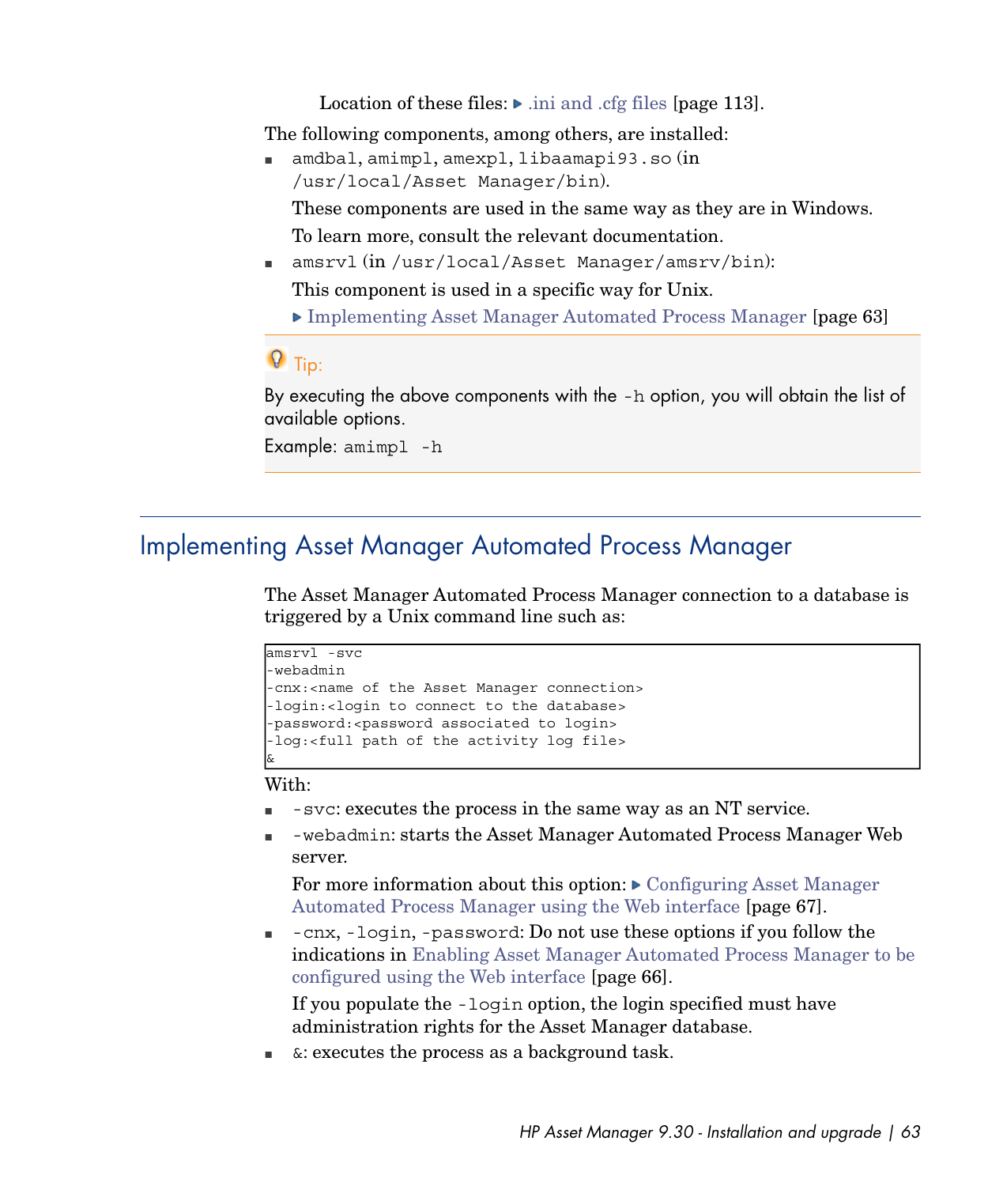Location of these files: ▶ .ini and .cfg files [page 113].

The following components, among others, are installed:

- `amdbal`, `amimpl`, `amexpl`, `libaamapi93.so` (in `/usr/local/Asset Manager/bin`).

  These components are used in the same way as they are in Windows.

  To learn more, consult the relevant documentation.

- `amsrvl` (in `/usr/local/Asset Manager/amsrv/bin`):

  This component is used in a specific way for Unix.

  ▶ Implementing Asset Manager Automated Process Manager [page 63]

> **Tip:**
>
> By executing the above components with the `-h` option, you will obtain the list of available options.
>
> Example: `amimpl -h`

## Implementing Asset Manager Automated Process Manager

The Asset Manager Automated Process Manager connection to a database is triggered by a Unix command line such as:

```
amsrvl -svc
-webadmin
-cnx:<name of the Asset Manager connection>
-login:<login to connect to the database>
-password:<password associated to login>
-log:<full path of the activity log file>
&
```

With:

- `-svc`: executes the process in the same way as an NT service.
- `-webadmin`: starts the Asset Manager Automated Process Manager Web server.

  For more information about this option: ▶ Configuring Asset Manager Automated Process Manager using the Web interface [page 67].

- `-cnx`, `-login`, `-password`: Do not use these options if you follow the indications in Enabling Asset Manager Automated Process Manager to be configured using the Web interface [page 66].

  If you populate the `-login` option, the login specified must have administration rights for the Asset Manager database.

- `&`: executes the process as a background task.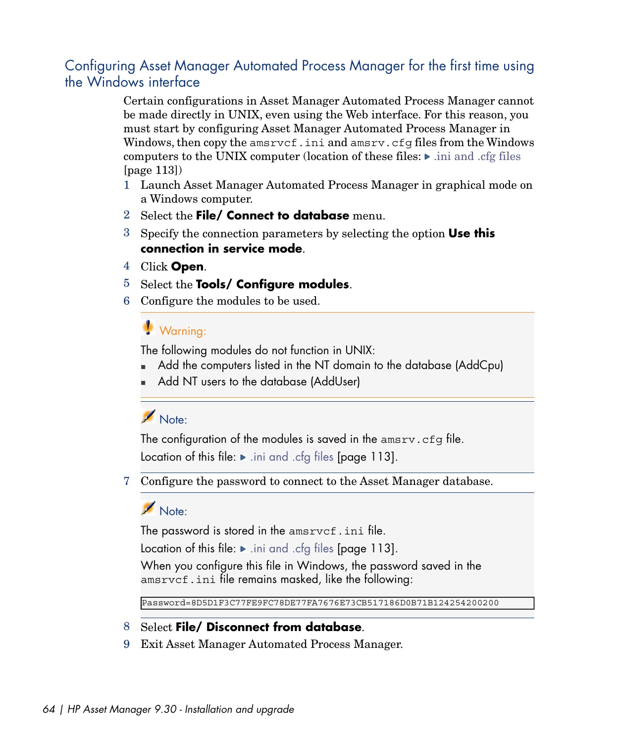## Configuring Asset Manager Automated Process Manager for the first time using the Windows interface

Certain configurations in Asset Manager Automated Process Manager cannot be made directly in UNIX, even using the Web interface. For this reason, you must start by configuring Asset Manager Automated Process Manager in Windows, then copy the `amsrvcf.ini` and `amsrv.cfg` files from the Windows computers to the UNIX computer (location of these files: ▶ .ini and .cfg files [page 113])

1. Launch Asset Manager Automated Process Manager in graphical mode on a Windows computer.
2. Select the **File/ Connect to database** menu.
3. Specify the connection parameters by selecting the option **Use this connection in service mode**.
4. Click **Open**.
5. Select the **Tools/ Configure modules**.
6. Configure the modules to be used.

   > **Warning:**
   >
   > The following modules do not function in UNIX:
   >
   > - Add the computers listed in the NT domain to the database (AddCpu)
   > - Add NT users to the database (AddUser)

   > **Note:**
   >
   > The configuration of the modules is saved in the `amsrv.cfg` file.
   >
   > Location of this file: ▶ .ini and .cfg files [page 113].

7. Configure the password to connect to the Asset Manager database.

   > **Note:**
   >
   > The password is stored in the `amsrvcf.ini` file.
   >
   > Location of this file: ▶ .ini and .cfg files [page 113].
   >
   > When you configure this file in Windows, the password saved in the `amsrvcf.ini` file remains masked, like the following:
   >
   > ```
   > Password=8D5D1F3C77FE9FC78DE77FA7676E73CB517186D0B71B124254200200
   > ```

8. Select **File/ Disconnect from database**.
9. Exit Asset Manager Automated Process Manager.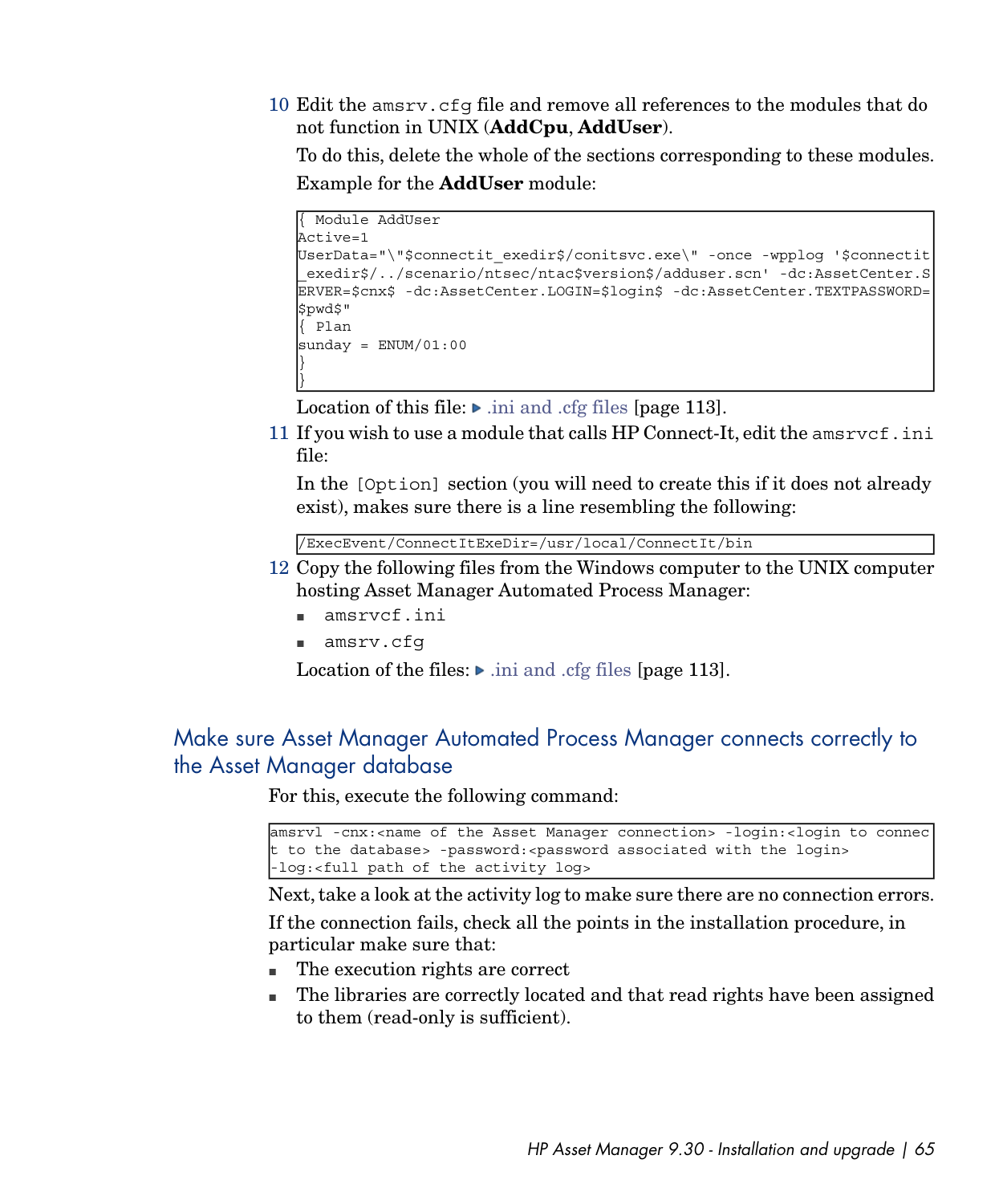10 Edit the `amsrv.cfg` file and remove all references to the modules that do not function in UNIX (**AddCpu**, **AddUser**).

   To do this, delete the whole of the sections corresponding to these modules.

   Example for the **AddUser** module:

```
{ Module AddUser
Active=1
UserData="\"$connectit_exedir$/conitsvc.exe\" -once -wpplog '$connectit
_exedir$/../scenario/ntsec/ntac$version$/adduser.scn' -dc:AssetCenter.S
ERVER=$cnx$ -dc:AssetCenter.LOGIN=$login$ -dc:AssetCenter.TEXTPASSWORD=
$pwd$"
{ Plan
sunday = ENUM/01:00
}
}
```

   Location of this file: ▶ .ini and .cfg files [page 113].

11 If you wish to use a module that calls HP Connect-It, edit the `amsrvcf.ini` file:

   In the `[Option]` section (you will need to create this if it does not already exist), makes sure there is a line resembling the following:

```
/ExecEvent/ConnectItExeDir=/usr/local/ConnectIt/bin
```

12 Copy the following files from the Windows computer to the UNIX computer hosting Asset Manager Automated Process Manager:

   - `amsrvcf.ini`
   - `amsrv.cfg`

   Location of the files: ▶ .ini and .cfg files [page 113].

## Make sure Asset Manager Automated Process Manager connects correctly to the Asset Manager database

For this, execute the following command:

```
amsrvl -cnx:<name of the Asset Manager connection> -login:<login to connec
t to the database> -password:<password associated with the login>
-log:<full path of the activity log>
```

Next, take a look at the activity log to make sure there are no connection errors.

If the connection fails, check all the points in the installation procedure, in particular make sure that:

- The execution rights are correct
- The libraries are correctly located and that read rights have been assigned to them (read-only is sufficient).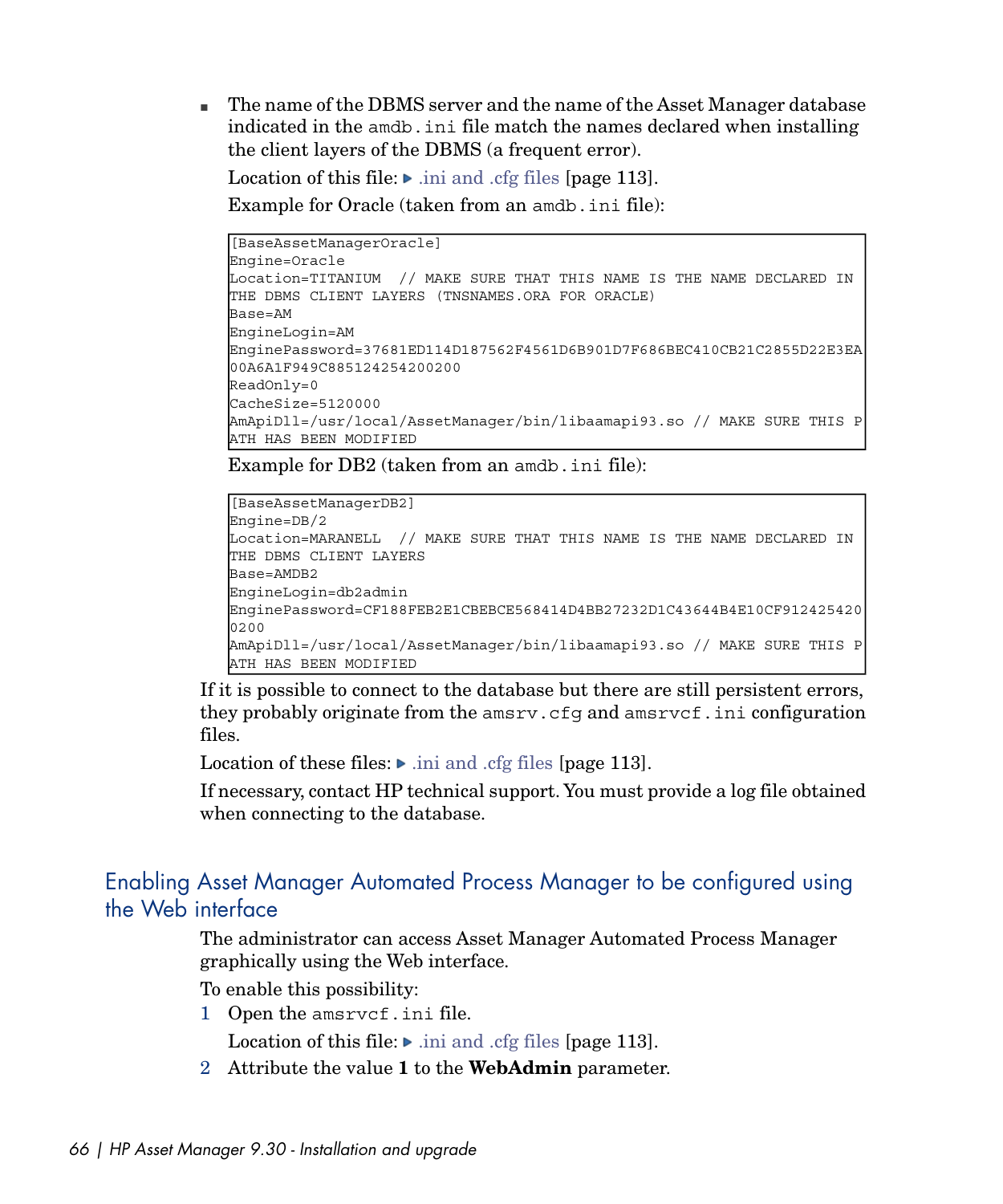- The name of the DBMS server and the name of the Asset Manager database indicated in the `amdb.ini` file match the names declared when installing the client layers of the DBMS (a frequent error).

  Location of this file: ▶ .ini and .cfg files [page 113].

  Example for Oracle (taken from an `amdb.ini` file):

```
[BaseAssetManagerOracle]
Engine=Oracle
Location=TITANIUM  // MAKE SURE THAT THIS NAME IS THE NAME DECLARED IN
THE DBMS CLIENT LAYERS (TNSNAMES.ORA FOR ORACLE)
Base=AM
EngineLogin=AM
EnginePassword=37681ED114D187562F4561D6B901D7F686BEC410CB21C2855D22E3EA
00A6A1F949C885124254200200
ReadOnly=0
CacheSize=5120000
AmApiDll=/usr/local/AssetManager/bin/libaamapi93.so // MAKE SURE THIS P
ATH HAS BEEN MODIFIED
```

  Example for DB2 (taken from an `amdb.ini` file):

```
[BaseAssetManagerDB2]
Engine=DB/2
Location=MARANELL  // MAKE SURE THAT THIS NAME IS THE NAME DECLARED IN
THE DBMS CLIENT LAYERS
Base=AMDB2
EngineLogin=db2admin
EnginePassword=CF188FEB2E1CBEBCE568414D4BB27232D1C43644B4E10CF912425420
0200
AmApiDll=/usr/local/AssetManager/bin/libaamapi93.so // MAKE SURE THIS P
ATH HAS BEEN MODIFIED
```

If it is possible to connect to the database but there are still persistent errors, they probably originate from the `amsrv.cfg` and `amsrvcf.ini` configuration files.

Location of these files: ▶ .ini and .cfg files [page 113].

If necessary, contact HP technical support. You must provide a log file obtained when connecting to the database.

## Enabling Asset Manager Automated Process Manager to be configured using the Web interface

The administrator can access Asset Manager Automated Process Manager graphically using the Web interface.

To enable this possibility:

1. Open the `amsrvcf.ini` file.

   Location of this file: ▶ .ini and .cfg files [page 113].

2. Attribute the value **1** to the **WebAdmin** parameter.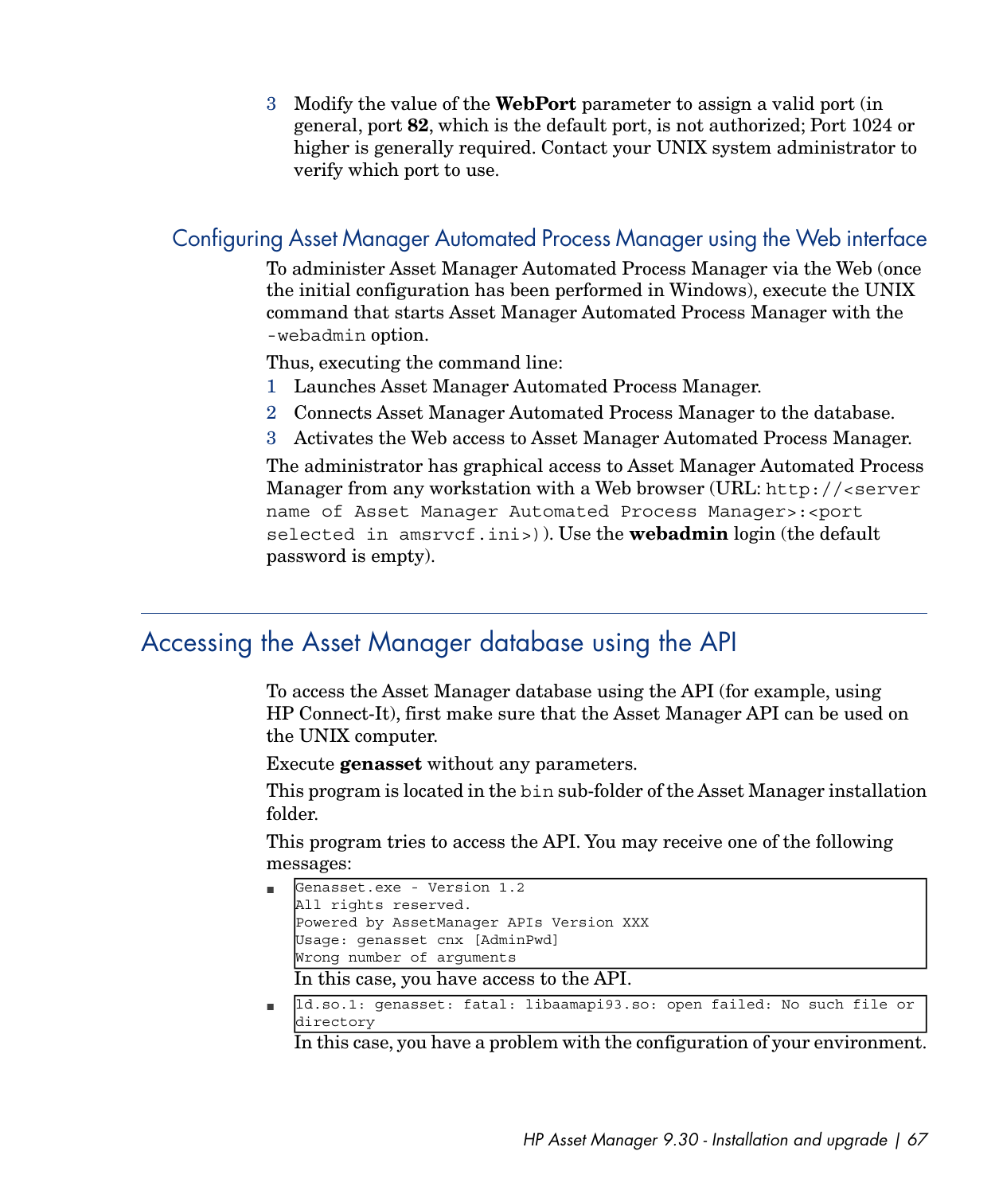3. Modify the value of the **WebPort** parameter to assign a valid port (in general, port **82**, which is the default port, is not authorized; Port 1024 or higher is generally required. Contact your UNIX system administrator to verify which port to use.

### Configuring Asset Manager Automated Process Manager using the Web interface

To administer Asset Manager Automated Process Manager via the Web (once the initial configuration has been performed in Windows), execute the UNIX command that starts Asset Manager Automated Process Manager with the `-webadmin` option.

Thus, executing the command line:

1. Launches Asset Manager Automated Process Manager.
2. Connects Asset Manager Automated Process Manager to the database.
3. Activates the Web access to Asset Manager Automated Process Manager.

The administrator has graphical access to Asset Manager Automated Process Manager from any workstation with a Web browser (URL: `http://<server name of Asset Manager Automated Process Manager>:<port selected in amsrvcf.ini>)`). Use the **webadmin** login (the default password is empty).

## Accessing the Asset Manager database using the API

To access the Asset Manager database using the API (for example, using HP Connect-It), first make sure that the Asset Manager API can be used on the UNIX computer.

Execute **genasset** without any parameters.

This program is located in the `bin` sub-folder of the Asset Manager installation folder.

This program tries to access the API. You may receive one of the following messages:

- ```
  Genasset.exe - Version 1.2
  All rights reserved.
  Powered by AssetManager APIs Version XXX
  Usage: genasset cnx [AdminPwd]
  Wrong number of arguments
  ```
  In this case, you have access to the API.
- ```
  ld.so.1: genasset: fatal: libaamapi93.so: open failed: No such file or
  directory
  ```
  In this case, you have a problem with the configuration of your environment.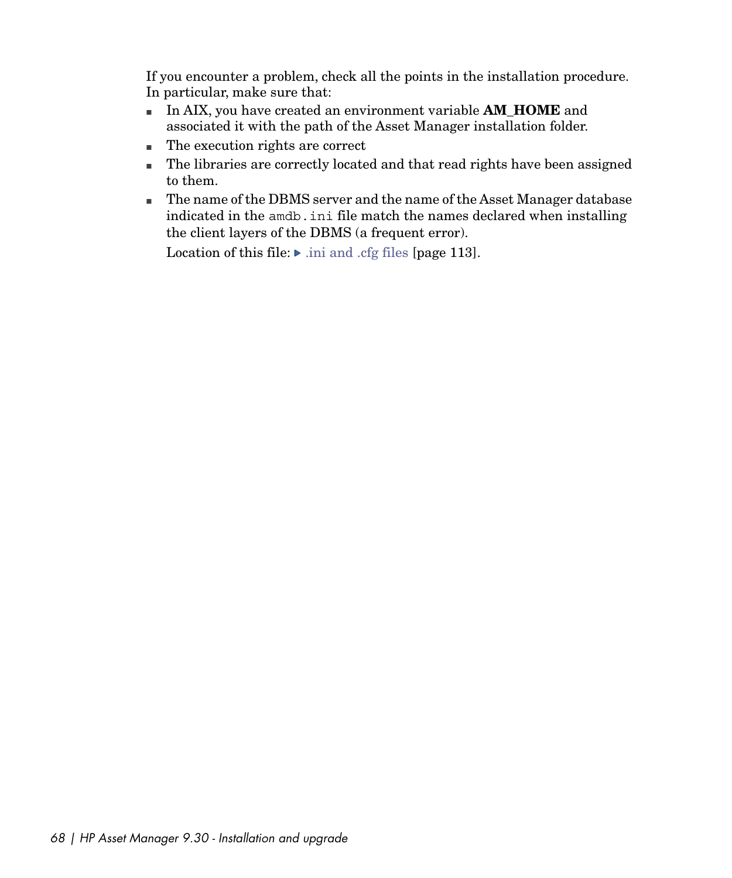If you encounter a problem, check all the points in the installation procedure. In particular, make sure that:

- In AIX, you have created an environment variable **AM_HOME** and associated it with the path of the Asset Manager installation folder.
- The execution rights are correct
- The libraries are correctly located and that read rights have been assigned to them.
- The name of the DBMS server and the name of the Asset Manager database indicated in the `amdb.ini` file match the names declared when installing the client layers of the DBMS (a frequent error).

  Location of this file: ▶ .ini and .cfg files [page 113].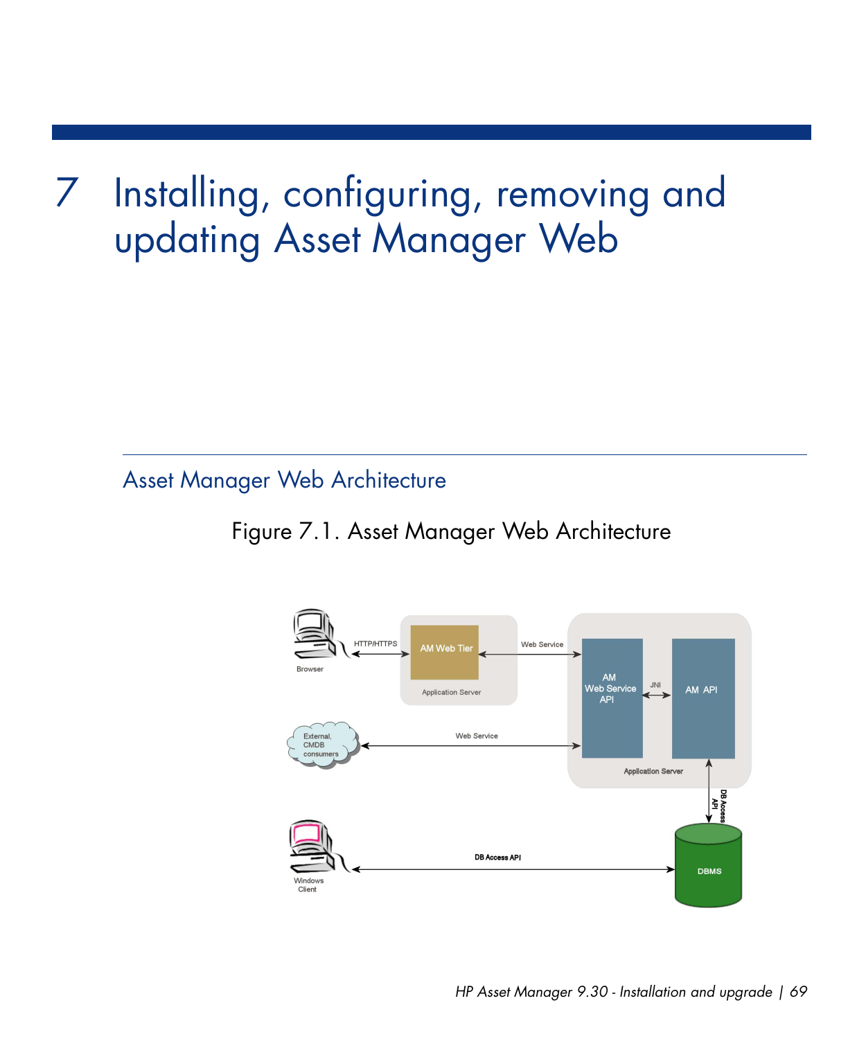# 7 Installing, configuring, removing and updating Asset Manager Web

## Asset Manager Web Architecture

Figure 7.1. Asset Manager Web Architecture

Browser
HTTP/HTTPS
AM Web Tier
Application Server
Web Service
AM Web Service API
JNI
AM API
Application Server
External, CMDB consumers
Web Service
DB Access API
Windows Client
DB Access API
DBMS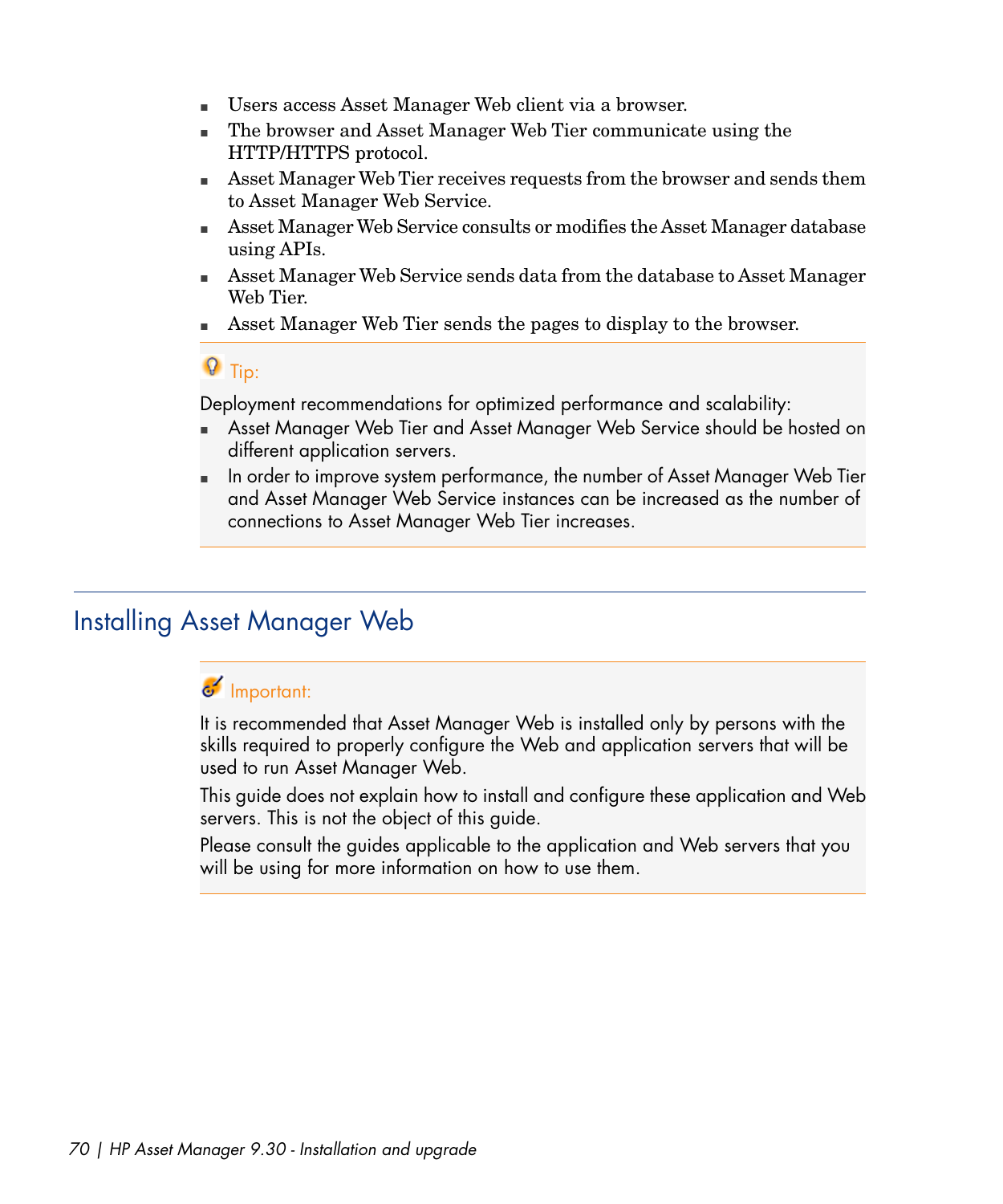- Users access Asset Manager Web client via a browser.
- The browser and Asset Manager Web Tier communicate using the HTTP/HTTPS protocol.
- Asset Manager Web Tier receives requests from the browser and sends them to Asset Manager Web Service.
- Asset Manager Web Service consults or modifies the Asset Manager database using APIs.
- Asset Manager Web Service sends data from the database to Asset Manager Web Tier.
- Asset Manager Web Tier sends the pages to display to the browser.

> Tip:
>
> Deployment recommendations for optimized performance and scalability:
>
> - Asset Manager Web Tier and Asset Manager Web Service should be hosted on different application servers.
> - In order to improve system performance, the number of Asset Manager Web Tier and Asset Manager Web Service instances can be increased as the number of connections to Asset Manager Web Tier increases.

## Installing Asset Manager Web

> Important:
>
> It is recommended that Asset Manager Web is installed only by persons with the skills required to properly configure the Web and application servers that will be used to run Asset Manager Web.
>
> This guide does not explain how to install and configure these application and Web servers. This is not the object of this guide.
>
> Please consult the guides applicable to the application and Web servers that you will be using for more information on how to use them.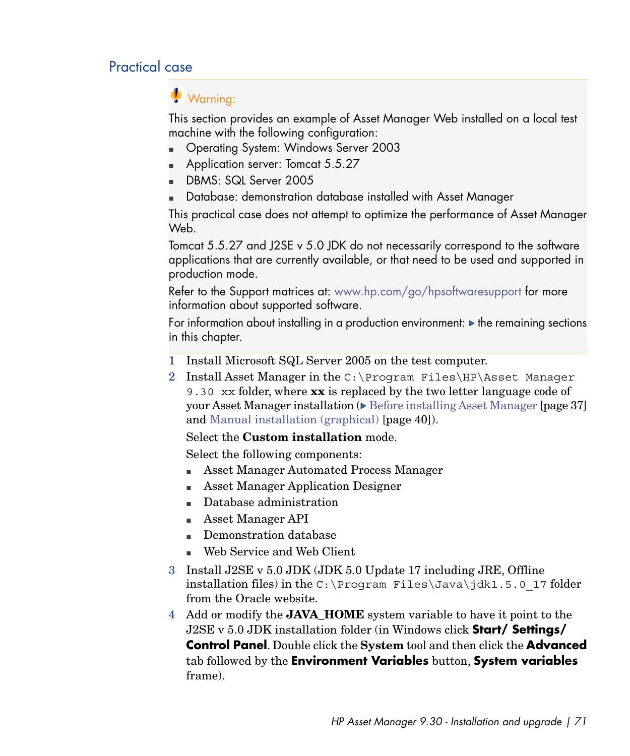## Practical case

> **Warning:**
>
> This section provides an example of Asset Manager Web installed on a local test machine with the following configuration:
>
> - Operating System: Windows Server 2003
> - Application server: Tomcat 5.5.27
> - DBMS: SQL Server 2005
> - Database: demonstration database installed with Asset Manager
>
> This practical case does not attempt to optimize the performance of Asset Manager Web.
>
> Tomcat 5.5.27 and J2SE v 5.0 JDK do not necessarily correspond to the software applications that are currently available, or that need to be used and supported in production mode.
>
> Refer to the Support matrices at: www.hp.com/go/hpsoftwaresupport for more information about supported software.
>
> For information about installing in a production environment: ▶ the remaining sections in this chapter.

1. Install Microsoft SQL Server 2005 on the test computer.
2. Install Asset Manager in the `C:\Program Files\HP\Asset Manager 9.30 xx` folder, where **xx** is replaced by the two letter language code of your Asset Manager installation (▶ Before installing Asset Manager [page 37] and Manual installation (graphical) [page 40]).

   Select the **Custom installation** mode.

   Select the following components:

   - Asset Manager Automated Process Manager
   - Asset Manager Application Designer
   - Database administration
   - Asset Manager API
   - Demonstration database
   - Web Service and Web Client
3. Install J2SE v 5.0 JDK (JDK 5.0 Update 17 including JRE, Offline installation files) in the `C:\Program Files\Java\jdk1.5.0_17` folder from the Oracle website.
4. Add or modify the **JAVA_HOME** system variable to have it point to the J2SE v 5.0 JDK installation folder (in Windows click **Start/ Settings/ Control Panel**. Double click the **System** tool and then click the **Advanced** tab followed by the **Environment Variables** button, **System variables** frame).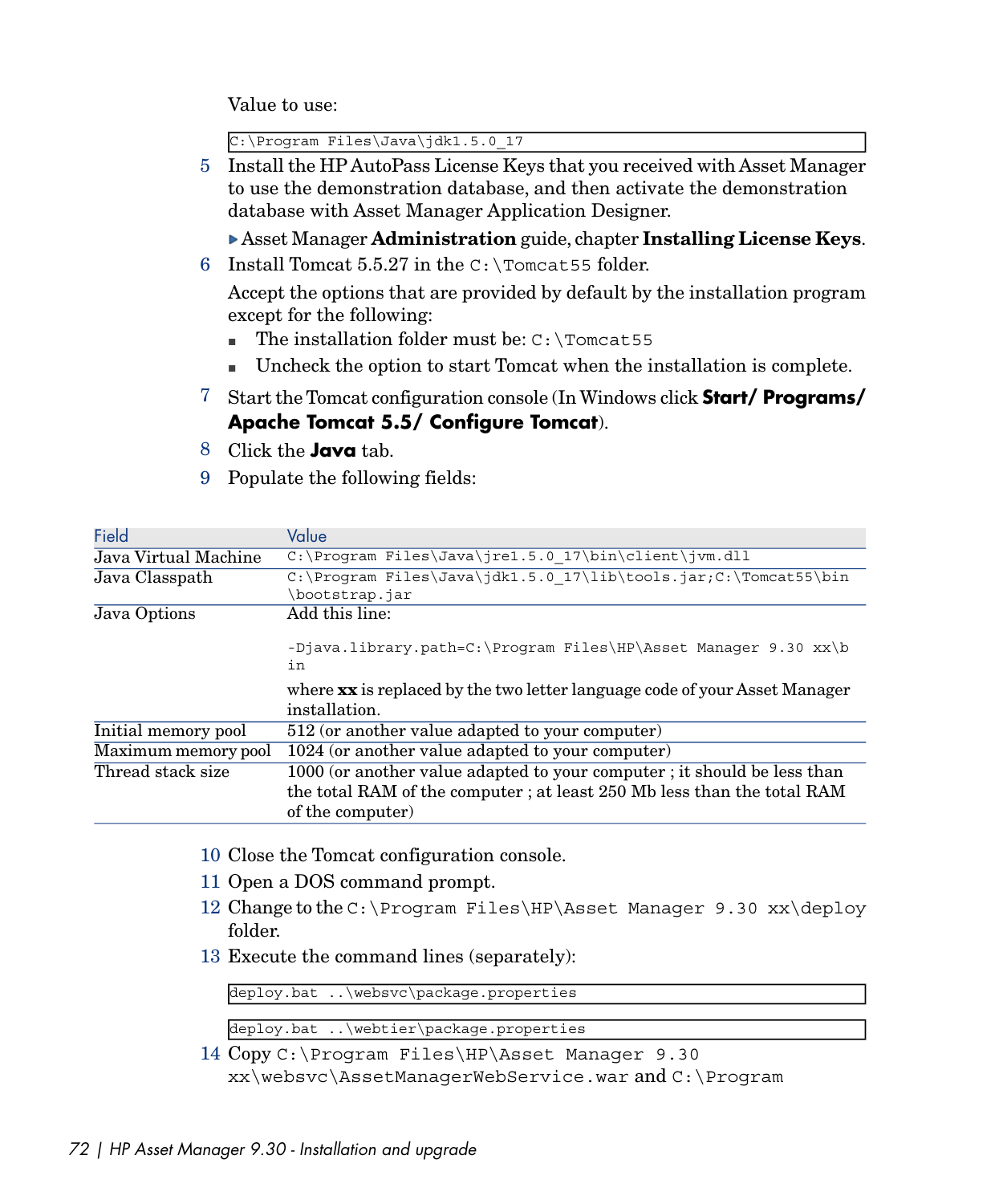Value to use:

```
C:\Program Files\Java\jdk1.5.0_17
```

5. Install the HP AutoPass License Keys that you received with Asset Manager to use the demonstration database, and then activate the demonstration database with Asset Manager Application Designer.

   ▶ Asset Manager **Administration** guide, chapter **Installing License Keys**.

6. Install Tomcat 5.5.27 in the `C:\Tomcat55` folder.

   Accept the options that are provided by default by the installation program except for the following:

   - The installation folder must be: `C:\Tomcat55`
   - Uncheck the option to start Tomcat when the installation is complete.

7. Start the Tomcat configuration console (In Windows click **Start/ Programs/ Apache Tomcat 5.5/ Configure Tomcat**).
8. Click the **Java** tab.
9. Populate the following fields:

| Field | Value |
|---|---|
| Java Virtual Machine | `C:\Program Files\Java\jre1.5.0_17\bin\client\jvm.dll` |
| Java Classpath | `C:\Program Files\Java\jdk1.5.0_17\lib\tools.jar;C:\Tomcat55\bin\bootstrap.jar` |
| Java Options | Add this line: `-Djava.library.path=C:\Program Files\HP\Asset Manager 9.30 xx\bin` where **xx** is replaced by the two letter language code of your Asset Manager installation. |
| Initial memory pool | 512 (or another value adapted to your computer) |
| Maximum memory pool | 1024 (or another value adapted to your computer) |
| Thread stack size | 1000 (or another value adapted to your computer ; it should be less than the total RAM of the computer ; at least 250 Mb less than the total RAM of the computer) |

10. Close the Tomcat configuration console.
11. Open a DOS command prompt.
12. Change to the `C:\Program Files\HP\Asset Manager 9.30 xx\deploy` folder.
13. Execute the command lines (separately):

```
deploy.bat ..\websvc\package.properties
```

```
deploy.bat ..\webtier\package.properties
```

14. Copy `C:\Program Files\HP\Asset Manager 9.30 xx\websvc\AssetManagerWebService.war` and `C:\Program`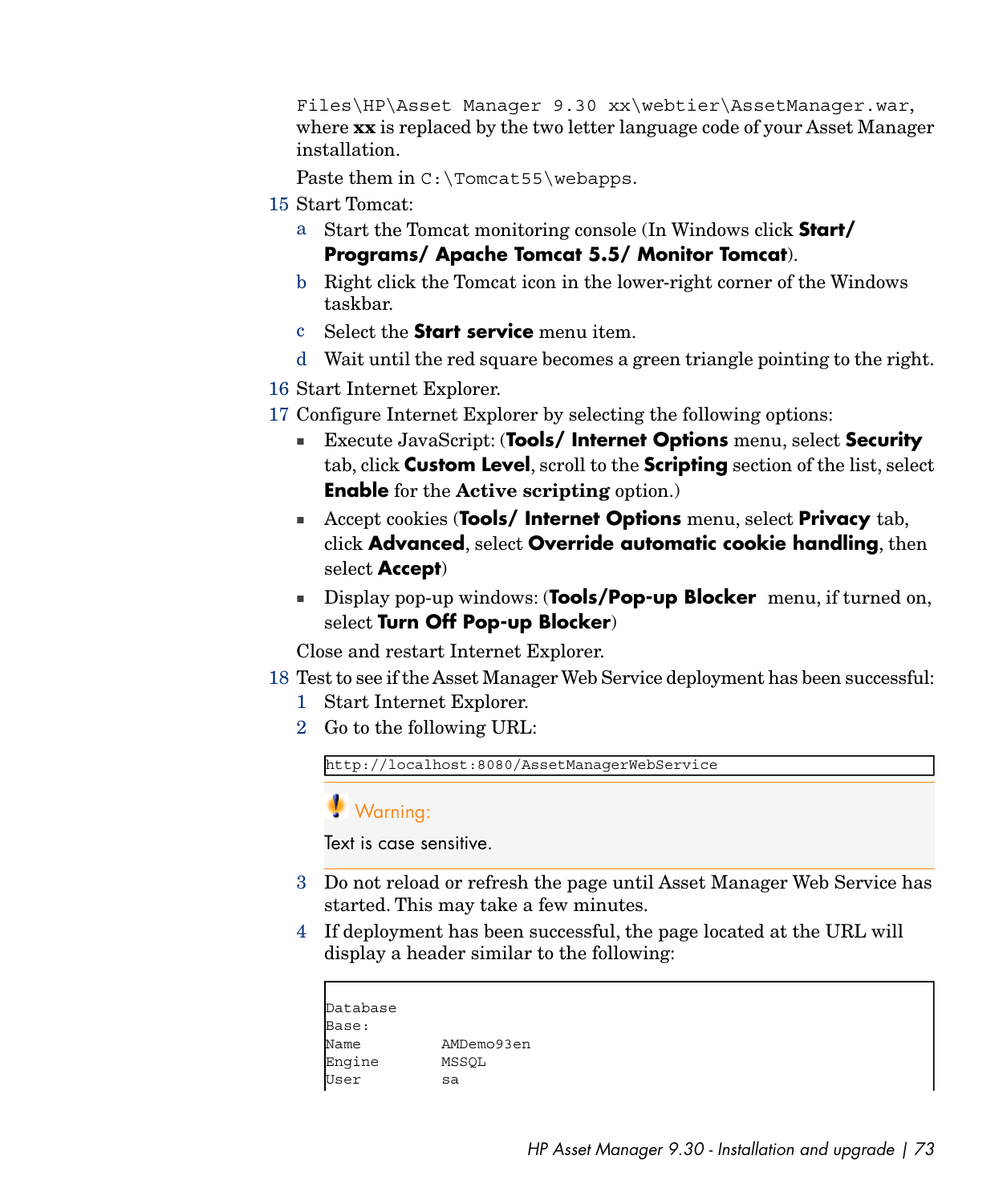Files\HP\Asset Manager 9.30 xx\webtier\AssetManager.war, where **xx** is replaced by the two letter language code of your Asset Manager installation.

Paste them in C:\Tomcat55\webapps.

15 Start Tomcat:

   a Start the Tomcat monitoring console (In Windows click **Start/ Programs/ Apache Tomcat 5.5/ Monitor Tomcat**).

   b Right click the Tomcat icon in the lower-right corner of the Windows taskbar.

   c Select the **Start service** menu item.

   d Wait until the red square becomes a green triangle pointing to the right.

16 Start Internet Explorer.

17 Configure Internet Explorer by selecting the following options:

   - Execute JavaScript: (**Tools/ Internet Options** menu, select **Security** tab, click **Custom Level**, scroll to the **Scripting** section of the list, select **Enable** for the **Active scripting** option.)
   - Accept cookies (**Tools/ Internet Options** menu, select **Privacy** tab, click **Advanced**, select **Override automatic cookie handling**, then select **Accept**)
   - Display pop-up windows: (**Tools/Pop-up Blocker** menu, if turned on, select **Turn Off Pop-up Blocker**)

   Close and restart Internet Explorer.

18 Test to see if the Asset Manager Web Service deployment has been successful:

   1 Start Internet Explorer.

   2 Go to the following URL:

```
http://localhost:8080/AssetManagerWebService
```

> **Warning:**
>
> Text is case sensitive.

   3 Do not reload or refresh the page until Asset Manager Web Service has started. This may take a few minutes.

   4 If deployment has been successful, the page located at the URL will display a header similar to the following:

```
Database
Base:
Name         AMDemo93en
Engine       MSSQL
User         sa
```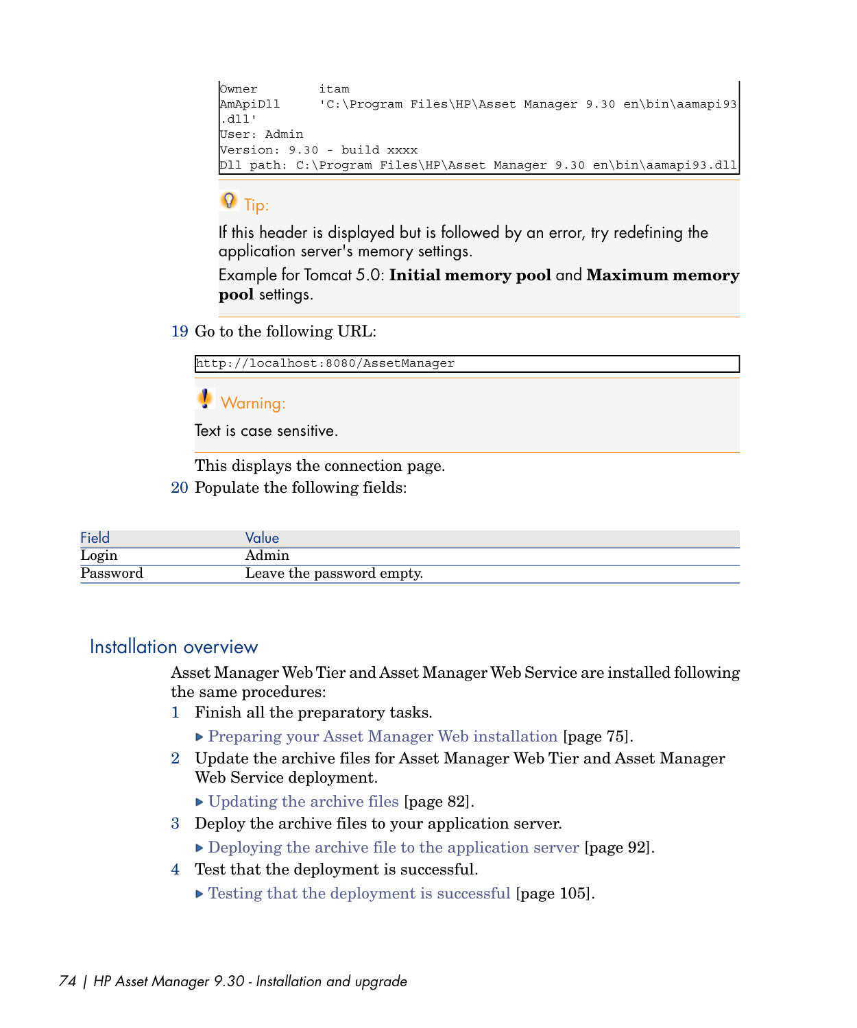```
Owner        itam
AmApiDll     'C:\Program Files\HP\Asset Manager 9.30 en\bin\aamapi93
.dll'
User: Admin
Version: 9.30 - build xxxx
Dll path: C:\Program Files\HP\Asset Manager 9.30 en\bin\aamapi93.dll
```

> **Tip:**
>
> If this header is displayed but is followed by an error, try redefining the application server's memory settings.
>
> Example for Tomcat 5.0: **Initial memory pool** and **Maximum memory pool** settings.

19 Go to the following URL:

```
http://localhost:8080/AssetManager
```

> **Warning:**
>
> Text is case sensitive.

This displays the connection page.

20 Populate the following fields:

| Field | Value |
| --- | --- |
| Login | Admin |
| Password | Leave the password empty. |

## Installation overview

Asset Manager Web Tier and Asset Manager Web Service are installed following the same procedures:

1 Finish all the preparatory tasks.

▶ Preparing your Asset Manager Web installation [page 75].

2 Update the archive files for Asset Manager Web Tier and Asset Manager Web Service deployment.

▶ Updating the archive files [page 82].

3 Deploy the archive files to your application server.

▶ Deploying the archive file to the application server [page 92].

4 Test that the deployment is successful.

▶ Testing that the deployment is successful [page 105].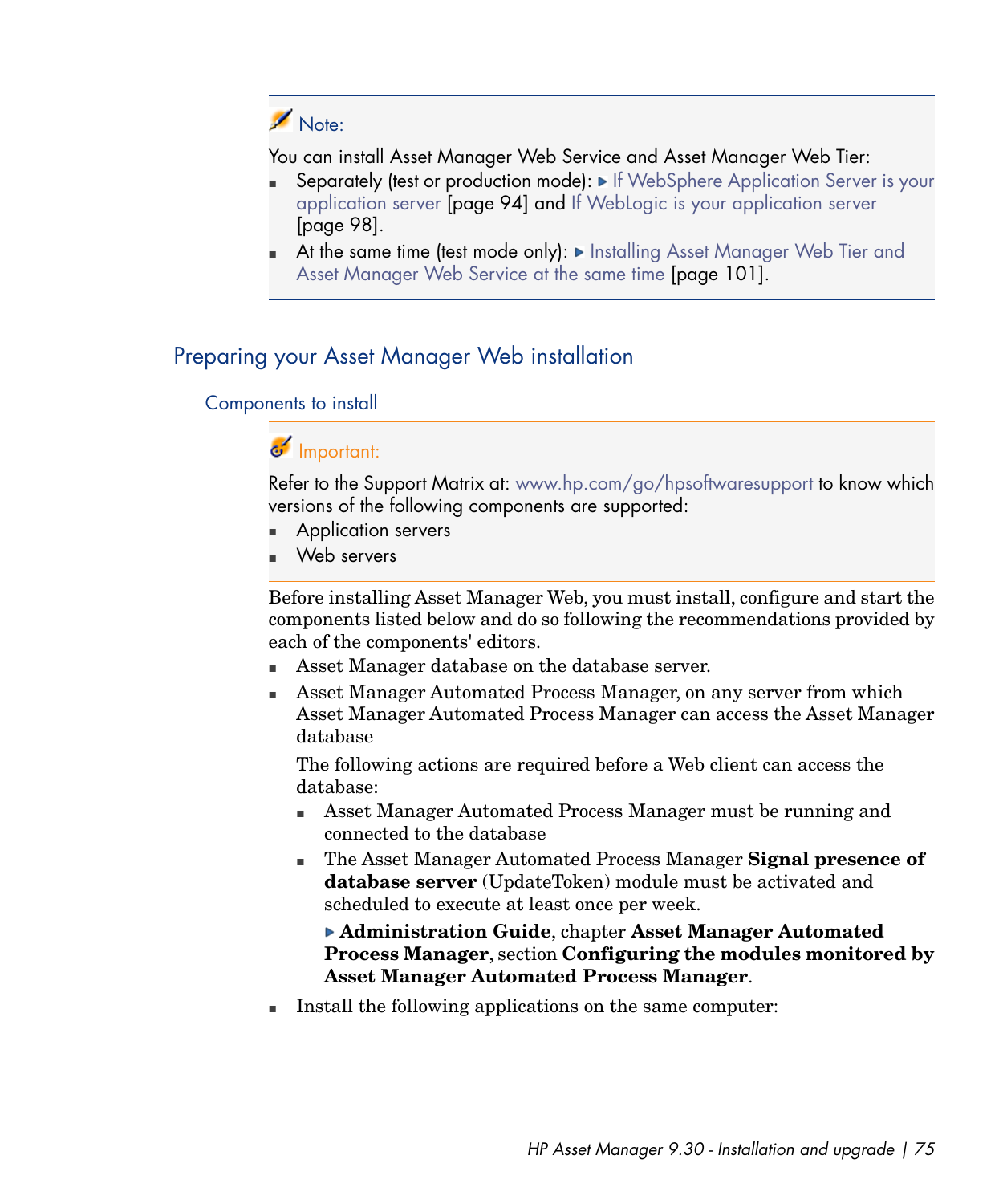Note:

You can install Asset Manager Web Service and Asset Manager Web Tier:

- Separately (test or production mode): ▶ If WebSphere Application Server is your application server [page 94] and If WebLogic is your application server [page 98].
- At the same time (test mode only): ▶ Installing Asset Manager Web Tier and Asset Manager Web Service at the same time [page 101].

## Preparing your Asset Manager Web installation

### Components to install

Important:

Refer to the Support Matrix at: www.hp.com/go/hpsoftwaresupport to know which versions of the following components are supported:

- Application servers
- Web servers

Before installing Asset Manager Web, you must install, configure and start the components listed below and do so following the recommendations provided by each of the components' editors.

- Asset Manager database on the database server.
- Asset Manager Automated Process Manager, on any server from which Asset Manager Automated Process Manager can access the Asset Manager database

  The following actions are required before a Web client can access the database:

  - Asset Manager Automated Process Manager must be running and connected to the database
  - The Asset Manager Automated Process Manager **Signal presence of database server** (UpdateToken) module must be activated and scheduled to execute at least once per week.

    ▶ **Administration Guide**, chapter **Asset Manager Automated Process Manager**, section **Configuring the modules monitored by Asset Manager Automated Process Manager**.
- Install the following applications on the same computer: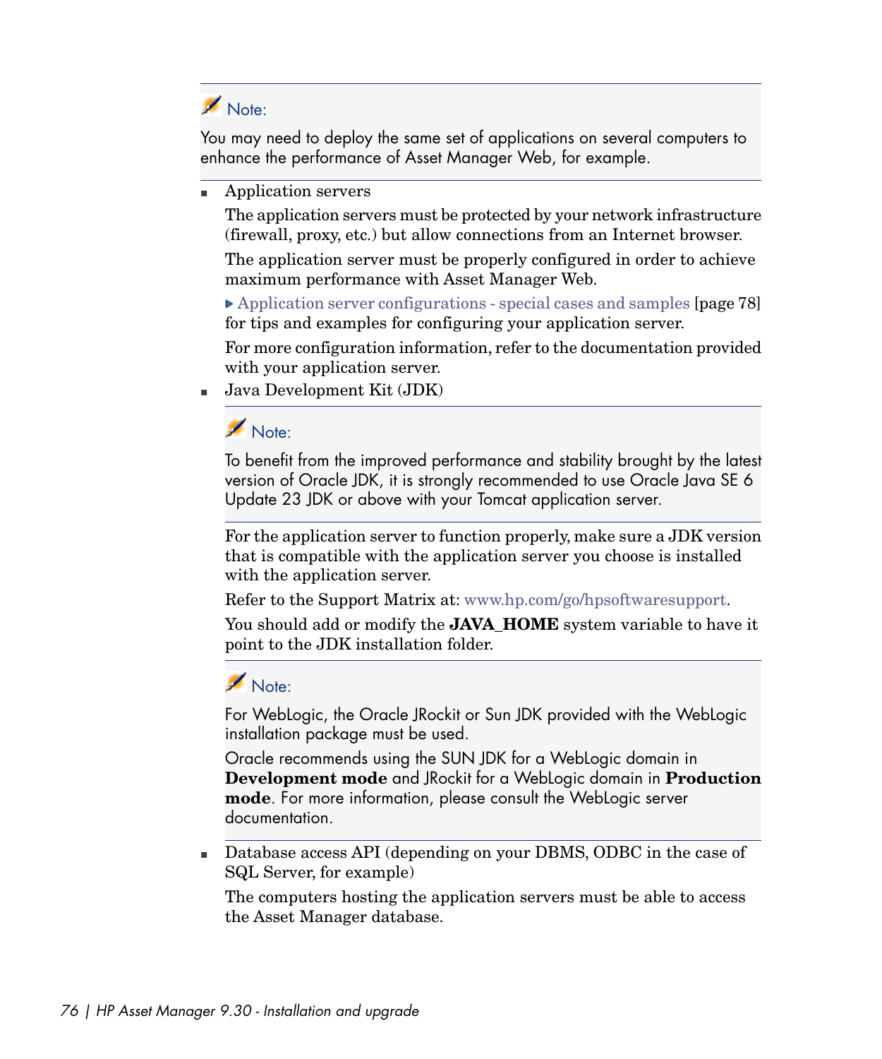> **Note:**
>
> You may need to deploy the same set of applications on several computers to enhance the performance of Asset Manager Web, for example.

- Application servers

  The application servers must be protected by your network infrastructure (firewall, proxy, etc.) but allow connections from an Internet browser.

  The application server must be properly configured in order to achieve maximum performance with Asset Manager Web.

  ▶ Application server configurations - special cases and samples [page 78] for tips and examples for configuring your application server.

  For more configuration information, refer to the documentation provided with your application server.

- Java Development Kit (JDK)

  > **Note:**
  >
  > To benefit from the improved performance and stability brought by the latest version of Oracle JDK, it is strongly recommended to use Oracle Java SE 6 Update 23 JDK or above with your Tomcat application server.

  For the application server to function properly, make sure a JDK version that is compatible with the application server you choose is installed with the application server.

  Refer to the Support Matrix at: www.hp.com/go/hpsoftwaresupport.

  You should add or modify the **JAVA_HOME** system variable to have it point to the JDK installation folder.

  > **Note:**
  >
  > For WebLogic, the Oracle JRockit or Sun JDK provided with the WebLogic installation package must be used.
  >
  > Oracle recommends using the SUN JDK for a WebLogic domain in **Development mode** and JRockit for a WebLogic domain in **Production mode**. For more information, please consult the WebLogic server documentation.

- Database access API (depending on your DBMS, ODBC in the case of SQL Server, for example)

  The computers hosting the application servers must be able to access the Asset Manager database.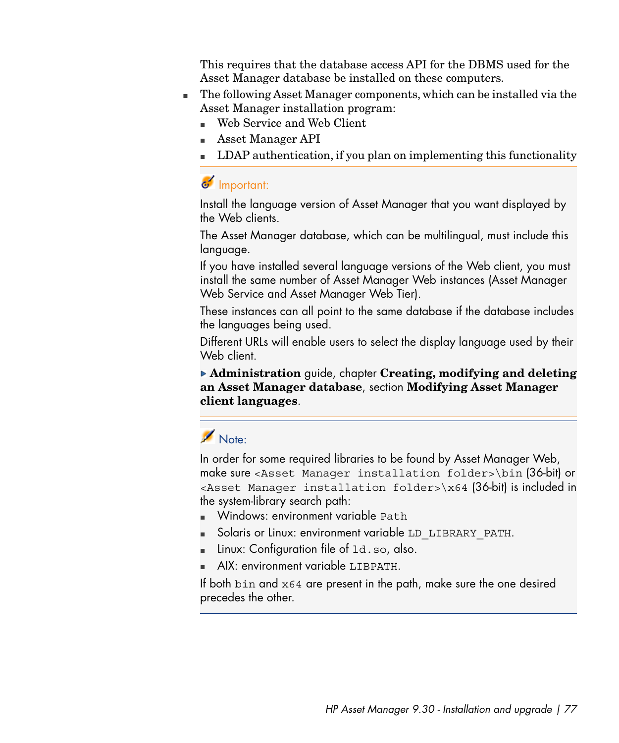This requires that the database access API for the DBMS used for the Asset Manager database be installed on these computers.

- The following Asset Manager components, which can be installed via the Asset Manager installation program:
  - Web Service and Web Client
  - Asset Manager API
  - LDAP authentication, if you plan on implementing this functionality

**Important:**

Install the language version of Asset Manager that you want displayed by the Web clients.

The Asset Manager database, which can be multilingual, must include this language.

If you have installed several language versions of the Web client, you must install the same number of Asset Manager Web instances (Asset Manager Web Service and Asset Manager Web Tier).

These instances can all point to the same database if the database includes the languages being used.

Different URLs will enable users to select the display language used by their Web client.

▶ **Administration** guide, chapter **Creating, modifying and deleting an Asset Manager database**, section **Modifying Asset Manager client languages**.

**Note:**

In order for some required libraries to be found by Asset Manager Web, make sure `<Asset Manager installation folder>\bin` (36-bit) or `<Asset Manager installation folder>\x64` (36-bit) is included in the system-library search path:

- Windows: environment variable `Path`
- Solaris or Linux: environment variable `LD_LIBRARY_PATH`.
- Linux: Configuration file of `ld.so`, also.
- AIX: environment variable `LIBPATH`.

If both `bin` and `x64` are present in the path, make sure the one desired precedes the other.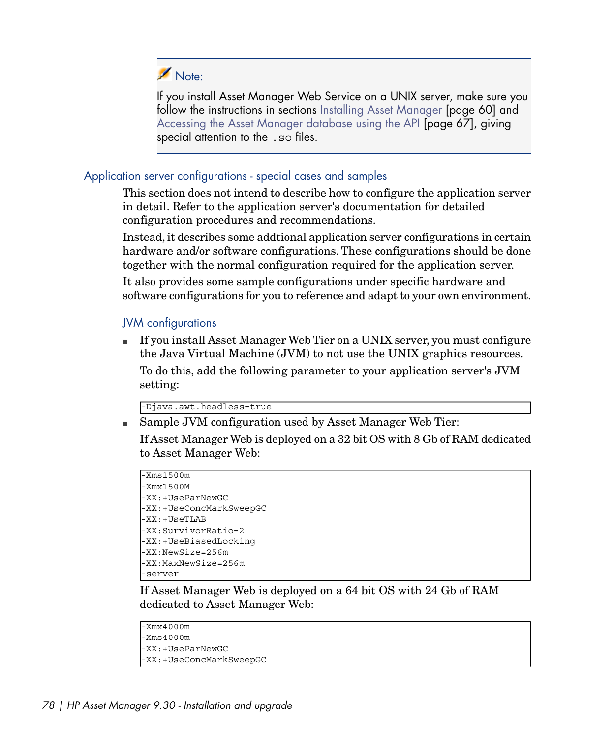> **Note:**
>
> If you install Asset Manager Web Service on a UNIX server, make sure you follow the instructions in sections Installing Asset Manager [page 60] and Accessing the Asset Manager database using the API [page 67], giving special attention to the `.so` files.

## Application server configurations - special cases and samples

This section does not intend to describe how to configure the application server in detail. Refer to the application server's documentation for detailed configuration procedures and recommendations.

Instead, it describes some addtional application server configurations in certain hardware and/or software configurations. These configurations should be done together with the normal configuration required for the application server.

It also provides some sample configurations under specific hardware and software configurations for you to reference and adapt to your own environment.

### JVM configurations

- If you install Asset Manager Web Tier on a UNIX server, you must configure the Java Virtual Machine (JVM) to not use the UNIX graphics resources.

  To do this, add the following parameter to your application server's JVM setting:

```
-Djava.awt.headless=true
```

- Sample JVM configuration used by Asset Manager Web Tier:

  If Asset Manager Web is deployed on a 32 bit OS with 8 Gb of RAM dedicated to Asset Manager Web:

```
-Xms1500m
-Xmx1500M
-XX:+UseParNewGC
-XX:+UseConcMarkSweepGC
-XX:+UseTLAB
-XX:SurvivorRatio=2
-XX:+UseBiasedLocking
-XX:NewSize=256m
-XX:MaxNewSize=256m
-server
```

  If Asset Manager Web is deployed on a 64 bit OS with 24 Gb of RAM dedicated to Asset Manager Web:

```
-Xmx4000m
-Xms4000m
-XX:+UseParNewGC
-XX:+UseConcMarkSweepGC
```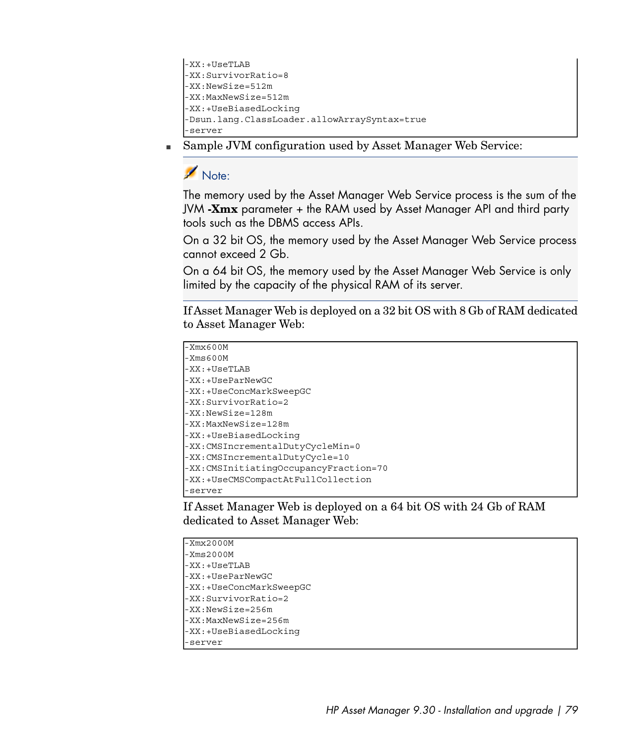```
-XX:+UseTLAB
-XX:SurvivorRatio=8
-XX:NewSize=512m
-XX:MaxNewSize=512m
-XX:+UseBiasedLocking
-Dsun.lang.ClassLoader.allowArraySyntax=true
-server
```

- Sample JVM configuration used by Asset Manager Web Service:

  > **Note:**
  >
  > The memory used by the Asset Manager Web Service process is the sum of the JVM **-Xmx** parameter + the RAM used by Asset Manager API and third party tools such as the DBMS access APIs.
  >
  > On a 32 bit OS, the memory used by the Asset Manager Web Service process cannot exceed 2 Gb.
  >
  > On a 64 bit OS, the memory used by the Asset Manager Web Service is only limited by the capacity of the physical RAM of its server.

  If Asset Manager Web is deployed on a 32 bit OS with 8 Gb of RAM dedicated to Asset Manager Web:

```
-Xmx600M
-Xms600M
-XX:+UseTLAB
-XX:+UseParNewGC
-XX:+UseConcMarkSweepGC
-XX:SurvivorRatio=2
-XX:NewSize=128m
-XX:MaxNewSize=128m
-XX:+UseBiasedLocking
-XX:CMSIncrementalDutyCycleMin=0
-XX:CMSIncrementalDutyCycle=10
-XX:CMSInitiatingOccupancyFraction=70
-XX:+UseCMSCompactAtFullCollection
-server
```

  If Asset Manager Web is deployed on a 64 bit OS with 24 Gb of RAM dedicated to Asset Manager Web:

```
-Xmx2000M
-Xms2000M
-XX:+UseTLAB
-XX:+UseParNewGC
-XX:+UseConcMarkSweepGC
-XX:SurvivorRatio=2
-XX:NewSize=256m
-XX:MaxNewSize=256m
-XX:+UseBiasedLocking
-server
```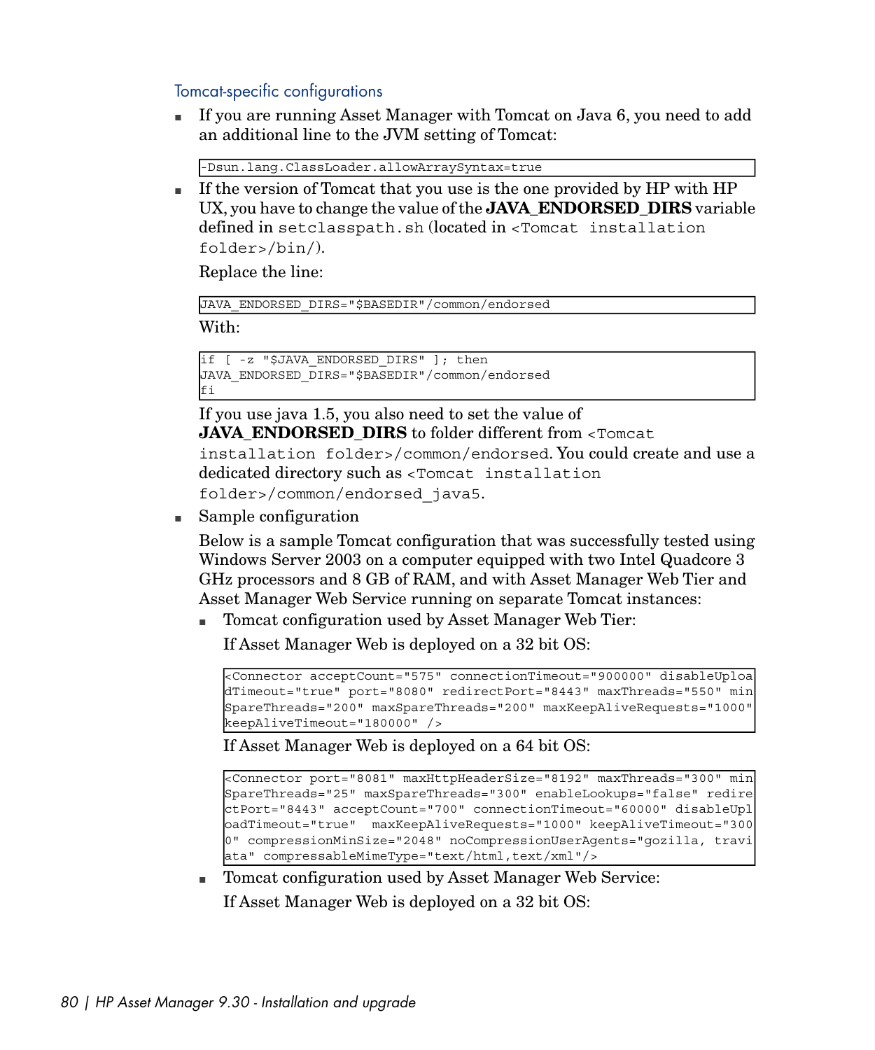### Tomcat-specific configurations

- If you are running Asset Manager with Tomcat on Java 6, you need to add an additional line to the JVM setting of Tomcat:

```
-Dsun.lang.ClassLoader.allowArraySyntax=true
```

- If the version of Tomcat that you use is the one provided by HP with HP UX, you have to change the value of the **JAVA_ENDORSED_DIRS** variable defined in `setclasspath.sh` (located in `<Tomcat installation folder>/bin/`).

  Replace the line:

```
JAVA_ENDORSED_DIRS="$BASEDIR"/common/endorsed
```

  With:

```
if [ -z "$JAVA_ENDORSED_DIRS" ]; then
JAVA_ENDORSED_DIRS="$BASEDIR"/common/endorsed
fi
```

  If you use java 1.5, you also need to set the value of **JAVA_ENDORSED_DIRS** to folder different from `<Tomcat installation folder>/common/endorsed`. You could create and use a dedicated directory such as `<Tomcat installation folder>/common/endorsed_java5`.

- Sample configuration

  Below is a sample Tomcat configuration that was successfully tested using Windows Server 2003 on a computer equipped with two Intel Quadcore 3 GHz processors and 8 GB of RAM, and with Asset Manager Web Tier and Asset Manager Web Service running on separate Tomcat instances:

  - Tomcat configuration used by Asset Manager Web Tier:

    If Asset Manager Web is deployed on a 32 bit OS:

```
<Connector acceptCount="575" connectionTimeout="900000" disableUploadTimeout="true" port="8080" redirectPort="8443" maxThreads="550" minSpareThreads="200" maxSpareThreads="200" maxKeepAliveRequests="1000" keepAliveTimeout="180000" />
```

    If Asset Manager Web is deployed on a 64 bit OS:

```
<Connector port="8081" maxHttpHeaderSize="8192" maxThreads="300" minSpareThreads="25" maxSpareThreads="300" enableLookups="false" redirectPort="8443" acceptCount="700" connectionTimeout="60000" disableUploadTimeout="true"  maxKeepAliveRequests="1000" keepAliveTimeout="3000" compressionMinSize="2048" noCompressionUserAgents="gozilla, traviata" compressableMimeType="text/html,text/xml"/>
```

  - Tomcat configuration used by Asset Manager Web Service:

    If Asset Manager Web is deployed on a 32 bit OS: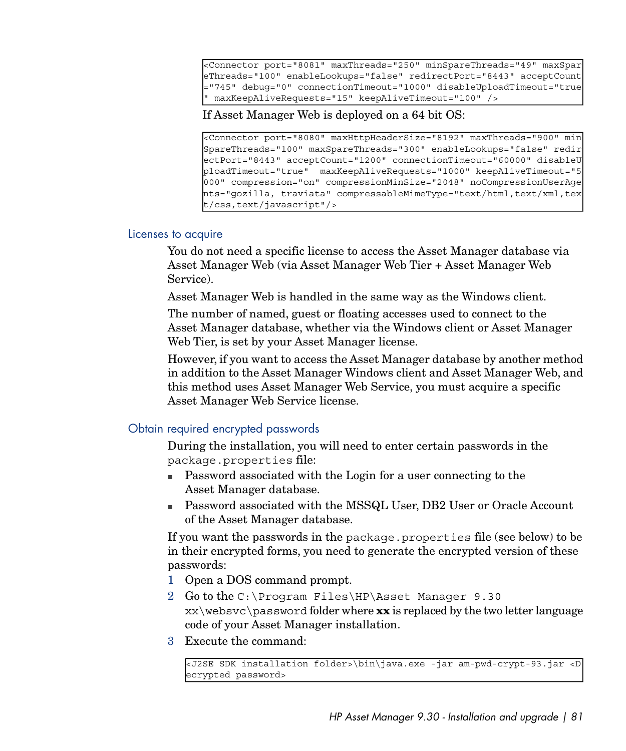```
<Connector port="8081" maxThreads="250" minSpareThreads="49" maxSpareThreads="100" enableLookups="false" redirectPort="8443" acceptCount="745" debug="0" connectionTimeout="1000" disableUploadTimeout="true" maxKeepAliveRequests="15" keepAliveTimeout="100" />
```

If Asset Manager Web is deployed on a 64 bit OS:

```
<Connector port="8080" maxHttpHeaderSize="8192" maxThreads="900" minSpareThreads="100" maxSpareThreads="300" enableLookups="false" redirectPort="8443" acceptCount="1200" connectionTimeout="60000" disableUploadTimeout="true"  maxKeepAliveRequests="1000" keepAliveTimeout="5000" compression="on" compressionMinSize="2048" noCompressionUserAgents="gozilla, traviata" compressableMimeType="text/html,text/xml,text/css,text/javascript"/>
```

## Licenses to acquire

You do not need a specific license to access the Asset Manager database via Asset Manager Web (via Asset Manager Web Tier + Asset Manager Web Service).

Asset Manager Web is handled in the same way as the Windows client.

The number of named, guest or floating accesses used to connect to the Asset Manager database, whether via the Windows client or Asset Manager Web Tier, is set by your Asset Manager license.

However, if you want to access the Asset Manager database by another method in addition to the Asset Manager Windows client and Asset Manager Web, and this method uses Asset Manager Web Service, you must acquire a specific Asset Manager Web Service license.

## Obtain required encrypted passwords

During the installation, you will need to enter certain passwords in the `package.properties` file:

- Password associated with the Login for a user connecting to the Asset Manager database.
- Password associated with the MSSQL User, DB2 User or Oracle Account of the Asset Manager database.

If you want the passwords in the `package.properties` file (see below) to be in their encrypted forms, you need to generate the encrypted version of these passwords:

1. Open a DOS command prompt.
2. Go to the `C:\Program Files\HP\Asset Manager 9.30 xx\websvc\password` folder where **xx** is replaced by the two letter language code of your Asset Manager installation.
3. Execute the command:

```
<J2SE SDK installation folder>\bin\java.exe -jar am-pwd-crypt-93.jar <Decrypted password>
```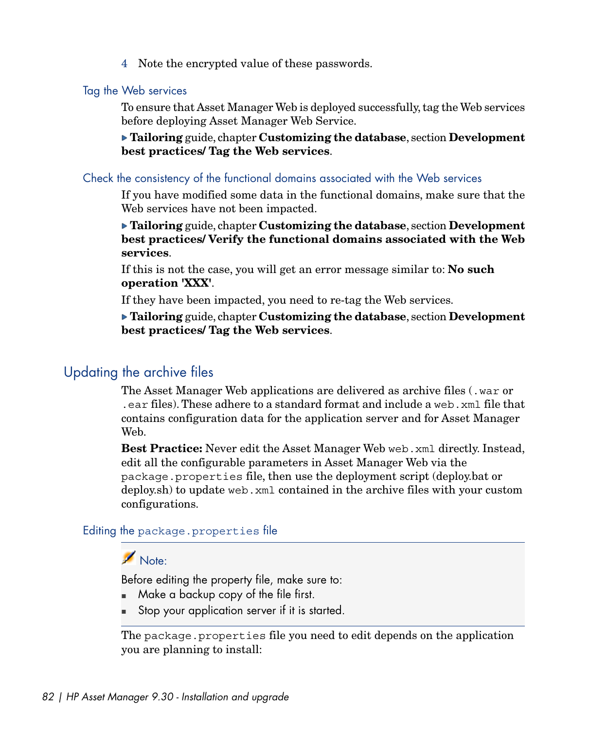4 Note the encrypted value of these passwords.

### Tag the Web services

To ensure that Asset Manager Web is deployed successfully, tag the Web services before deploying Asset Manager Web Service.

▶ **Tailoring** guide, chapter **Customizing the database**, section **Development best practices/ Tag the Web services**.

### Check the consistency of the functional domains associated with the Web services

If you have modified some data in the functional domains, make sure that the Web services have not been impacted.

▶ **Tailoring** guide, chapter **Customizing the database**, section **Development best practices/ Verify the functional domains associated with the Web services**.

If this is not the case, you will get an error message similar to: **No such operation 'XXX'**.

If they have been impacted, you need to re-tag the Web services.

▶ **Tailoring** guide, chapter **Customizing the database**, section **Development best practices/ Tag the Web services**.

## Updating the archive files

The Asset Manager Web applications are delivered as archive files (`.war` or `.ear` files). These adhere to a standard format and include a `web.xml` file that contains configuration data for the application server and for Asset Manager Web.

**Best Practice:** Never edit the Asset Manager Web `web.xml` directly. Instead, edit all the configurable parameters in Asset Manager Web via the `package.properties` file, then use the deployment script (deploy.bat or deploy.sh) to update `web.xml` contained in the archive files with your custom configurations.

### Editing the `package.properties` file

> **Note:**
>
> Before editing the property file, make sure to:
>
> - Make a backup copy of the file first.
> - Stop your application server if it is started.

The `package.properties` file you need to edit depends on the application you are planning to install: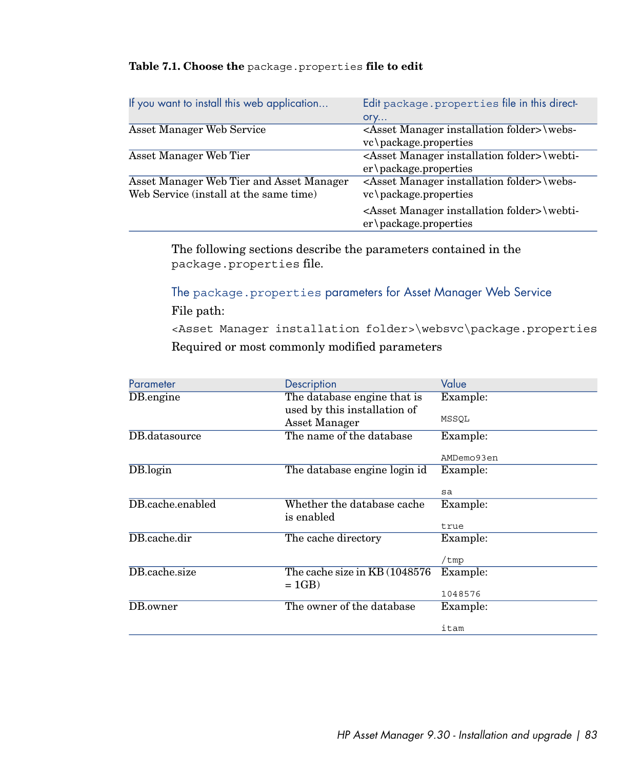**Table 7.1. Choose the `package.properties` file to edit**

| If you want to install this web application... | Edit `package.properties` file in this directory... |
| --- | --- |
| Asset Manager Web Service | <Asset Manager installation folder>\websvc\package.properties |
| Asset Manager Web Tier | <Asset Manager installation folder>\webtier\package.properties |
| Asset Manager Web Tier and Asset Manager Web Service (install at the same time) | <Asset Manager installation folder>\websvc\package.properties<br><br><Asset Manager installation folder>\webtier\package.properties |

The following sections describe the parameters contained in the `package.properties` file.

### The `package.properties` parameters for Asset Manager Web Service

File path:

`<Asset Manager installation folder>\websvc\package.properties`

Required or most commonly modified parameters

| Parameter | Description | Value |
| --- | --- | --- |
| DB.engine | The database engine that is used by this installation of Asset Manager | Example:<br><br>`MSSQL` |
| DB.datasource | The name of the database | Example:<br><br>`AMDemo93en` |
| DB.login | The database engine login id | Example:<br><br>`sa` |
| DB.cache.enabled | Whether the database cache is enabled | Example:<br><br>`true` |
| DB.cache.dir | The cache directory | Example:<br><br>`/tmp` |
| DB.cache.size | The cache size in KB (1048576 = 1GB) | Example:<br><br>`1048576` |
| DB.owner | The owner of the database | Example:<br><br>`itam` |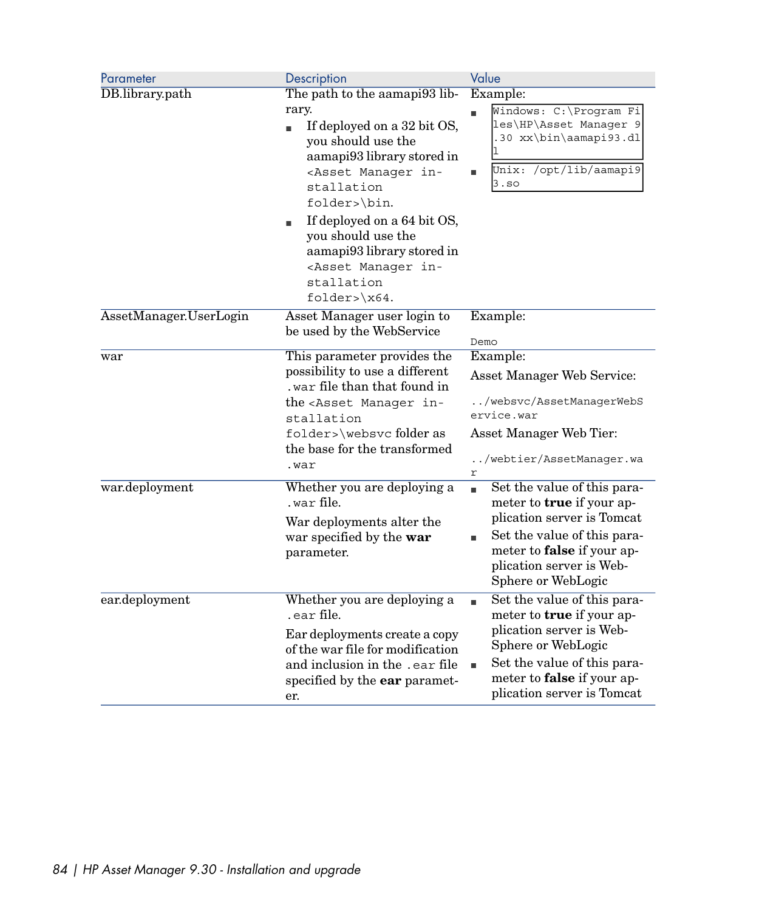| Parameter | Description | Value |
|---|---|---|
| DB.library.path | The path to the aamapi93 library.<br>■ If deployed on a 32 bit OS, you should use the aamapi93 library stored in `<Asset Manager installation folder>\bin`.<br>■ If deployed on a 64 bit OS, you should use the aamapi93 library stored in `<Asset Manager installation folder>\x64`. | Example:<br>■ `Windows: C:\Program Files\HP\Asset Manager 9.30 xx\bin\aamapi93.dll`<br>■ `Unix: /opt/lib/aamapi93.so` |
| AssetManager.UserLogin | Asset Manager user login to be used by the WebService | Example:<br>`Demo` |
| war | This parameter provides the possibility to use a different `.war` file than that found in the `<Asset Manager installation folder>\websvc` folder as the base for the transformed `.war` | Example:<br>Asset Manager Web Service:<br>`../websvc/AssetManagerWebService.war`<br>Asset Manager Web Tier:<br>`../webtier/AssetManager.war` |
| war.deployment | Whether you are deploying a `.war` file.<br>War deployments alter the war specified by the **war** parameter. | ■ Set the value of this parameter to **true** if your application server is Tomcat<br>■ Set the value of this parameter to **false** if your application server is WebSphere or WebLogic |
| ear.deployment | Whether you are deploying a `.ear` file.<br>Ear deployments create a copy of the war file for modification and inclusion in the `.ear` file specified by the **ear** parameter. | ■ Set the value of this parameter to **true** if your application server is WebSphere or WebLogic<br>■ Set the value of this parameter to **false** if your application server is Tomcat |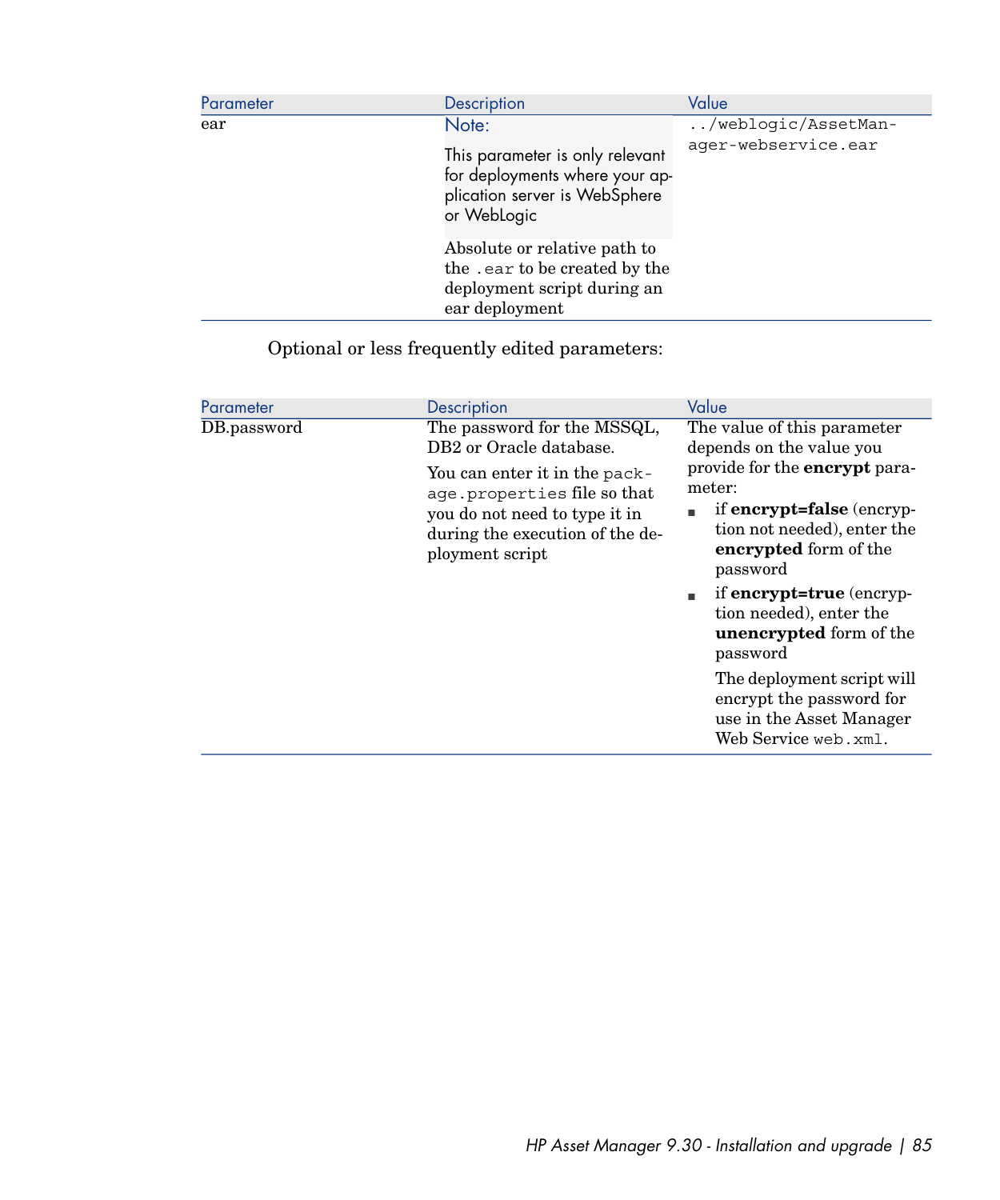| Parameter | Description | Value |
|---|---|---|
| ear | Note:<br>This parameter is only relevant for deployments where your application server is WebSphere or WebLogic<br>Absolute or relative path to the `.ear` to be created by the deployment script during an ear deployment | `../weblogic/AssetManager-webservice.ear` |

Optional or less frequently edited parameters:

| Parameter | Description | Value |
|---|---|---|
| DB.password | The password for the MSSQL, DB2 or Oracle database.<br>You can enter it in the `package.properties` file so that you do not need to type it in during the execution of the deployment script | The value of this parameter depends on the value you provide for the **encrypt** parameter:<br>▪ if **encrypt=false** (encryption not needed), enter the **encrypted** form of the password<br>▪ if **encrypt=true** (encryption needed), enter the **unencrypted** form of the password<br>The deployment script will encrypt the password for use in the Asset Manager Web Service `web.xml`. |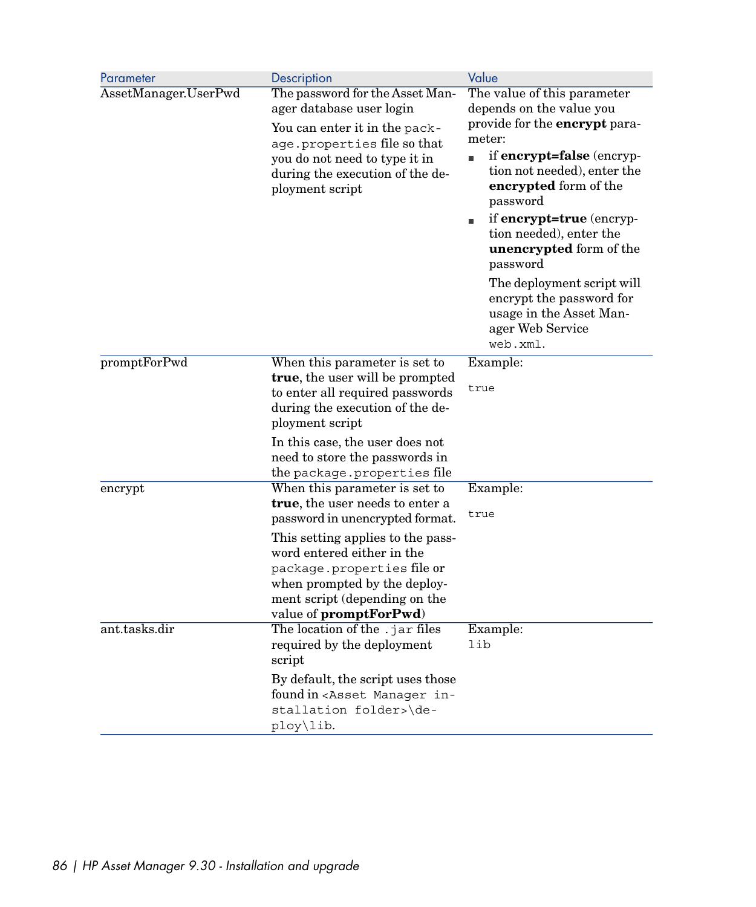| Parameter | Description | Value |
|---|---|---|
| AssetManager.UserPwd | The password for the Asset Manager database user login<br><br>You can enter it in the `package.properties` file so that you do not need to type it in during the execution of the deployment script | The value of this parameter depends on the value you provide for the **encrypt** parameter:<br><br>■ if **encrypt=false** (encryption not needed), enter the **encrypted** form of the password<br><br>■ if **encrypt=true** (encryption needed), enter the **unencrypted** form of the password<br><br>The deployment script will encrypt the password for usage in the Asset Manager Web Service `web.xml`. |
| promptForPwd | When this parameter is set to **true**, the user will be prompted to enter all required passwords during the execution of the deployment script<br><br>In this case, the user does not need to store the passwords in the `package.properties` file | Example:<br><br>`true` |
| encrypt | When this parameter is set to **true**, the user needs to enter a password in unencrypted format.<br><br>This setting applies to the password entered either in the `package.properties` file or when prompted by the deployment script (depending on the value of **promptForPwd**) | Example:<br><br>`true` |
| ant.tasks.dir | The location of the `.jar` files required by the deployment script<br><br>By default, the script uses those found in `<Asset Manager installation folder>\deploy\lib`. | Example:<br>`lib` |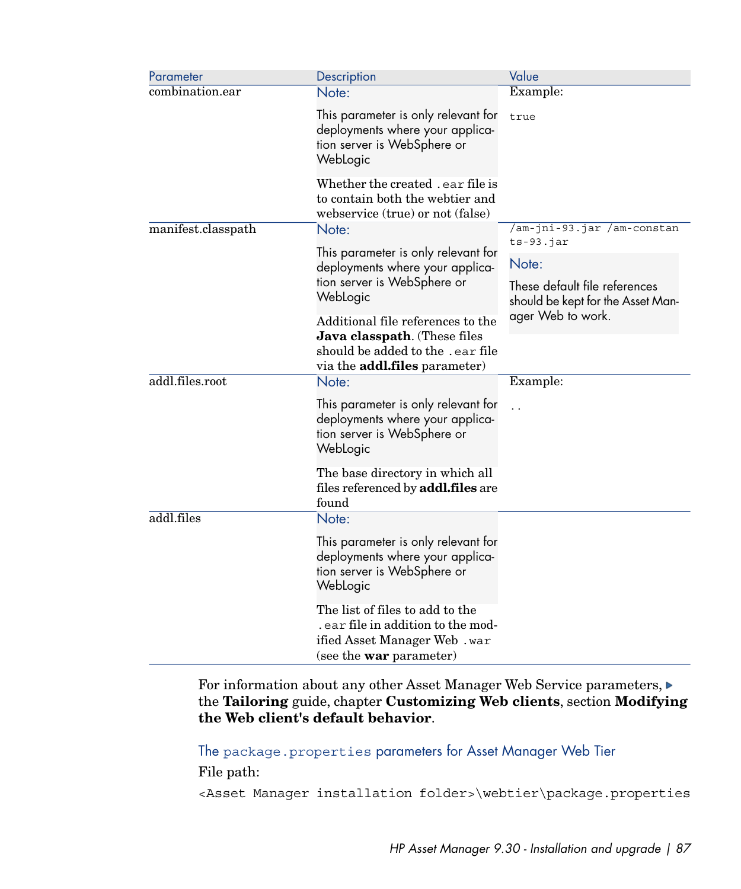| Parameter | Description | Value |
| --- | --- | --- |
| combination.ear | Note: This parameter is only relevant for deployments where your application server is WebSphere or WebLogic. Whether the created `.ear` file is to contain both the webtier and webservice (true) or not (false) | Example: `true` |
| manifest.classpath | Note: This parameter is only relevant for deployments where your application server is WebSphere or WebLogic. Additional file references to the **Java classpath**. (These files should be added to the `.ear` file via the **addl.files** parameter) | `/am-jni-93.jar /am-constants-93.jar` Note: These default file references should be kept for the Asset Manager Web to work. |
| addl.files.root | Note: This parameter is only relevant for deployments where your application server is WebSphere or WebLogic. The base directory in which all files referenced by **addl.files** are found | Example: `..` |
| addl.files | Note: This parameter is only relevant for deployments where your application server is WebSphere or WebLogic. The list of files to add to the `.ear` file in addition to the modified Asset Manager Web `.war` (see the **war** parameter) | |

For information about any other Asset Manager Web Service parameters, ▶ the **Tailoring** guide, chapter **Customizing Web clients**, section **Modifying the Web client's default behavior**.

### The `package.properties` parameters for Asset Manager Web Tier

File path:

`<Asset Manager installation folder>\webtier\package.properties`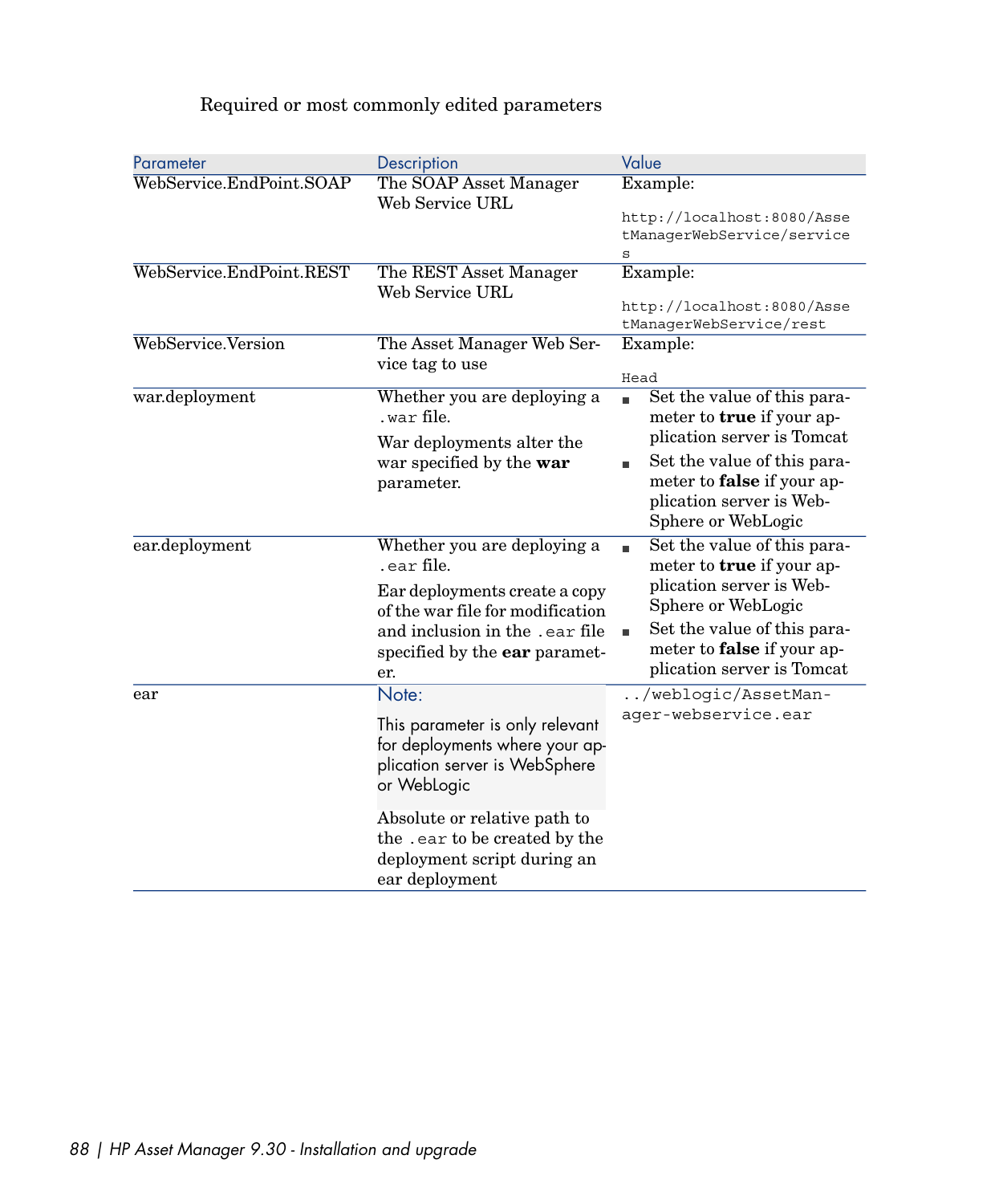Required or most commonly edited parameters

| Parameter | Description | Value |
| --- | --- | --- |
| WebService.EndPoint.SOAP | The SOAP Asset Manager Web Service URL | Example: `http://localhost:8080/AssetManagerWebService/services` |
| WebService.EndPoint.REST | The REST Asset Manager Web Service URL | Example: `http://localhost:8080/AssetManagerWebService/rest` |
| WebService.Version | The Asset Manager Web Service tag to use | Example: `Head` |
| war.deployment | Whether you are deploying a `.war` file. War deployments alter the war specified by the **war** parameter. | ■ Set the value of this parameter to **true** if your application server is Tomcat ■ Set the value of this parameter to **false** if your application server is WebSphere or WebLogic |
| ear.deployment | Whether you are deploying a `.ear` file. Ear deployments create a copy of the war file for modification and inclusion in the `.ear` file specified by the **ear** parameter. | ■ Set the value of this parameter to **true** if your application server is WebSphere or WebLogic ■ Set the value of this parameter to **false** if your application server is Tomcat |
| ear | Note: This parameter is only relevant for deployments where your application server is WebSphere or WebLogic. Absolute or relative path to the `.ear` to be created by the deployment script during an ear deployment | `../weblogic/AssetManager-webservice.ear` |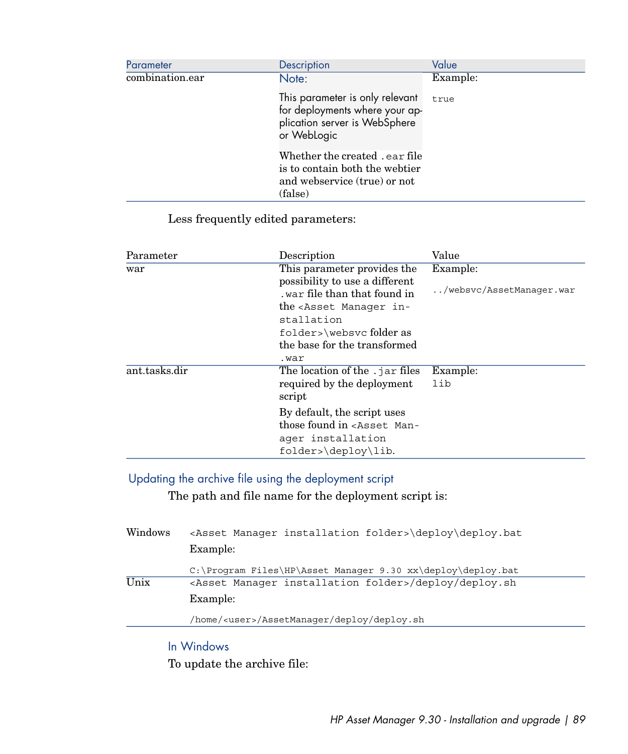| Parameter | Description | Value |
| --- | --- | --- |
| combination.ear | Note:<br><br>This parameter is only relevant for deployments where your application server is WebSphere or WebLogic<br><br>Whether the created `.ear` file is to contain both the webtier and webservice (true) or not (false) | Example:<br><br>`true` |

Less frequently edited parameters:

| Parameter | Description | Value |
| --- | --- | --- |
| war | This parameter provides the possibility to use a different `.war` file than that found in the `<Asset Manager installation folder>\websvc` folder as the base for the transformed `.war` | Example:<br><br>`../websvc/AssetManager.war` |
| ant.tasks.dir | The location of the `.jar` files required by the deployment script<br><br>By default, the script uses those found in `<Asset Manager installation folder>\deploy\lib`. | Example:<br>`lib` |

### Updating the archive file using the deployment script

The path and file name for the deployment script is:

| | |
| --- | --- |
| Windows | `<Asset Manager installation folder>\deploy\deploy.bat`<br><br>Example:<br><br>`C:\Program Files\HP\Asset Manager 9.30 xx\deploy\deploy.bat` |
| Unix | `<Asset Manager installation folder>/deploy/deploy.sh`<br><br>Example:<br><br>`/home/<user>/AssetManager/deploy/deploy.sh` |

#### In Windows

To update the archive file: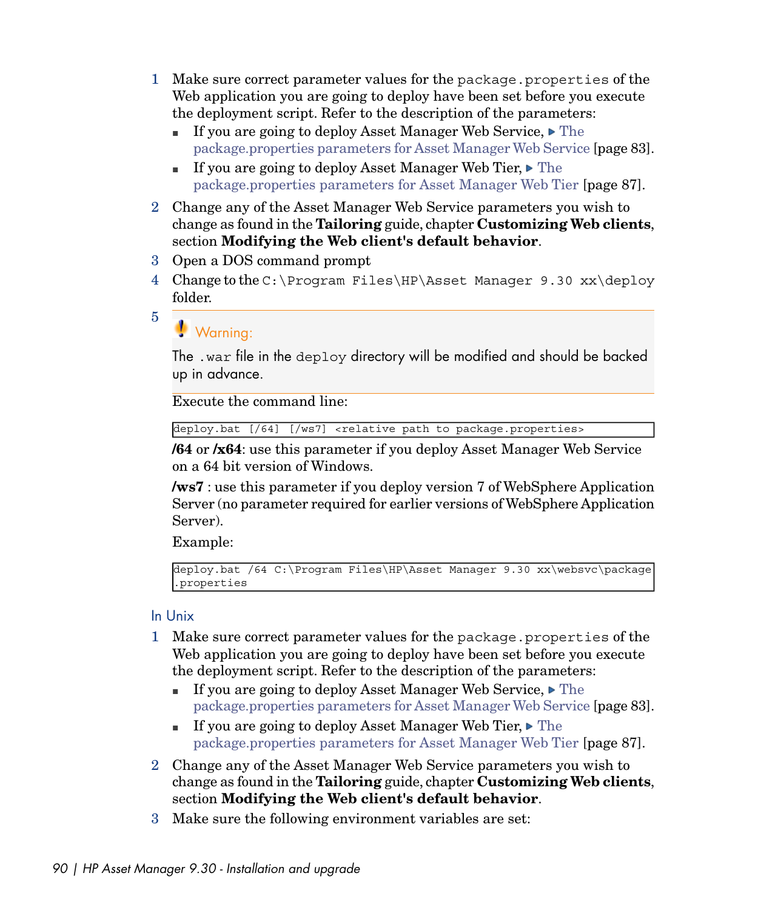1. Make sure correct parameter values for the `package.properties` of the Web application you are going to deploy have been set before you execute the deployment script. Refer to the description of the parameters:
   - If you are going to deploy Asset Manager Web Service, ▶ The package.properties parameters for Asset Manager Web Service [page 83].
   - If you are going to deploy Asset Manager Web Tier, ▶ The package.properties parameters for Asset Manager Web Tier [page 87].
2. Change any of the Asset Manager Web Service parameters you wish to change as found in the **Tailoring** guide, chapter **Customizing Web clients**, section **Modifying the Web client's default behavior**.
3. Open a DOS command prompt
4. Change to the `C:\Program Files\HP\Asset Manager 9.30 xx\deploy` folder.
5. > **Warning:**
   >
   > The `.war` file in the `deploy` directory will be modified and should be backed up in advance.

   Execute the command line:

   ```
   deploy.bat [/64] [/ws7] <relative path to package.properties>
   ```

   **/64** or **/x64**: use this parameter if you deploy Asset Manager Web Service on a 64 bit version of Windows.

   **/ws7** : use this parameter if you deploy version 7 of WebSphere Application Server (no parameter required for earlier versions of WebSphere Application Server).

   Example:

   ```
   deploy.bat /64 C:\Program Files\HP\Asset Manager 9.30 xx\websvc\package.properties
   ```

### In Unix

1. Make sure correct parameter values for the `package.properties` of the Web application you are going to deploy have been set before you execute the deployment script. Refer to the description of the parameters:
   - If you are going to deploy Asset Manager Web Service, ▶ The package.properties parameters for Asset Manager Web Service [page 83].
   - If you are going to deploy Asset Manager Web Tier, ▶ The package.properties parameters for Asset Manager Web Tier [page 87].
2. Change any of the Asset Manager Web Service parameters you wish to change as found in the **Tailoring** guide, chapter **Customizing Web clients**, section **Modifying the Web client's default behavior**.
3. Make sure the following environment variables are set: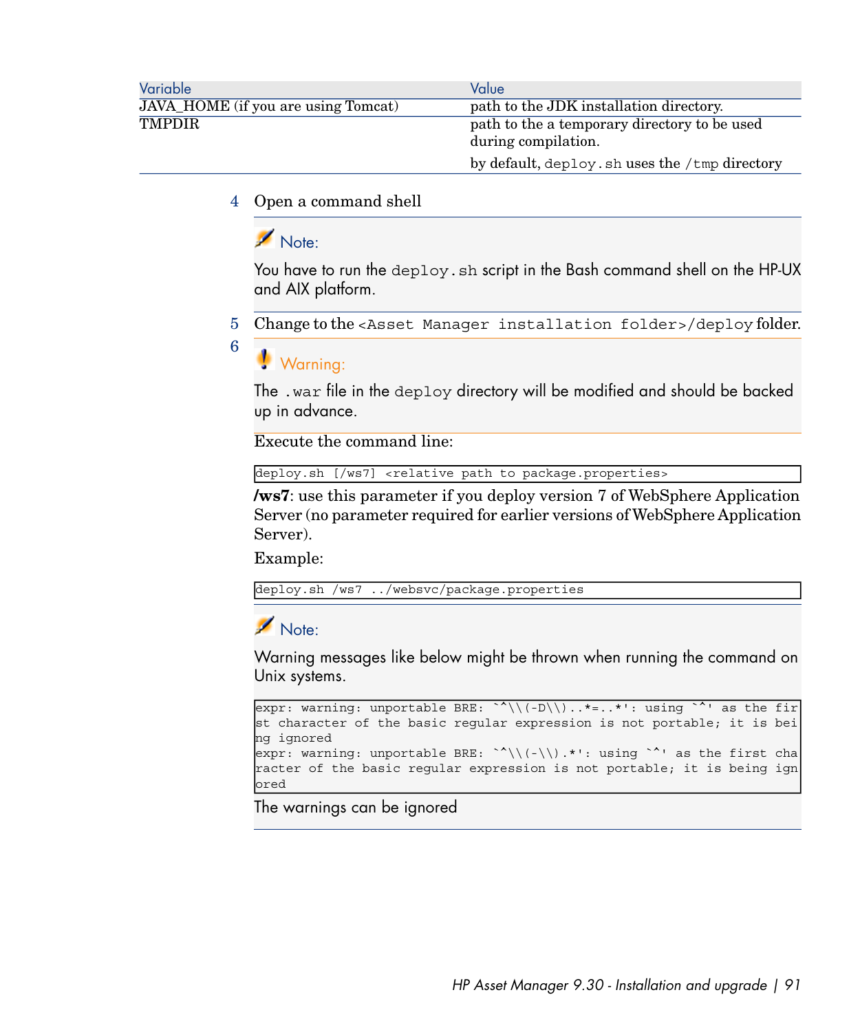| Variable | Value |
| --- | --- |
| JAVA_HOME (if you are using Tomcat) | path to the JDK installation directory. |
| TMPDIR | path to the a temporary directory to be used during compilation.<br>by default, `deploy.sh` uses the `/tmp` directory |

4 Open a command shell

> **Note:**
>
> You have to run the `deploy.sh` script in the Bash command shell on the HP-UX and AIX platform.

5 Change to the `<Asset Manager installation folder>/deploy` folder.

6

> **Warning:**
>
> The `.war` file in the `deploy` directory will be modified and should be backed up in advance.

Execute the command line:

```
deploy.sh [/ws7] <relative path to package.properties>
```

**/ws7**: use this parameter if you deploy version 7 of WebSphere Application Server (no parameter required for earlier versions of WebSphere Application Server).

Example:

```
deploy.sh /ws7 ../websvc/package.properties
```

> **Note:**
>
> Warning messages like below might be thrown when running the command on Unix systems.
>
> ```
> expr: warning: unportable BRE: `^\\(-D\\)..*=..*': using `^' as the first character of the basic regular expression is not portable; it is being ignored
> expr: warning: unportable BRE: `^\\(-\\).*': using `^' as the first character of the basic regular expression is not portable; it is being ignored
> ```
>
> The warnings can be ignored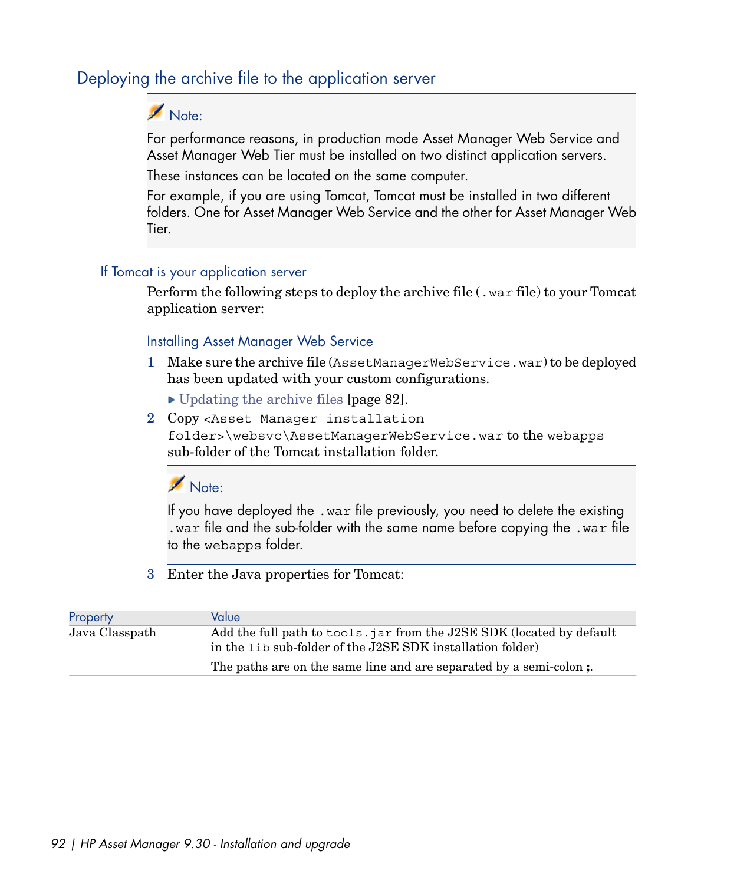## Deploying the archive file to the application server

> **Note:**
>
> For performance reasons, in production mode Asset Manager Web Service and Asset Manager Web Tier must be installed on two distinct application servers.
>
> These instances can be located on the same computer.
>
> For example, if you are using Tomcat, Tomcat must be installed in two different folders. One for Asset Manager Web Service and the other for Asset Manager Web Tier.

### If Tomcat is your application server

Perform the following steps to deploy the archive file (`.war` file) to your Tomcat application server:

#### Installing Asset Manager Web Service

1. Make sure the archive file (`AssetManagerWebService.war`) to be deployed has been updated with your custom configurations.

   ▶ Updating the archive files [page 82].

2. Copy `<Asset Manager installation folder>\websvc\AssetManagerWebService.war` to the `webapps` sub-folder of the Tomcat installation folder.

   > **Note:**
   >
   > If you have deployed the `.war` file previously, you need to delete the existing `.war` file and the sub-folder with the same name before copying the `.war` file to the `webapps` folder.

3. Enter the Java properties for Tomcat:

| Property | Value |
| --- | --- |
| Java Classpath | Add the full path to `tools.jar` from the J2SE SDK (located by default in the `lib` sub-folder of the J2SE SDK installation folder)<br>The paths are on the same line and are separated by a semi-colon **;**. |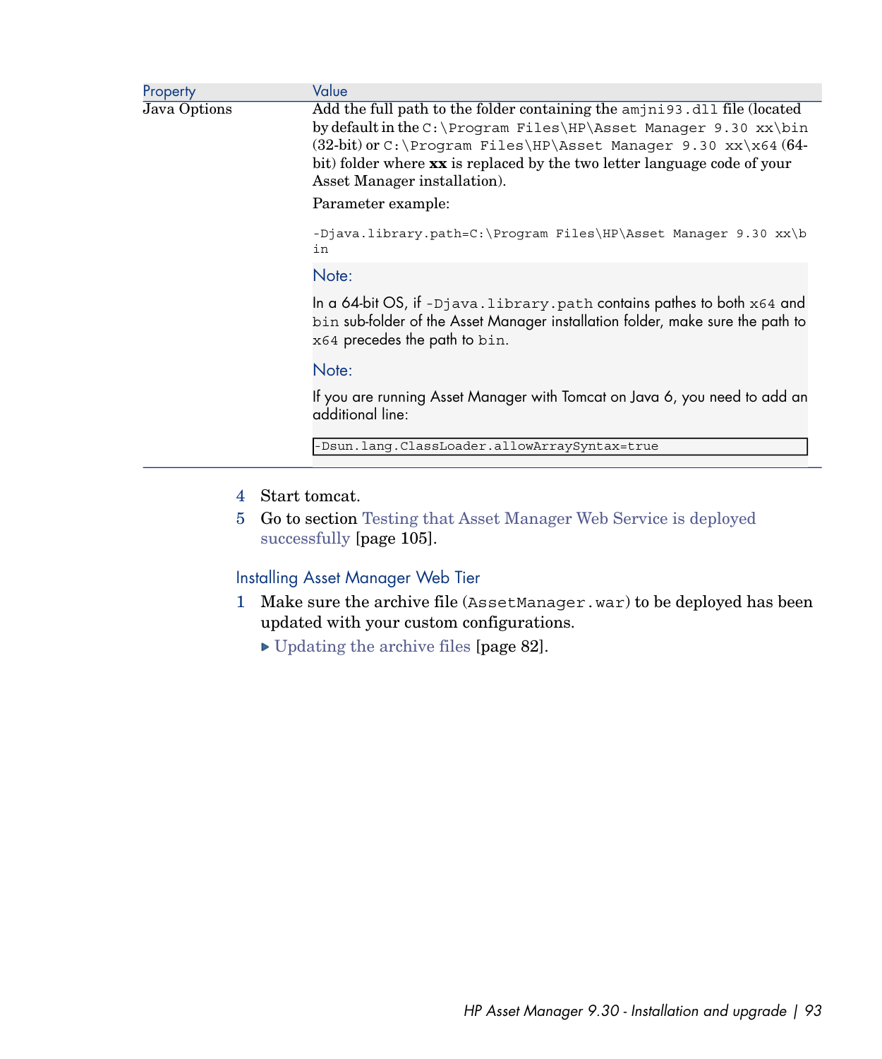| Property | Value |
| --- | --- |
| Java Options | Add the full path to the folder containing the `amjni93.dll` file (located by default in the `C:\Program Files\HP\Asset Manager 9.30 xx\bin` (32-bit) or `C:\Program Files\HP\Asset Manager 9.30 xx\x64` (64-bit) folder where **xx** is replaced by the two letter language code of your Asset Manager installation).<br><br>Parameter example:<br><br>`-Djava.library.path=C:\Program Files\HP\Asset Manager 9.30 xx\bin`<br><br>Note:<br><br>In a 64-bit OS, if `-Djava.library.path` contains pathes to both `x64` and `bin` sub-folder of the Asset Manager installation folder, make sure the path to `x64` precedes the path to `bin`.<br><br>Note:<br><br>If you are running Asset Manager with Tomcat on Java 6, you need to add an additional line:<br><br>`-Dsun.lang.ClassLoader.allowArraySyntax=true` |

4 Start tomcat.

5 Go to section Testing that Asset Manager Web Service is deployed successfully [page 105].

### Installing Asset Manager Web Tier

1 Make sure the archive file (`AssetManager.war`) to be deployed has been updated with your custom configurations.

▶ Updating the archive files [page 82].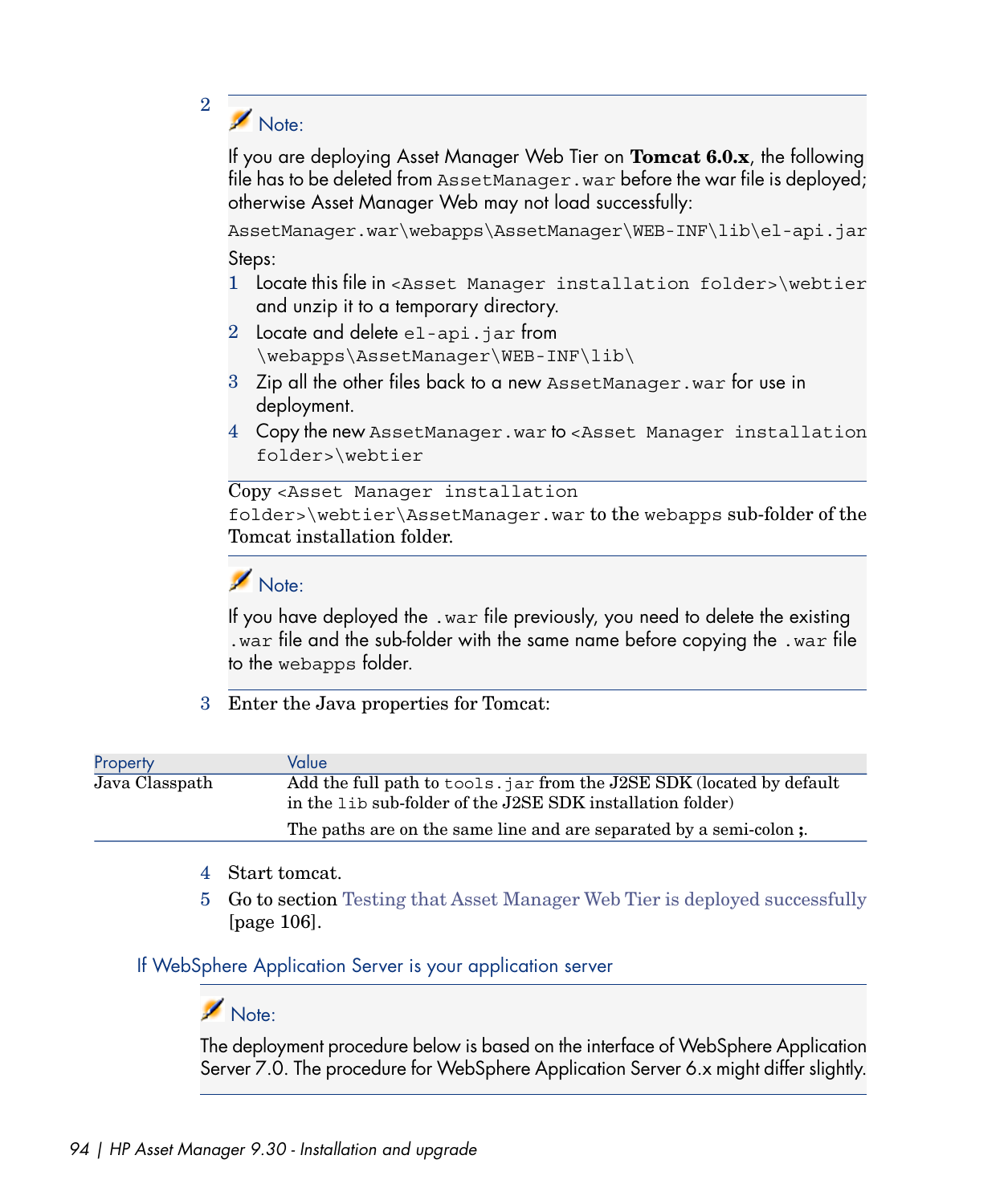2

> **Note:**
>
> If you are deploying Asset Manager Web Tier on **Tomcat 6.0.x**, the following file has to be deleted from `AssetManager.war` before the war file is deployed; otherwise Asset Manager Web may not load successfully:
>
> `AssetManager.war\webapps\AssetManager\WEB-INF\lib\el-api.jar`
>
> Steps:
>
> 1. Locate this file in `<Asset Manager installation folder>\webtier` and unzip it to a temporary directory.
> 2. Locate and delete `el-api.jar` from `\webapps\AssetManager\WEB-INF\lib\`
> 3. Zip all the other files back to a new `AssetManager.war` for use in deployment.
> 4. Copy the new `AssetManager.war` to `<Asset Manager installation folder>\webtier`

Copy `<Asset Manager installation folder>\webtier\AssetManager.war` to the `webapps` sub-folder of the Tomcat installation folder.

> **Note:**
>
> If you have deployed the `.war` file previously, you need to delete the existing `.war` file and the sub-folder with the same name before copying the `.war` file to the `webapps` folder.

3 Enter the Java properties for Tomcat:

| Property | Value |
|---|---|
| Java Classpath | Add the full path to `tools.jar` from the J2SE SDK (located by default in the `lib` sub-folder of the J2SE SDK installation folder)<br>The paths are on the same line and are separated by a semi-colon **;**. |

4 Start tomcat.

5 Go to section Testing that Asset Manager Web Tier is deployed successfully [page 106].

### If WebSphere Application Server is your application server

> **Note:**
>
> The deployment procedure below is based on the interface of WebSphere Application Server 7.0. The procedure for WebSphere Application Server 6.x might differ slightly.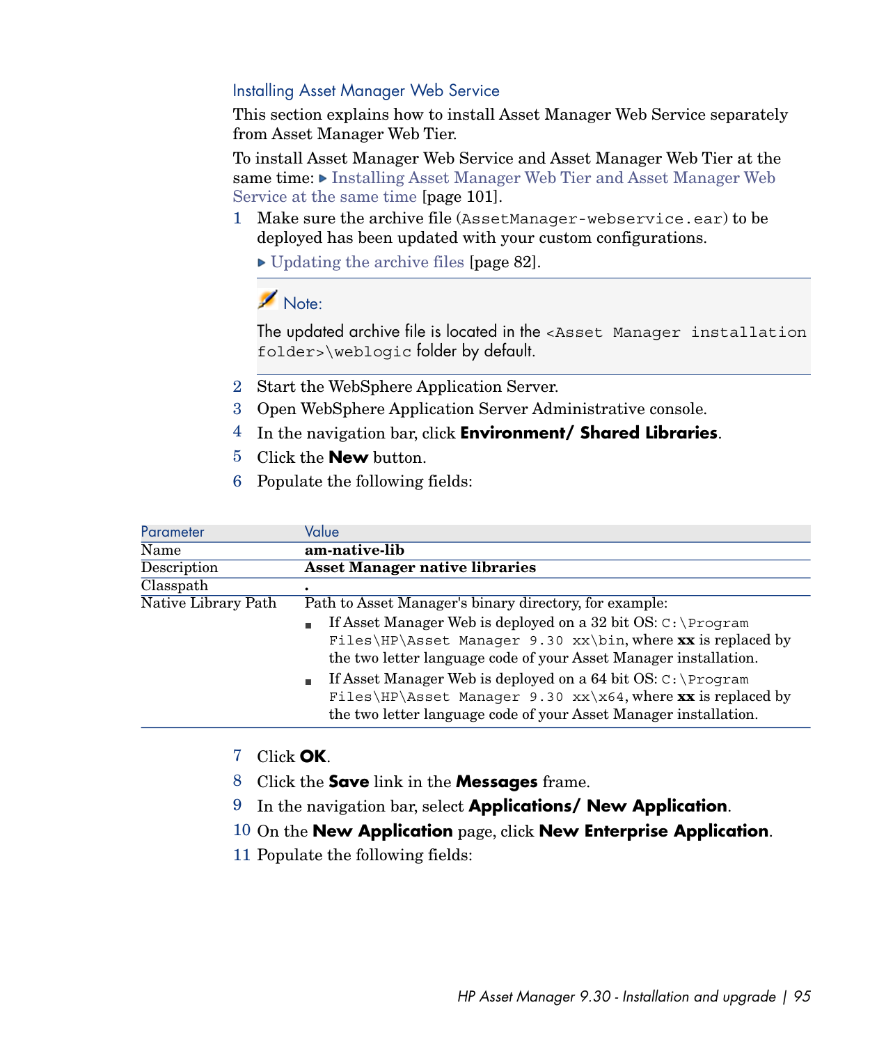### Installing Asset Manager Web Service

This section explains how to install Asset Manager Web Service separately from Asset Manager Web Tier.

To install Asset Manager Web Service and Asset Manager Web Tier at the same time: ▶ Installing Asset Manager Web Tier and Asset Manager Web Service at the same time [page 101].

1. Make sure the archive file (`AssetManager-webservice.ear`) to be deployed has been updated with your custom configurations.

   ▶ Updating the archive files [page 82].

   > **Note:**
   >
   > The updated archive file is located in the `<Asset Manager installation folder>\weblogic` folder by default.

2. Start the WebSphere Application Server.
3. Open WebSphere Application Server Administrative console.
4. In the navigation bar, click **Environment/ Shared Libraries**.
5. Click the **New** button.
6. Populate the following fields:

| Parameter | Value |
| --- | --- |
| Name | **am-native-lib** |
| Description | **Asset Manager native libraries** |
| Classpath | **.** |
| Native Library Path | Path to Asset Manager's binary directory, for example:<br>▪ If Asset Manager Web is deployed on a 32 bit OS: `C:\Program Files\HP\Asset Manager 9.30 xx\bin`, where **xx** is replaced by the two letter language code of your Asset Manager installation.<br>▪ If Asset Manager Web is deployed on a 64 bit OS: `C:\Program Files\HP\Asset Manager 9.30 xx\x64`, where **xx** is replaced by the two letter language code of your Asset Manager installation. |

7. Click **OK**.
8. Click the **Save** link in the **Messages** frame.
9. In the navigation bar, select **Applications/ New Application**.
10. On the **New Application** page, click **New Enterprise Application**.
11. Populate the following fields: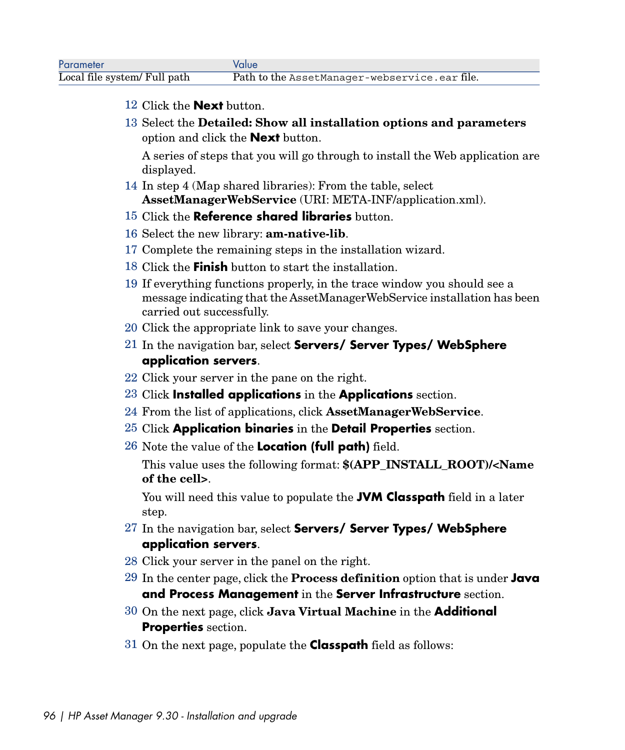| Parameter | Value |
|---|---|
| Local file system/ Full path | Path to the `AssetManager-webservice.ear` file. |

12 Click the **Next** button.

13 Select the **Detailed: Show all installation options and parameters** option and click the **Next** button.

A series of steps that you will go through to install the Web application are displayed.

14 In step 4 (Map shared libraries): From the table, select **AssetManagerWebService** (URI: META-INF/application.xml).

15 Click the **Reference shared libraries** button.

16 Select the new library: **am-native-lib**.

17 Complete the remaining steps in the installation wizard.

18 Click the **Finish** button to start the installation.

19 If everything functions properly, in the trace window you should see a message indicating that the AssetManagerWebService installation has been carried out successfully.

20 Click the appropriate link to save your changes.

21 In the navigation bar, select **Servers/ Server Types/ WebSphere application servers**.

22 Click your server in the pane on the right.

23 Click **Installed applications** in the **Applications** section.

24 From the list of applications, click **AssetManagerWebService**.

25 Click **Application binaries** in the **Detail Properties** section.

26 Note the value of the **Location (full path)** field.

This value uses the following format: **$(APP_INSTALL_ROOT)/<Name of the cell>**.

You will need this value to populate the **JVM Classpath** field in a later step.

27 In the navigation bar, select **Servers/ Server Types/ WebSphere application servers**.

28 Click your server in the panel on the right.

29 In the center page, click the **Process definition** option that is under **Java and Process Management** in the **Server Infrastructure** section.

30 On the next page, click **Java Virtual Machine** in the **Additional Properties** section.

31 On the next page, populate the **Classpath** field as follows: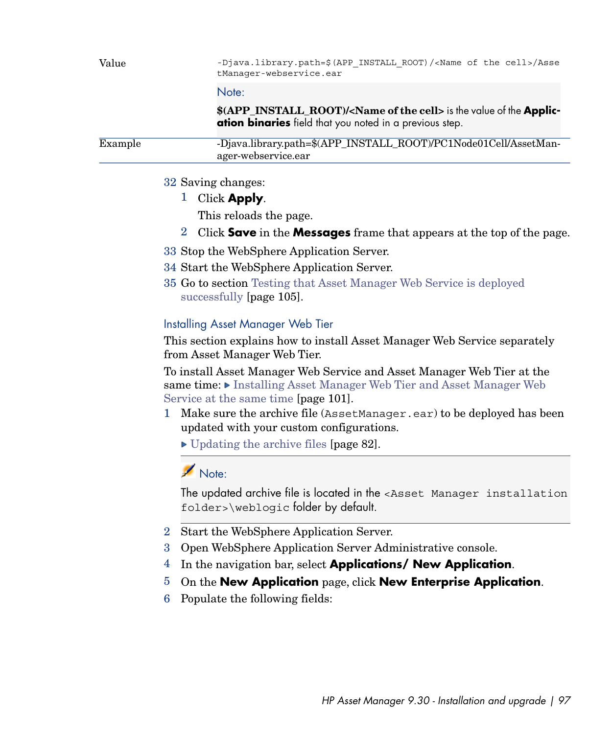| | |
|---|---|
| Value | `-Djava.library.path=$(APP_INSTALL_ROOT)/<Name of the cell>/AssetManager-webservice.ear`<br><br>Note:<br><br>**$(APP_INSTALL_ROOT)/<Name of the cell>** is the value of the **Application binaries** field that you noted in a previous step. |
| Example | -Djava.library.path=$(APP_INSTALL_ROOT)/PC1Node01Cell/AssetManager-webservice.ear |

32 Saving changes:
   1 Click **Apply**.
      This reloads the page.
   2 Click **Save** in the **Messages** frame that appears at the top of the page.
33 Stop the WebSphere Application Server.
34 Start the WebSphere Application Server.
35 Go to section Testing that Asset Manager Web Service is deployed successfully [page 105].

### Installing Asset Manager Web Tier

This section explains how to install Asset Manager Web Service separately from Asset Manager Web Tier.

To install Asset Manager Web Service and Asset Manager Web Tier at the same time: ▶ Installing Asset Manager Web Tier and Asset Manager Web Service at the same time [page 101].

1 Make sure the archive file (`AssetManager.ear`) to be deployed has been updated with your custom configurations.

   ▶ Updating the archive files [page 82].

   > **Note:**
   >
   > The updated archive file is located in the `<Asset Manager installation folder>\weblogic` folder by default.

2 Start the WebSphere Application Server.
3 Open WebSphere Application Server Administrative console.
4 In the navigation bar, select **Applications/ New Application**.
5 On the **New Application** page, click **New Enterprise Application**.
6 Populate the following fields: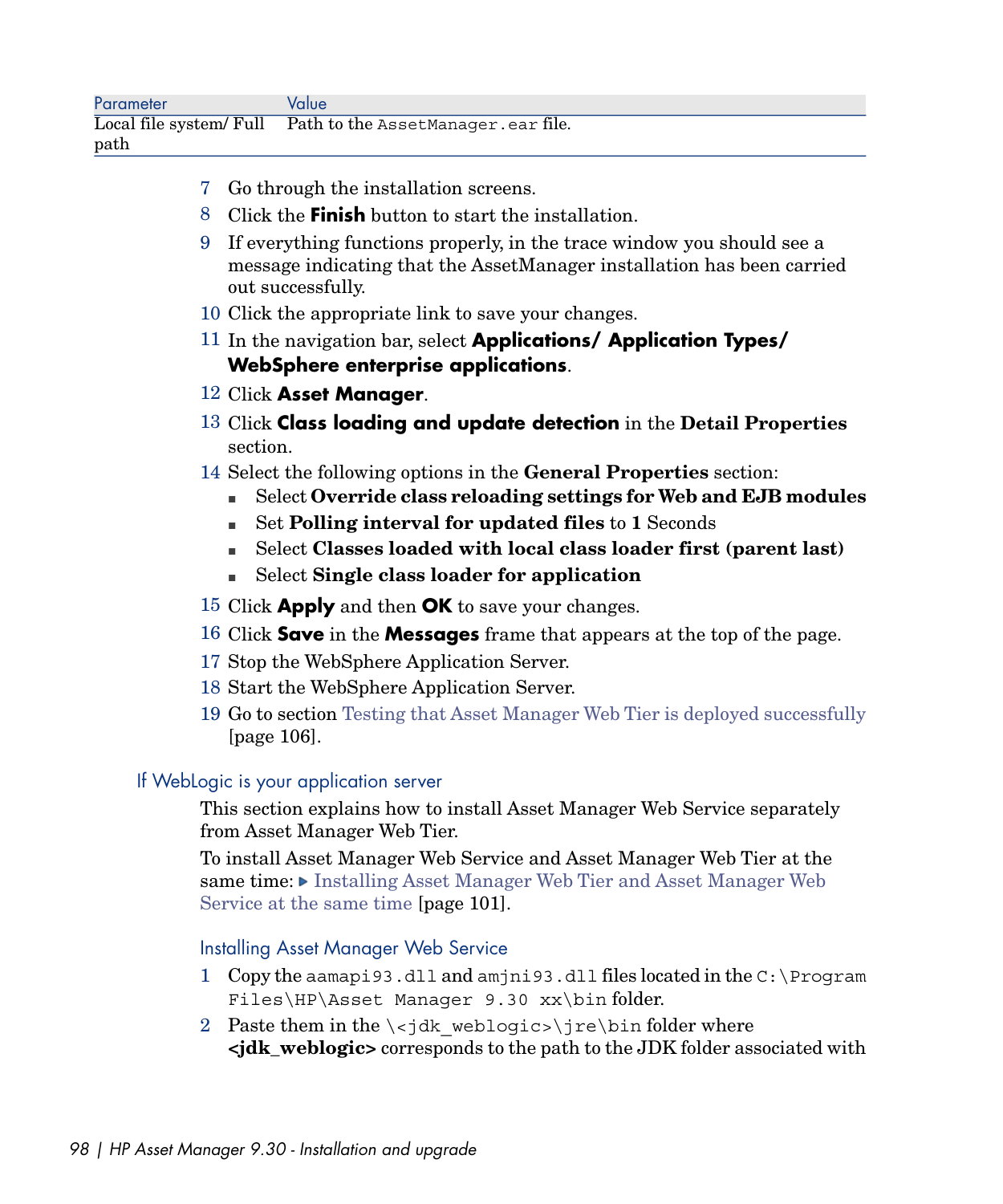| Parameter | Value |
| --- | --- |
| Local file system/ Full path | Path to the `AssetManager.ear` file. |

7. Go through the installation screens.
8. Click the **Finish** button to start the installation.
9. If everything functions properly, in the trace window you should see a message indicating that the AssetManager installation has been carried out successfully.
10. Click the appropriate link to save your changes.
11. In the navigation bar, select **Applications/ Application Types/ WebSphere enterprise applications**.
12. Click **Asset Manager**.
13. Click **Class loading and update detection** in the **Detail Properties** section.
14. Select the following options in the **General Properties** section:
    - Select **Override class reloading settings for Web and EJB modules**
    - Set **Polling interval for updated files** to **1** Seconds
    - Select **Classes loaded with local class loader first (parent last)**
    - Select **Single class loader for application**
15. Click **Apply** and then **OK** to save your changes.
16. Click **Save** in the **Messages** frame that appears at the top of the page.
17. Stop the WebSphere Application Server.
18. Start the WebSphere Application Server.
19. Go to section Testing that Asset Manager Web Tier is deployed successfully [page 106].

## If WebLogic is your application server

This section explains how to install Asset Manager Web Service separately from Asset Manager Web Tier.

To install Asset Manager Web Service and Asset Manager Web Tier at the same time: ▶ Installing Asset Manager Web Tier and Asset Manager Web Service at the same time [page 101].

### Installing Asset Manager Web Service

1. Copy the `aamapi93.dll` and `amjni93.dll` files located in the `C:\Program Files\HP\Asset Manager 9.30 xx\bin` folder.
2. Paste them in the `\<jdk_weblogic>\jre\bin` folder where **<jdk_weblogic>** corresponds to the path to the JDK folder associated with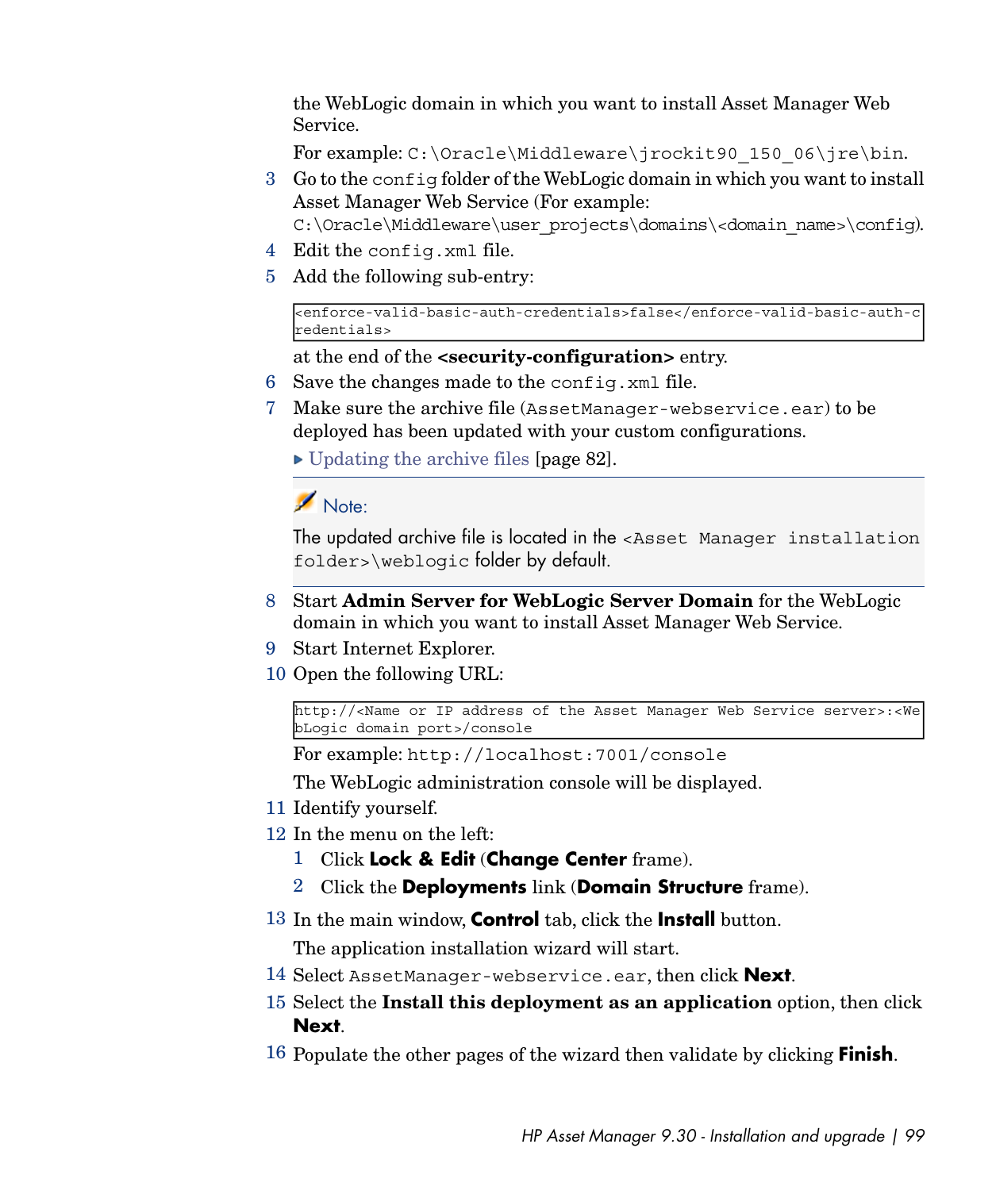the WebLogic domain in which you want to install Asset Manager Web Service.

For example: `C:\Oracle\Middleware\jrockit90_150_06\jre\bin`.

3 Go to the `config` folder of the WebLogic domain in which you want to install Asset Manager Web Service (For example: `C:\Oracle\Middleware\user_projects\domains\<domain_name>\config`).

4 Edit the `config.xml` file.

5 Add the following sub-entry:

```
<enforce-valid-basic-auth-credentials>false</enforce-valid-basic-auth-credentials>
```

at the end of the **<security-configuration>** entry.

6 Save the changes made to the `config.xml` file.

7 Make sure the archive file (`AssetManager-webservice.ear`) to be deployed has been updated with your custom configurations.

▶ Updating the archive files [page 82].

> Note:
>
> The updated archive file is located in the `<Asset Manager installation folder>\weblogic` folder by default.

8 Start **Admin Server for WebLogic Server Domain** for the WebLogic domain in which you want to install Asset Manager Web Service.

9 Start Internet Explorer.

10 Open the following URL:

```
http://<Name or IP address of the Asset Manager Web Service server>:<WebLogic domain port>/console
```

For example: `http://localhost:7001/console`

The WebLogic administration console will be displayed.

11 Identify yourself.

12 In the menu on the left:

   1 Click **Lock & Edit** (**Change Center** frame).

   2 Click the **Deployments** link (**Domain Structure** frame).

13 In the main window, **Control** tab, click the **Install** button.

The application installation wizard will start.

14 Select `AssetManager-webservice.ear`, then click **Next**.

15 Select the **Install this deployment as an application** option, then click **Next**.

16 Populate the other pages of the wizard then validate by clicking **Finish**.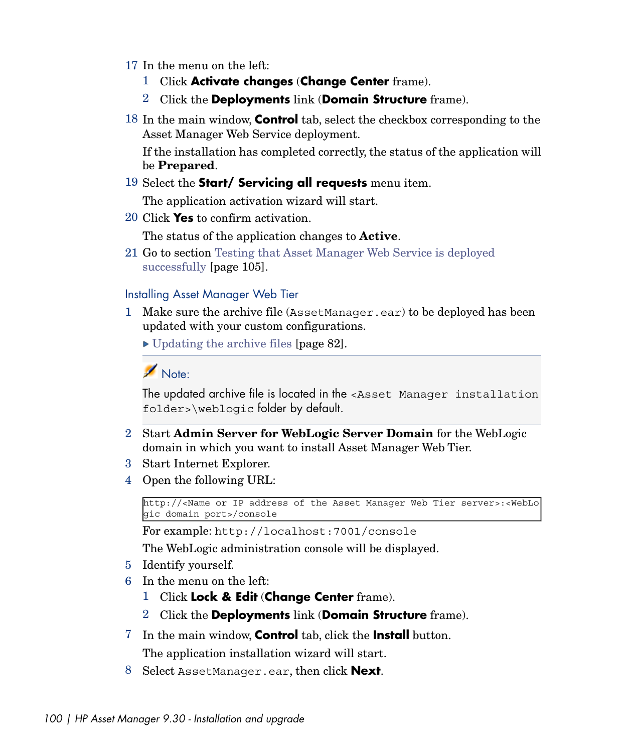17 In the menu on the left:
   1 Click **Activate changes** (**Change Center** frame).
   2 Click the **Deployments** link (**Domain Structure** frame).
18 In the main window, **Control** tab, select the checkbox corresponding to the Asset Manager Web Service deployment.

   If the installation has completed correctly, the status of the application will be **Prepared**.
19 Select the **Start/ Servicing all requests** menu item.

   The application activation wizard will start.
20 Click **Yes** to confirm activation.

   The status of the application changes to **Active**.
21 Go to section Testing that Asset Manager Web Service is deployed successfully [page 105].

### Installing Asset Manager Web Tier

1 Make sure the archive file (`AssetManager.ear`) to be deployed has been updated with your custom configurations.

   ▶ Updating the archive files [page 82].

   > **Note:**
   >
   > The updated archive file is located in the `<Asset Manager installation folder>\weblogic` folder by default.

2 Start **Admin Server for WebLogic Server Domain** for the WebLogic domain in which you want to install Asset Manager Web Tier.
3 Start Internet Explorer.
4 Open the following URL:

```
http://<Name or IP address of the Asset Manager Web Tier server>:<WebLogic domain port>/console
```

   For example: `http://localhost:7001/console`

   The WebLogic administration console will be displayed.
5 Identify yourself.
6 In the menu on the left:
   1 Click **Lock & Edit** (**Change Center** frame).
   2 Click the **Deployments** link (**Domain Structure** frame).
7 In the main window, **Control** tab, click the **Install** button.

   The application installation wizard will start.
8 Select `AssetManager.ear`, then click **Next**.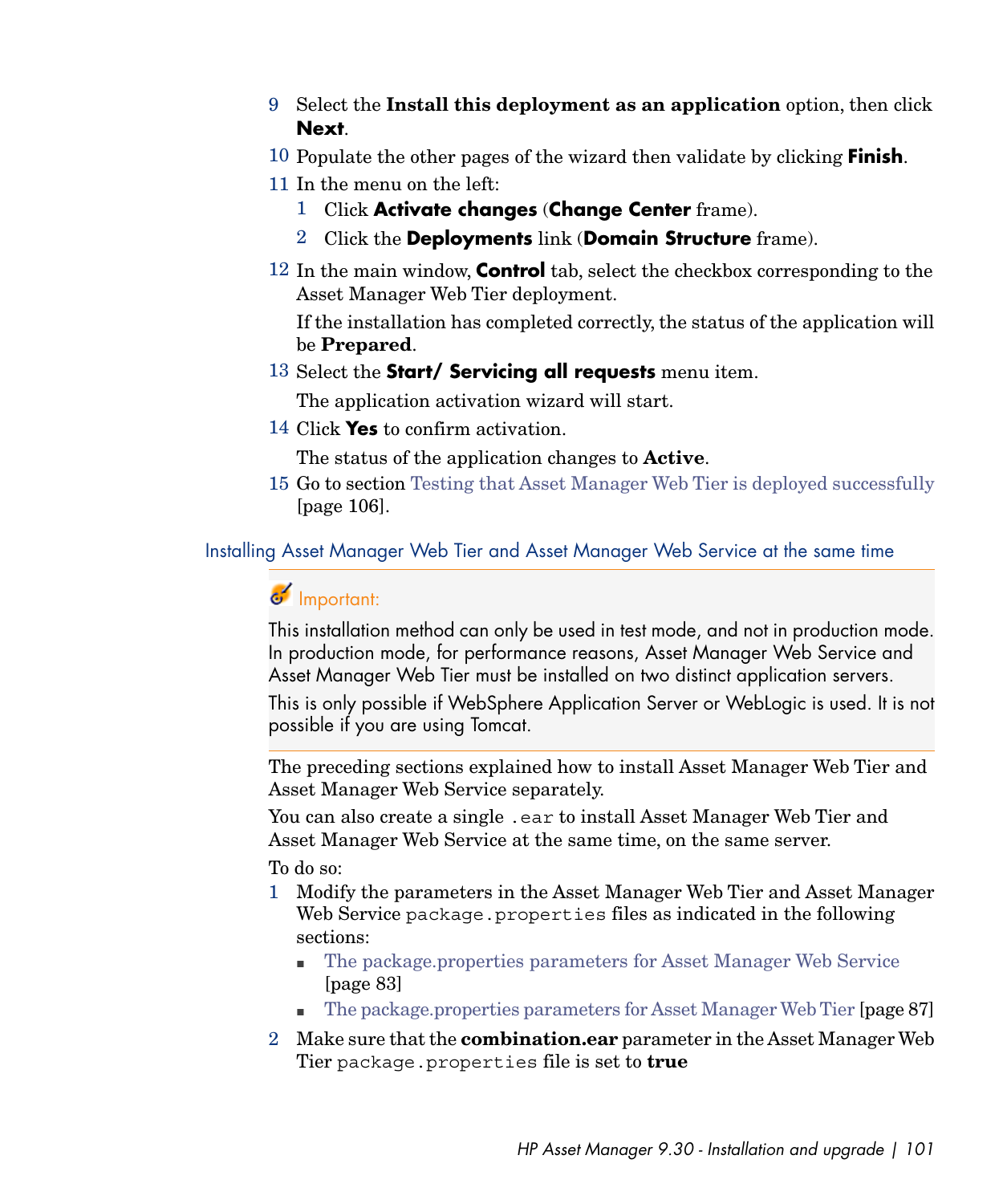9 Select the **Install this deployment as an application** option, then click **Next**.
10 Populate the other pages of the wizard then validate by clicking **Finish**.
11 In the menu on the left:
   1 Click **Activate changes** (**Change Center** frame).
   2 Click the **Deployments** link (**Domain Structure** frame).
12 In the main window, **Control** tab, select the checkbox corresponding to the Asset Manager Web Tier deployment.

   If the installation has completed correctly, the status of the application will be **Prepared**.
13 Select the **Start/ Servicing all requests** menu item.

   The application activation wizard will start.
14 Click **Yes** to confirm activation.

   The status of the application changes to **Active**.
15 Go to section Testing that Asset Manager Web Tier is deployed successfully [page 106].

### Installing Asset Manager Web Tier and Asset Manager Web Service at the same time

> **Important:**
>
> This installation method can only be used in test mode, and not in production mode. In production mode, for performance reasons, Asset Manager Web Service and Asset Manager Web Tier must be installed on two distinct application servers.
>
> This is only possible if WebSphere Application Server or WebLogic is used. It is not possible if you are using Tomcat.

The preceding sections explained how to install Asset Manager Web Tier and Asset Manager Web Service separately.

You can also create a single `.ear` to install Asset Manager Web Tier and Asset Manager Web Service at the same time, on the same server.

To do so:

1 Modify the parameters in the Asset Manager Web Tier and Asset Manager Web Service `package.properties` files as indicated in the following sections:
   - The package.properties parameters for Asset Manager Web Service [page 83]
   - The package.properties parameters for Asset Manager Web Tier [page 87]
2 Make sure that the **combination.ear** parameter in the Asset Manager Web Tier `package.properties` file is set to **true**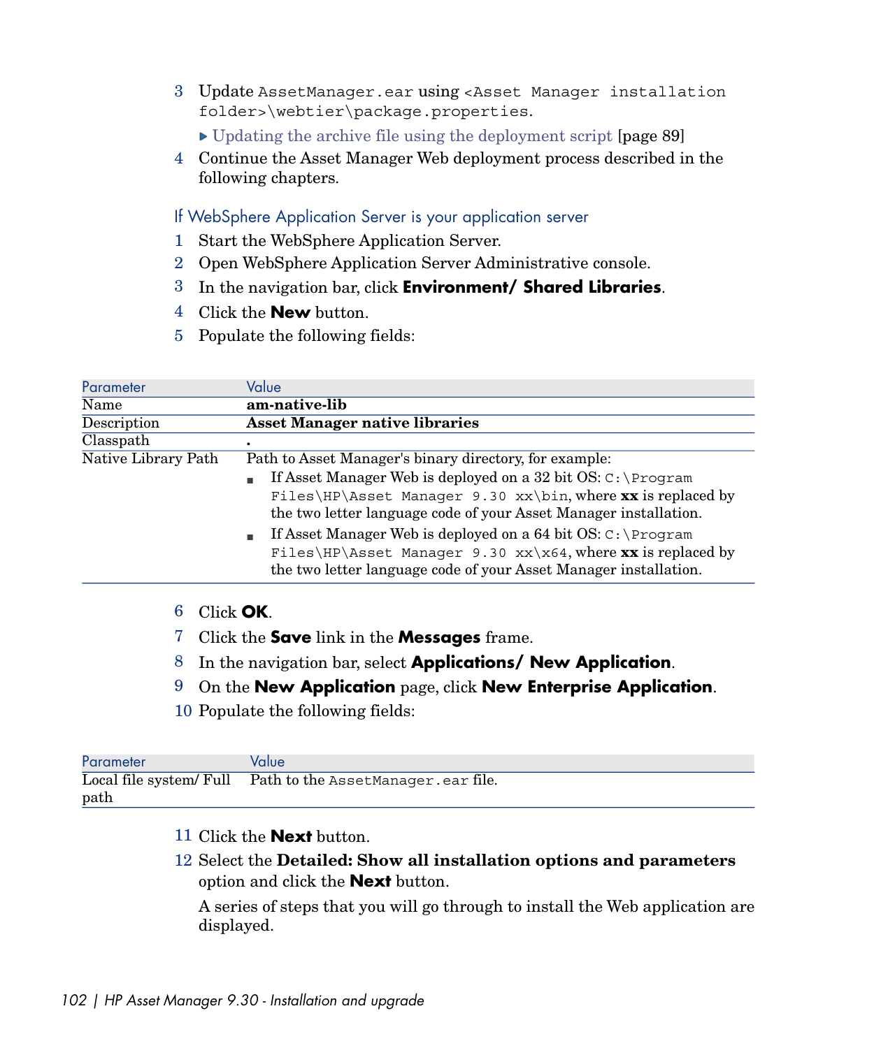3 Update `AssetManager.ear` using `<Asset Manager installation folder>\webtier\package.properties`.

   ▶ Updating the archive file using the deployment script [page 89]

4 Continue the Asset Manager Web deployment process described in the following chapters.

### If WebSphere Application Server is your application server

1 Start the WebSphere Application Server.
2 Open WebSphere Application Server Administrative console.
3 In the navigation bar, click **Environment/ Shared Libraries**.
4 Click the **New** button.
5 Populate the following fields:

| Parameter | Value |
| --- | --- |
| Name | **am-native-lib** |
| Description | **Asset Manager native libraries** |
| Classpath | **.** |
| Native Library Path | Path to Asset Manager's binary directory, for example:<br>■ If Asset Manager Web is deployed on a 32 bit OS: `C:\Program Files\HP\Asset Manager 9.30 xx\bin`, where **xx** is replaced by the two letter language code of your Asset Manager installation.<br>■ If Asset Manager Web is deployed on a 64 bit OS: `C:\Program Files\HP\Asset Manager 9.30 xx\x64`, where **xx** is replaced by the two letter language code of your Asset Manager installation. |

6 Click **OK**.
7 Click the **Save** link in the **Messages** frame.
8 In the navigation bar, select **Applications/ New Application**.
9 On the **New Application** page, click **New Enterprise Application**.
10 Populate the following fields:

| Parameter | Value |
| --- | --- |
| Local file system/ Full path | Path to the `AssetManager.ear` file. |

11 Click the **Next** button.
12 Select the **Detailed: Show all installation options and parameters** option and click the **Next** button.

   A series of steps that you will go through to install the Web application are displayed.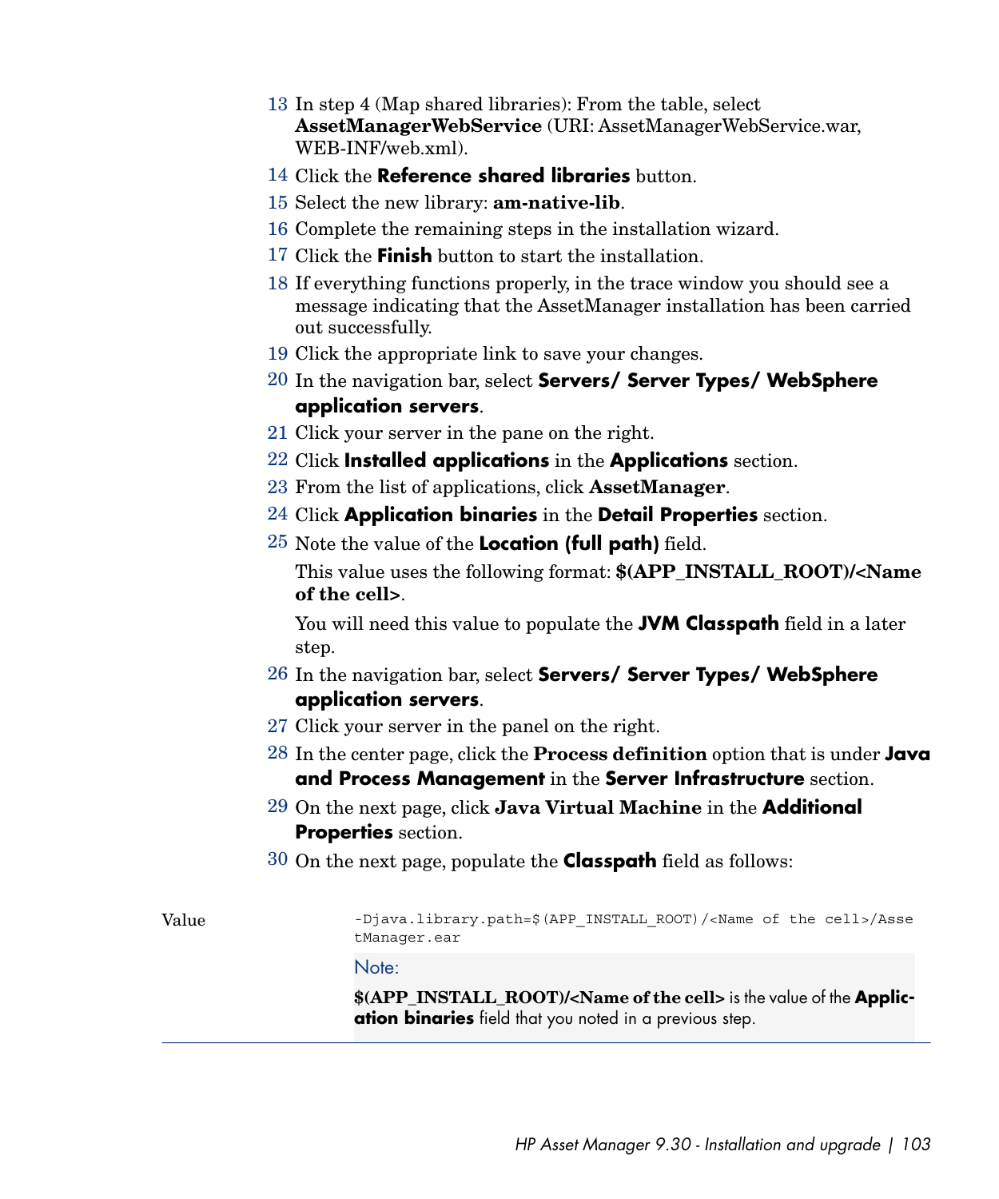13 In step 4 (Map shared libraries): From the table, select **AssetManagerWebService** (URI: AssetManagerWebService.war, WEB-INF/web.xml).

14 Click the **Reference shared libraries** button.

15 Select the new library: **am-native-lib**.

16 Complete the remaining steps in the installation wizard.

17 Click the **Finish** button to start the installation.

18 If everything functions properly, in the trace window you should see a message indicating that the AssetManager installation has been carried out successfully.

19 Click the appropriate link to save your changes.

20 In the navigation bar, select **Servers/ Server Types/ WebSphere application servers**.

21 Click your server in the pane on the right.

22 Click **Installed applications** in the **Applications** section.

23 From the list of applications, click **AssetManager**.

24 Click **Application binaries** in the **Detail Properties** section.

25 Note the value of the **Location (full path)** field.

This value uses the following format: **$(APP_INSTALL_ROOT)/<Name of the cell>**.

You will need this value to populate the **JVM Classpath** field in a later step.

26 In the navigation bar, select **Servers/ Server Types/ WebSphere application servers**.

27 Click your server in the panel on the right.

28 In the center page, click the **Process definition** option that is under **Java and Process Management** in the **Server Infrastructure** section.

29 On the next page, click **Java Virtual Machine** in the **Additional Properties** section.

30 On the next page, populate the **Classpath** field as follows:

| | |
|---|---|
| Value | `-Djava.library.path=$(APP_INSTALL_ROOT)/<Name of the cell>/AssetManager.ear`<br><br>Note:<br><br>**$(APP_INSTALL_ROOT)/<Name of the cell>** is the value of the **Application binaries** field that you noted in a previous step. |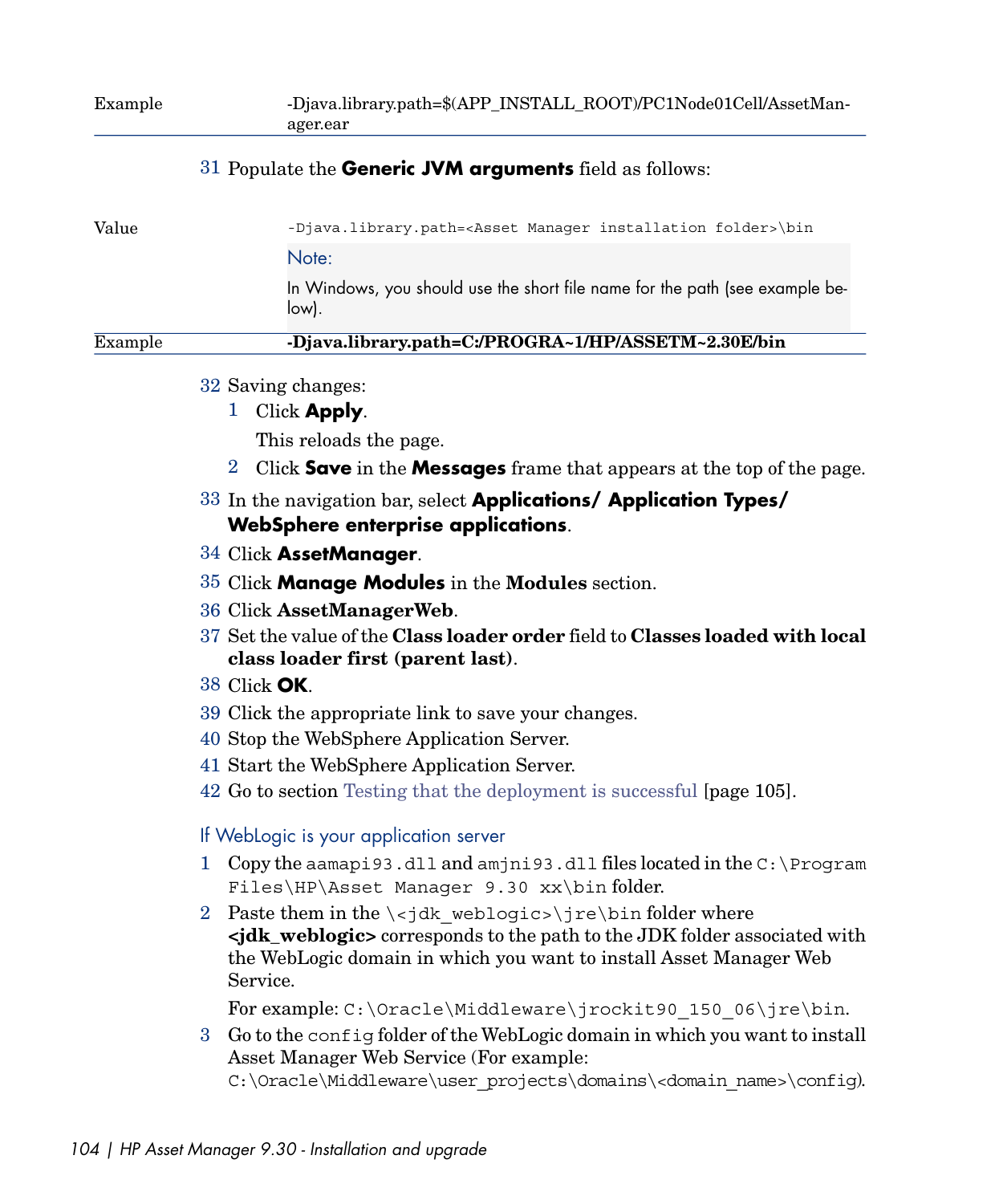| | |
|---|---|
| Example | -Djava.library.path=$(APP_INSTALL_ROOT)/PC1Node01Cell/AssetManager.ear |

31 Populate the **Generic JVM arguments** field as follows:

| | |
|---|---|
| Value | `-Djava.library.path=<Asset Manager installation folder>\bin`<br>Note:<br>In Windows, you should use the short file name for the path (see example below). |
| Example | **-Djava.library.path=C:/PROGRA~1/HP/ASSETM~2.30E/bin** |

32 Saving changes:
   1 Click **Apply**.

      This reloads the page.
   2 Click **Save** in the **Messages** frame that appears at the top of the page.

33 In the navigation bar, select **Applications/ Application Types/ WebSphere enterprise applications**.

34 Click **AssetManager**.

35 Click **Manage Modules** in the **Modules** section.

36 Click **AssetManagerWeb**.

37 Set the value of the **Class loader order** field to **Classes loaded with local class loader first (parent last)**.

38 Click **OK**.

39 Click the appropriate link to save your changes.

40 Stop the WebSphere Application Server.

41 Start the WebSphere Application Server.

42 Go to section Testing that the deployment is successful [page 105].

### If WebLogic is your application server

1 Copy the `aamapi93.dll` and `amjni93.dll` files located in the `C:\Program Files\HP\Asset Manager 9.30 xx\bin` folder.

2 Paste them in the `\<jdk_weblogic>\jre\bin` folder where **<jdk_weblogic>** corresponds to the path to the JDK folder associated with the WebLogic domain in which you want to install Asset Manager Web Service.

   For example: `C:\Oracle\Middleware\jrockit90_150_06\jre\bin`.

3 Go to the `config` folder of the WebLogic domain in which you want to install Asset Manager Web Service (For example: `C:\Oracle\Middleware\user_projects\domains\<domain_name>\config`).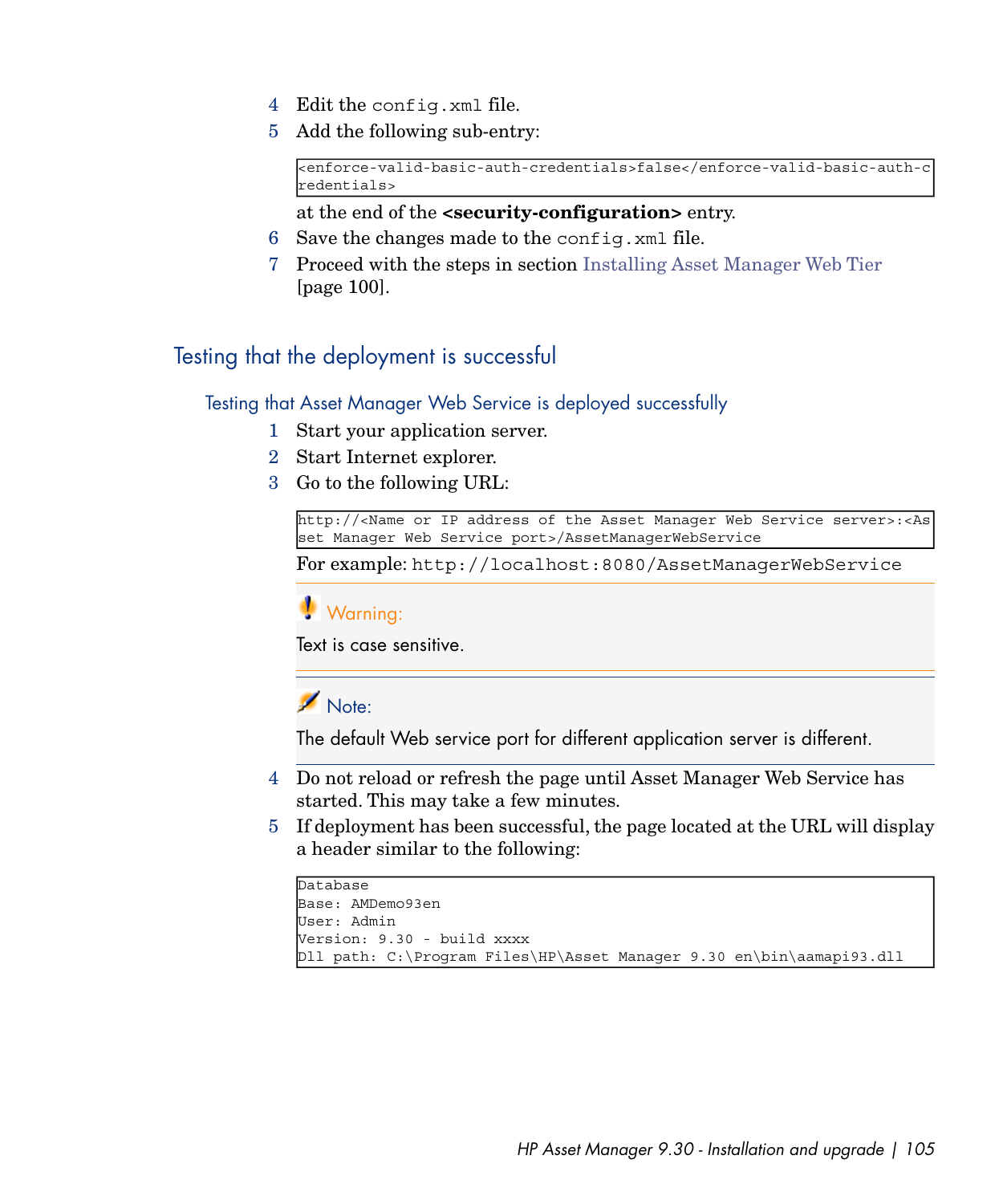4. Edit the `config.xml` file.
5. Add the following sub-entry:

```
<enforce-valid-basic-auth-credentials>false</enforce-valid-basic-auth-c
redentials>
```

   at the end of the **<security-configuration>** entry.
6. Save the changes made to the `config.xml` file.
7. Proceed with the steps in section Installing Asset Manager Web Tier [page 100].

## Testing that the deployment is successful

### Testing that Asset Manager Web Service is deployed successfully

1. Start your application server.
2. Start Internet explorer.
3. Go to the following URL:

```
http://<Name or IP address of the Asset Manager Web Service server>:<As
set Manager Web Service port>/AssetManagerWebService
```

   For example: `http://localhost:8080/AssetManagerWebService`

> **Warning:**
>
> Text is case sensitive.

> **Note:**
>
> The default Web service port for different application server is different.

4. Do not reload or refresh the page until Asset Manager Web Service has started. This may take a few minutes.
5. If deployment has been successful, the page located at the URL will display a header similar to the following:

```
Database
Base: AMDemo93en
User: Admin
Version: 9.30 - build xxxx
Dll path: C:\Program Files\HP\Asset Manager 9.30 en\bin\aamapi93.dll
```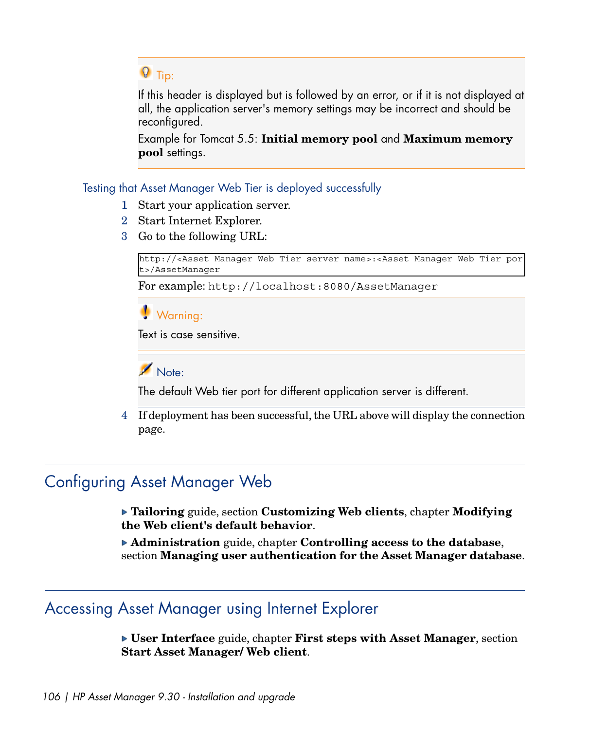> Tip:
>
> If this header is displayed but is followed by an error, or if it is not displayed at all, the application server's memory settings may be incorrect and should be reconfigured.
>
> Example for Tomcat 5.5: **Initial memory pool** and **Maximum memory pool** settings.

### Testing that Asset Manager Web Tier is deployed successfully

1. Start your application server.
2. Start Internet Explorer.
3. Go to the following URL:

   ```
   http://<Asset Manager Web Tier server name>:<Asset Manager Web Tier port>/AssetManager
   ```

   For example: `http://localhost:8080/AssetManager`

   > Warning:
   >
   > Text is case sensitive.

   > Note:
   >
   > The default Web tier port for different application server is different.

4. If deployment has been successful, the URL above will display the connection page.

## Configuring Asset Manager Web

▶ **Tailoring** guide, section **Customizing Web clients**, chapter **Modifying the Web client's default behavior**.

▶ **Administration** guide, chapter **Controlling access to the database**, section **Managing user authentication for the Asset Manager database**.

## Accessing Asset Manager using Internet Explorer

▶ **User Interface** guide, chapter **First steps with Asset Manager**, section **Start Asset Manager/ Web client**.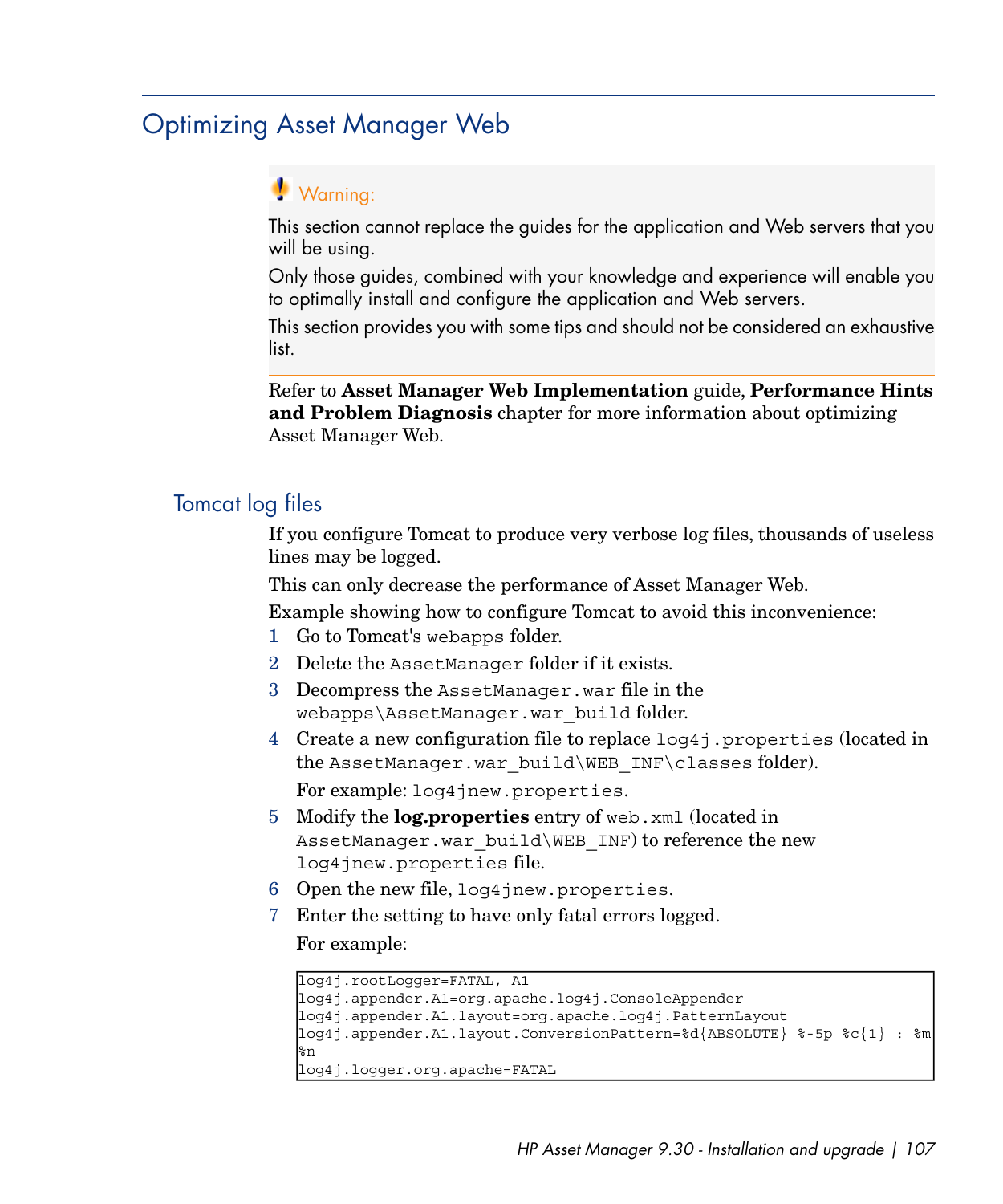## Optimizing Asset Manager Web

> **Warning:**
>
> This section cannot replace the guides for the application and Web servers that you will be using.
>
> Only those guides, combined with your knowledge and experience will enable you to optimally install and configure the application and Web servers.
>
> This section provides you with some tips and should not be considered an exhaustive list.

Refer to **Asset Manager Web Implementation** guide, **Performance Hints and Problem Diagnosis** chapter for more information about optimizing Asset Manager Web.

### Tomcat log files

If you configure Tomcat to produce very verbose log files, thousands of useless lines may be logged.

This can only decrease the performance of Asset Manager Web.

Example showing how to configure Tomcat to avoid this inconvenience:

1. Go to Tomcat's `webapps` folder.
2. Delete the `AssetManager` folder if it exists.
3. Decompress the `AssetManager.war` file in the `webapps\AssetManager.war_build` folder.
4. Create a new configuration file to replace `log4j.properties` (located in the `AssetManager.war_build\WEB_INF\classes` folder).

   For example: `log4jnew.properties`.
5. Modify the **log.properties** entry of `web.xml` (located in `AssetManager.war_build\WEB_INF`) to reference the new `log4jnew.properties` file.
6. Open the new file, `log4jnew.properties`.
7. Enter the setting to have only fatal errors logged.

   For example:

```
log4j.rootLogger=FATAL, A1
log4j.appender.A1=org.apache.log4j.ConsoleAppender
log4j.appender.A1.layout=org.apache.log4j.PatternLayout
log4j.appender.A1.layout.ConversionPattern=%d{ABSOLUTE} %-5p %c{1} : %m
%n
log4j.logger.org.apache=FATAL
```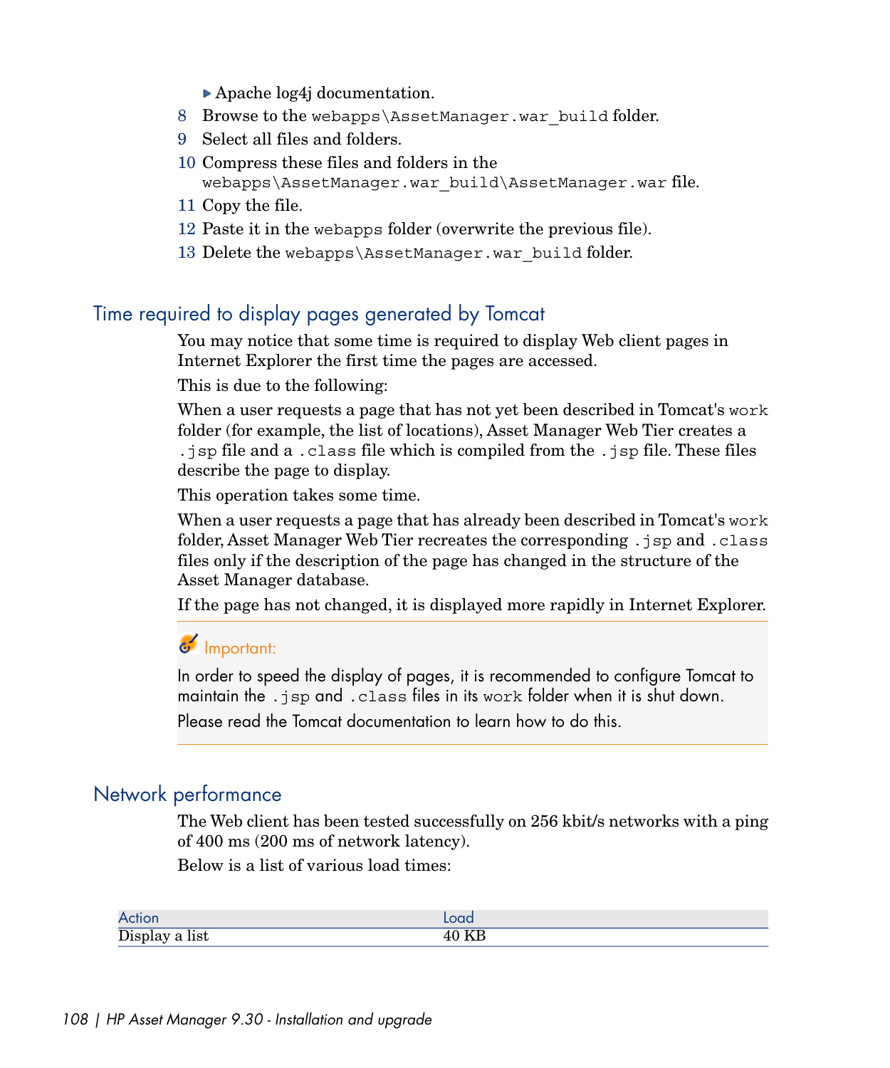- Apache log4j documentation.

8 Browse to the `webapps\AssetManager.war_build` folder.
9 Select all files and folders.
10 Compress these files and folders in the `webapps\AssetManager.war_build\AssetManager.war` file.
11 Copy the file.
12 Paste it in the `webapps` folder (overwrite the previous file).
13 Delete the `webapps\AssetManager.war_build` folder.

## Time required to display pages generated by Tomcat

You may notice that some time is required to display Web client pages in Internet Explorer the first time the pages are accessed.

This is due to the following:

When a user requests a page that has not yet been described in Tomcat's `work` folder (for example, the list of locations), Asset Manager Web Tier creates a `.jsp` file and a `.class` file which is compiled from the `.jsp` file. These files describe the page to display.

This operation takes some time.

When a user requests a page that has already been described in Tomcat's `work` folder, Asset Manager Web Tier recreates the corresponding `.jsp` and `.class` files only if the description of the page has changed in the structure of the Asset Manager database.

If the page has not changed, it is displayed more rapidly in Internet Explorer.

> **Important:**
>
> In order to speed the display of pages, it is recommended to configure Tomcat to maintain the `.jsp` and `.class` files in its `work` folder when it is shut down.
>
> Please read the Tomcat documentation to learn how to do this.

## Network performance

The Web client has been tested successfully on 256 kbit/s networks with a ping of 400 ms (200 ms of network latency).

Below is a list of various load times:

| Action | Load |
| --- | --- |
| Display a list | 40 KB |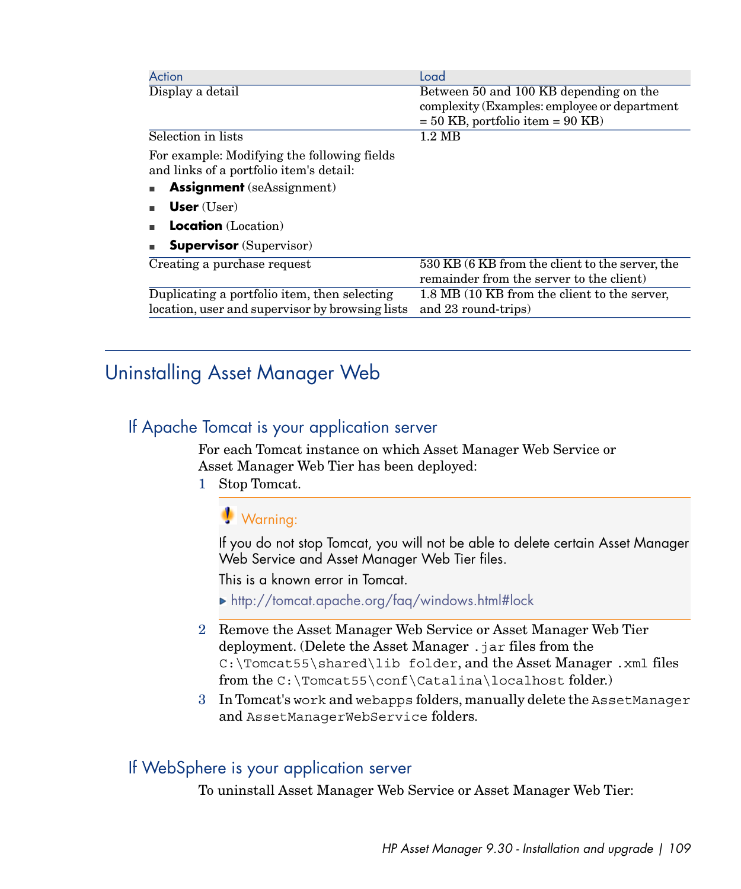| Action | Load |
|---|---|
| Display a detail | Between 50 and 100 KB depending on the complexity (Examples: employee or department = 50 KB, portfolio item = 90 KB) |
| Selection in lists<br><br>For example: Modifying the following fields and links of a portfolio item's detail:<br>■ **Assignment** (seAssignment)<br>■ **User** (User)<br>■ **Location** (Location)<br>■ **Supervisor** (Supervisor) | 1.2 MB |
| Creating a purchase request | 530 KB (6 KB from the client to the server, the remainder from the server to the client) |
| Duplicating a portfolio item, then selecting location, user and supervisor by browsing lists | 1.8 MB (10 KB from the client to the server, and 23 round-trips) |

## Uninstalling Asset Manager Web

### If Apache Tomcat is your application server

For each Tomcat instance on which Asset Manager Web Service or Asset Manager Web Tier has been deployed:

1 Stop Tomcat.

> **Warning:**
>
> If you do not stop Tomcat, you will not be able to delete certain Asset Manager Web Service and Asset Manager Web Tier files.
>
> This is a known error in Tomcat.
>
> ▸ http://tomcat.apache.org/faq/windows.html#lock

2 Remove the Asset Manager Web Service or Asset Manager Web Tier deployment. (Delete the Asset Manager `.jar` files from the `C:\Tomcat55\shared\lib folder`, and the Asset Manager `.xml` files from the `C:\Tomcat55\conf\Catalina\localhost` folder.)

3 In Tomcat's `work` and `webapps` folders, manually delete the `AssetManager` and `AssetManagerWebService` folders.

### If WebSphere is your application server

To uninstall Asset Manager Web Service or Asset Manager Web Tier: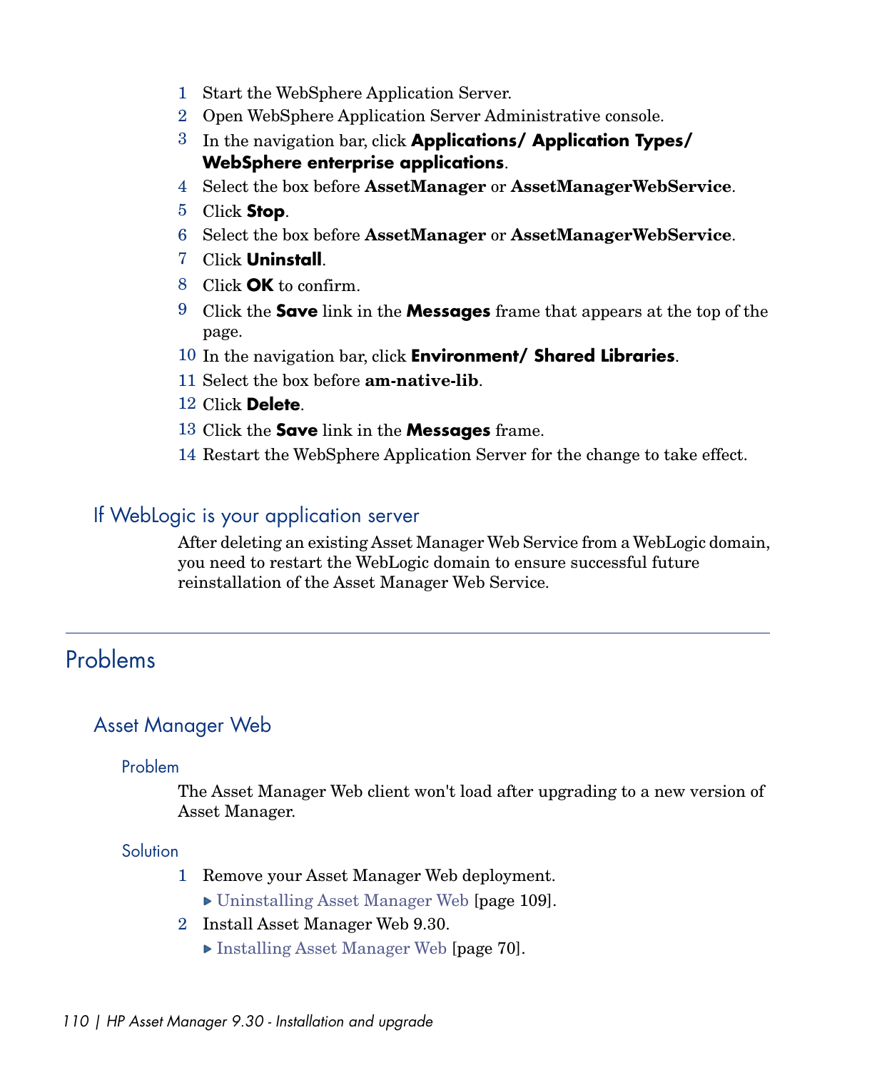1. Start the WebSphere Application Server.
2. Open WebSphere Application Server Administrative console.
3. In the navigation bar, click **Applications/ Application Types/ WebSphere enterprise applications**.
4. Select the box before **AssetManager** or **AssetManagerWebService**.
5. Click **Stop**.
6. Select the box before **AssetManager** or **AssetManagerWebService**.
7. Click **Uninstall**.
8. Click **OK** to confirm.
9. Click the **Save** link in the **Messages** frame that appears at the top of the page.
10. In the navigation bar, click **Environment/ Shared Libraries**.
11. Select the box before **am-native-lib**.
12. Click **Delete**.
13. Click the **Save** link in the **Messages** frame.
14. Restart the WebSphere Application Server for the change to take effect.

### If WebLogic is your application server

After deleting an existing Asset Manager Web Service from a WebLogic domain, you need to restart the WebLogic domain to ensure successful future reinstallation of the Asset Manager Web Service.

---

# Problems

## Asset Manager Web

### Problem

The Asset Manager Web client won't load after upgrading to a new version of Asset Manager.

### Solution

1. Remove your Asset Manager Web deployment.

   ▶ Uninstalling Asset Manager Web [page 109].

2. Install Asset Manager Web 9.30.

   ▶ Installing Asset Manager Web [page 70].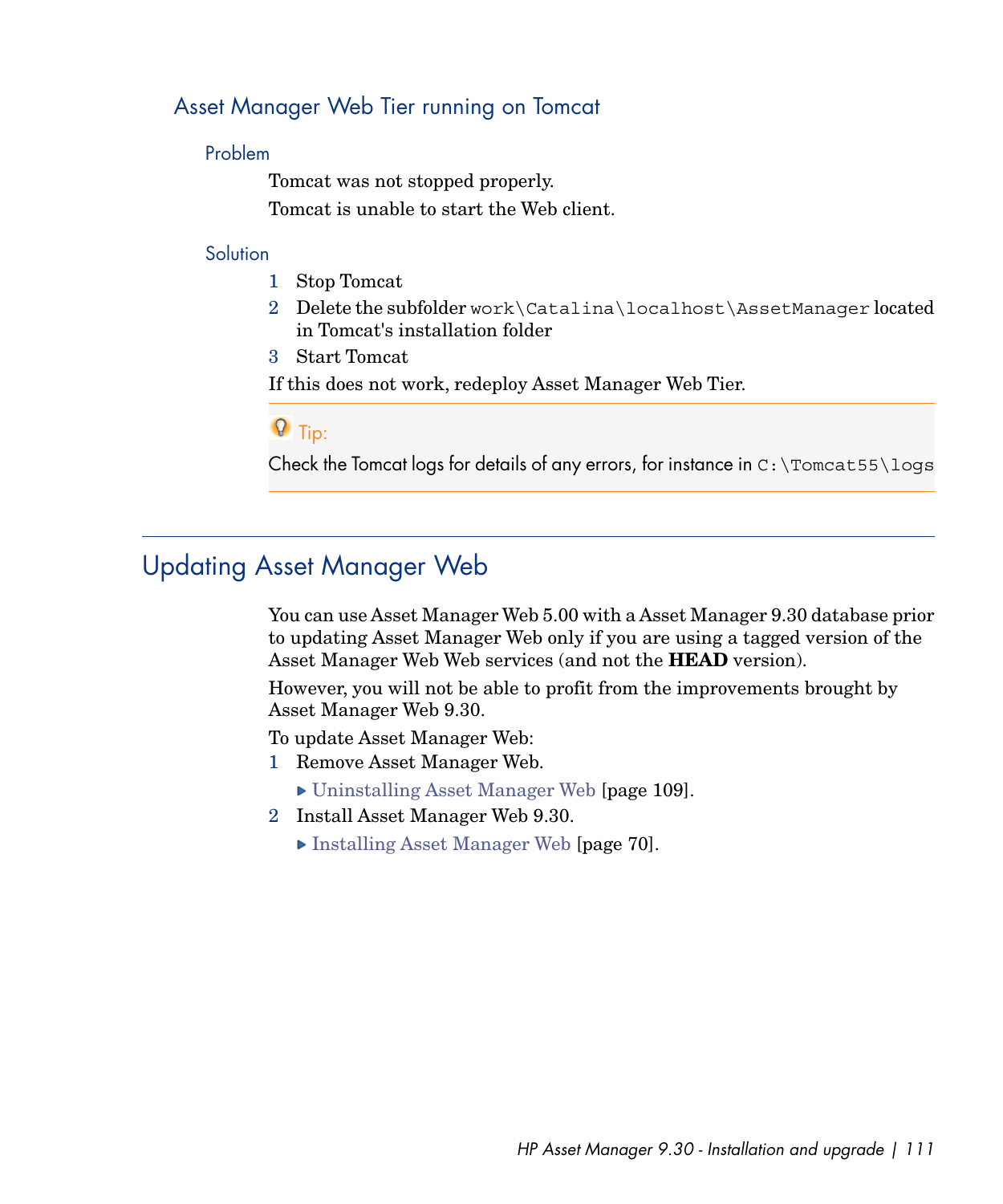### Asset Manager Web Tier running on Tomcat

#### Problem

Tomcat was not stopped properly.

Tomcat is unable to start the Web client.

#### Solution

1. Stop Tomcat
2. Delete the subfolder `work\Catalina\localhost\AssetManager` located in Tomcat's installation folder
3. Start Tomcat

If this does not work, redeploy Asset Manager Web Tier.

> Tip:
>
> Check the Tomcat logs for details of any errors, for instance in `C:\Tomcat55\logs`

## Updating Asset Manager Web

You can use Asset Manager Web 5.00 with a Asset Manager 9.30 database prior to updating Asset Manager Web only if you are using a tagged version of the Asset Manager Web Web services (and not the **HEAD** version).

However, you will not be able to profit from the improvements brought by Asset Manager Web 9.30.

To update Asset Manager Web:

1. Remove Asset Manager Web.
   - ▶ Uninstalling Asset Manager Web [page 109].
2. Install Asset Manager Web 9.30.
   - ▶ Installing Asset Manager Web [page 70].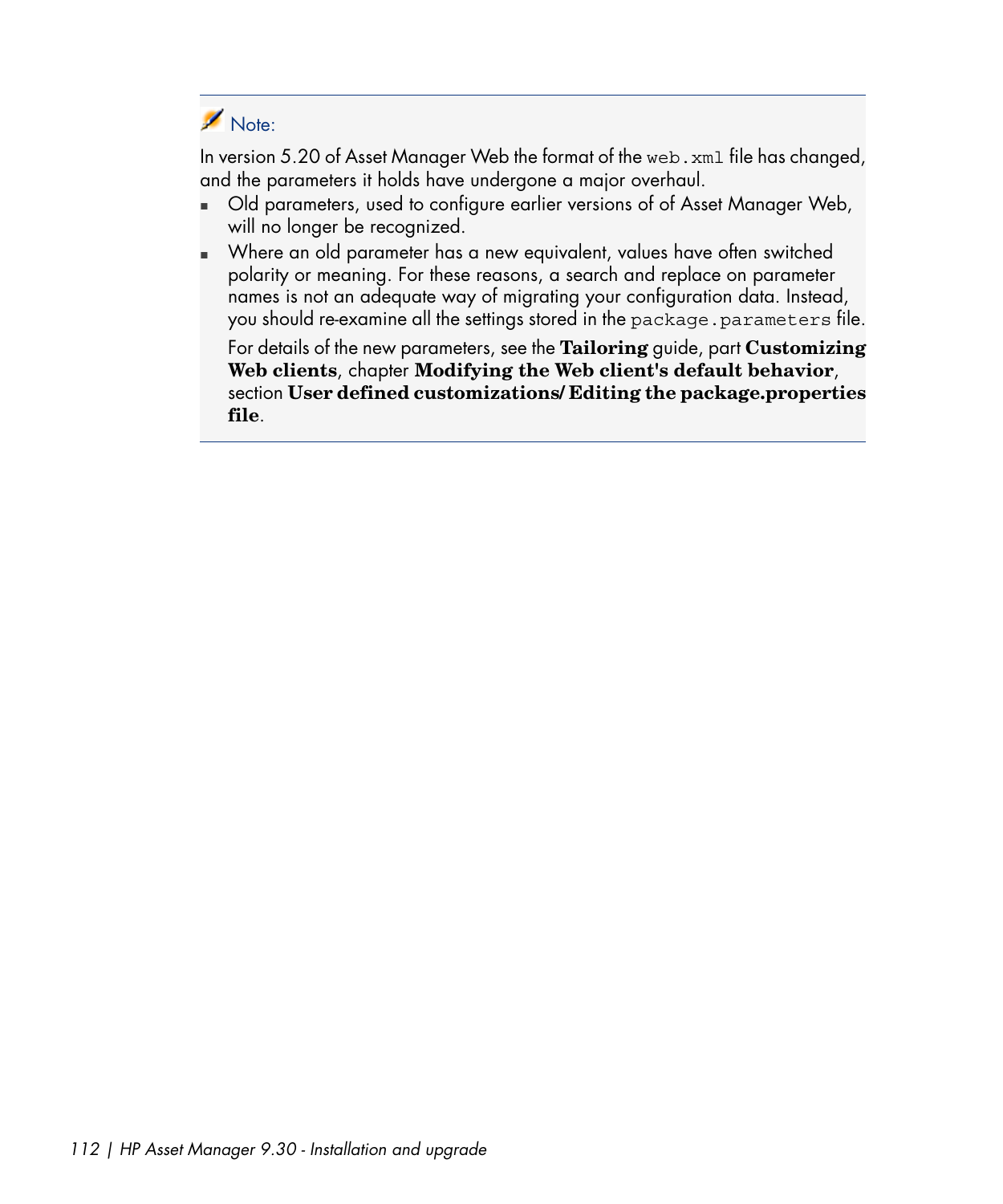Note:

In version 5.20 of Asset Manager Web the format of the `web.xml` file has changed, and the parameters it holds have undergone a major overhaul.

- Old parameters, used to configure earlier versions of of Asset Manager Web, will no longer be recognized.
- Where an old parameter has a new equivalent, values have often switched polarity or meaning. For these reasons, a search and replace on parameter names is not an adequate way of migrating your configuration data. Instead, you should re-examine all the settings stored in the `package.parameters` file.

  For details of the new parameters, see the **Tailoring** guide, part **Customizing Web clients**, chapter **Modifying the Web client's default behavior**, section **User defined customizations/ Editing the package.properties file**.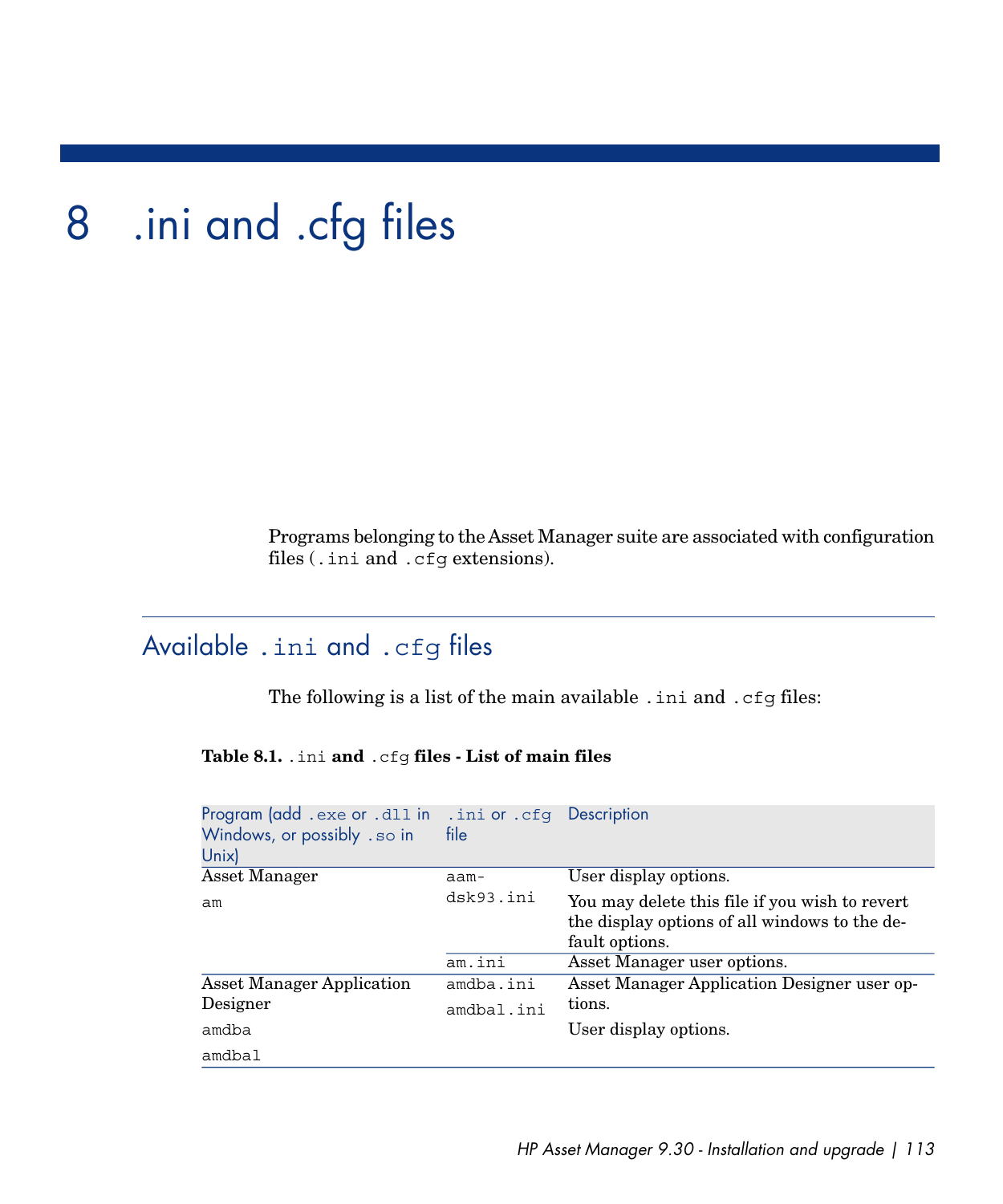# 8 .ini and .cfg files

Programs belonging to the Asset Manager suite are associated with configuration files (.ini and .cfg extensions).

## Available .ini and .cfg files

The following is a list of the main available .ini and .cfg files:

**Table 8.1. .ini and .cfg files - List of main files**

| Program (add .exe or .dll in Windows, or possibly .so in Unix) | .ini or .cfg file | Description |
|---|---|---|
| Asset Manager<br>am | aam-dsk93.ini | User display options.<br>You may delete this file if you wish to revert the display options of all windows to the default options. |
| | am.ini | Asset Manager user options. |
| Asset Manager Application Designer<br>amdba<br>amdbal | amdba.ini<br>amdbal.ini | Asset Manager Application Designer user options.<br>User display options. |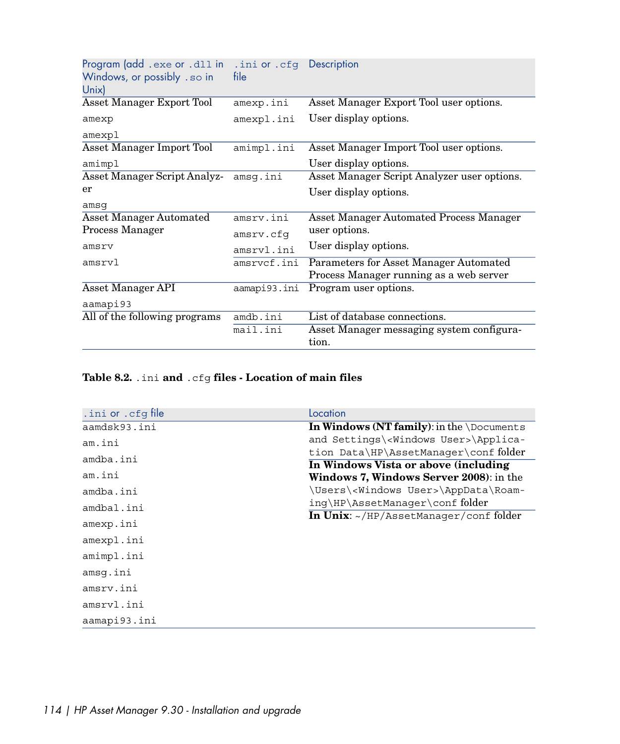| Program (add `.exe` or `.dll` in Windows, or possibly `.so` in Unix) | `.ini` or `.cfg` file | Description |
|---|---|---|
| Asset Manager Export Tool<br>`amexp`<br>`amexpl` | `amexp.ini`<br>`amexpl.ini` | Asset Manager Export Tool user options.<br>User display options. |
| Asset Manager Import Tool<br>`amimpl` | `amimpl.ini` | Asset Manager Import Tool user options.<br>User display options. |
| Asset Manager Script Analyzer<br>`amsg` | `amsg.ini` | Asset Manager Script Analyzer user options.<br>User display options. |
| Asset Manager Automated Process Manager<br>`amsrv`<br>`amsrvl` | `amsrv.ini`<br>`amsrv.cfg`<br>`amsrvl.ini` | Asset Manager Automated Process Manager user options.<br>User display options. |
| | `amsrvcf.ini` | Parameters for Asset Manager Automated Process Manager running as a web server |
| Asset Manager API<br>`aamapi93` | `aamapi93.ini` | Program user options. |
| All of the following programs | `amdb.ini` | List of database connections. |
| | `mail.ini` | Asset Manager messaging system configuration. |

**Table 8.2. `.ini` and `.cfg` files - Location of main files**

| `.ini` or `.cfg` file | Location |
|---|---|
| `aamdsk93.ini`<br>`am.ini`<br>`amdba.ini`<br>`am.ini`<br>`amdba.ini`<br>`amdbal.ini`<br>`amexp.ini`<br>`amexpl.ini`<br>`amimpl.ini`<br>`amsg.ini`<br>`amsrv.ini`<br>`amsrvl.ini`<br>`aamapi93.ini` | **In Windows (NT family)**: in the `\Documents and Settings\<Windows User>\Application Data\HP\AssetManager\conf` folder<br>**In Windows Vista or above (including Windows 7, Windows Server 2008)**: in the `\Users\<Windows User>\AppData\Roaming\HP\AssetManager\conf` folder<br>**In Unix**: `~/HP/AssetManager/conf` folder |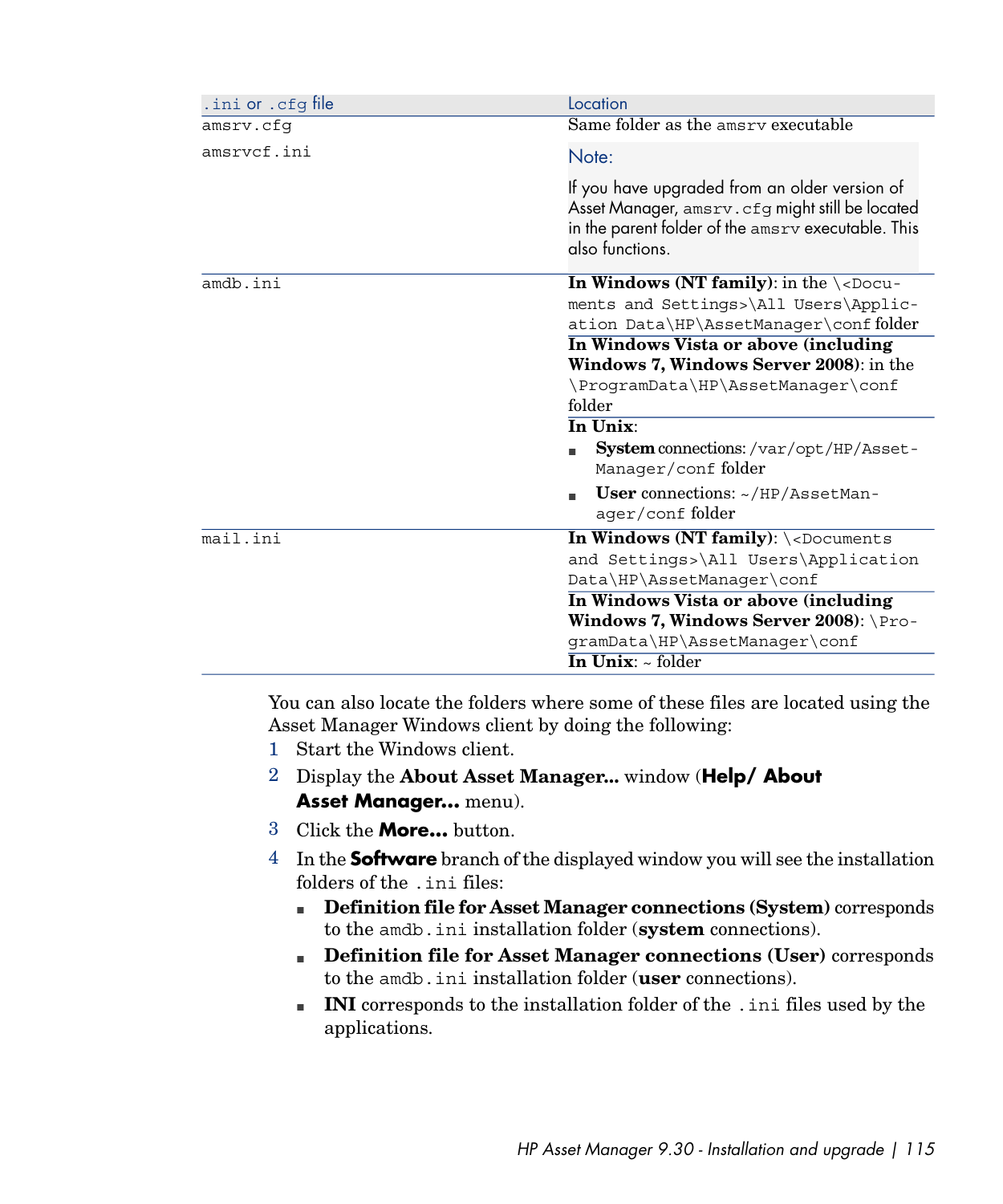| .ini or .cfg file | Location |
|---|---|
| amsrv.cfg<br>amsrvcf.ini | Same folder as the amsrv executable<br>Note:<br>If you have upgraded from an older version of Asset Manager, amsrv.cfg might still be located in the parent folder of the amsrv executable. This also functions. |
| amdb.ini | **In Windows (NT family)**: in the \<Documents and Settings>\All Users\Application Data\HP\AssetManager\conf folder<br>**In Windows Vista or above (including Windows 7, Windows Server 2008)**: in the \ProgramData\HP\AssetManager\conf folder<br>**In Unix**:<br>- **System** connections: /var/opt/HP/AssetManager/conf folder<br>- **User** connections: ~/HP/AssetManager/conf folder |
| mail.ini | **In Windows (NT family)**: \<Documents and Settings>\All Users\Application Data\HP\AssetManager\conf<br>**In Windows Vista or above (including Windows 7, Windows Server 2008)**: \ProgramData\HP\AssetManager\conf<br>**In Unix**: ~ folder |

You can also locate the folders where some of these files are located using the Asset Manager Windows client by doing the following:

1. Start the Windows client.
2. Display the **About Asset Manager...** window (**Help/ About Asset Manager...** menu).
3. Click the **More...** button.
4. In the **Software** branch of the displayed window you will see the installation folders of the .ini files:
   - **Definition file for Asset Manager connections (System)** corresponds to the amdb.ini installation folder (**system** connections).
   - **Definition file for Asset Manager connections (User)** corresponds to the amdb.ini installation folder (**user** connections).
   - **INI** corresponds to the installation folder of the .ini files used by the applications.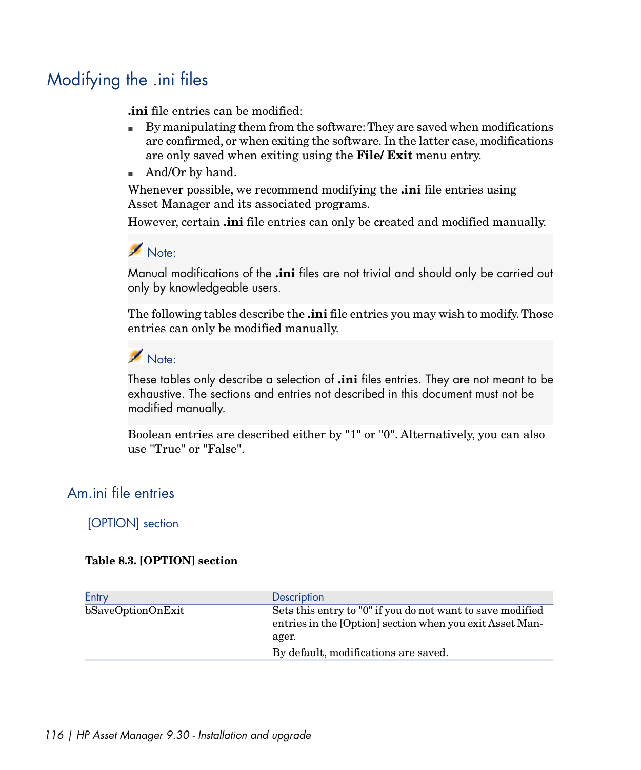## Modifying the .ini files

**.ini** file entries can be modified:

- By manipulating them from the software: They are saved when modifications are confirmed, or when exiting the software. In the latter case, modifications are only saved when exiting using the **File/ Exit** menu entry.
- And/Or by hand.

Whenever possible, we recommend modifying the **.ini** file entries using Asset Manager and its associated programs.

However, certain **.ini** file entries can only be created and modified manually.

> Note:
>
> Manual modifications of the **.ini** files are not trivial and should only be carried out only by knowledgeable users.

The following tables describe the **.ini** file entries you may wish to modify. Those entries can only be modified manually.

> Note:
>
> These tables only describe a selection of **.ini** files entries. They are not meant to be exhaustive. The sections and entries not described in this document must not be modified manually.

Boolean entries are described either by "1" or "0". Alternatively, you can also use "True" or "False".

### Am.ini file entries

#### [OPTION] section

**Table 8.3. [OPTION] section**

| Entry | Description |
|---|---|
| bSaveOptionOnExit | Sets this entry to "0" if you do not want to save modified entries in the [Option] section when you exit Asset Manager.<br><br>By default, modifications are saved. |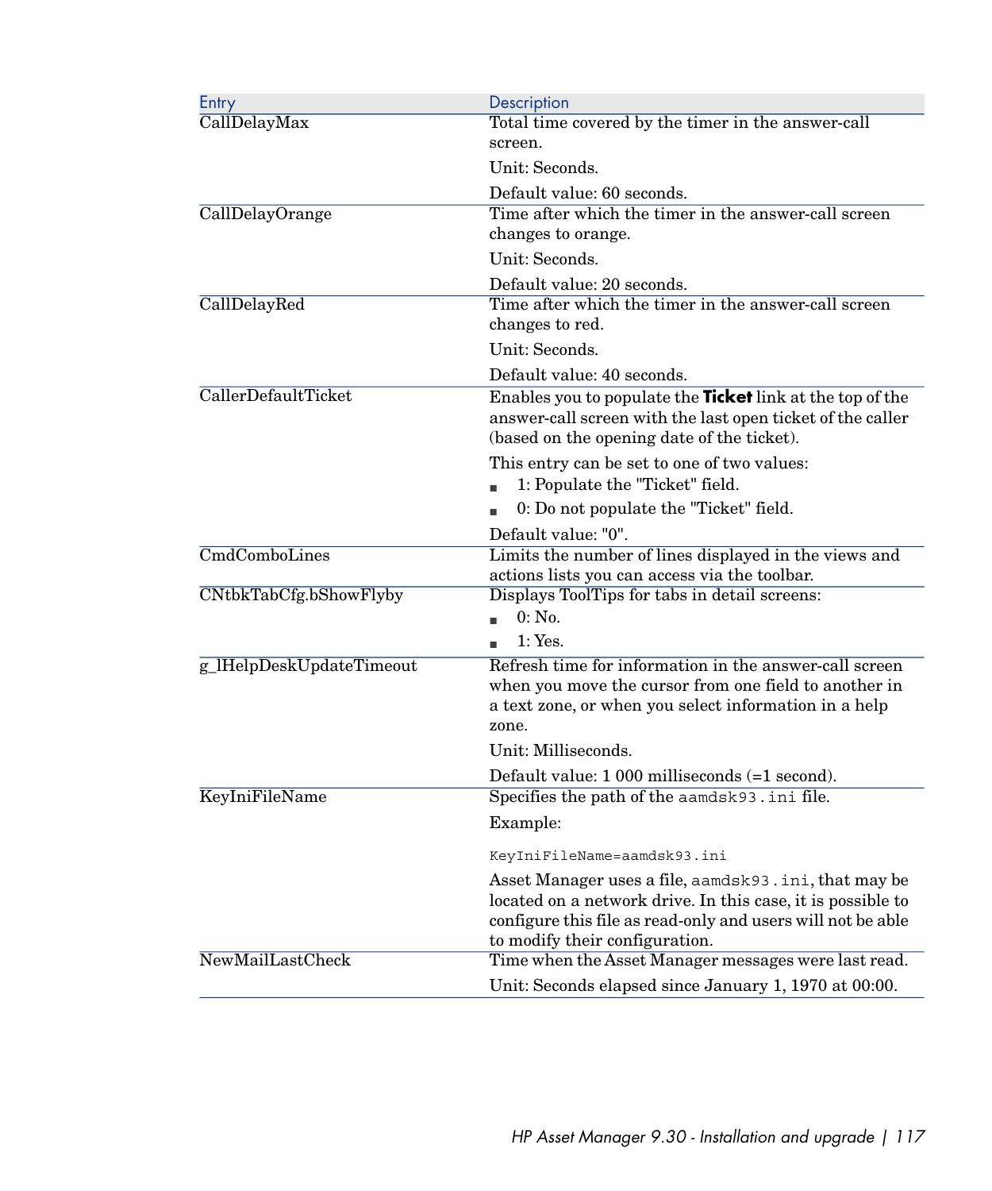| Entry | Description |
| --- | --- |
| CallDelayMax | Total time covered by the timer in the answer-call screen.<br><br>Unit: Seconds.<br><br>Default value: 60 seconds. |
| CallDelayOrange | Time after which the timer in the answer-call screen changes to orange.<br><br>Unit: Seconds.<br><br>Default value: 20 seconds. |
| CallDelayRed | Time after which the timer in the answer-call screen changes to red.<br><br>Unit: Seconds.<br><br>Default value: 40 seconds. |
| CallerDefaultTicket | Enables you to populate the **Ticket** link at the top of the answer-call screen with the last open ticket of the caller (based on the opening date of the ticket).<br><br>This entry can be set to one of two values:<br>■ 1: Populate the "Ticket" field.<br>■ 0: Do not populate the "Ticket" field.<br><br>Default value: "0". |
| CmdComboLines | Limits the number of lines displayed in the views and actions lists you can access via the toolbar. |
| CNtbkTabCfg.bShowFlyby | Displays ToolTips for tabs in detail screens:<br>■ 0: No.<br>■ 1: Yes. |
| g_lHelpDeskUpdateTimeout | Refresh time for information in the answer-call screen when you move the cursor from one field to another in a text zone, or when you select information in a help zone.<br><br>Unit: Milliseconds.<br><br>Default value: 1 000 milliseconds (=1 second). |
| KeyIniFileName | Specifies the path of the `aamdsk93.ini` file.<br><br>Example:<br><br>`KeyIniFileName=aamdsk93.ini`<br><br>Asset Manager uses a file, `aamdsk93.ini`, that may be located on a network drive. In this case, it is possible to configure this file as read-only and users will not be able to modify their configuration. |
| NewMailLastCheck | Time when the Asset Manager messages were last read.<br><br>Unit: Seconds elapsed since January 1, 1970 at 00:00. |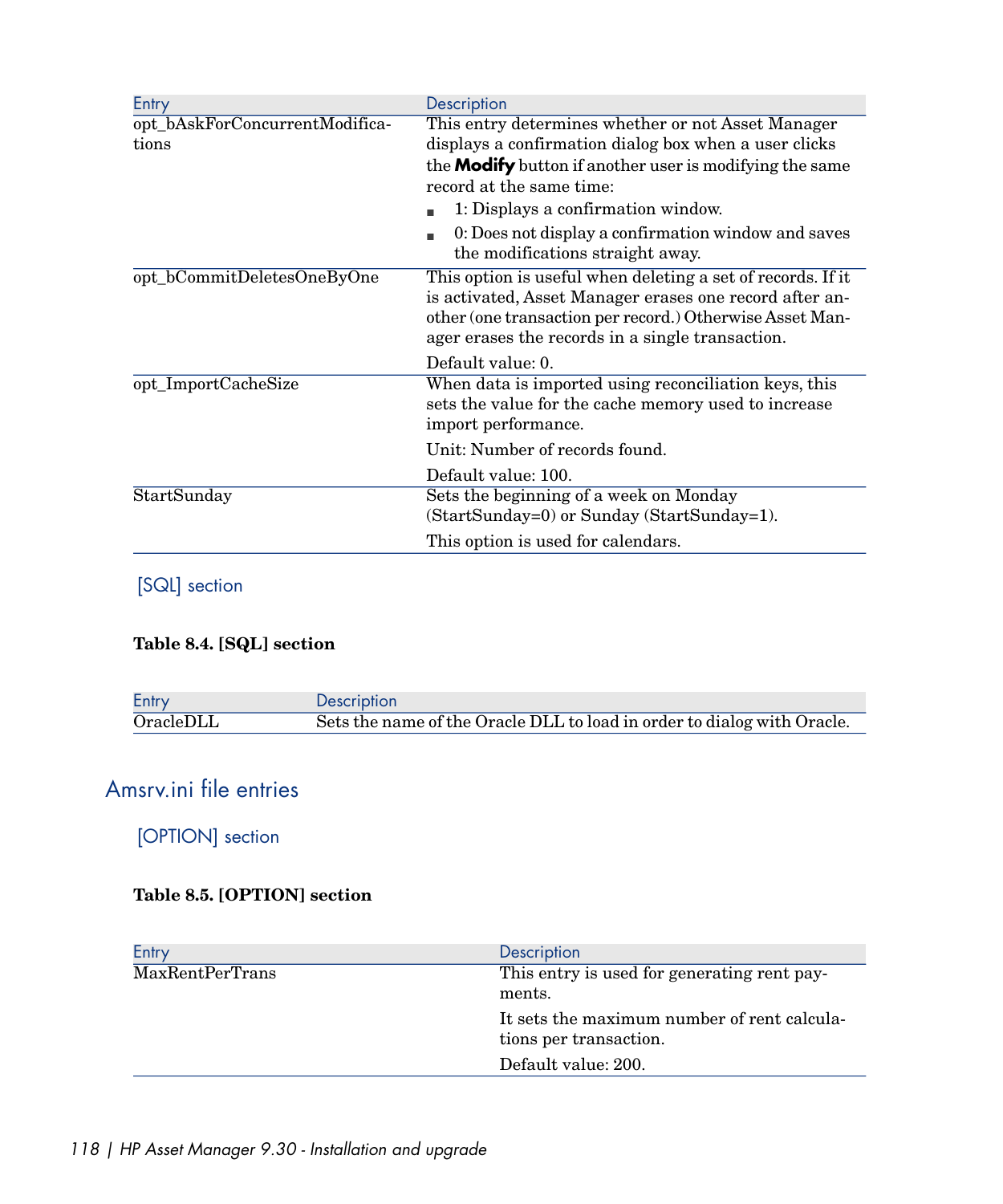| Entry | Description |
| --- | --- |
| opt_bAskForConcurrentModifications | This entry determines whether or not Asset Manager displays a confirmation dialog box when a user clicks the **Modify** button if another user is modifying the same record at the same time:<br>■ 1: Displays a confirmation window.<br>■ 0: Does not display a confirmation window and saves the modifications straight away. |
| opt_bCommitDeletesOneByOne | This option is useful when deleting a set of records. If it is activated, Asset Manager erases one record after another (one transaction per record.) Otherwise Asset Manager erases the records in a single transaction.<br>Default value: 0. |
| opt_ImportCacheSize | When data is imported using reconciliation keys, this sets the value for the cache memory used to increase import performance.<br>Unit: Number of records found.<br>Default value: 100. |
| StartSunday | Sets the beginning of a week on Monday (StartSunday=0) or Sunday (StartSunday=1).<br>This option is used for calendars. |

### [SQL] section

**Table 8.4. [SQL] section**

| Entry | Description |
| --- | --- |
| OracleDLL | Sets the name of the Oracle DLL to load in order to dialog with Oracle. |

## Amsrv.ini file entries

### [OPTION] section

**Table 8.5. [OPTION] section**

| Entry | Description |
| --- | --- |
| MaxRentPerTrans | This entry is used for generating rent payments.<br>It sets the maximum number of rent calculations per transaction.<br>Default value: 200. |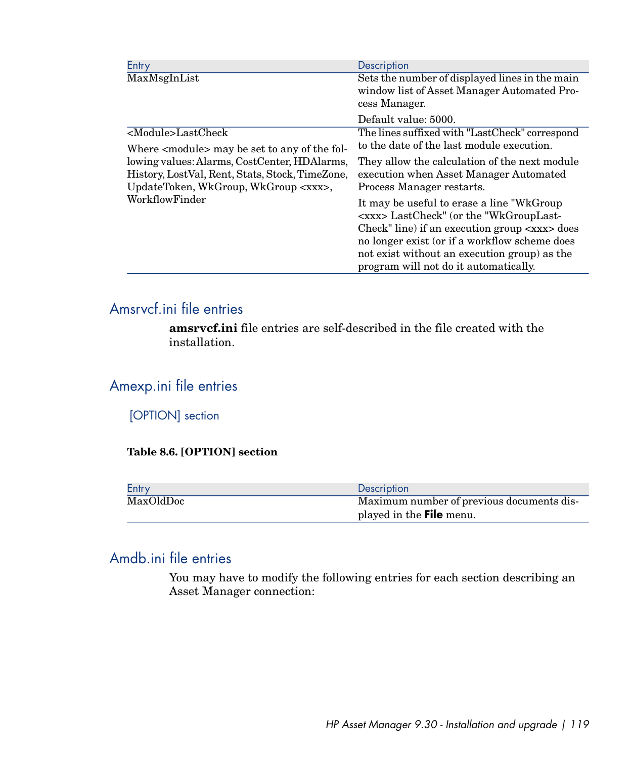| Entry | Description |
|---|---|
| MaxMsgInList | Sets the number of displayed lines in the main window list of Asset Manager Automated Process Manager.<br><br>Default value: 5000. |
| <Module>LastCheck<br><br>Where <module> may be set to any of the following values: Alarms, CostCenter, HDAlarms, History, LostVal, Rent, Stats, Stock, TimeZone, UpdateToken, WkGroup, WkGroup <xxx>, WorkflowFinder | The lines suffixed with "LastCheck" correspond to the date of the last module execution.<br><br>They allow the calculation of the next module execution when Asset Manager Automated Process Manager restarts.<br><br>It may be useful to erase a line "WkGroup <xxx> LastCheck" (or the "WkGroupLastCheck" line) if an execution group <xxx> does no longer exist (or if a workflow scheme does not exist without an execution group) as the program will not do it automatically. |

## Amsrvcf.ini file entries

**amsrvcf.ini** file entries are self-described in the file created with the installation.

## Amexp.ini file entries

### [OPTION] section

**Table 8.6. [OPTION] section**

| Entry | Description |
|---|---|
| MaxOldDoc | Maximum number of previous documents displayed in the **File** menu. |

## Amdb.ini file entries

You may have to modify the following entries for each section describing an Asset Manager connection: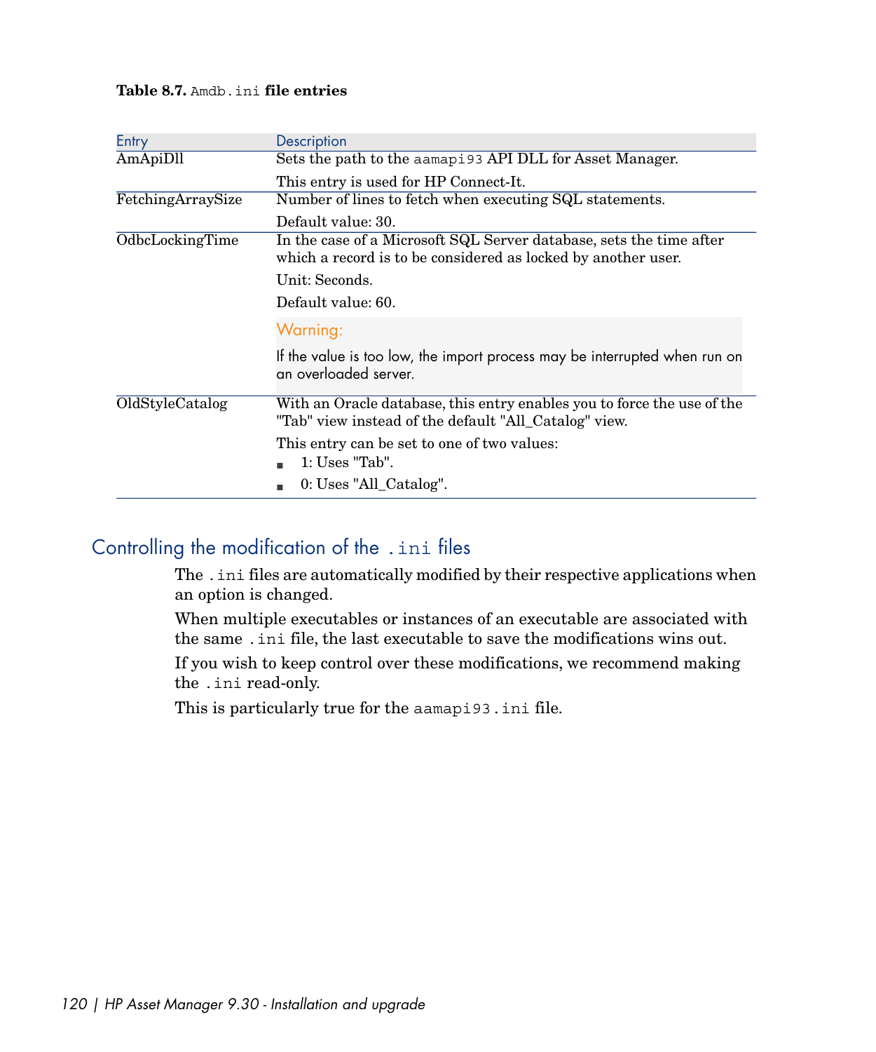**Table 8.7. `Amdb.ini` file entries**

| Entry | Description |
| --- | --- |
| AmApiDll | Sets the path to the `aamapi93` API DLL for Asset Manager.<br>This entry is used for HP Connect-It. |
| FetchingArraySize | Number of lines to fetch when executing SQL statements.<br>Default value: 30. |
| OdbcLockingTime | In the case of a Microsoft SQL Server database, sets the time after which a record is to be considered as locked by another user.<br>Unit: Seconds.<br>Default value: 60.<br>**Warning:**<br>If the value is too low, the import process may be interrupted when run on an overloaded server. |
| OldStyleCatalog | With an Oracle database, this entry enables you to force the use of the "Tab" view instead of the default "All_Catalog" view.<br>This entry can be set to one of two values:<br>■ 1: Uses "Tab".<br>■ 0: Uses "All_Catalog". |

## Controlling the modification of the `.ini` files

The `.ini` files are automatically modified by their respective applications when an option is changed.

When multiple executables or instances of an executable are associated with the same `.ini` file, the last executable to save the modifications wins out.

If you wish to keep control over these modifications, we recommend making the `.ini` read-only.

This is particularly true for the `aamapi93.ini` file.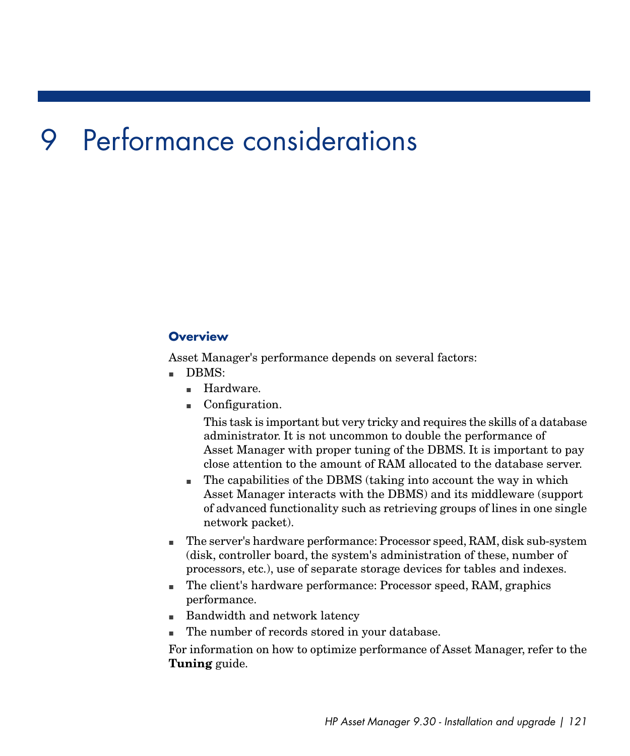# 9 Performance considerations

### Overview

Asset Manager's performance depends on several factors:

- DBMS:
  - Hardware.
  - Configuration.

    This task is important but very tricky and requires the skills of a database administrator. It is not uncommon to double the performance of Asset Manager with proper tuning of the DBMS. It is important to pay close attention to the amount of RAM allocated to the database server.
  - The capabilities of the DBMS (taking into account the way in which Asset Manager interacts with the DBMS) and its middleware (support of advanced functionality such as retrieving groups of lines in one single network packet).
- The server's hardware performance: Processor speed, RAM, disk sub-system (disk, controller board, the system's administration of these, number of processors, etc.), use of separate storage devices for tables and indexes.
- The client's hardware performance: Processor speed, RAM, graphics performance.
- Bandwidth and network latency
- The number of records stored in your database.

For information on how to optimize performance of Asset Manager, refer to the **Tuning** guide.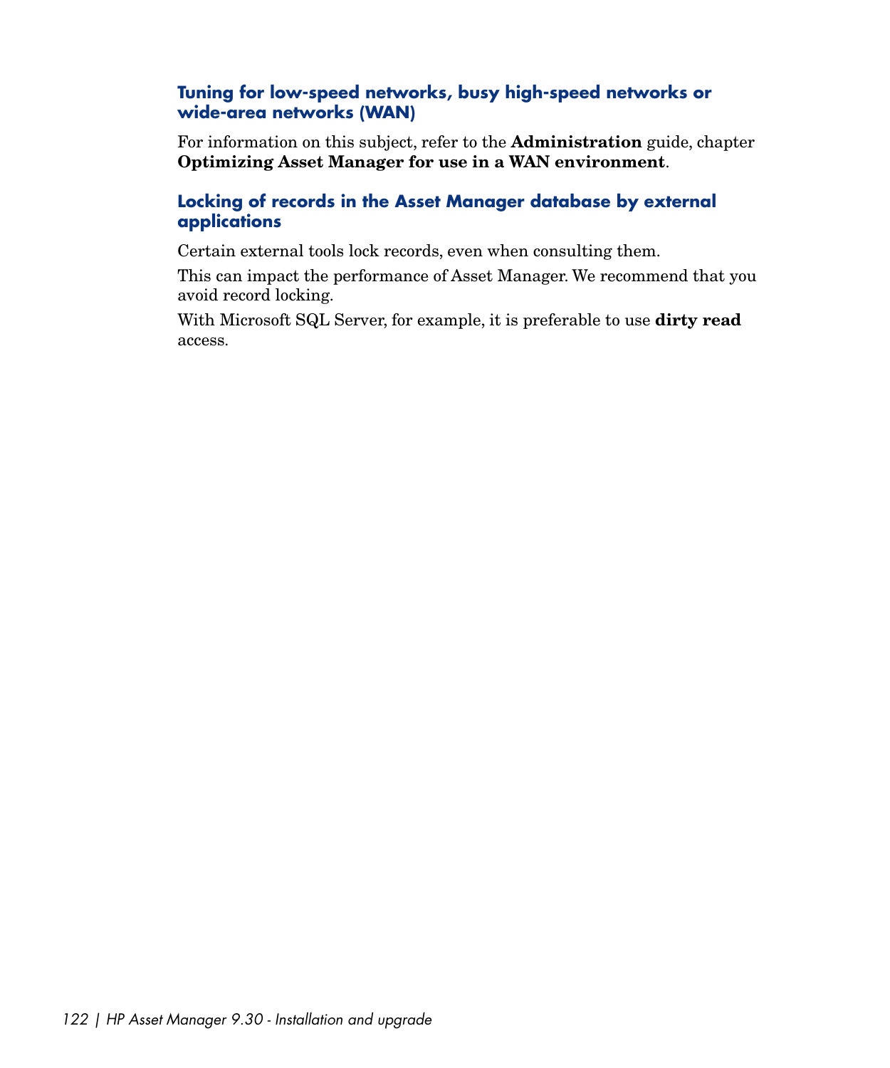### Tuning for low-speed networks, busy high-speed networks or wide-area networks (WAN)

For information on this subject, refer to the **Administration** guide, chapter **Optimizing Asset Manager for use in a WAN environment**.

### Locking of records in the Asset Manager database by external applications

Certain external tools lock records, even when consulting them.

This can impact the performance of Asset Manager. We recommend that you avoid record locking.

With Microsoft SQL Server, for example, it is preferable to use **dirty read** access.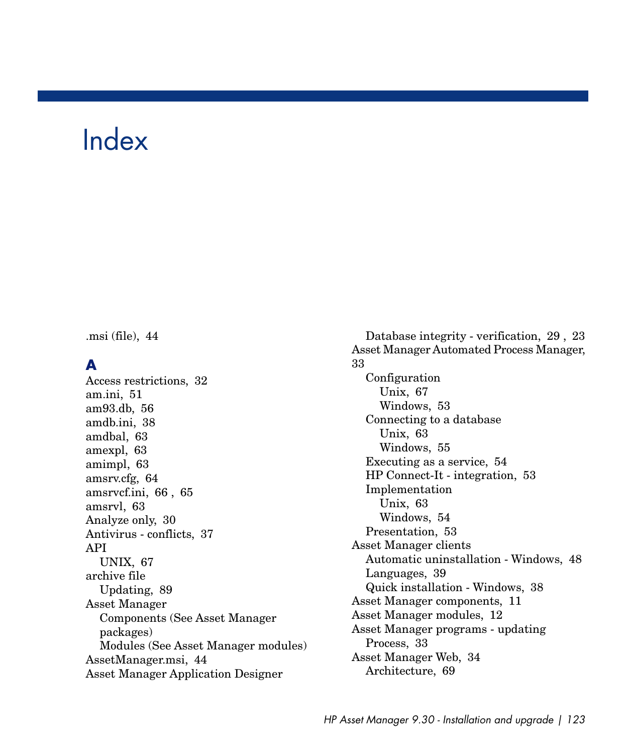# Index

.msi (file), 44

## A

Access restrictions, 32
am.ini, 51
am93.db, 56
amdb.ini, 38
amdbal, 63
amexpl, 63
amimpl, 63
amsrv.cfg, 64
amsrvcf.ini, 66 , 65
amsrvl, 63
Analyze only, 30
Antivirus - conflicts, 37
API
  UNIX, 67
archive file
  Updating, 89
Asset Manager
  Components (See Asset Manager packages)
  Modules (See Asset Manager modules)
AssetManager.msi, 44
Asset Manager Application Designer
  Database integrity - verification, 29 , 23
Asset Manager Automated Process Manager, 33
  Configuration
    Unix, 67
    Windows, 53
  Connecting to a database
    Unix, 63
    Windows, 55
  Executing as a service, 54
  HP Connect-It - integration, 53
  Implementation
    Unix, 63
    Windows, 54
  Presentation, 53
Asset Manager clients
  Automatic uninstallation - Windows, 48
  Languages, 39
  Quick installation - Windows, 38
Asset Manager components, 11
Asset Manager modules, 12
Asset Manager programs - updating
  Process, 33
Asset Manager Web, 34
  Architecture, 69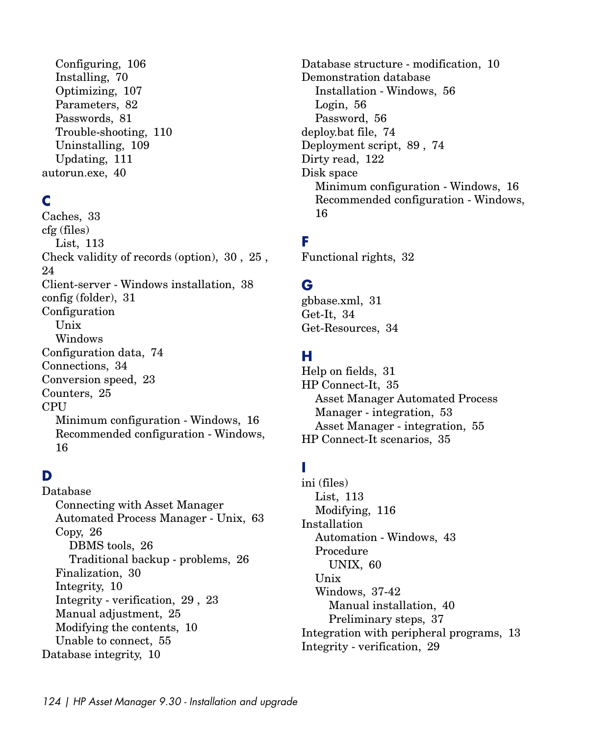Configuring, 106
Installing, 70
Optimizing, 107
Parameters, 82
Passwords, 81
Trouble-shooting, 110
Uninstalling, 109
Updating, 111

autorun.exe, 40

## C

Caches, 33
cfg (files)
  List, 113
Check validity of records (option), 30 , 25 , 24
Client-server - Windows installation, 38
config (folder), 31
Configuration
  Unix
  Windows
Configuration data, 74
Connections, 34
Conversion speed, 23
Counters, 25
CPU
  Minimum configuration - Windows, 16
  Recommended configuration - Windows, 16

## D

Database
  Connecting with Asset Manager Automated Process Manager - Unix, 63
  Copy, 26
    DBMS tools, 26
    Traditional backup - problems, 26
  Finalization, 30
  Integrity, 10
  Integrity - verification, 29 , 23
  Manual adjustment, 25
  Modifying the contents, 10
  Unable to connect, 55
Database integrity, 10
Database structure - modification, 10
Demonstration database
  Installation - Windows, 56
  Login, 56
  Password, 56
deploy.bat file, 74
Deployment script, 89 , 74
Dirty read, 122
Disk space
  Minimum configuration - Windows, 16
  Recommended configuration - Windows, 16

## F

Functional rights, 32

## G

gbbase.xml, 31
Get-It, 34
Get-Resources, 34

## H

Help on fields, 31
HP Connect-It, 35
  Asset Manager Automated Process Manager - integration, 53
  Asset Manager - integration, 55
HP Connect-It scenarios, 35

## I

ini (files)
  List, 113
  Modifying, 116
Installation
  Automation - Windows, 43
  Procedure
    UNIX, 60
  Unix
  Windows, 37-42
    Manual installation, 40
    Preliminary steps, 37
Integration with peripheral programs, 13
Integrity - verification, 29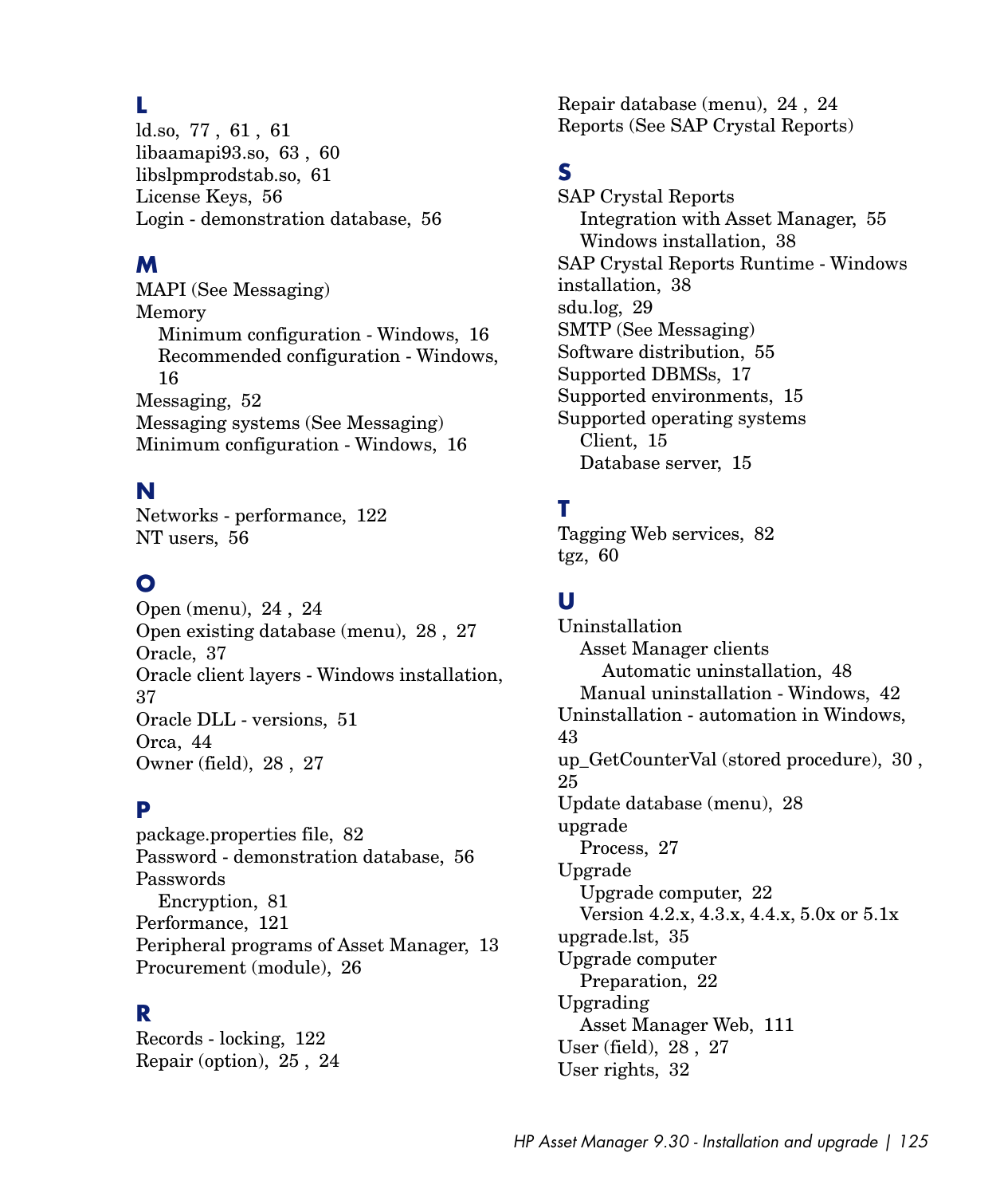## L

ld.so, 77 , 61 , 61
libaamapi93.so, 63 , 60
libslpmprodstab.so, 61
License Keys, 56
Login - demonstration database, 56

## M

MAPI (See Messaging)
Memory
  Minimum configuration - Windows, 16
  Recommended configuration - Windows, 16
Messaging, 52
Messaging systems (See Messaging)
Minimum configuration - Windows, 16

## N

Networks - performance, 122
NT users, 56

## O

Open (menu), 24 , 24
Open existing database (menu), 28 , 27
Oracle, 37
Oracle client layers - Windows installation, 37
Oracle DLL - versions, 51
Orca, 44
Owner (field), 28 , 27

## P

package.properties file, 82
Password - demonstration database, 56
Passwords
  Encryption, 81
Performance, 121
Peripheral programs of Asset Manager, 13
Procurement (module), 26

## R

Records - locking, 122
Repair (option), 25 , 24
Repair database (menu), 24 , 24
Reports (See SAP Crystal Reports)

## S

SAP Crystal Reports
  Integration with Asset Manager, 55
  Windows installation, 38
SAP Crystal Reports Runtime - Windows installation, 38
sdu.log, 29
SMTP (See Messaging)
Software distribution, 55
Supported DBMSs, 17
Supported environments, 15
Supported operating systems
  Client, 15
  Database server, 15

## T

Tagging Web services, 82
tgz, 60

## U

Uninstallation
  Asset Manager clients
    Automatic uninstallation, 48
  Manual uninstallation - Windows, 42
Uninstallation - automation in Windows, 43
up_GetCounterVal (stored procedure), 30 , 25
Update database (menu), 28
upgrade
  Process, 27
Upgrade
  Upgrade computer, 22
  Version 4.2.x, 4.3.x, 4.4.x, 5.0x or 5.1x
upgrade.lst, 35
Upgrade computer
  Preparation, 22
Upgrading
  Asset Manager Web, 111
User (field), 28 , 27
User rights, 32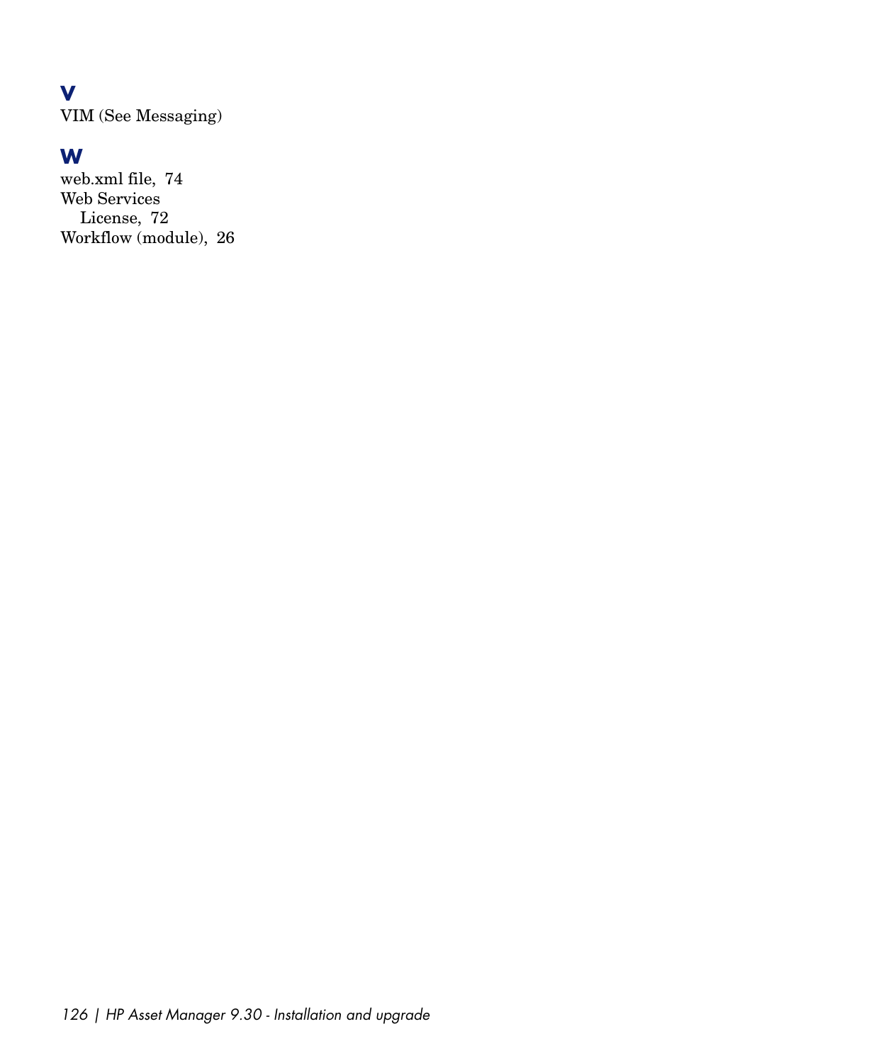## V

VIM (See Messaging)

## W

web.xml file, 74
Web Services
   License, 72
Workflow (module), 26